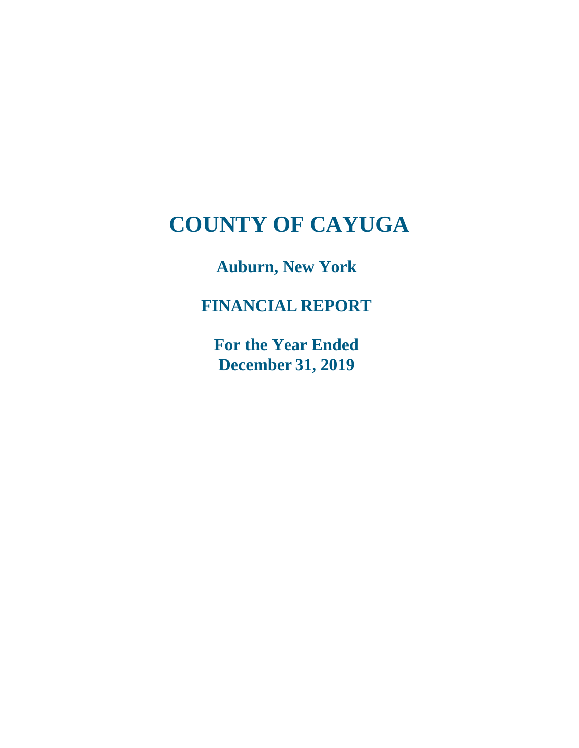# COUNTY OF CAYUGA

## Auburn, New York

## FINANCIAL REPORT

## For the Year Ended
## December 31, 2019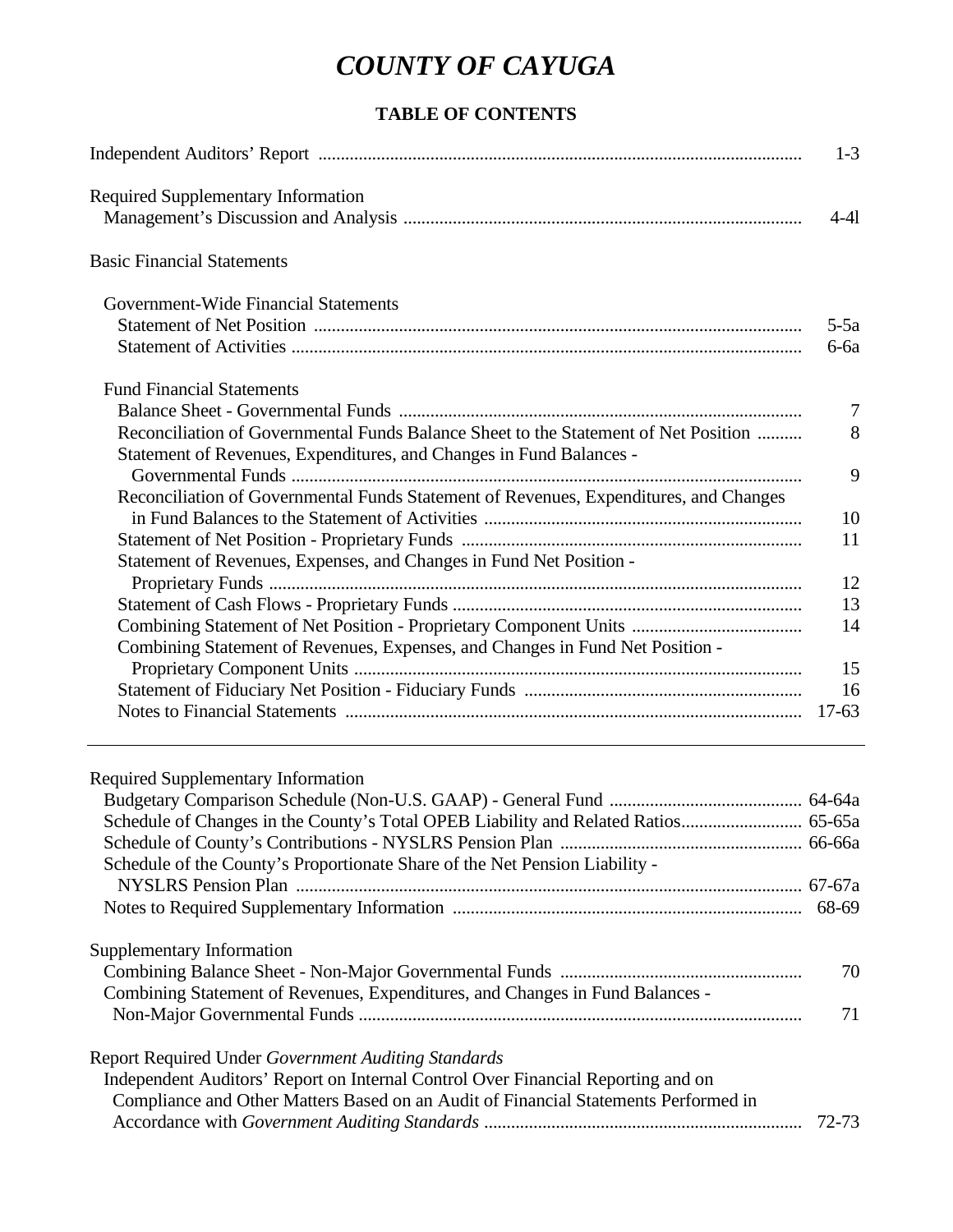# *COUNTY OF CAYUGA*

## TABLE OF CONTENTS

| | |
|---|---|
| Independent Auditors' Report | 1-3 |
| **Required Supplementary Information** | |
| Management's Discussion and Analysis | 4-4l |
| **Basic Financial Statements** | |
| Government-Wide Financial Statements | |
| Statement of Net Position | 5-5a |
| Statement of Activities | 6-6a |
| Fund Financial Statements | |
| Balance Sheet - Governmental Funds | 7 |
| Reconciliation of Governmental Funds Balance Sheet to the Statement of Net Position | 8 |
| Statement of Revenues, Expenditures, and Changes in Fund Balances - Governmental Funds | 9 |
| Reconciliation of Governmental Funds Statement of Revenues, Expenditures, and Changes in Fund Balances to the Statement of Activities | 10 |
| Statement of Net Position - Proprietary Funds | 11 |
| Statement of Revenues, Expenses, and Changes in Fund Net Position - Proprietary Funds | 12 |
| Statement of Cash Flows - Proprietary Funds | 13 |
| Combining Statement of Net Position - Proprietary Component Units | 14 |
| Combining Statement of Revenues, Expenses, and Changes in Fund Net Position - Proprietary Component Units | 15 |
| Statement of Fiduciary Net Position - Fiduciary Funds | 16 |
| Notes to Financial Statements | 17-63 |

---

| | |
|---|---|
| **Required Supplementary Information** | |
| Budgetary Comparison Schedule (Non-U.S. GAAP) - General Fund | 64-64a |
| Schedule of Changes in the County's Total OPEB Liability and Related Ratios | 65-65a |
| Schedule of County's Contributions - NYSLRS Pension Plan | 66-66a |
| Schedule of the County's Proportionate Share of the Net Pension Liability - NYSLRS Pension Plan | 67-67a |
| Notes to Required Supplementary Information | 68-69 |
| **Supplementary Information** | |
| Combining Balance Sheet - Non-Major Governmental Funds | 70 |
| Combining Statement of Revenues, Expenditures, and Changes in Fund Balances - Non-Major Governmental Funds | 71 |
| **Report Required Under *Government Auditing Standards*** | |
| Independent Auditors' Report on Internal Control Over Financial Reporting and on Compliance and Other Matters Based on an Audit of Financial Statements Performed in Accordance with *Government Auditing Standards* | 72-73 |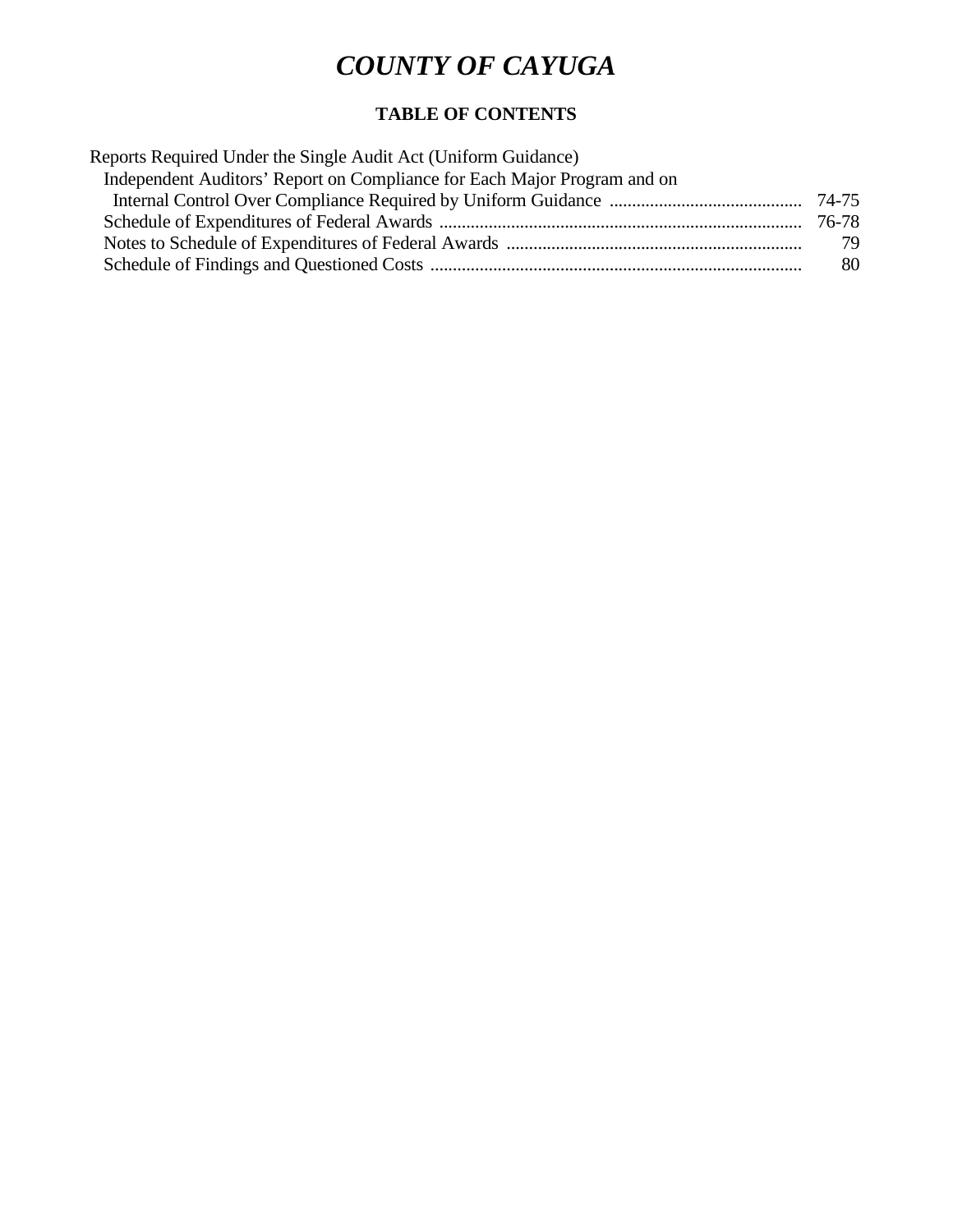# *COUNTY OF CAYUGA*

## TABLE OF CONTENTS

| | |
|---|---|
| Reports Required Under the Single Audit Act (Uniform Guidance) | |
| Independent Auditors' Report on Compliance for Each Major Program and on Internal Control Over Compliance Required by Uniform Guidance | 74-75 |
| Schedule of Expenditures of Federal Awards | 76-78 |
| Notes to Schedule of Expenditures of Federal Awards | 79 |
| Schedule of Findings and Questioned Costs | 80 |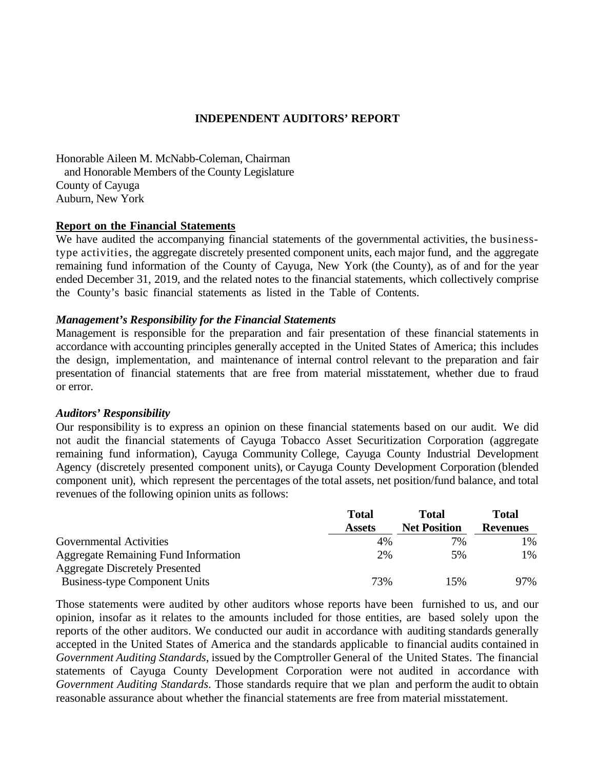# INDEPENDENT AUDITORS' REPORT

Honorable Aileen M. McNabb-Coleman, Chairman
and Honorable Members of the County Legislature
County of Cayuga
Auburn, New York

## Report on the Financial Statements

We have audited the accompanying financial statements of the governmental activities, the business-type activities, the aggregate discretely presented component units, each major fund, and the aggregate remaining fund information of the County of Cayuga, New York (the County), as of and for the year ended December 31, 2019, and the related notes to the financial statements, which collectively comprise the County's basic financial statements as listed in the Table of Contents.

### *Management's Responsibility for the Financial Statements*

Management is responsible for the preparation and fair presentation of these financial statements in accordance with accounting principles generally accepted in the United States of America; this includes the design, implementation, and maintenance of internal control relevant to the preparation and fair presentation of financial statements that are free from material misstatement, whether due to fraud or error.

### *Auditors' Responsibility*

Our responsibility is to express an opinion on these financial statements based on our audit. We did not audit the financial statements of Cayuga Tobacco Asset Securitization Corporation (aggregate remaining fund information), Cayuga Community College, Cayuga County Industrial Development Agency (discretely presented component units), or Cayuga County Development Corporation (blended component unit), which represent the percentages of the total assets, net position/fund balance, and total revenues of the following opinion units as follows:

| | Total Assets | Total Net Position | Total Revenues |
|---|---|---|---|
| Governmental Activities | 4% | 7% | 1% |
| Aggregate Remaining Fund Information | 2% | 5% | 1% |
| Aggregate Discretely Presented Business-type Component Units | 73% | 15% | 97% |

Those statements were audited by other auditors whose reports have been furnished to us, and our opinion, insofar as it relates to the amounts included for those entities, are based solely upon the reports of the other auditors. We conducted our audit in accordance with auditing standards generally accepted in the United States of America and the standards applicable to financial audits contained in *Government Auditing Standards*, issued by the Comptroller General of the United States. The financial statements of Cayuga County Development Corporation were not audited in accordance with *Government Auditing Standards*. Those standards require that we plan and perform the audit to obtain reasonable assurance about whether the financial statements are free from material misstatement.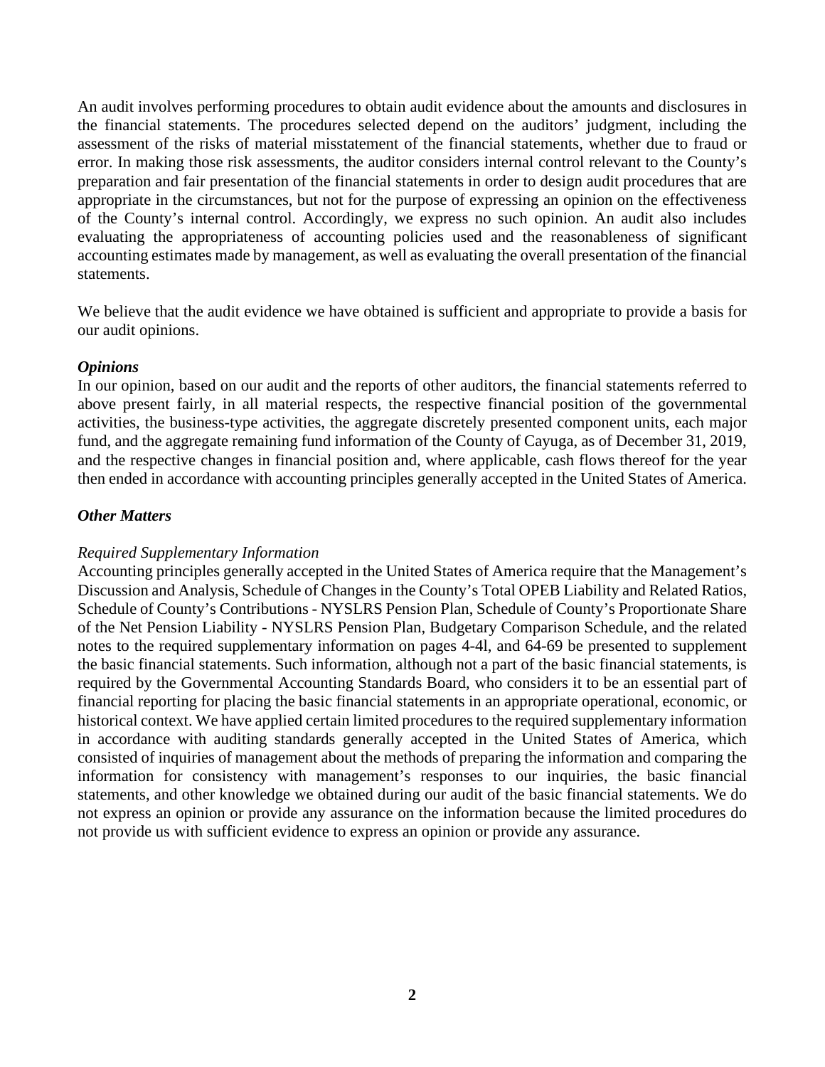An audit involves performing procedures to obtain audit evidence about the amounts and disclosures in the financial statements. The procedures selected depend on the auditors' judgment, including the assessment of the risks of material misstatement of the financial statements, whether due to fraud or error. In making those risk assessments, the auditor considers internal control relevant to the County's preparation and fair presentation of the financial statements in order to design audit procedures that are appropriate in the circumstances, but not for the purpose of expressing an opinion on the effectiveness of the County's internal control. Accordingly, we express no such opinion. An audit also includes evaluating the appropriateness of accounting policies used and the reasonableness of significant accounting estimates made by management, as well as evaluating the overall presentation of the financial statements.

We believe that the audit evidence we have obtained is sufficient and appropriate to provide a basis for our audit opinions.

***Opinions***

In our opinion, based on our audit and the reports of other auditors, the financial statements referred to above present fairly, in all material respects, the respective financial position of the governmental activities, the business-type activities, the aggregate discretely presented component units, each major fund, and the aggregate remaining fund information of the County of Cayuga, as of December 31, 2019, and the respective changes in financial position and, where applicable, cash flows thereof for the year then ended in accordance with accounting principles generally accepted in the United States of America.

***Other Matters***

*Required Supplementary Information*

Accounting principles generally accepted in the United States of America require that the Management's Discussion and Analysis, Schedule of Changes in the County's Total OPEB Liability and Related Ratios, Schedule of County's Contributions - NYSLRS Pension Plan, Schedule of County's Proportionate Share of the Net Pension Liability - NYSLRS Pension Plan, Budgetary Comparison Schedule, and the related notes to the required supplementary information on pages 4-4l, and 64-69 be presented to supplement the basic financial statements. Such information, although not a part of the basic financial statements, is required by the Governmental Accounting Standards Board, who considers it to be an essential part of financial reporting for placing the basic financial statements in an appropriate operational, economic, or historical context. We have applied certain limited procedures to the required supplementary information in accordance with auditing standards generally accepted in the United States of America, which consisted of inquiries of management about the methods of preparing the information and comparing the information for consistency with management's responses to our inquiries, the basic financial statements, and other knowledge we obtained during our audit of the basic financial statements. We do not express an opinion or provide any assurance on the information because the limited procedures do not provide us with sufficient evidence to express an opinion or provide any assurance.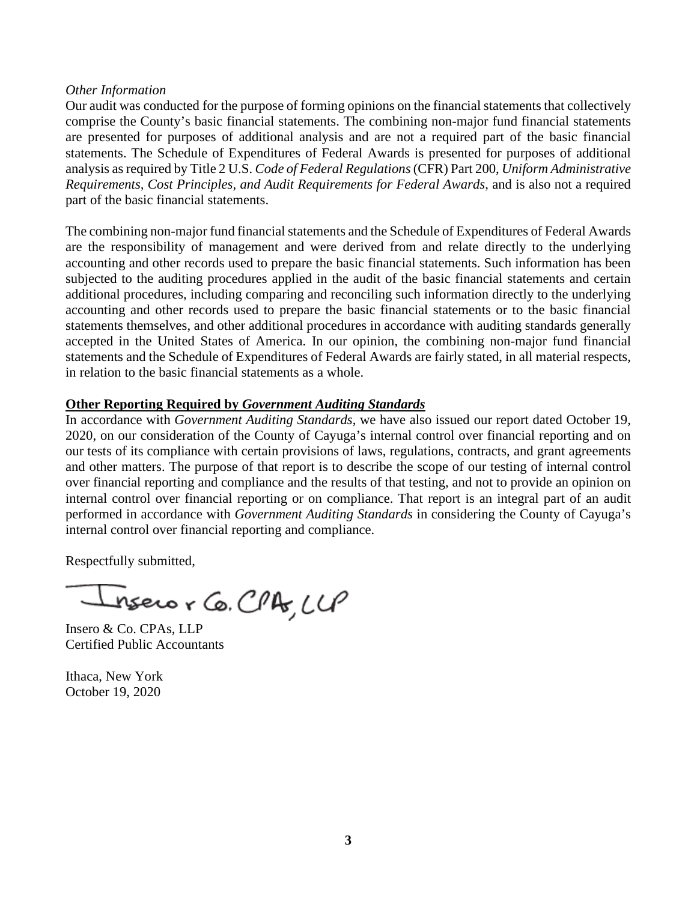*Other Information*

Our audit was conducted for the purpose of forming opinions on the financial statements that collectively comprise the County's basic financial statements. The combining non-major fund financial statements are presented for purposes of additional analysis and are not a required part of the basic financial statements. The Schedule of Expenditures of Federal Awards is presented for purposes of additional analysis as required by Title 2 U.S. *Code of Federal Regulations* (CFR) Part 200, *Uniform Administrative Requirements, Cost Principles, and Audit Requirements for Federal Awards*, and is also not a required part of the basic financial statements.

The combining non-major fund financial statements and the Schedule of Expenditures of Federal Awards are the responsibility of management and were derived from and relate directly to the underlying accounting and other records used to prepare the basic financial statements. Such information has been subjected to the auditing procedures applied in the audit of the basic financial statements and certain additional procedures, including comparing and reconciling such information directly to the underlying accounting and other records used to prepare the basic financial statements or to the basic financial statements themselves, and other additional procedures in accordance with auditing standards generally accepted in the United States of America. In our opinion, the combining non-major fund financial statements and the Schedule of Expenditures of Federal Awards are fairly stated, in all material respects, in relation to the basic financial statements as a whole.

**Other Reporting Required by *Government Auditing Standards***

In accordance with *Government Auditing Standards*, we have also issued our report dated October 19, 2020, on our consideration of the County of Cayuga's internal control over financial reporting and on our tests of its compliance with certain provisions of laws, regulations, contracts, and grant agreements and other matters. The purpose of that report is to describe the scope of our testing of internal control over financial reporting and compliance and the results of that testing, and not to provide an opinion on internal control over financial reporting or on compliance. That report is an integral part of an audit performed in accordance with *Government Auditing Standards* in considering the County of Cayuga's internal control over financial reporting and compliance.

Respectfully submitted,

Insero & Co. CPAs, LLP

Insero & Co. CPAs, LLP
Certified Public Accountants

Ithaca, New York
October 19, 2020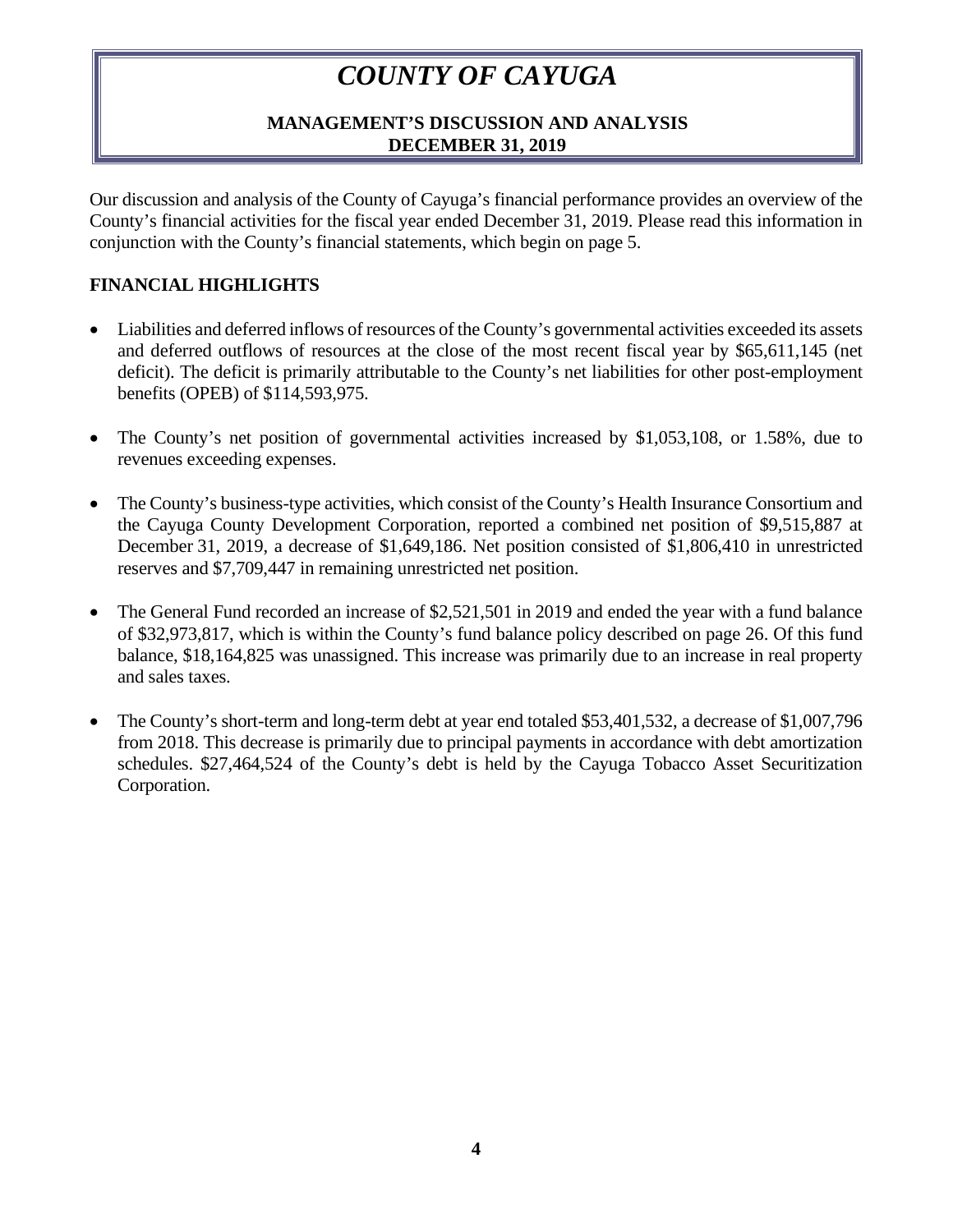# *COUNTY OF CAYUGA*

**MANAGEMENT'S DISCUSSION AND ANALYSIS**
**DECEMBER 31, 2019**

Our discussion and analysis of the County of Cayuga's financial performance provides an overview of the County's financial activities for the fiscal year ended December 31, 2019. Please read this information in conjunction with the County's financial statements, which begin on page 5.

## FINANCIAL HIGHLIGHTS

- Liabilities and deferred inflows of resources of the County's governmental activities exceeded its assets and deferred outflows of resources at the close of the most recent fiscal year by $65,611,145 (net deficit). The deficit is primarily attributable to the County's net liabilities for other post-employment benefits (OPEB) of $114,593,975.

- The County's net position of governmental activities increased by $1,053,108, or 1.58%, due to revenues exceeding expenses.

- The County's business-type activities, which consist of the County's Health Insurance Consortium and the Cayuga County Development Corporation, reported a combined net position of $9,515,887 at December 31, 2019, a decrease of $1,649,186. Net position consisted of $1,806,410 in unrestricted reserves and $7,709,447 in remaining unrestricted net position.

- The General Fund recorded an increase of $2,521,501 in 2019 and ended the year with a fund balance of $32,973,817, which is within the County's fund balance policy described on page 26. Of this fund balance, $18,164,825 was unassigned. This increase was primarily due to an increase in real property and sales taxes.

- The County's short-term and long-term debt at year end totaled $53,401,532, a decrease of $1,007,796 from 2018. This decrease is primarily due to principal payments in accordance with debt amortization schedules. $27,464,524 of the County's debt is held by the Cayuga Tobacco Asset Securitization Corporation.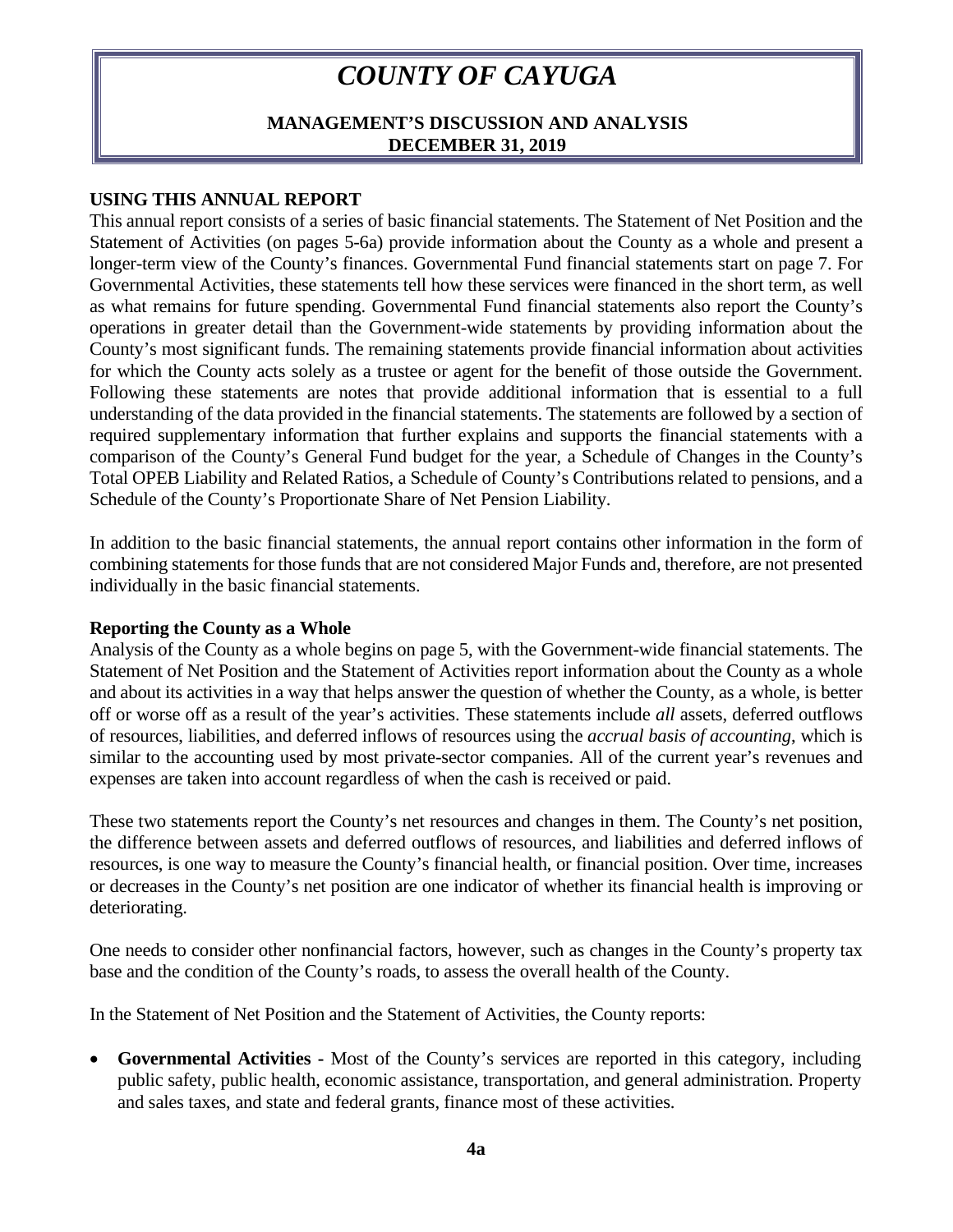# *COUNTY OF CAYUGA*

**MANAGEMENT'S DISCUSSION AND ANALYSIS**
**DECEMBER 31, 2019**

## USING THIS ANNUAL REPORT

This annual report consists of a series of basic financial statements. The Statement of Net Position and the Statement of Activities (on pages 5-6a) provide information about the County as a whole and present a longer-term view of the County's finances. Governmental Fund financial statements start on page 7. For Governmental Activities, these statements tell how these services were financed in the short term, as well as what remains for future spending. Governmental Fund financial statements also report the County's operations in greater detail than the Government-wide statements by providing information about the County's most significant funds. The remaining statements provide financial information about activities for which the County acts solely as a trustee or agent for the benefit of those outside the Government. Following these statements are notes that provide additional information that is essential to a full understanding of the data provided in the financial statements. The statements are followed by a section of required supplementary information that further explains and supports the financial statements with a comparison of the County's General Fund budget for the year, a Schedule of Changes in the County's Total OPEB Liability and Related Ratios, a Schedule of County's Contributions related to pensions, and a Schedule of the County's Proportionate Share of Net Pension Liability.

In addition to the basic financial statements, the annual report contains other information in the form of combining statements for those funds that are not considered Major Funds and, therefore, are not presented individually in the basic financial statements.

### Reporting the County as a Whole

Analysis of the County as a whole begins on page 5, with the Government-wide financial statements. The Statement of Net Position and the Statement of Activities report information about the County as a whole and about its activities in a way that helps answer the question of whether the County, as a whole, is better off or worse off as a result of the year's activities. These statements include *all* assets, deferred outflows of resources, liabilities, and deferred inflows of resources using the *accrual basis of accounting*, which is similar to the accounting used by most private-sector companies. All of the current year's revenues and expenses are taken into account regardless of when the cash is received or paid.

These two statements report the County's net resources and changes in them. The County's net position, the difference between assets and deferred outflows of resources, and liabilities and deferred inflows of resources, is one way to measure the County's financial health, or financial position. Over time, increases or decreases in the County's net position are one indicator of whether its financial health is improving or deteriorating.

One needs to consider other nonfinancial factors, however, such as changes in the County's property tax base and the condition of the County's roads, to assess the overall health of the County.

In the Statement of Net Position and the Statement of Activities, the County reports:

- **Governmental Activities -** Most of the County's services are reported in this category, including public safety, public health, economic assistance, transportation, and general administration. Property and sales taxes, and state and federal grants, finance most of these activities.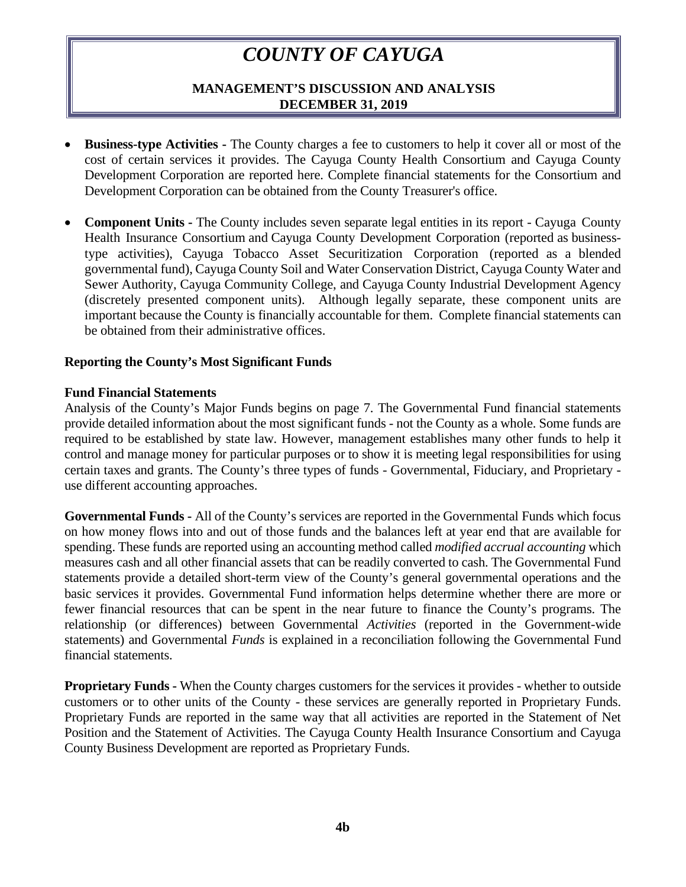- **Business-type Activities -** The County charges a fee to customers to help it cover all or most of the cost of certain services it provides. The Cayuga County Health Consortium and Cayuga County Development Corporation are reported here. Complete financial statements for the Consortium and Development Corporation can be obtained from the County Treasurer's office.

- **Component Units -** The County includes seven separate legal entities in its report - Cayuga County Health Insurance Consortium and Cayuga County Development Corporation (reported as business-type activities), Cayuga Tobacco Asset Securitization Corporation (reported as a blended governmental fund), Cayuga County Soil and Water Conservation District, Cayuga County Water and Sewer Authority, Cayuga Community College, and Cayuga County Industrial Development Agency (discretely presented component units). Although legally separate, these component units are important because the County is financially accountable for them. Complete financial statements can be obtained from their administrative offices.

**Reporting the County's Most Significant Funds**

**Fund Financial Statements**
Analysis of the County's Major Funds begins on page 7. The Governmental Fund financial statements provide detailed information about the most significant funds - not the County as a whole. Some funds are required to be established by state law. However, management establishes many other funds to help it control and manage money for particular purposes or to show it is meeting legal responsibilities for using certain taxes and grants. The County's three types of funds - Governmental, Fiduciary, and Proprietary - use different accounting approaches.

**Governmental Funds -** All of the County's services are reported in the Governmental Funds which focus on how money flows into and out of those funds and the balances left at year end that are available for spending. These funds are reported using an accounting method called *modified accrual accounting* which measures cash and all other financial assets that can be readily converted to cash. The Governmental Fund statements provide a detailed short-term view of the County's general governmental operations and the basic services it provides. Governmental Fund information helps determine whether there are more or fewer financial resources that can be spent in the near future to finance the County's programs. The relationship (or differences) between Governmental *Activities* (reported in the Government-wide statements) and Governmental *Funds* is explained in a reconciliation following the Governmental Fund financial statements.

**Proprietary Funds -** When the County charges customers for the services it provides - whether to outside customers or to other units of the County - these services are generally reported in Proprietary Funds. Proprietary Funds are reported in the same way that all activities are reported in the Statement of Net Position and the Statement of Activities. The Cayuga County Health Insurance Consortium and Cayuga County Business Development are reported as Proprietary Funds.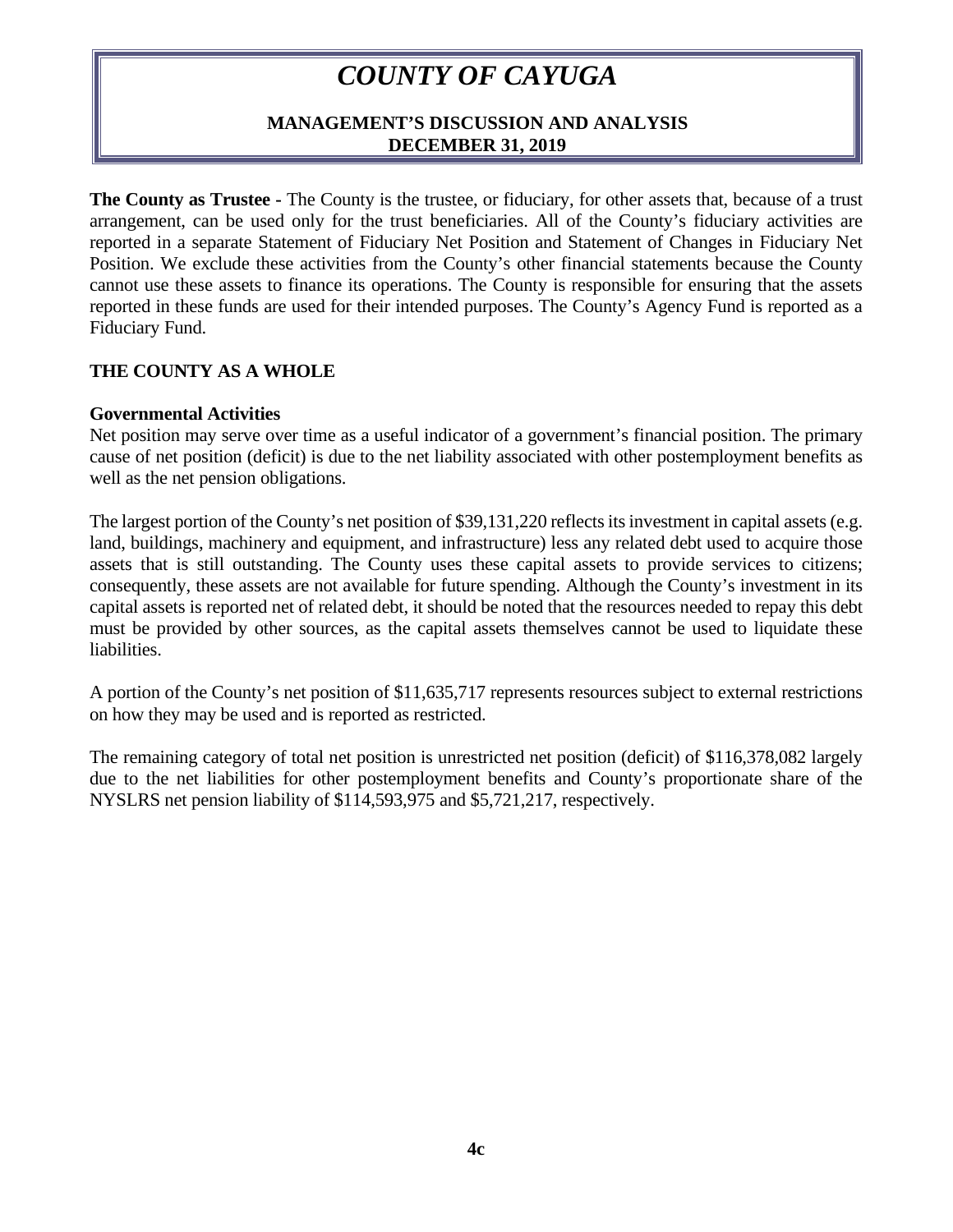**The County as Trustee -** The County is the trustee, or fiduciary, for other assets that, because of a trust arrangement, can be used only for the trust beneficiaries. All of the County's fiduciary activities are reported in a separate Statement of Fiduciary Net Position and Statement of Changes in Fiduciary Net Position. We exclude these activities from the County's other financial statements because the County cannot use these assets to finance its operations. The County is responsible for ensuring that the assets reported in these funds are used for their intended purposes. The County's Agency Fund is reported as a Fiduciary Fund.

## THE COUNTY AS A WHOLE

### Governmental Activities

Net position may serve over time as a useful indicator of a government's financial position. The primary cause of net position (deficit) is due to the net liability associated with other postemployment benefits as well as the net pension obligations.

The largest portion of the County's net position of $39,131,220 reflects its investment in capital assets (e.g. land, buildings, machinery and equipment, and infrastructure) less any related debt used to acquire those assets that is still outstanding. The County uses these capital assets to provide services to citizens; consequently, these assets are not available for future spending. Although the County's investment in its capital assets is reported net of related debt, it should be noted that the resources needed to repay this debt must be provided by other sources, as the capital assets themselves cannot be used to liquidate these liabilities.

A portion of the County's net position of $11,635,717 represents resources subject to external restrictions on how they may be used and is reported as restricted.

The remaining category of total net position is unrestricted net position (deficit) of $116,378,082 largely due to the net liabilities for other postemployment benefits and County's proportionate share of the NYSLRS net pension liability of $114,593,975 and $5,721,217, respectively.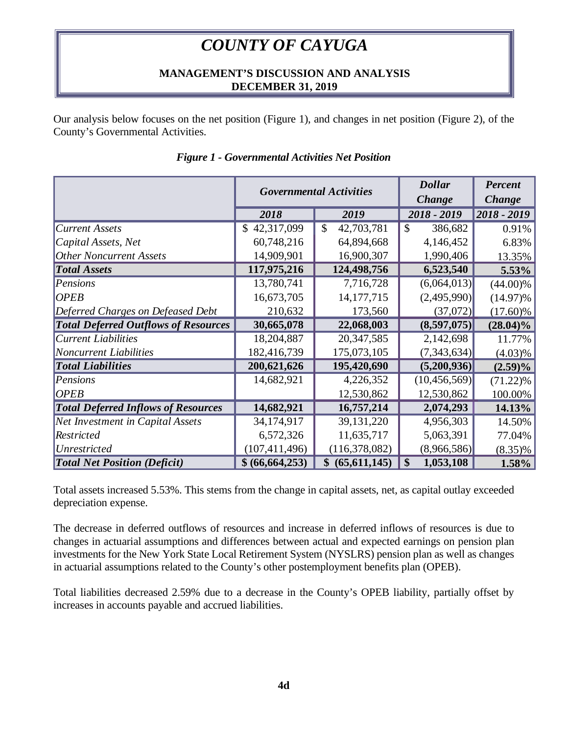# *COUNTY OF CAYUGA*

## MANAGEMENT'S DISCUSSION AND ANALYSIS
## DECEMBER 31, 2019

Our analysis below focuses on the net position (Figure 1), and changes in net position (Figure 2), of the County's Governmental Activities.

***Figure 1 - Governmental Activities Net Position***

| | *Governmental Activities* | | *Dollar Change* | *Percent Change* |
|---|---|---|---|---|
| | *2018* | *2019* | *2018 - 2019* | *2018 - 2019* |
| *Current Assets* | $ 42,317,099 | $ 42,703,781 | $ 386,682 | 0.91% |
| *Capital Assets, Net* | 60,748,216 | 64,894,668 | 4,146,452 | 6.83% |
| *Other Noncurrent Assets* | 14,909,901 | 16,900,307 | 1,990,406 | 13.35% |
| ***Total Assets*** | **117,975,216** | **124,498,756** | **6,523,540** | **5.53%** |
| *Pensions* | 13,780,741 | 7,716,728 | (6,064,013) | (44.00)% |
| *OPEB* | 16,673,705 | 14,177,715 | (2,495,990) | (14.97)% |
| *Deferred Charges on Defeased Debt* | 210,632 | 173,560 | (37,072) | (17.60)% |
| ***Total Deferred Outflows of Resources*** | **30,665,078** | **22,068,003** | **(8,597,075)** | **(28.04)%** |
| *Current Liabilities* | 18,204,887 | 20,347,585 | 2,142,698 | 11.77% |
| *Noncurrent Liabilities* | 182,416,739 | 175,073,105 | (7,343,634) | (4.03)% |
| ***Total Liabilities*** | **200,621,626** | **195,420,690** | **(5,200,936)** | **(2.59)%** |
| *Pensions* | 14,682,921 | 4,226,352 | (10,456,569) | (71.22)% |
| *OPEB* | | 12,530,862 | 12,530,862 | 100.00% |
| ***Total Deferred Inflows of Resources*** | **14,682,921** | **16,757,214** | **2,074,293** | **14.13%** |
| *Net Investment in Capital Assets* | 34,174,917 | 39,131,220 | 4,956,303 | 14.50% |
| *Restricted* | 6,572,326 | 11,635,717 | 5,063,391 | 77.04% |
| *Unrestricted* | (107,411,496) | (116,378,082) | (8,966,586) | (8.35)% |
| ***Total Net Position (Deficit)*** | **$ (66,664,253)** | **$ (65,611,145)** | **$ 1,053,108** | **1.58%** |

Total assets increased 5.53%. This stems from the change in capital assets, net, as capital outlay exceeded depreciation expense.

The decrease in deferred outflows of resources and increase in deferred inflows of resources is due to changes in actuarial assumptions and differences between actual and expected earnings on pension plan investments for the New York State Local Retirement System (NYSLRS) pension plan as well as changes in actuarial assumptions related to the County's other postemployment benefits plan (OPEB).

Total liabilities decreased 2.59% due to a decrease in the County's OPEB liability, partially offset by increases in accounts payable and accrued liabilities.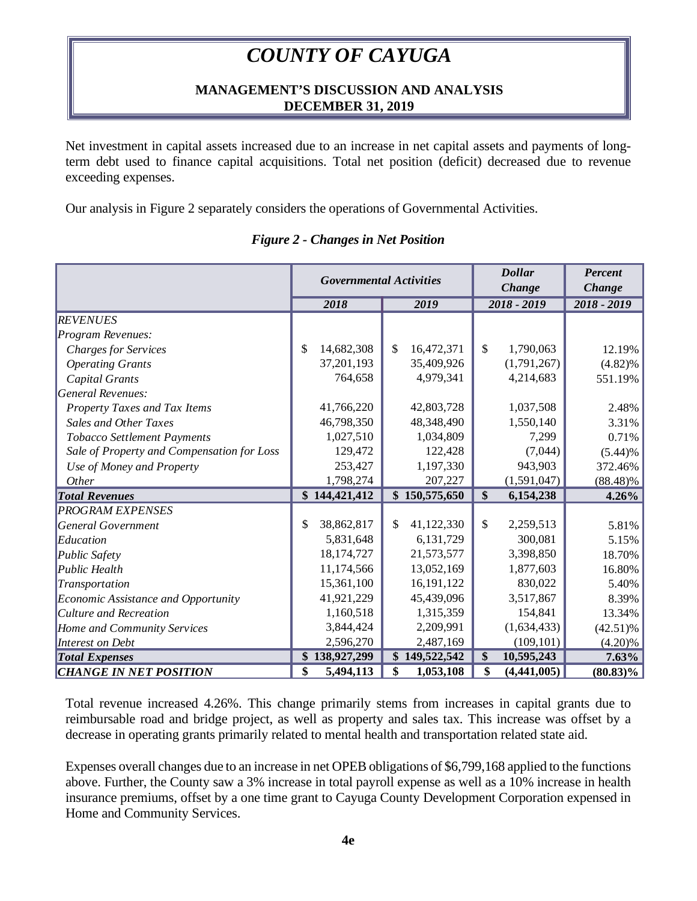# COUNTY OF CAYUGA

## MANAGEMENT'S DISCUSSION AND ANALYSIS
## DECEMBER 31, 2019

Net investment in capital assets increased due to an increase in net capital assets and payments of long-term debt used to finance capital acquisitions. Total net position (deficit) decreased due to revenue exceeding expenses.

Our analysis in Figure 2 separately considers the operations of Governmental Activities.

### *Figure 2 - Changes in Net Position*

| | *Governmental Activities* | | *Dollar Change* | *Percent Change* |
|---|---|---|---|---|
| | *2018* | *2019* | *2018 - 2019* | *2018 - 2019* |
| *REVENUES* | | | | |
| *Program Revenues:* | | | | |
| *Charges for Services* | $ 14,682,308 | $ 16,472,371 | $ 1,790,063 | 12.19% |
| *Operating Grants* | 37,201,193 | 35,409,926 | (1,791,267) | (4.82)% |
| *Capital Grants* | 764,658 | 4,979,341 | 4,214,683 | 551.19% |
| *General Revenues:* | | | | |
| *Property Taxes and Tax Items* | 41,766,220 | 42,803,728 | 1,037,508 | 2.48% |
| *Sales and Other Taxes* | 46,798,350 | 48,348,490 | 1,550,140 | 3.31% |
| *Tobacco Settlement Payments* | 1,027,510 | 1,034,809 | 7,299 | 0.71% |
| *Sale of Property and Compensation for Loss* | 129,472 | 122,428 | (7,044) | (5.44)% |
| *Use of Money and Property* | 253,427 | 1,197,330 | 943,903 | 372.46% |
| *Other* | 1,798,274 | 207,227 | (1,591,047) | (88.48)% |
| ***Total Revenues*** | **$ 144,421,412** | **$ 150,575,650** | **$ 6,154,238** | **4.26%** |
| *PROGRAM EXPENSES* | | | | |
| *General Government* | $ 38,862,817 | $ 41,122,330 | $ 2,259,513 | 5.81% |
| *Education* | 5,831,648 | 6,131,729 | 300,081 | 5.15% |
| *Public Safety* | 18,174,727 | 21,573,577 | 3,398,850 | 18.70% |
| *Public Health* | 11,174,566 | 13,052,169 | 1,877,603 | 16.80% |
| *Transportation* | 15,361,100 | 16,191,122 | 830,022 | 5.40% |
| *Economic Assistance and Opportunity* | 41,921,229 | 45,439,096 | 3,517,867 | 8.39% |
| *Culture and Recreation* | 1,160,518 | 1,315,359 | 154,841 | 13.34% |
| *Home and Community Services* | 3,844,424 | 2,209,991 | (1,634,433) | (42.51)% |
| *Interest on Debt* | 2,596,270 | 2,487,169 | (109,101) | (4.20)% |
| ***Total Expenses*** | **$ 138,927,299** | **$ 149,522,542** | **$ 10,595,243** | **7.63%** |
| ***CHANGE IN NET POSITION*** | **$ 5,494,113** | **$ 1,053,108** | **$ (4,441,005)** | **(80.83)%** |

Total revenue increased 4.26%. This change primarily stems from increases in capital grants due to reimbursable road and bridge project, as well as property and sales tax. This increase was offset by a decrease in operating grants primarily related to mental health and transportation related state aid.

Expenses overall changes due to an increase in net OPEB obligations of $6,799,168 applied to the functions above. Further, the County saw a 3% increase in total payroll expense as well as a 10% increase in health insurance premiums, offset by a one time grant to Cayuga County Development Corporation expensed in Home and Community Services.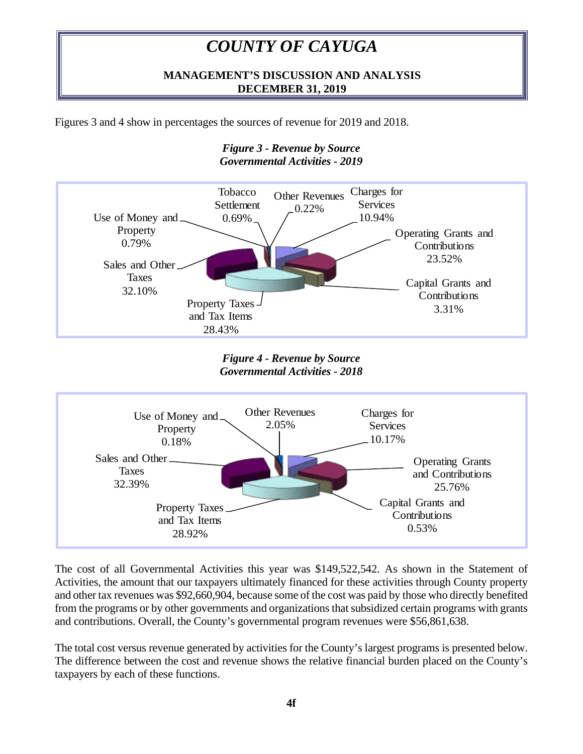Figures 3 and 4 show in percentages the sources of revenue for 2019 and 2018.

***Figure 3 - Revenue by Source***
***Governmental Activities - 2019***

Tobacco Settlement 0.69%
Other Revenues 0.22%
Charges for Services 10.94%
Use of Money and Property 0.79%
Operating Grants and Contributions 23.52%
Sales and Other Taxes 32.10%
Capital Grants and Contributions 3.31%
Property Taxes and Tax Items 28.43%

***Figure 4 - Revenue by Source***
***Governmental Activities - 2018***

Use of Money and Property 0.18%
Other Revenues 2.05%
Charges for Services 10.17%
Sales and Other Taxes 32.39%
Operating Grants and Contributions 25.76%
Capital Grants and Contributions 0.53%
Property Taxes and Tax Items 28.92%

The cost of all Governmental Activities this year was $149,522,542. As shown in the Statement of Activities, the amount that our taxpayers ultimately financed for these activities through County property and other tax revenues was $92,660,904, because some of the cost was paid by those who directly benefited from the programs or by other governments and organizations that subsidized certain programs with grants and contributions. Overall, the County's governmental program revenues were $56,861,638.

The total cost versus revenue generated by activities for the County's largest programs is presented below. The difference between the cost and revenue shows the relative financial burden placed on the County's taxpayers by each of these functions.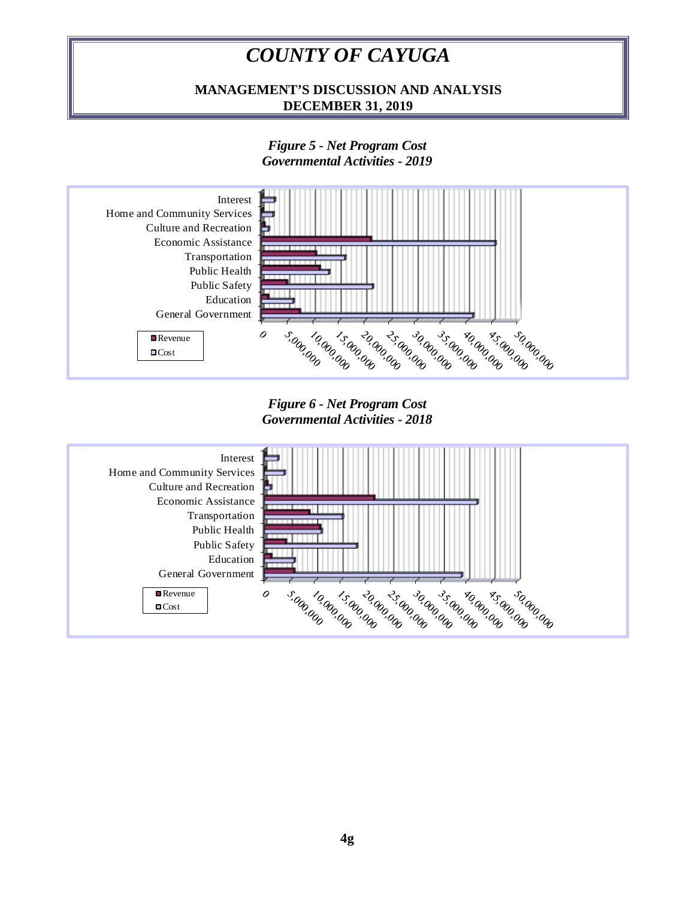*Figure 5 - Net Program Cost*
*Governmental Activities - 2019*

Interest
Home and Community Services
Culture and Recreation
Economic Assistance
Transportation
Public Health
Public Safety
Education
General Government

Revenue
Cost

0 5,000,000 10,000,000 15,000,000 20,000,000 25,000,000 30,000,000 35,000,000 40,000,000 45,000,000 50,000,000

*Figure 6 - Net Program Cost*
*Governmental Activities - 2018*

Interest
Home and Community Services
Culture and Recreation
Economic Assistance
Transportation
Public Health
Public Safety
Education
General Government

Revenue
Cost

0 5,000,000 10,000,000 15,000,000 20,000,000 25,000,000 30,000,000 35,000,000 40,000,000 45,000,000 50,000,000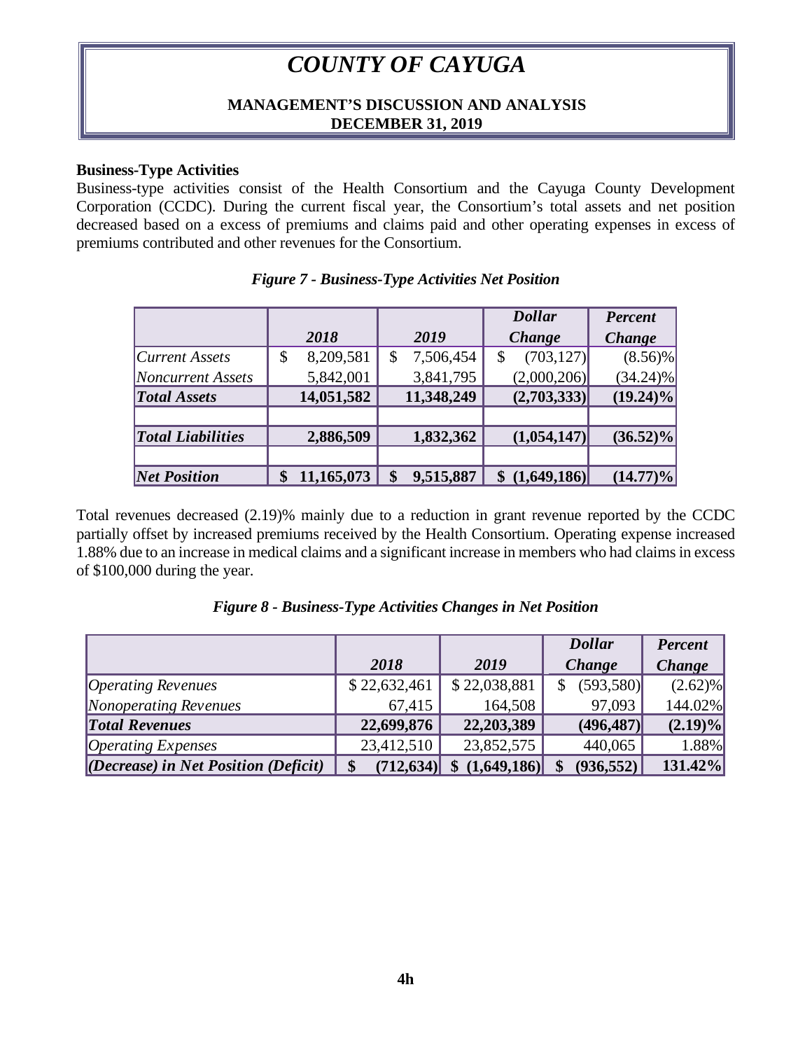### Business-Type Activities

Business-type activities consist of the Health Consortium and the Cayuga County Development Corporation (CCDC). During the current fiscal year, the Consortium's total assets and net position decreased based on a excess of premiums and claims paid and other operating expenses in excess of premiums contributed and other revenues for the Consortium.

***Figure 7 - Business-Type Activities Net Position***

| | 2018 | 2019 | Dollar Change | Percent Change |
|---|---|---|---|---|
| *Current Assets* | $ 8,209,581 | $ 7,506,454 | $ (703,127) | (8.56)% |
| *Noncurrent Assets* | 5,842,001 | 3,841,795 | (2,000,206) | (34.24)% |
| ***Total Assets*** | **14,051,582** | **11,348,249** | **(2,703,333)** | **(19.24)%** |
| | | | | |
| ***Total Liabilities*** | **2,886,509** | **1,832,362** | **(1,054,147)** | **(36.52)%** |
| | | | | |
| ***Net Position*** | **$ 11,165,073** | **$ 9,515,887** | **$ (1,649,186)** | **(14.77)%** |

Total revenues decreased (2.19)% mainly due to a reduction in grant revenue reported by the CCDC partially offset by increased premiums received by the Health Consortium. Operating expense increased 1.88% due to an increase in medical claims and a significant increase in members who had claims in excess of $100,000 during the year.

***Figure 8 - Business-Type Activities Changes in Net Position***

| | 2018 | 2019 | Dollar Change | Percent Change |
|---|---|---|---|---|
| *Operating Revenues* | $ 22,632,461 | $ 22,038,881 | $ (593,580) | (2.62)% |
| *Nonoperating Revenues* | 67,415 | 164,508 | 97,093 | 144.02% |
| ***Total Revenues*** | **22,699,876** | **22,203,389** | **(496,487)** | **(2.19)%** |
| *Operating Expenses* | 23,412,510 | 23,852,575 | 440,065 | 1.88% |
| ***(Decrease) in Net Position (Deficit)*** | **$ (712,634)** | **$ (1,649,186)** | **$ (936,552)** | **131.42%** |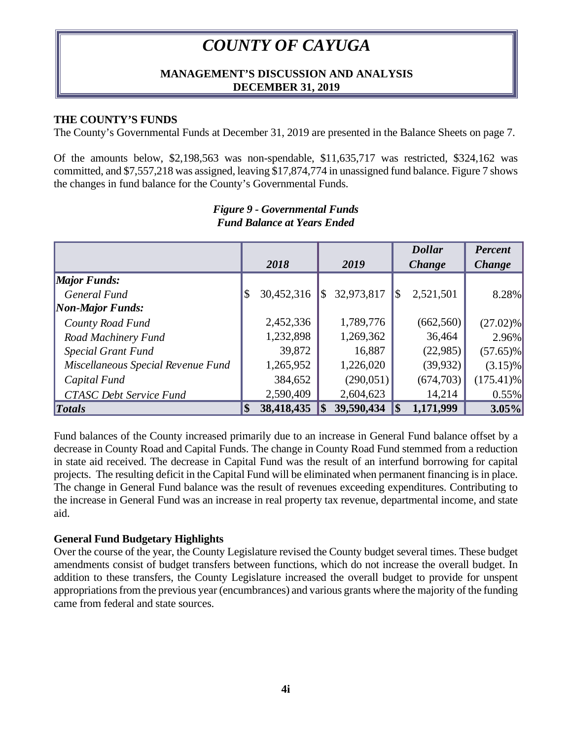# COUNTY OF CAYUGA

**MANAGEMENT'S DISCUSSION AND ANALYSIS**
**DECEMBER 31, 2019**

### THE COUNTY'S FUNDS

The County's Governmental Funds at December 31, 2019 are presented in the Balance Sheets on page 7.

Of the amounts below, $2,198,563 was non-spendable, $11,635,717 was restricted, $324,162 was committed, and $7,557,218 was assigned, leaving $17,874,774 in unassigned fund balance. Figure 7 shows the changes in fund balance for the County's Governmental Funds.

***Figure 9 - Governmental Funds***
***Fund Balance at Years Ended***

| | *2018* | *2019* | *Dollar Change* | *Percent Change* |
|---|---|---|---|---|
| ***Major Funds:*** | | | | |
| *General Fund* | $ 30,452,316 | $ 32,973,817 | $ 2,521,501 | 8.28% |
| ***Non-Major Funds:*** | | | | |
| *County Road Fund* | 2,452,336 | 1,789,776 | (662,560) | (27.02)% |
| *Road Machinery Fund* | 1,232,898 | 1,269,362 | 36,464 | 2.96% |
| *Special Grant Fund* | 39,872 | 16,887 | (22,985) | (57.65)% |
| *Miscellaneous Special Revenue Fund* | 1,265,952 | 1,226,020 | (39,932) | (3.15)% |
| *Capital Fund* | 384,652 | (290,051) | (674,703) | (175.41)% |
| *CTASC Debt Service Fund* | 2,590,409 | 2,604,623 | 14,214 | 0.55% |
| ***Totals*** | **$ 38,418,435** | **$ 39,590,434** | **$ 1,171,999** | **3.05%** |

Fund balances of the County increased primarily due to an increase in General Fund balance offset by a decrease in County Road and Capital Funds. The change in County Road Fund stemmed from a reduction in state aid received. The decrease in Capital Fund was the result of an interfund borrowing for capital projects. The resulting deficit in the Capital Fund will be eliminated when permanent financing is in place. The change in General Fund balance was the result of revenues exceeding expenditures. Contributing to the increase in General Fund was an increase in real property tax revenue, departmental income, and state aid.

### General Fund Budgetary Highlights

Over the course of the year, the County Legislature revised the County budget several times. These budget amendments consist of budget transfers between functions, which do not increase the overall budget. In addition to these transfers, the County Legislature increased the overall budget to provide for unspent appropriations from the previous year (encumbrances) and various grants where the majority of the funding came from federal and state sources.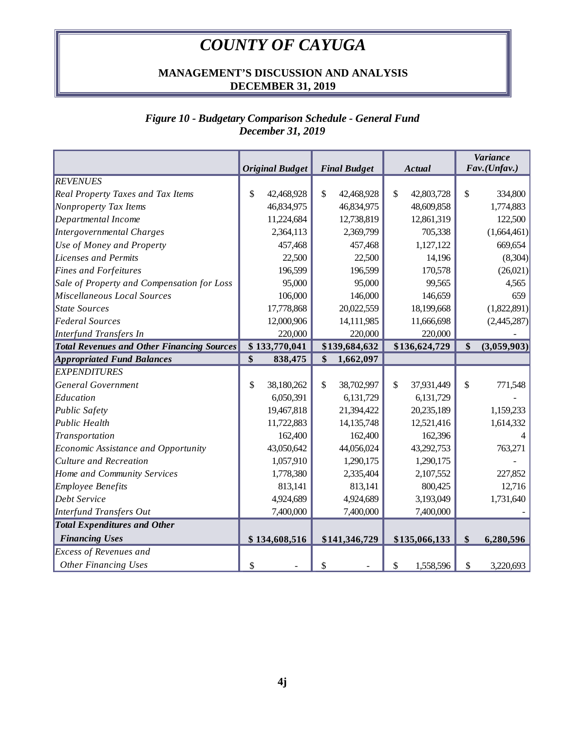# *COUNTY OF CAYUGA*

## MANAGEMENT'S DISCUSSION AND ANALYSIS
## DECEMBER 31, 2019

### *Figure 10 - Budgetary Comparison Schedule - General Fund*
### *December 31, 2019*

| | *Original Budget* | *Final Budget* | *Actual* | *Variance Fav.(Unfav.)* |
|---|---|---|---|---|
| *REVENUES* | | | | |
| *Real Property Taxes and Tax Items* | $ 42,468,928 | $ 42,468,928 | $ 42,803,728 | $ 334,800 |
| *Nonproperty Tax Items* | 46,834,975 | 46,834,975 | 48,609,858 | 1,774,883 |
| *Departmental Income* | 11,224,684 | 12,738,819 | 12,861,319 | 122,500 |
| *Intergovernmental Charges* | 2,364,113 | 2,369,799 | 705,338 | (1,664,461) |
| *Use of Money and Property* | 457,468 | 457,468 | 1,127,122 | 669,654 |
| *Licenses and Permits* | 22,500 | 22,500 | 14,196 | (8,304) |
| *Fines and Forfeitures* | 196,599 | 196,599 | 170,578 | (26,021) |
| *Sale of Property and Compensation for Loss* | 95,000 | 95,000 | 99,565 | 4,565 |
| *Miscellaneous Local Sources* | 106,000 | 146,000 | 146,659 | 659 |
| *State Sources* | 17,778,868 | 20,022,559 | 18,199,668 | (1,822,891) |
| *Federal Sources* | 12,000,906 | 14,111,985 | 11,666,698 | (2,445,287) |
| *Interfund Transfers In* | 220,000 | 220,000 | 220,000 | - |
| ***Total Revenues and Other Financing Sources*** | **$ 133,770,041** | **$139,684,632** | **$136,624,729** | **$ (3,059,903)** |
| ***Appropriated Fund Balances*** | **$ 838,475** | **$ 1,662,097** | | |
| *EXPENDITURES* | | | | |
| *General Government* | $ 38,180,262 | $ 38,702,997 | $ 37,931,449 | $ 771,548 |
| *Education* | 6,050,391 | 6,131,729 | 6,131,729 | - |
| *Public Safety* | 19,467,818 | 21,394,422 | 20,235,189 | 1,159,233 |
| *Public Health* | 11,722,883 | 14,135,748 | 12,521,416 | 1,614,332 |
| *Transportation* | 162,400 | 162,400 | 162,396 | 4 |
| *Economic Assistance and Opportunity* | 43,050,642 | 44,056,024 | 43,292,753 | 763,271 |
| *Culture and Recreation* | 1,057,910 | 1,290,175 | 1,290,175 | - |
| *Home and Community Services* | 1,778,380 | 2,335,404 | 2,107,552 | 227,852 |
| *Employee Benefits* | 813,141 | 813,141 | 800,425 | 12,716 |
| *Debt Service* | 4,924,689 | 4,924,689 | 3,193,049 | 1,731,640 |
| *Interfund Transfers Out* | 7,400,000 | 7,400,000 | 7,400,000 | - |
| ***Total Expenditures and Other Financing Uses*** | **$ 134,608,516** | **$141,346,729** | **$135,066,133** | **$ 6,280,596** |
| *Excess of Revenues and Other Financing Uses* | $ - | $ - | $ 1,558,596 | $ 3,220,693 |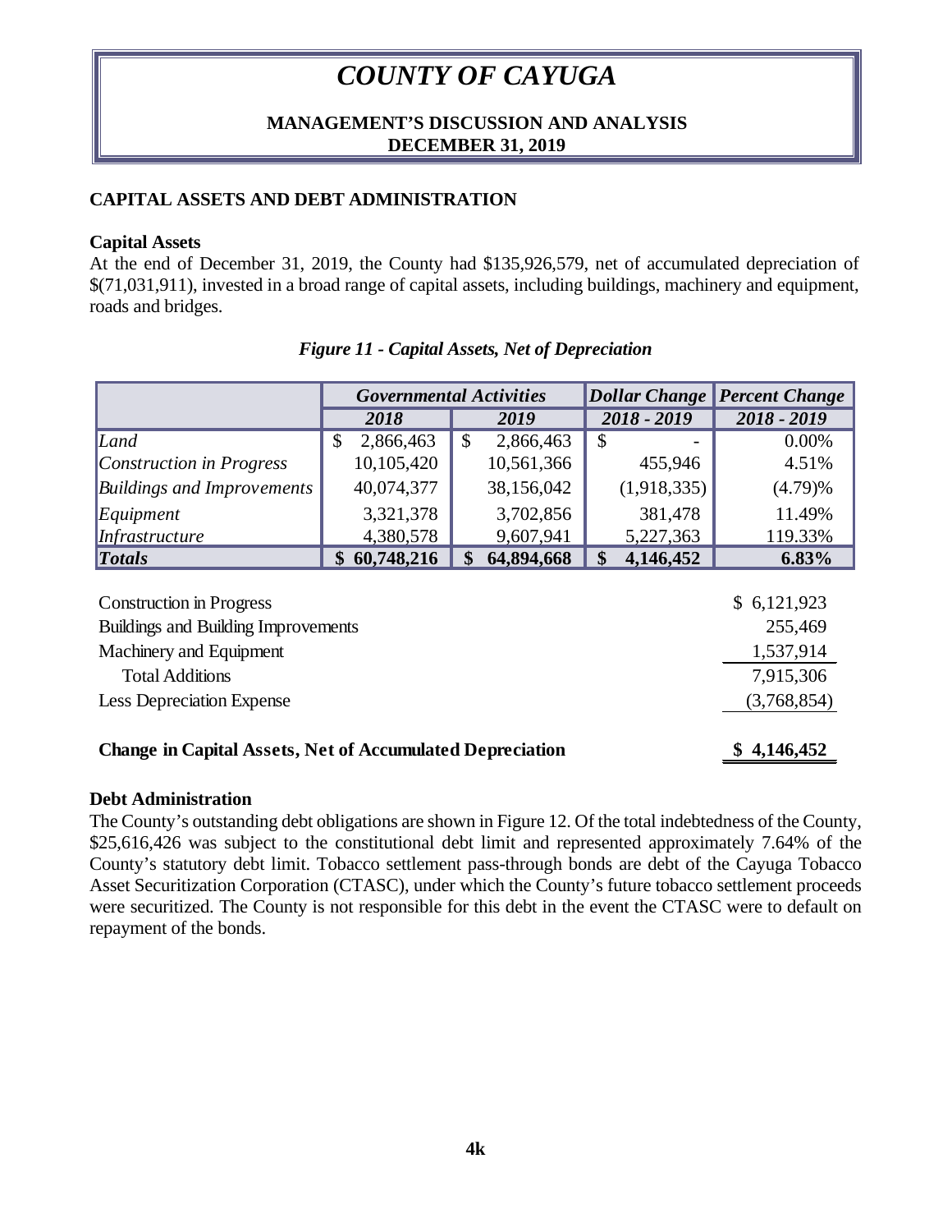# COUNTY OF CAYUGA

**MANAGEMENT'S DISCUSSION AND ANALYSIS**
**DECEMBER 31, 2019**

## CAPITAL ASSETS AND DEBT ADMINISTRATION

### Capital Assets

At the end of December 31, 2019, the County had $135,926,579, net of accumulated depreciation of $(71,031,911), invested in a broad range of capital assets, including buildings, machinery and equipment, roads and bridges.

*Figure 11 - Capital Assets, Net of Depreciation*

| | *Governmental Activities* | | *Dollar Change* | *Percent Change* |
|---|---|---|---|---|
| | *2018* | *2019* | *2018 - 2019* | *2018 - 2019* |
| *Land* | $ 2,866,463 | $ 2,866,463 | $ - | 0.00% |
| *Construction in Progress* | 10,105,420 | 10,561,366 | 455,946 | 4.51% |
| *Buildings and Improvements* | 40,074,377 | 38,156,042 | (1,918,335) | (4.79)% |
| *Equipment* | 3,321,378 | 3,702,856 | 381,478 | 11.49% |
| *Infrastructure* | 4,380,578 | 9,607,941 | 5,227,363 | 119.33% |
| ***Totals*** | **$ 60,748,216** | **$ 64,894,668** | **$ 4,146,452** | **6.83%** |

| | |
|---|---|
| Construction in Progress | $ 6,121,923 |
| Buildings and Building Improvements | 255,469 |
| Machinery and Equipment | 1,537,914 |
| Total Additions | 7,915,306 |
| Less Depreciation Expense | (3,768,854) |
| **Change in Capital Assets, Net of Accumulated Depreciation** | **$ 4,146,452** |

### Debt Administration

The County's outstanding debt obligations are shown in Figure 12. Of the total indebtedness of the County, $25,616,426 was subject to the constitutional debt limit and represented approximately 7.64% of the County's statutory debt limit. Tobacco settlement pass-through bonds are debt of the Cayuga Tobacco Asset Securitization Corporation (CTASC), under which the County's future tobacco settlement proceeds were securitized. The County is not responsible for this debt in the event the CTASC were to default on repayment of the bonds.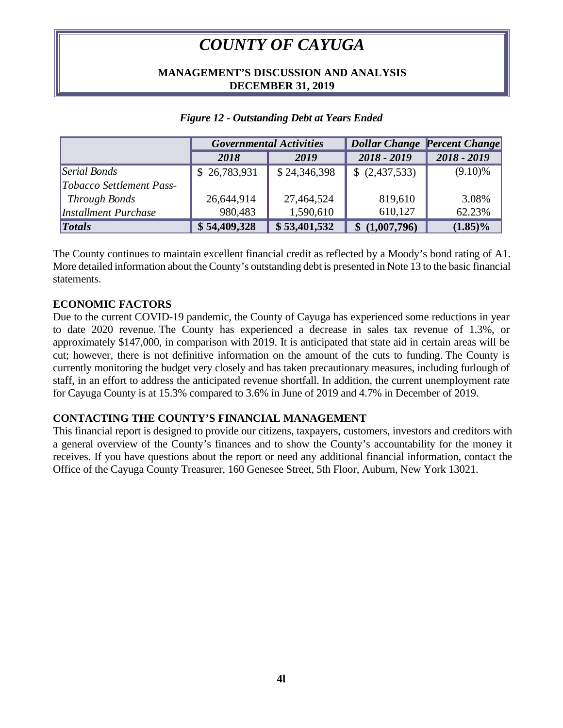*Figure 12 - Outstanding Debt at Years Ended*

| | *Governmental Activities* | | *Dollar Change* | *Percent Change* |
|---|---|---|---|---|
| | *2018* | *2019* | *2018 - 2019* | *2018 - 2019* |
| *Serial Bonds* | $ 26,783,931 | $ 24,346,398 | $ (2,437,533) | (9.10)% |
| *Tobacco Settlement Pass-Through Bonds* | 26,644,914 | 27,464,524 | 819,610 | 3.08% |
| *Installment Purchase* | 980,483 | 1,590,610 | 610,127 | 62.23% |
| ***Totals*** | **$ 54,409,328** | **$ 53,401,532** | **$ (1,007,796)** | **(1.85)%** |

The County continues to maintain excellent financial credit as reflected by a Moody's bond rating of A1. More detailed information about the County's outstanding debt is presented in Note 13 to the basic financial statements.

## ECONOMIC FACTORS

Due to the current COVID-19 pandemic, the County of Cayuga has experienced some reductions in year to date 2020 revenue. The County has experienced a decrease in sales tax revenue of 1.3%, or approximately $147,000, in comparison with 2019. It is anticipated that state aid in certain areas will be cut; however, there is not definitive information on the amount of the cuts to funding. The County is currently monitoring the budget very closely and has taken precautionary measures, including furlough of staff, in an effort to address the anticipated revenue shortfall. In addition, the current unemployment rate for Cayuga County is at 15.3% compared to 3.6% in June of 2019 and 4.7% in December of 2019.

## CONTACTING THE COUNTY'S FINANCIAL MANAGEMENT

This financial report is designed to provide our citizens, taxpayers, customers, investors and creditors with a general overview of the County's finances and to show the County's accountability for the money it receives. If you have questions about the report or need any additional financial information, contact the Office of the Cayuga County Treasurer, 160 Genesee Street, 5th Floor, Auburn, New York 13021.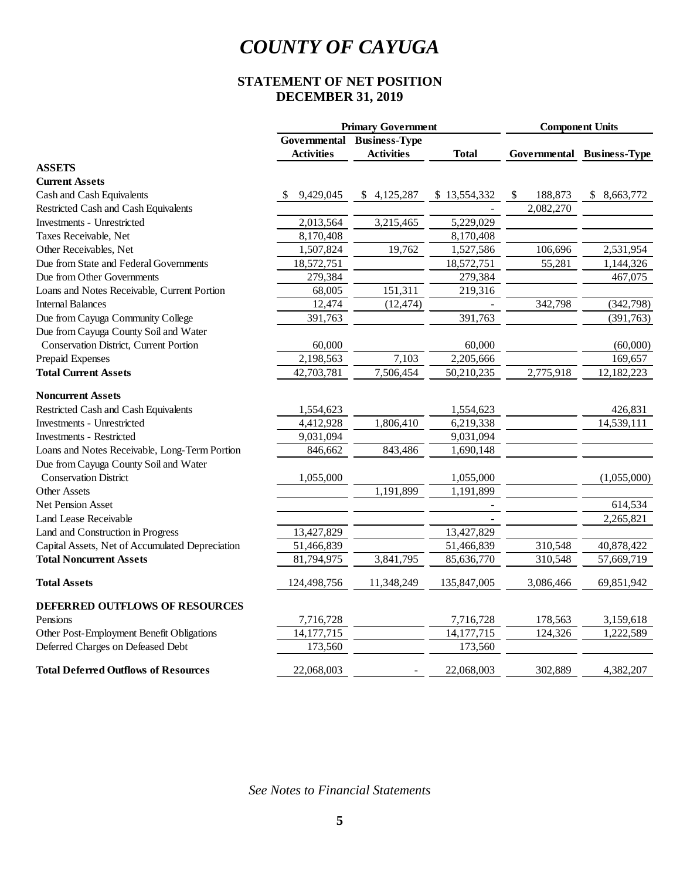# COUNTY OF CAYUGA

## STATEMENT OF NET POSITION
## DECEMBER 31, 2019

| | Primary Government | | | Component Units | |
|---|---|---|---|---|---|
| | Governmental Activities | Business-Type Activities | Total | Governmental | Business-Type |
| **ASSETS** | | | | | |
| **Current Assets** | | | | | |
| Cash and Cash Equivalents | $ 9,429,045 | $ 4,125,287 | $ 13,554,332 | $ 188,873 | $ 8,663,772 |
| Restricted Cash and Cash Equivalents | | | - | 2,082,270 | |
| Investments - Unrestricted | 2,013,564 | 3,215,465 | 5,229,029 | | |
| Taxes Receivable, Net | 8,170,408 | | 8,170,408 | | |
| Other Receivables, Net | 1,507,824 | 19,762 | 1,527,586 | 106,696 | 2,531,954 |
| Due from State and Federal Governments | 18,572,751 | | 18,572,751 | 55,281 | 1,144,326 |
| Due from Other Governments | 279,384 | | 279,384 | | 467,075 |
| Loans and Notes Receivable, Current Portion | 68,005 | 151,311 | 219,316 | | |
| Internal Balances | 12,474 | (12,474) | - | 342,798 | (342,798) |
| Due from Cayuga Community College | 391,763 | | 391,763 | | (391,763) |
| Due from Cayuga County Soil and Water Conservation District, Current Portion | 60,000 | | 60,000 | | (60,000) |
| Prepaid Expenses | 2,198,563 | 7,103 | 2,205,666 | | 169,657 |
| **Total Current Assets** | 42,703,781 | 7,506,454 | 50,210,235 | 2,775,918 | 12,182,223 |
| **Noncurrent Assets** | | | | | |
| Restricted Cash and Cash Equivalents | 1,554,623 | | 1,554,623 | | 426,831 |
| Investments - Unrestricted | 4,412,928 | 1,806,410 | 6,219,338 | | 14,539,111 |
| Investments - Restricted | 9,031,094 | | 9,031,094 | | |
| Loans and Notes Receivable, Long-Term Portion | 846,662 | 843,486 | 1,690,148 | | |
| Due from Cayuga County Soil and Water Conservation District | 1,055,000 | | 1,055,000 | | (1,055,000) |
| Other Assets | | 1,191,899 | 1,191,899 | | |
| Net Pension Asset | | | - | | 614,534 |
| Land Lease Receivable | | | - | | 2,265,821 |
| Land and Construction in Progress | 13,427,829 | | 13,427,829 | | |
| Capital Assets, Net of Accumulated Depreciation | 51,466,839 | | 51,466,839 | 310,548 | 40,878,422 |
| **Total Noncurrent Assets** | 81,794,975 | 3,841,795 | 85,636,770 | 310,548 | 57,669,719 |
| **Total Assets** | 124,498,756 | 11,348,249 | 135,847,005 | 3,086,466 | 69,851,942 |
| **DEFERRED OUTFLOWS OF RESOURCES** | | | | | |
| Pensions | 7,716,728 | | 7,716,728 | 178,563 | 3,159,618 |
| Other Post-Employment Benefit Obligations | 14,177,715 | | 14,177,715 | 124,326 | 1,222,589 |
| Deferred Charges on Defeased Debt | 173,560 | | 173,560 | | |
| **Total Deferred Outflows of Resources** | 22,068,003 | - | 22,068,003 | 302,889 | 4,382,207 |

*See Notes to Financial Statements*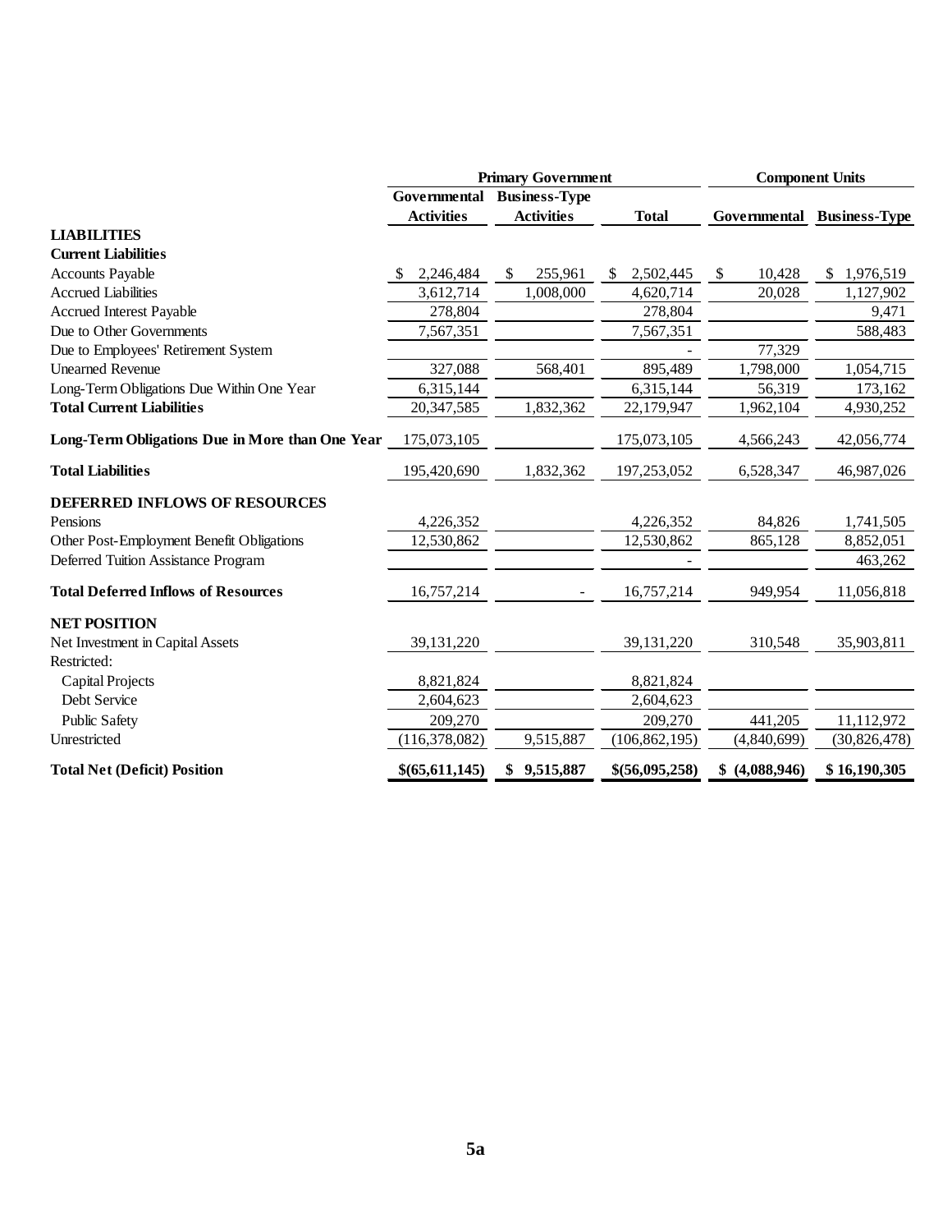| | Primary Government | | | Component Units | |
|---|---|---|---|---|---|
| | Governmental Activities | Business-Type Activities | Total | Governmental | Business-Type |
| **LIABILITIES** | | | | | |
| **Current Liabilities** | | | | | |
| Accounts Payable | $ 2,246,484 | $ 255,961 | $ 2,502,445 | $ 10,428 | $ 1,976,519 |
| Accrued Liabilities | 3,612,714 | 1,008,000 | 4,620,714 | 20,028 | 1,127,902 |
| Accrued Interest Payable | 278,804 | | 278,804 | | 9,471 |
| Due to Other Governments | 7,567,351 | | 7,567,351 | | 588,483 |
| Due to Employees' Retirement System | | | - | 77,329 | |
| Unearned Revenue | 327,088 | 568,401 | 895,489 | 1,798,000 | 1,054,715 |
| Long-Term Obligations Due Within One Year | 6,315,144 | | 6,315,144 | 56,319 | 173,162 |
| **Total Current Liabilities** | 20,347,585 | 1,832,362 | 22,179,947 | 1,962,104 | 4,930,252 |
| **Long-Term Obligations Due in More than One Year** | 175,073,105 | | 175,073,105 | 4,566,243 | 42,056,774 |
| **Total Liabilities** | 195,420,690 | 1,832,362 | 197,253,052 | 6,528,347 | 46,987,026 |
| **DEFERRED INFLOWS OF RESOURCES** | | | | | |
| Pensions | 4,226,352 | | 4,226,352 | 84,826 | 1,741,505 |
| Other Post-Employment Benefit Obligations | 12,530,862 | | 12,530,862 | 865,128 | 8,852,051 |
| Deferred Tuition Assistance Program | | | - | | 463,262 |
| **Total Deferred Inflows of Resources** | 16,757,214 | - | 16,757,214 | 949,954 | 11,056,818 |
| **NET POSITION** | | | | | |
| Net Investment in Capital Assets | 39,131,220 | | 39,131,220 | 310,548 | 35,903,811 |
| Restricted: | | | | | |
| Capital Projects | 8,821,824 | | 8,821,824 | | |
| Debt Service | 2,604,623 | | 2,604,623 | | |
| Public Safety | 209,270 | | 209,270 | 441,205 | 11,112,972 |
| Unrestricted | (116,378,082) | 9,515,887 | (106,862,195) | (4,840,699) | (30,826,478) |
| **Total Net (Deficit) Position** | **$(65,611,145)** | **$ 9,515,887** | **$(56,095,258)** | **$ (4,088,946)** | **$ 16,190,305** |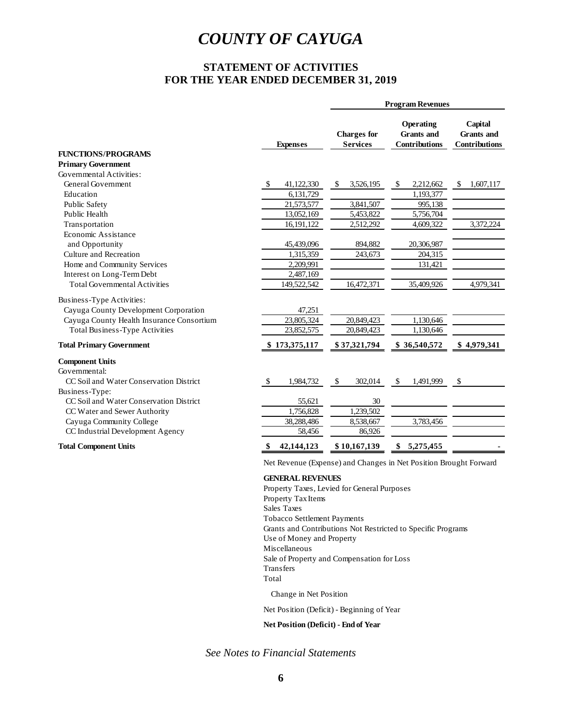# COUNTY OF CAYUGA

## STATEMENT OF ACTIVITIES
## FOR THE YEAR ENDED DECEMBER 31, 2019

| | | Program Revenues | | |
|---|---|---|---|---|
| | Expenses | Charges for Services | Operating Grants and Contributions | Capital Grants and Contributions |
| **FUNCTIONS/PROGRAMS** | | | | |
| **Primary Government** | | | | |
| Governmental Activities: | | | | |
| General Government | $ 41,122,330 | $ 3,526,195 | $ 2,212,662 | $ 1,607,117 |
| Education | 6,131,729 | | 1,193,377 | |
| Public Safety | 21,573,577 | 3,841,507 | 995,138 | |
| Public Health | 13,052,169 | 5,453,822 | 5,756,704 | |
| Transportation | 16,191,122 | 2,512,292 | 4,609,322 | 3,372,224 |
| Economic Assistance and Opportunity | 45,439,096 | 894,882 | 20,306,987 | |
| Culture and Recreation | 1,315,359 | 243,673 | 204,315 | |
| Home and Community Services | 2,209,991 | | 131,421 | |
| Interest on Long-Term Debt | 2,487,169 | | | |
| Total Governmental Activities | 149,522,542 | 16,472,371 | 35,409,926 | 4,979,341 |
| Business-Type Activities: | | | | |
| Cayuga County Development Corporation | 47,251 | | | |
| Cayuga County Health Insurance Consortium | 23,805,324 | 20,849,423 | 1,130,646 | |
| Total Business-Type Activities | 23,852,575 | 20,849,423 | 1,130,646 | |
| **Total Primary Government** | **$ 173,375,117** | **$ 37,321,794** | **$ 36,540,572** | **$ 4,979,341** |
| **Component Units** | | | | |
| Governmental: | | | | |
| CC Soil and Water Conservation District | $ 1,984,732 | $ 302,014 | $ 1,491,999 | $ |
| Business-Type: | | | | |
| CC Soil and Water Conservation District | 55,621 | 30 | | |
| CC Water and Sewer Authority | 1,756,828 | 1,239,502 | | |
| Cayuga Community College | 38,288,486 | 8,538,667 | 3,783,456 | |
| CC Industrial Development Agency | 58,456 | 86,926 | | |
| **Total Component Units** | **$ 42,144,123** | **$ 10,167,139** | **$ 5,275,455** | **-** |

Net Revenue (Expense) and Changes in Net Position Brought Forward

**GENERAL REVENUES**

Property Taxes, Levied for General Purposes
Property Tax Items
Sales Taxes
Tobacco Settlement Payments
Grants and Contributions Not Restricted to Specific Programs
Use of Money and Property
Miscellaneous
Sale of Property and Compensation for Loss
Transfers
Total

Change in Net Position

Net Position (Deficit) - Beginning of Year

**Net Position (Deficit) - End of Year**

*See Notes to Financial Statements*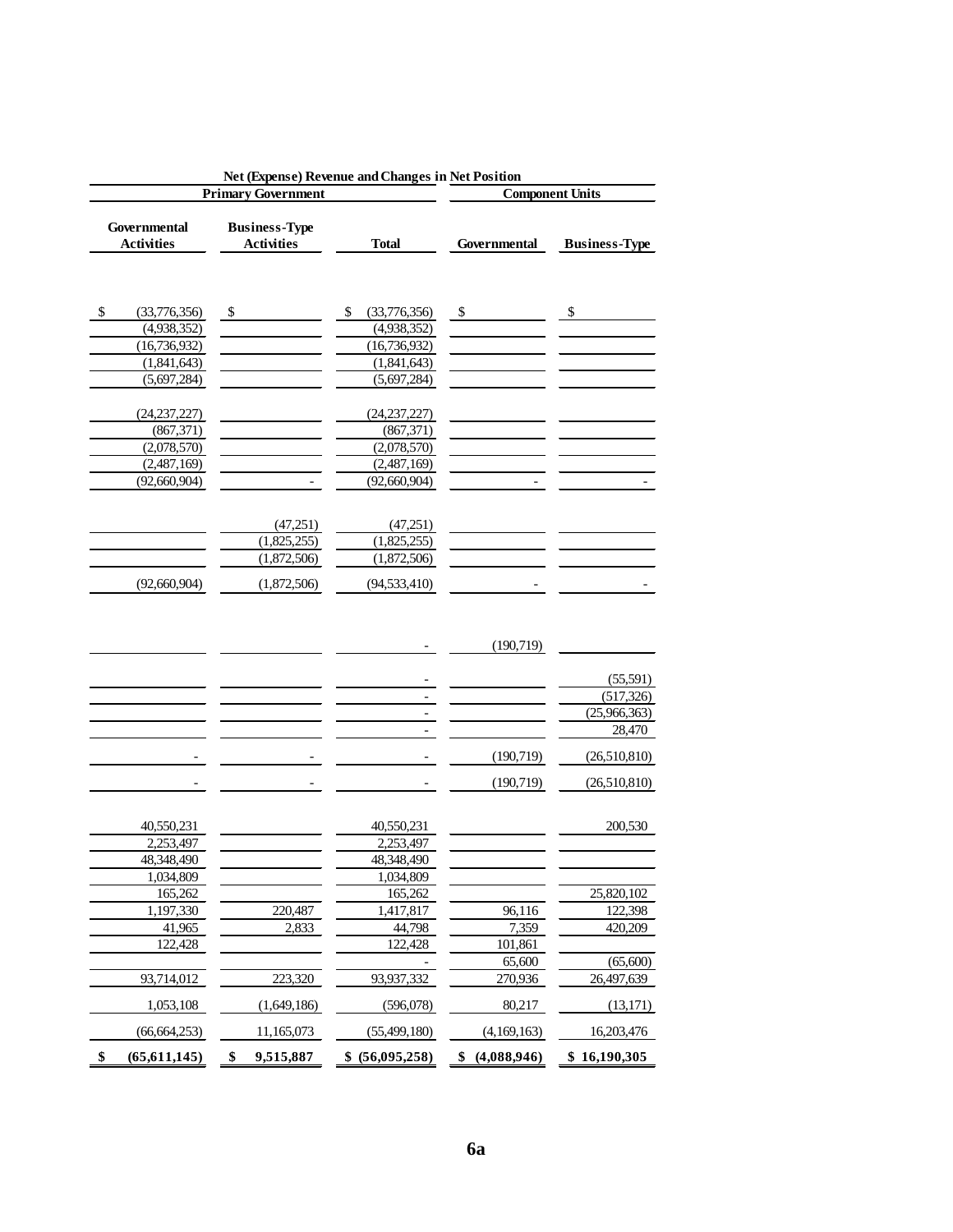| Net (Expense) Revenue and Changes in Net Position | | | | |
|---|---|---|---|---|
| Primary Government | | | Component Units | |
| Governmental Activities | Business-Type Activities | Total | Governmental | Business-Type |
| | | | | |
| $ (33,776,356) | $ | $ (33,776,356) | $ | $ |
| (4,938,352) | | (4,938,352) | | |
| (16,736,932) | | (16,736,932) | | |
| (1,841,643) | | (1,841,643) | | |
| (5,697,284) | | (5,697,284) | | |
| (24,237,227) | | (24,237,227) | | |
| (867,371) | | (867,371) | | |
| (2,078,570) | | (2,078,570) | | |
| (2,487,169) | | (2,487,169) | | |
| (92,660,904) | - | (92,660,904) | - | - |
| | (47,251) | (47,251) | | |
| | (1,825,255) | (1,825,255) | | |
| | (1,872,506) | (1,872,506) | | |
| (92,660,904) | (1,872,506) | (94,533,410) | - | - |
| | | - | (190,719) | |
| | | - | | (55,591) |
| | | - | | (517,326) |
| | | - | | (25,966,363) |
| | | - | | 28,470 |
| - | - | - | (190,719) | (26,510,810) |
| - | - | - | (190,719) | (26,510,810) |
| 40,550,231 | | 40,550,231 | | 200,530 |
| 2,253,497 | | 2,253,497 | | |
| 48,348,490 | | 48,348,490 | | |
| 1,034,809 | | 1,034,809 | | |
| 165,262 | | 165,262 | | 25,820,102 |
| 1,197,330 | 220,487 | 1,417,817 | 96,116 | 122,398 |
| 41,965 | 2,833 | 44,798 | 7,359 | 420,209 |
| 122,428 | | 122,428 | 101,861 | |
| | | - | 65,600 | (65,600) |
| 93,714,012 | 223,320 | 93,937,332 | 270,936 | 26,497,639 |
| 1,053,108 | (1,649,186) | (596,078) | 80,217 | (13,171) |
| (66,664,253) | 11,165,073 | (55,499,180) | (4,169,163) | 16,203,476 |
| **$ (65,611,145)** | **$ 9,515,887** | **$ (56,095,258)** | **$ (4,088,946)** | **$ 16,190,305** |

**6a**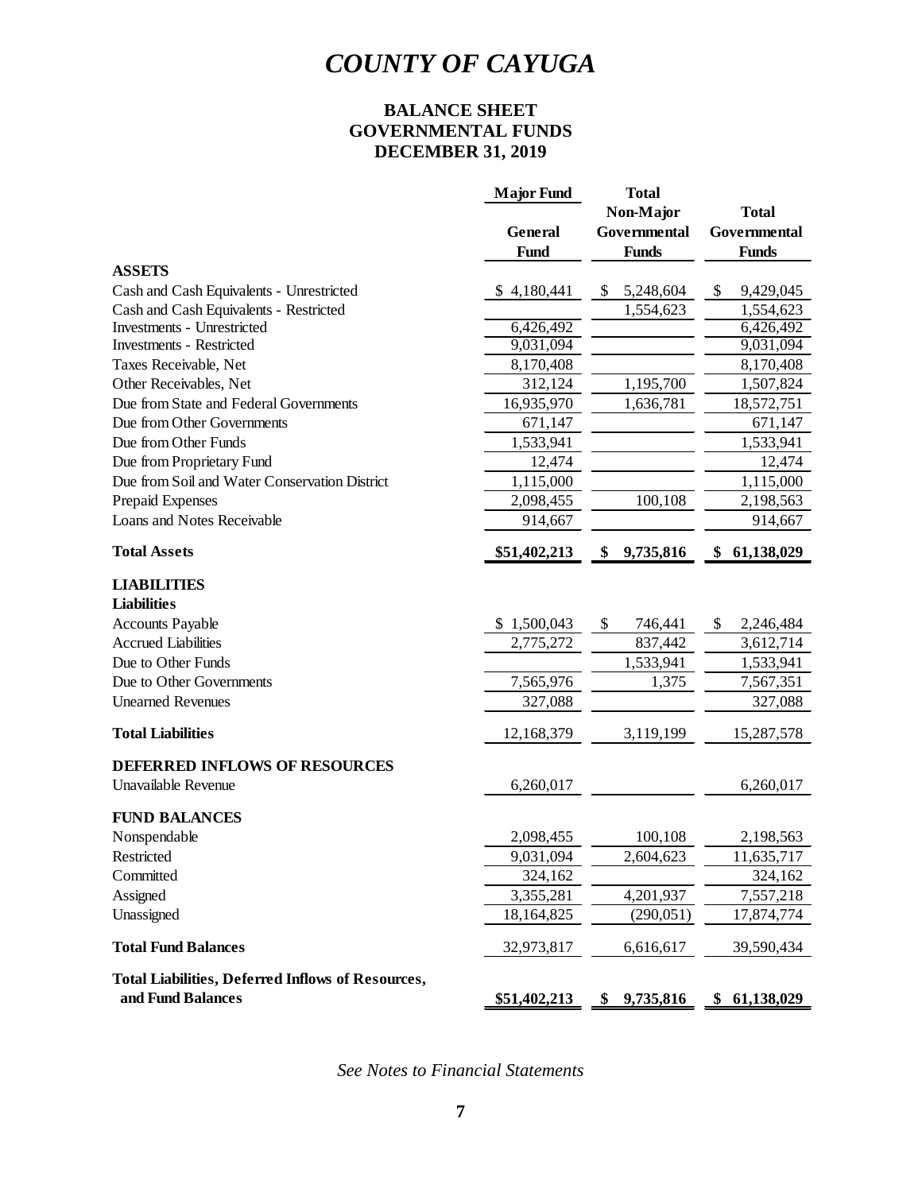# COUNTY OF CAYUGA

## BALANCE SHEET
## GOVERNMENTAL FUNDS
## DECEMBER 31, 2019

| | Major Fund General Fund | Total Non-Major Governmental Funds | Total Governmental Funds |
|---|---|---|---|
| **ASSETS** | | | |
| Cash and Cash Equivalents - Unrestricted | $ 4,180,441 | $ 5,248,604 | $ 9,429,045 |
| Cash and Cash Equivalents - Restricted | | 1,554,623 | 1,554,623 |
| Investments - Unrestricted | 6,426,492 | | 6,426,492 |
| Investments - Restricted | 9,031,094 | | 9,031,094 |
| Taxes Receivable, Net | 8,170,408 | | 8,170,408 |
| Other Receivables, Net | 312,124 | 1,195,700 | 1,507,824 |
| Due from State and Federal Governments | 16,935,970 | 1,636,781 | 18,572,751 |
| Due from Other Governments | 671,147 | | 671,147 |
| Due from Other Funds | 1,533,941 | | 1,533,941 |
| Due from Proprietary Fund | 12,474 | | 12,474 |
| Due from Soil and Water Conservation District | 1,115,000 | | 1,115,000 |
| Prepaid Expenses | 2,098,455 | 100,108 | 2,198,563 |
| Loans and Notes Receivable | 914,667 | | 914,667 |
| **Total Assets** | **$51,402,213** | **$ 9,735,816** | **$ 61,138,029** |
| **LIABILITIES** | | | |
| **Liabilities** | | | |
| Accounts Payable | $ 1,500,043 | $ 746,441 | $ 2,246,484 |
| Accrued Liabilities | 2,775,272 | 837,442 | 3,612,714 |
| Due to Other Funds | | 1,533,941 | 1,533,941 |
| Due to Other Governments | 7,565,976 | 1,375 | 7,567,351 |
| Unearned Revenues | 327,088 | | 327,088 |
| **Total Liabilities** | 12,168,379 | 3,119,199 | 15,287,578 |
| **DEFERRED INFLOWS OF RESOURCES** | | | |
| Unavailable Revenue | 6,260,017 | | 6,260,017 |
| **FUND BALANCES** | | | |
| Nonspendable | 2,098,455 | 100,108 | 2,198,563 |
| Restricted | 9,031,094 | 2,604,623 | 11,635,717 |
| Committed | 324,162 | | 324,162 |
| Assigned | 3,355,281 | 4,201,937 | 7,557,218 |
| Unassigned | 18,164,825 | (290,051) | 17,874,774 |
| **Total Fund Balances** | 32,973,817 | 6,616,617 | 39,590,434 |
| **Total Liabilities, Deferred Inflows of Resources, and Fund Balances** | **$51,402,213** | **$ 9,735,816** | **$ 61,138,029** |

*See Notes to Financial Statements*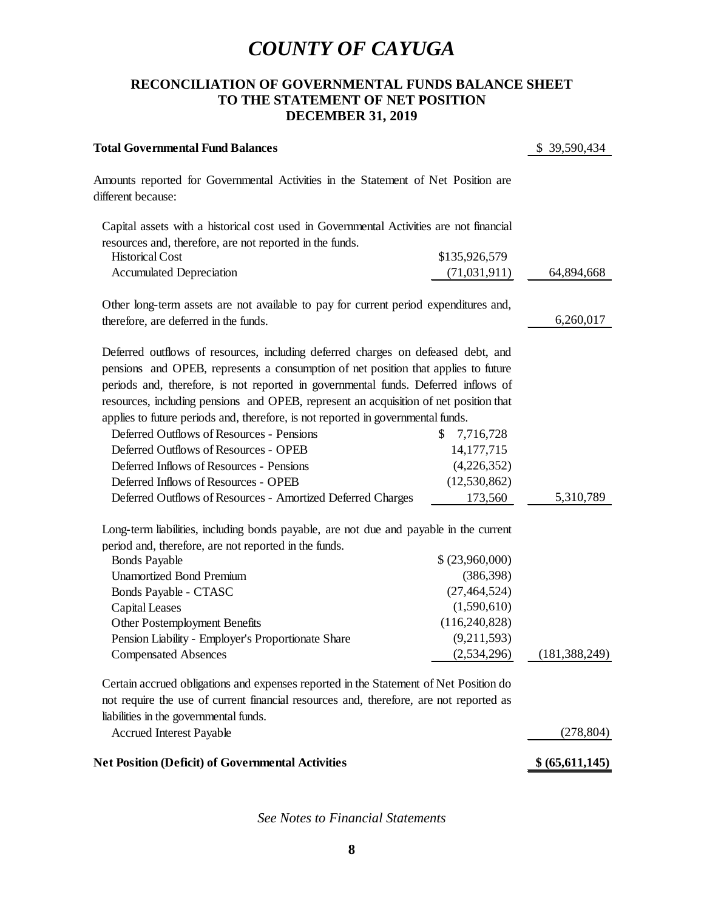# COUNTY OF CAYUGA

## RECONCILIATION OF GOVERNMENTAL FUNDS BALANCE SHEET TO THE STATEMENT OF NET POSITION DECEMBER 31, 2019

| | | |
|---|---|---|
| **Total Governmental Fund Balances** | | $ 39,590,434 |
| Amounts reported for Governmental Activities in the Statement of Net Position are different because: | | |
| Capital assets with a historical cost used in Governmental Activities are not financial resources and, therefore, are not reported in the funds. | | |
| Historical Cost | $135,926,579 | |
| Accumulated Depreciation | (71,031,911) | 64,894,668 |
| Other long-term assets are not available to pay for current period expenditures and, therefore, are deferred in the funds. | | 6,260,017 |
| Deferred outflows of resources, including deferred charges on defeased debt, and pensions and OPEB, represents a consumption of net position that applies to future periods and, therefore, is not reported in governmental funds. Deferred inflows of resources, including pensions and OPEB, represent an acquisition of net position that applies to future periods and, therefore, is not reported in governmental funds. | | |
| Deferred Outflows of Resources - Pensions | $ 7,716,728 | |
| Deferred Outflows of Resources - OPEB | 14,177,715 | |
| Deferred Inflows of Resources - Pensions | (4,226,352) | |
| Deferred Inflows of Resources - OPEB | (12,530,862) | |
| Deferred Outflows of Resources - Amortized Deferred Charges | 173,560 | 5,310,789 |
| Long-term liabilities, including bonds payable, are not due and payable in the current period and, therefore, are not reported in the funds. | | |
| Bonds Payable | $ (23,960,000) | |
| Unamortized Bond Premium | (386,398) | |
| Bonds Payable - CTASC | (27,464,524) | |
| Capital Leases | (1,590,610) | |
| Other Postemployment Benefits | (116,240,828) | |
| Pension Liability - Employer's Proportionate Share | (9,211,593) | |
| Compensated Absences | (2,534,296) | (181,388,249) |
| Certain accrued obligations and expenses reported in the Statement of Net Position do not require the use of current financial resources and, therefore, are not reported as liabilities in the governmental funds. | | |
| Accrued Interest Payable | | (278,804) |
| **Net Position (Deficit) of Governmental Activities** | | **$ (65,611,145)** |

*See Notes to Financial Statements*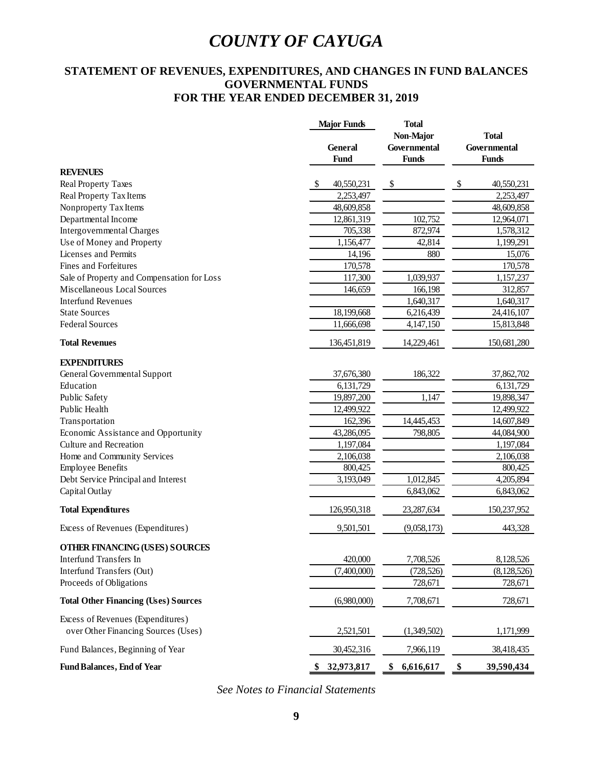# *COUNTY OF CAYUGA*

## STATEMENT OF REVENUES, EXPENDITURES, AND CHANGES IN FUND BALANCES
## GOVERNMENTAL FUNDS
## FOR THE YEAR ENDED DECEMBER 31, 2019

| | Major Funds | Total | |
|---|---|---|---|
| | General Fund | Non-Major Governmental Funds | Total Governmental Funds |
| **REVENUES** | | | |
| Real Property Taxes | $ 40,550,231 | $ | $ 40,550,231 |
| Real Property Tax Items | 2,253,497 | | 2,253,497 |
| Nonproperty Tax Items | 48,609,858 | | 48,609,858 |
| Departmental Income | 12,861,319 | 102,752 | 12,964,071 |
| Intergovernmental Charges | 705,338 | 872,974 | 1,578,312 |
| Use of Money and Property | 1,156,477 | 42,814 | 1,199,291 |
| Licenses and Permits | 14,196 | 880 | 15,076 |
| Fines and Forfeitures | 170,578 | | 170,578 |
| Sale of Property and Compensation for Loss | 117,300 | 1,039,937 | 1,157,237 |
| Miscellaneous Local Sources | 146,659 | 166,198 | 312,857 |
| Interfund Revenues | | 1,640,317 | 1,640,317 |
| State Sources | 18,199,668 | 6,216,439 | 24,416,107 |
| Federal Sources | 11,666,698 | 4,147,150 | 15,813,848 |
| **Total Revenues** | 136,451,819 | 14,229,461 | 150,681,280 |
| **EXPENDITURES** | | | |
| General Governmental Support | 37,676,380 | 186,322 | 37,862,702 |
| Education | 6,131,729 | | 6,131,729 |
| Public Safety | 19,897,200 | 1,147 | 19,898,347 |
| Public Health | 12,499,922 | | 12,499,922 |
| Transportation | 162,396 | 14,445,453 | 14,607,849 |
| Economic Assistance and Opportunity | 43,286,095 | 798,805 | 44,084,900 |
| Culture and Recreation | 1,197,084 | | 1,197,084 |
| Home and Community Services | 2,106,038 | | 2,106,038 |
| Employee Benefits | 800,425 | | 800,425 |
| Debt Service Principal and Interest | 3,193,049 | 1,012,845 | 4,205,894 |
| Capital Outlay | | 6,843,062 | 6,843,062 |
| **Total Expenditures** | 126,950,318 | 23,287,634 | 150,237,952 |
| Excess of Revenues (Expenditures) | 9,501,501 | (9,058,173) | 443,328 |
| **OTHER FINANCING (USES) SOURCES** | | | |
| Interfund Transfers In | 420,000 | 7,708,526 | 8,128,526 |
| Interfund Transfers (Out) | (7,400,000) | (728,526) | (8,128,526) |
| Proceeds of Obligations | | 728,671 | 728,671 |
| **Total Other Financing (Uses) Sources** | (6,980,000) | 7,708,671 | 728,671 |
| Excess of Revenues (Expenditures) over Other Financing Sources (Uses) | 2,521,501 | (1,349,502) | 1,171,999 |
| Fund Balances, Beginning of Year | 30,452,316 | 7,966,119 | 38,418,435 |
| **Fund Balances, End of Year** | **$ 32,973,817** | **$ 6,616,617** | **$ 39,590,434** |

*See Notes to Financial Statements*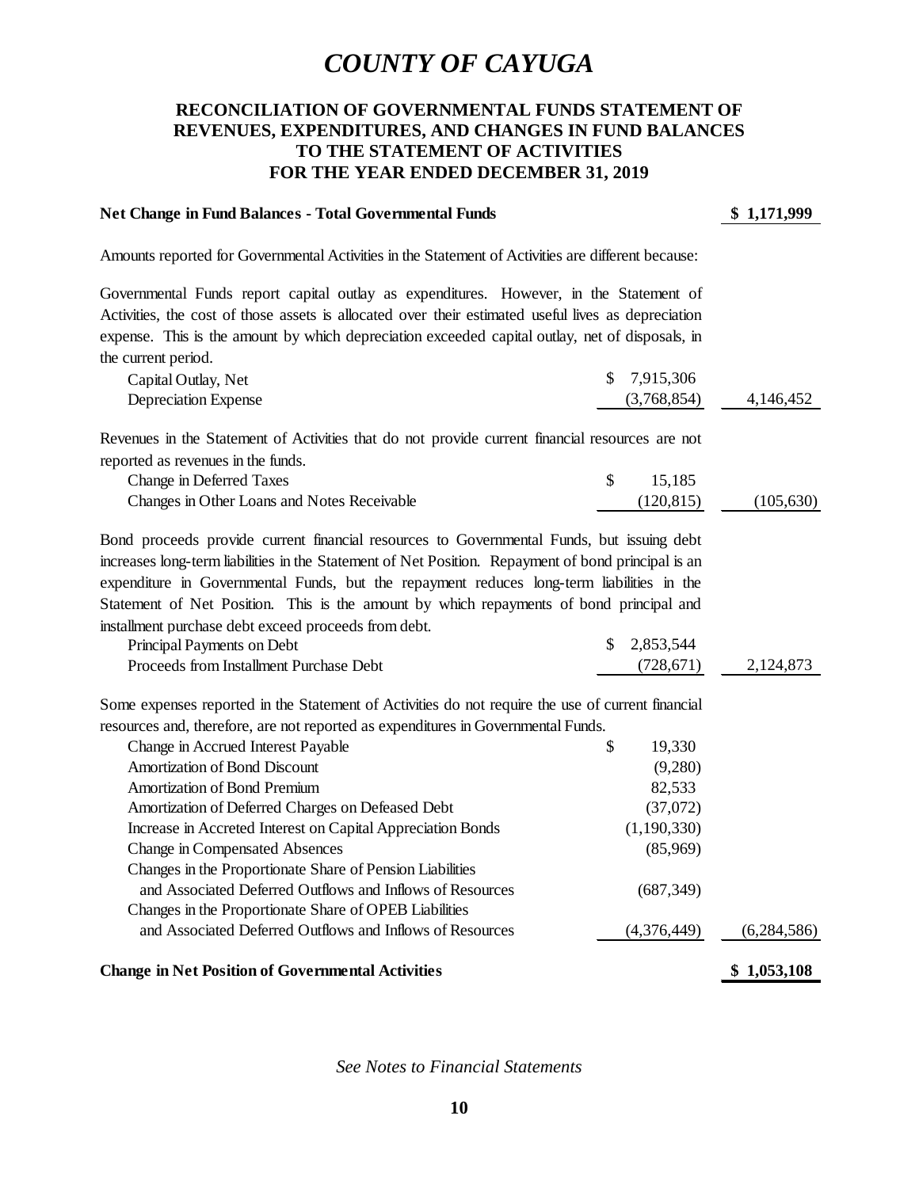# *COUNTY OF CAYUGA*

## RECONCILIATION OF GOVERNMENTAL FUNDS STATEMENT OF REVENUES, EXPENDITURES, AND CHANGES IN FUND BALANCES TO THE STATEMENT OF ACTIVITIES FOR THE YEAR ENDED DECEMBER 31, 2019

| | | |
|---|---|---|
| **Net Change in Fund Balances - Total Governmental Funds** | | **$ 1,171,999** |
| Amounts reported for Governmental Activities in the Statement of Activities are different because: | | |
| Governmental Funds report capital outlay as expenditures. However, in the Statement of Activities, the cost of those assets is allocated over their estimated useful lives as depreciation expense. This is the amount by which depreciation exceeded capital outlay, net of disposals, in the current period. | | |
| Capital Outlay, Net | $ 7,915,306 | |
| Depreciation Expense | (3,768,854) | 4,146,452 |
| Revenues in the Statement of Activities that do not provide current financial resources are not reported as revenues in the funds. | | |
| Change in Deferred Taxes | $ 15,185 | |
| Changes in Other Loans and Notes Receivable | (120,815) | (105,630) |
| Bond proceeds provide current financial resources to Governmental Funds, but issuing debt increases long-term liabilities in the Statement of Net Position. Repayment of bond principal is an expenditure in Governmental Funds, but the repayment reduces long-term liabilities in the Statement of Net Position. This is the amount by which repayments of bond principal and installment purchase debt exceed proceeds from debt. | | |
| Principal Payments on Debt | $ 2,853,544 | |
| Proceeds from Installment Purchase Debt | (728,671) | 2,124,873 |
| Some expenses reported in the Statement of Activities do not require the use of current financial resources and, therefore, are not reported as expenditures in Governmental Funds. | | |
| Change in Accrued Interest Payable | $ 19,330 | |
| Amortization of Bond Discount | (9,280) | |
| Amortization of Bond Premium | 82,533 | |
| Amortization of Deferred Charges on Defeased Debt | (37,072) | |
| Increase in Accreted Interest on Capital Appreciation Bonds | (1,190,330) | |
| Change in Compensated Absences | (85,969) | |
| Changes in the Proportionate Share of Pension Liabilities and Associated Deferred Outflows and Inflows of Resources | (687,349) | |
| Changes in the Proportionate Share of OPEB Liabilities and Associated Deferred Outflows and Inflows of Resources | (4,376,449) | (6,284,586) |
| **Change in Net Position of Governmental Activities** | | **$ 1,053,108** |

*See Notes to Financial Statements*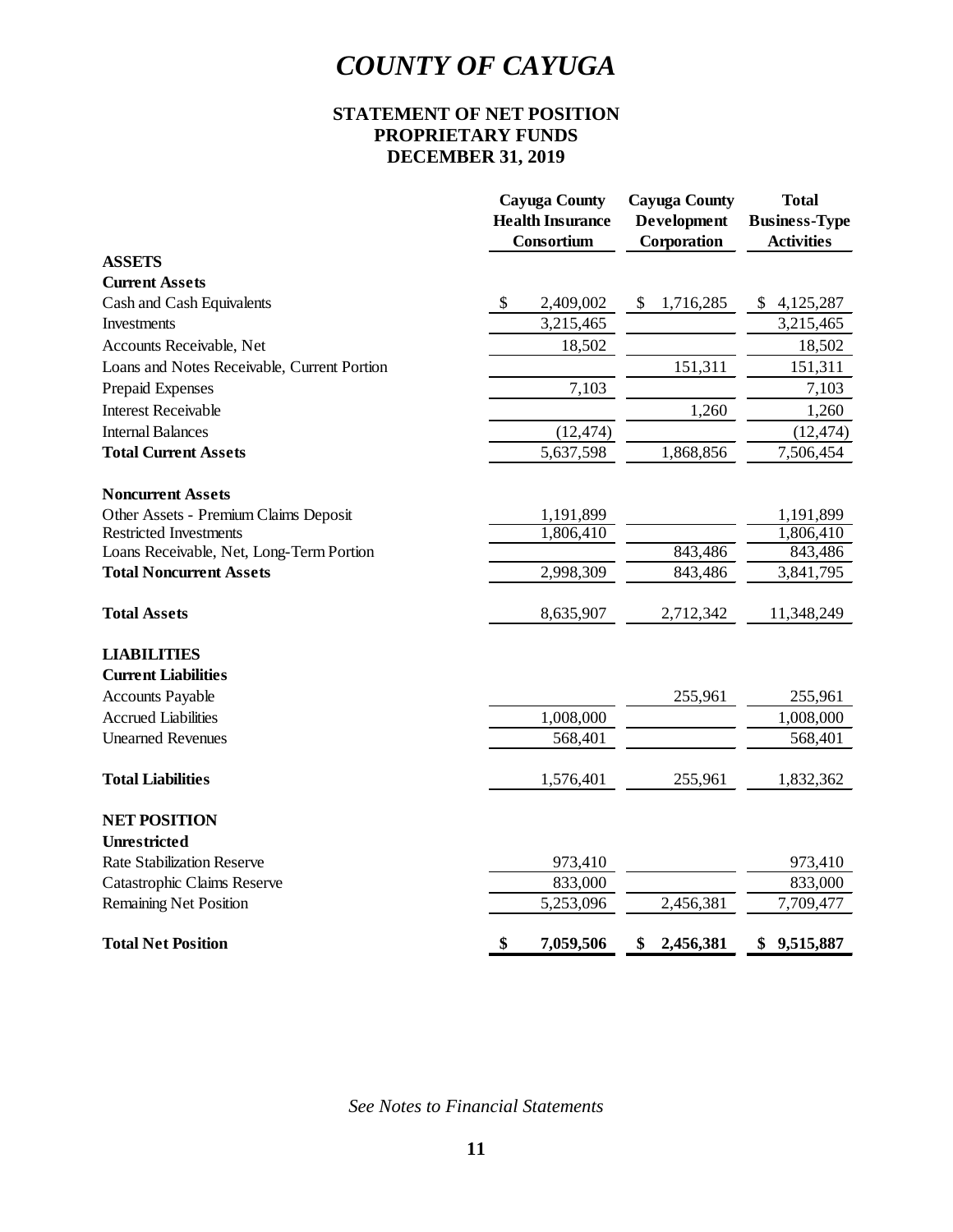# COUNTY OF CAYUGA

## STATEMENT OF NET POSITION
## PROPRIETARY FUNDS
## DECEMBER 31, 2019

| | Cayuga County Health Insurance Consortium | Cayuga County Development Corporation | Total Business-Type Activities |
|---|---|---|---|
| **ASSETS** | | | |
| **Current Assets** | | | |
| Cash and Cash Equivalents | $ 2,409,002 | $ 1,716,285 | $ 4,125,287 |
| Investments | 3,215,465 | | 3,215,465 |
| Accounts Receivable, Net | 18,502 | | 18,502 |
| Loans and Notes Receivable, Current Portion | | 151,311 | 151,311 |
| Prepaid Expenses | 7,103 | | 7,103 |
| Interest Receivable | | 1,260 | 1,260 |
| Internal Balances | (12,474) | | (12,474) |
| **Total Current Assets** | 5,637,598 | 1,868,856 | 7,506,454 |
| **Noncurrent Assets** | | | |
| Other Assets - Premium Claims Deposit | 1,191,899 | | 1,191,899 |
| Restricted Investments | 1,806,410 | | 1,806,410 |
| Loans Receivable, Net, Long-Term Portion | | 843,486 | 843,486 |
| **Total Noncurrent Assets** | 2,998,309 | 843,486 | 3,841,795 |
| **Total Assets** | 8,635,907 | 2,712,342 | 11,348,249 |
| **LIABILITIES** | | | |
| **Current Liabilities** | | | |
| Accounts Payable | | 255,961 | 255,961 |
| Accrued Liabilities | 1,008,000 | | 1,008,000 |
| Unearned Revenues | 568,401 | | 568,401 |
| **Total Liabilities** | 1,576,401 | 255,961 | 1,832,362 |
| **NET POSITION** | | | |
| **Unrestricted** | | | |
| Rate Stabilization Reserve | 973,410 | | 973,410 |
| Catastrophic Claims Reserve | 833,000 | | 833,000 |
| Remaining Net Position | 5,253,096 | 2,456,381 | 7,709,477 |
| **Total Net Position** | **$ 7,059,506** | **$ 2,456,381** | **$ 9,515,887** |

*See Notes to Financial Statements*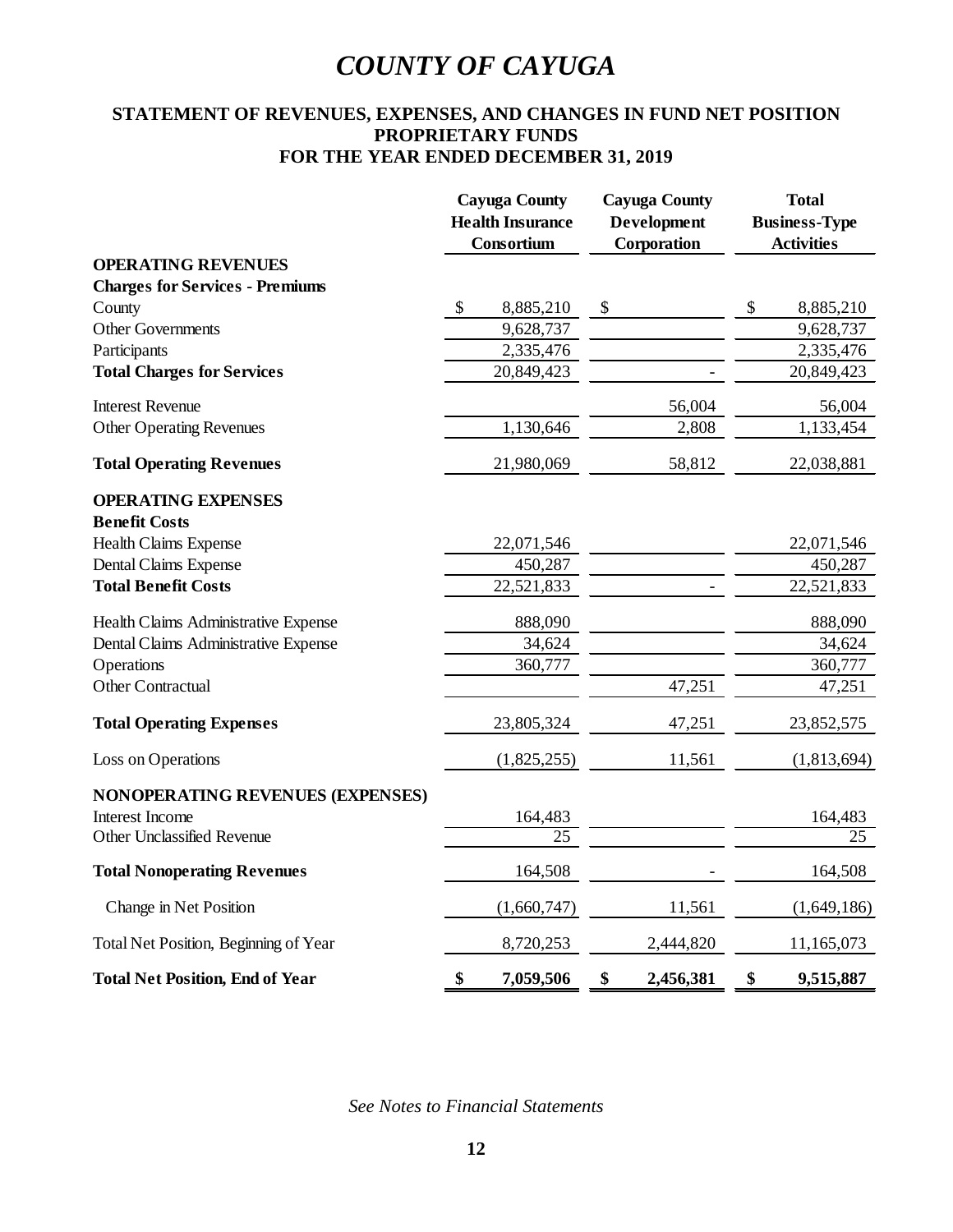# COUNTY OF CAYUGA

## STATEMENT OF REVENUES, EXPENSES, AND CHANGES IN FUND NET POSITION
## PROPRIETARY FUNDS
## FOR THE YEAR ENDED DECEMBER 31, 2019

| | Cayuga County Health Insurance Consortium | Cayuga County Development Corporation | Total Business-Type Activities |
|---|---|---|---|
| **OPERATING REVENUES** | | | |
| **Charges for Services - Premiums** | | | |
| County | $ 8,885,210 | $ | $ 8,885,210 |
| Other Governments | 9,628,737 | | 9,628,737 |
| Participants | 2,335,476 | | 2,335,476 |
| **Total Charges for Services** | 20,849,423 | - | 20,849,423 |
| Interest Revenue | | 56,004 | 56,004 |
| Other Operating Revenues | 1,130,646 | 2,808 | 1,133,454 |
| **Total Operating Revenues** | 21,980,069 | 58,812 | 22,038,881 |
| **OPERATING EXPENSES** | | | |
| **Benefit Costs** | | | |
| Health Claims Expense | 22,071,546 | | 22,071,546 |
| Dental Claims Expense | 450,287 | | 450,287 |
| **Total Benefit Costs** | 22,521,833 | - | 22,521,833 |
| Health Claims Administrative Expense | 888,090 | | 888,090 |
| Dental Claims Administrative Expense | 34,624 | | 34,624 |
| Operations | 360,777 | | 360,777 |
| Other Contractual | | 47,251 | 47,251 |
| **Total Operating Expenses** | 23,805,324 | 47,251 | 23,852,575 |
| Loss on Operations | (1,825,255) | 11,561 | (1,813,694) |
| **NONOPERATING REVENUES (EXPENSES)** | | | |
| Interest Income | 164,483 | | 164,483 |
| Other Unclassified Revenue | 25 | | 25 |
| **Total Nonoperating Revenues** | 164,508 | - | 164,508 |
| Change in Net Position | (1,660,747) | 11,561 | (1,649,186) |
| Total Net Position, Beginning of Year | 8,720,253 | 2,444,820 | 11,165,073 |
| **Total Net Position, End of Year** | **$ 7,059,506** | **$ 2,456,381** | **$ 9,515,887** |

*See Notes to Financial Statements*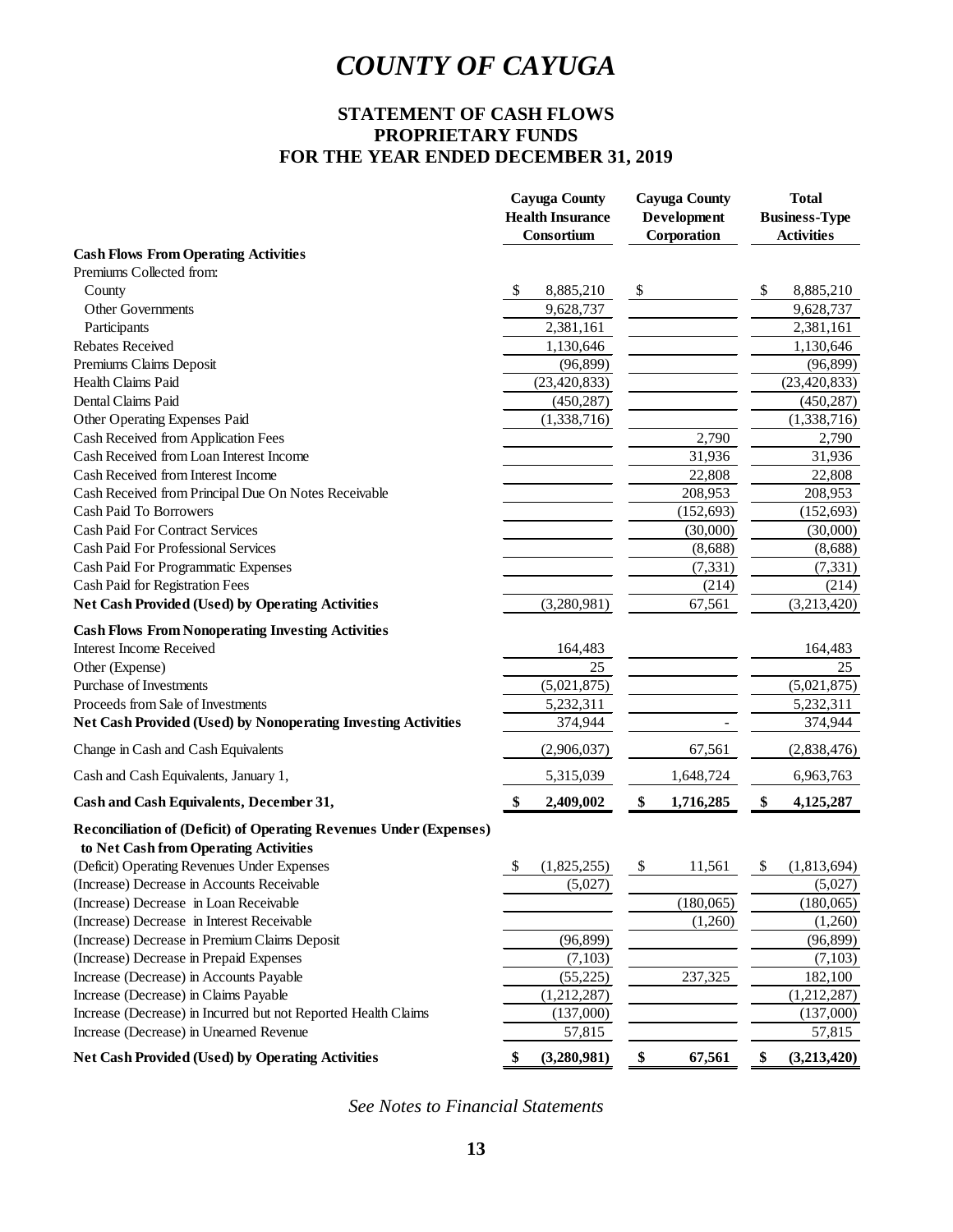# COUNTY OF CAYUGA

## STATEMENT OF CASH FLOWS
## PROPRIETARY FUNDS
## FOR THE YEAR ENDED DECEMBER 31, 2019

| | Cayuga County Health Insurance Consortium | Cayuga County Development Corporation | Total Business-Type Activities |
|---|---|---|---|
| **Cash Flows From Operating Activities** | | | |
| Premiums Collected from: | | | |
| County | $ 8,885,210 | $ | $ 8,885,210 |
| Other Governments | 9,628,737 | | 9,628,737 |
| Participants | 2,381,161 | | 2,381,161 |
| Rebates Received | 1,130,646 | | 1,130,646 |
| Premiums Claims Deposit | (96,899) | | (96,899) |
| Health Claims Paid | (23,420,833) | | (23,420,833) |
| Dental Claims Paid | (450,287) | | (450,287) |
| Other Operating Expenses Paid | (1,338,716) | | (1,338,716) |
| Cash Received from Application Fees | | 2,790 | 2,790 |
| Cash Received from Loan Interest Income | | 31,936 | 31,936 |
| Cash Received from Interest Income | | 22,808 | 22,808 |
| Cash Received from Principal Due On Notes Receivable | | 208,953 | 208,953 |
| Cash Paid To Borrowers | | (152,693) | (152,693) |
| Cash Paid For Contract Services | | (30,000) | (30,000) |
| Cash Paid For Professional Services | | (8,688) | (8,688) |
| Cash Paid For Programmatic Expenses | | (7,331) | (7,331) |
| Cash Paid for Registration Fees | | (214) | (214) |
| **Net Cash Provided (Used) by Operating Activities** | (3,280,981) | 67,561 | (3,213,420) |
| **Cash Flows From Nonoperating Investing Activities** | | | |
| Interest Income Received | 164,483 | | 164,483 |
| Other (Expense) | 25 | | 25 |
| Purchase of Investments | (5,021,875) | | (5,021,875) |
| Proceeds from Sale of Investments | 5,232,311 | | 5,232,311 |
| **Net Cash Provided (Used) by Nonoperating Investing Activities** | 374,944 | - | 374,944 |
| Change in Cash and Cash Equivalents | (2,906,037) | 67,561 | (2,838,476) |
| Cash and Cash Equivalents, January 1, | 5,315,039 | 1,648,724 | 6,963,763 |
| **Cash and Cash Equivalents, December 31,** | **$ 2,409,002** | **$ 1,716,285** | **$ 4,125,287** |
| **Reconciliation of (Deficit) of Operating Revenues Under (Expenses) to Net Cash from Operating Activities** | | | |
| (Deficit) Operating Revenues Under Expenses | $ (1,825,255) | $ 11,561 | $ (1,813,694) |
| (Increase) Decrease in Accounts Receivable | (5,027) | | (5,027) |
| (Increase) Decrease in Loan Receivable | | (180,065) | (180,065) |
| (Increase) Decrease in Interest Receivable | | (1,260) | (1,260) |
| (Increase) Decrease in Premium Claims Deposit | (96,899) | | (96,899) |
| (Increase) Decrease in Prepaid Expenses | (7,103) | | (7,103) |
| Increase (Decrease) in Accounts Payable | (55,225) | 237,325 | 182,100 |
| Increase (Decrease) in Claims Payable | (1,212,287) | | (1,212,287) |
| Increase (Decrease) in Incurred but not Reported Health Claims | (137,000) | | (137,000) |
| Increase (Decrease) in Unearned Revenue | 57,815 | | 57,815 |
| **Net Cash Provided (Used) by Operating Activities** | **$ (3,280,981)** | **$ 67,561** | **$ (3,213,420)** |

*See Notes to Financial Statements*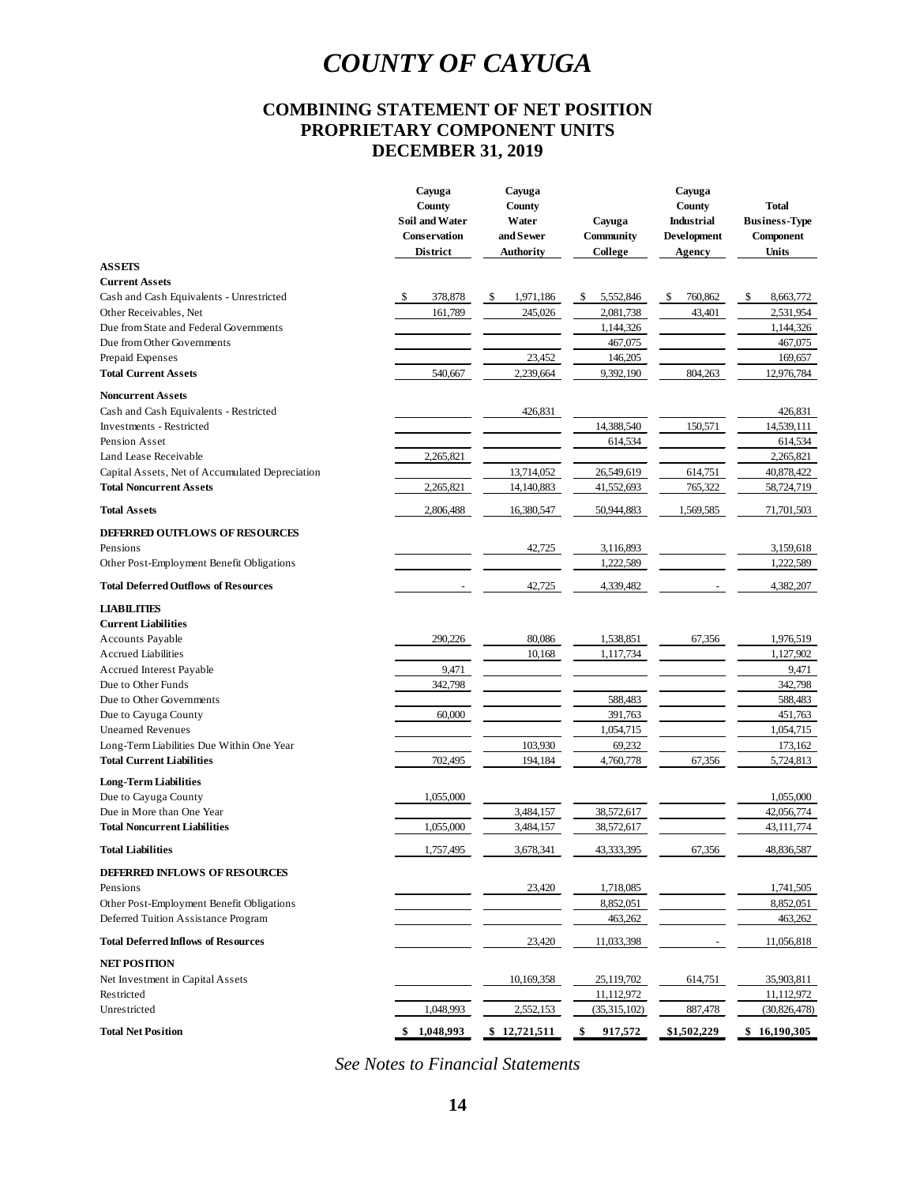# COUNTY OF CAYUGA

## COMBINING STATEMENT OF NET POSITION
## PROPRIETARY COMPONENT UNITS
## DECEMBER 31, 2019

| | Cayuga County Soil and Water Conservation District | Cayuga County Water and Sewer Authority | Cayuga Community College | Cayuga County Industrial Development Agency | Total Business-Type Component Units |
|---|---|---|---|---|---|
| **ASSETS** | | | | | |
| **Current Assets** | | | | | |
| Cash and Cash Equivalents - Unrestricted | $ 378,878 | $ 1,971,186 | $ 5,552,846 | $ 760,862 | $ 8,663,772 |
| Other Receivables, Net | 161,789 | 245,026 | 2,081,738 | 43,401 | 2,531,954 |
| Due from State and Federal Governments | | | 1,144,326 | | 1,144,326 |
| Due from Other Governments | | | 467,075 | | 467,075 |
| Prepaid Expenses | | 23,452 | 146,205 | | 169,657 |
| **Total Current Assets** | 540,667 | 2,239,664 | 9,392,190 | 804,263 | 12,976,784 |
| **Noncurrent Assets** | | | | | |
| Cash and Cash Equivalents - Restricted | | 426,831 | | | 426,831 |
| Investments - Restricted | | | 14,388,540 | 150,571 | 14,539,111 |
| Pension Asset | | | 614,534 | | 614,534 |
| Land Lease Receivable | 2,265,821 | | | | 2,265,821 |
| Capital Assets, Net of Accumulated Depreciation | | 13,714,052 | 26,549,619 | 614,751 | 40,878,422 |
| **Total Noncurrent Assets** | 2,265,821 | 14,140,883 | 41,552,693 | 765,322 | 58,724,719 |
| **Total Assets** | 2,806,488 | 16,380,547 | 50,944,883 | 1,569,585 | 71,701,503 |
| **DEFERRED OUTFLOWS OF RESOURCES** | | | | | |
| Pensions | | 42,725 | 3,116,893 | | 3,159,618 |
| Other Post-Employment Benefit Obligations | | | 1,222,589 | | 1,222,589 |
| **Total Deferred Outflows of Resources** | - | 42,725 | 4,339,482 | - | 4,382,207 |
| **LIABILITIES** | | | | | |
| **Current Liabilities** | | | | | |
| Accounts Payable | 290,226 | 80,086 | 1,538,851 | 67,356 | 1,976,519 |
| Accrued Liabilities | | 10,168 | 1,117,734 | | 1,127,902 |
| Accrued Interest Payable | 9,471 | | | | 9,471 |
| Due to Other Funds | 342,798 | | | | 342,798 |
| Due to Other Governments | | | 588,483 | | 588,483 |
| Due to Cayuga County | 60,000 | | 391,763 | | 451,763 |
| Unearned Revenues | | | 1,054,715 | | 1,054,715 |
| Long-Term Liabilities Due Within One Year | | 103,930 | 69,232 | | 173,162 |
| **Total Current Liabilities** | 702,495 | 194,184 | 4,760,778 | 67,356 | 5,724,813 |
| **Long-Term Liabilities** | | | | | |
| Due to Cayuga County | 1,055,000 | | | | 1,055,000 |
| Due in More than One Year | | 3,484,157 | 38,572,617 | | 42,056,774 |
| **Total Noncurrent Liabilities** | 1,055,000 | 3,484,157 | 38,572,617 | | 43,111,774 |
| **Total Liabilities** | 1,757,495 | 3,678,341 | 43,333,395 | 67,356 | 48,836,587 |
| **DEFERRED INFLOWS OF RESOURCES** | | | | | |
| Pensions | | 23,420 | 1,718,085 | | 1,741,505 |
| Other Post-Employment Benefit Obligations | | | 8,852,051 | | 8,852,051 |
| Deferred Tuition Assistance Program | | | 463,262 | | 463,262 |
| **Total Deferred Inflows of Resources** | | 23,420 | 11,033,398 | - | 11,056,818 |
| **NET POSITION** | | | | | |
| Net Investment in Capital Assets | | 10,169,358 | 25,119,702 | 614,751 | 35,903,811 |
| Restricted | | | 11,112,972 | | 11,112,972 |
| Unrestricted | 1,048,993 | 2,552,153 | (35,315,102) | 887,478 | (30,826,478) |
| **Total Net Position** | **$ 1,048,993** | **$ 12,721,511** | **$ 917,572** | **$1,502,229** | **$ 16,190,305** |

*See Notes to Financial Statements*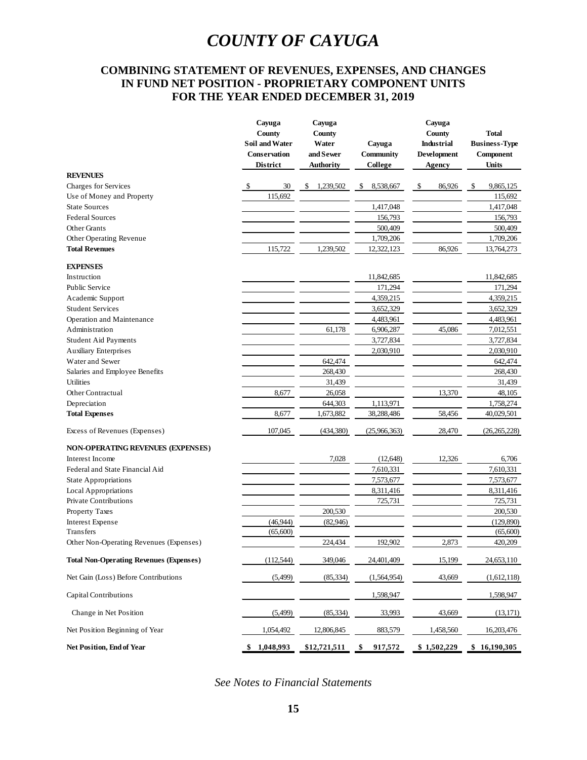# COUNTY OF CAYUGA

## COMBINING STATEMENT OF REVENUES, EXPENSES, AND CHANGES IN FUND NET POSITION - PROPRIETARY COMPONENT UNITS FOR THE YEAR ENDED DECEMBER 31, 2019

| | Cayuga County Soil and Water Conservation District | Cayuga County Water and Sewer Authority | Cayuga Community College | Cayuga County Industrial Development Agency | Total Business-Type Component Units |
|---|---|---|---|---|---|
| **REVENUES** | | | | | |
| Charges for Services | $ 30 | $ 1,239,502 | $ 8,538,667 | $ 86,926 | $ 9,865,125 |
| Use of Money and Property | 115,692 | | | | 115,692 |
| State Sources | | | 1,417,048 | | 1,417,048 |
| Federal Sources | | | 156,793 | | 156,793 |
| Other Grants | | | 500,409 | | 500,409 |
| Other Operating Revenue | | | 1,709,206 | | 1,709,206 |
| **Total Revenues** | 115,722 | 1,239,502 | 12,322,123 | 86,926 | 13,764,273 |
| **EXPENSES** | | | | | |
| Instruction | | | 11,842,685 | | 11,842,685 |
| Public Service | | | 171,294 | | 171,294 |
| Academic Support | | | 4,359,215 | | 4,359,215 |
| Student Services | | | 3,652,329 | | 3,652,329 |
| Operation and Maintenance | | | 4,483,961 | | 4,483,961 |
| Administration | | 61,178 | 6,906,287 | 45,086 | 7,012,551 |
| Student Aid Payments | | | 3,727,834 | | 3,727,834 |
| Auxiliary Enterprises | | | 2,030,910 | | 2,030,910 |
| Water and Sewer | | 642,474 | | | 642,474 |
| Salaries and Employee Benefits | | 268,430 | | | 268,430 |
| Utilities | | 31,439 | | | 31,439 |
| Other Contractual | 8,677 | 26,058 | | 13,370 | 48,105 |
| Depreciation | | 644,303 | 1,113,971 | | 1,758,274 |
| **Total Expenses** | 8,677 | 1,673,882 | 38,288,486 | 58,456 | 40,029,501 |
| Excess of Revenues (Expenses) | 107,045 | (434,380) | (25,966,363) | 28,470 | (26,265,228) |
| **NON-OPERATING REVENUES (EXPENSES)** | | | | | |
| Interest Income | | 7,028 | (12,648) | 12,326 | 6,706 |
| Federal and State Financial Aid | | | 7,610,331 | | 7,610,331 |
| State Appropriations | | | 7,573,677 | | 7,573,677 |
| Local Appropriations | | | 8,311,416 | | 8,311,416 |
| Private Contributions | | | 725,731 | | 725,731 |
| Property Taxes | | 200,530 | | | 200,530 |
| Interest Expense | (46,944) | (82,946) | | | (129,890) |
| Transfers | (65,600) | | | | (65,600) |
| Other Non-Operating Revenues (Expenses) | | 224,434 | 192,902 | 2,873 | 420,209 |
| **Total Non-Operating Revenues (Expenses)** | (112,544) | 349,046 | 24,401,409 | 15,199 | 24,653,110 |
| Net Gain (Loss) Before Contributions | (5,499) | (85,334) | (1,564,954) | 43,669 | (1,612,118) |
| Capital Contributions | | | 1,598,947 | | 1,598,947 |
| Change in Net Position | (5,499) | (85,334) | 33,993 | 43,669 | (13,171) |
| Net Position Beginning of Year | 1,054,492 | 12,806,845 | 883,579 | 1,458,560 | 16,203,476 |
| **Net Position, End of Year** | **$ 1,048,993** | **$12,721,511** | **$ 917,572** | **$ 1,502,229** | **$ 16,190,305** |

*See Notes to Financial Statements*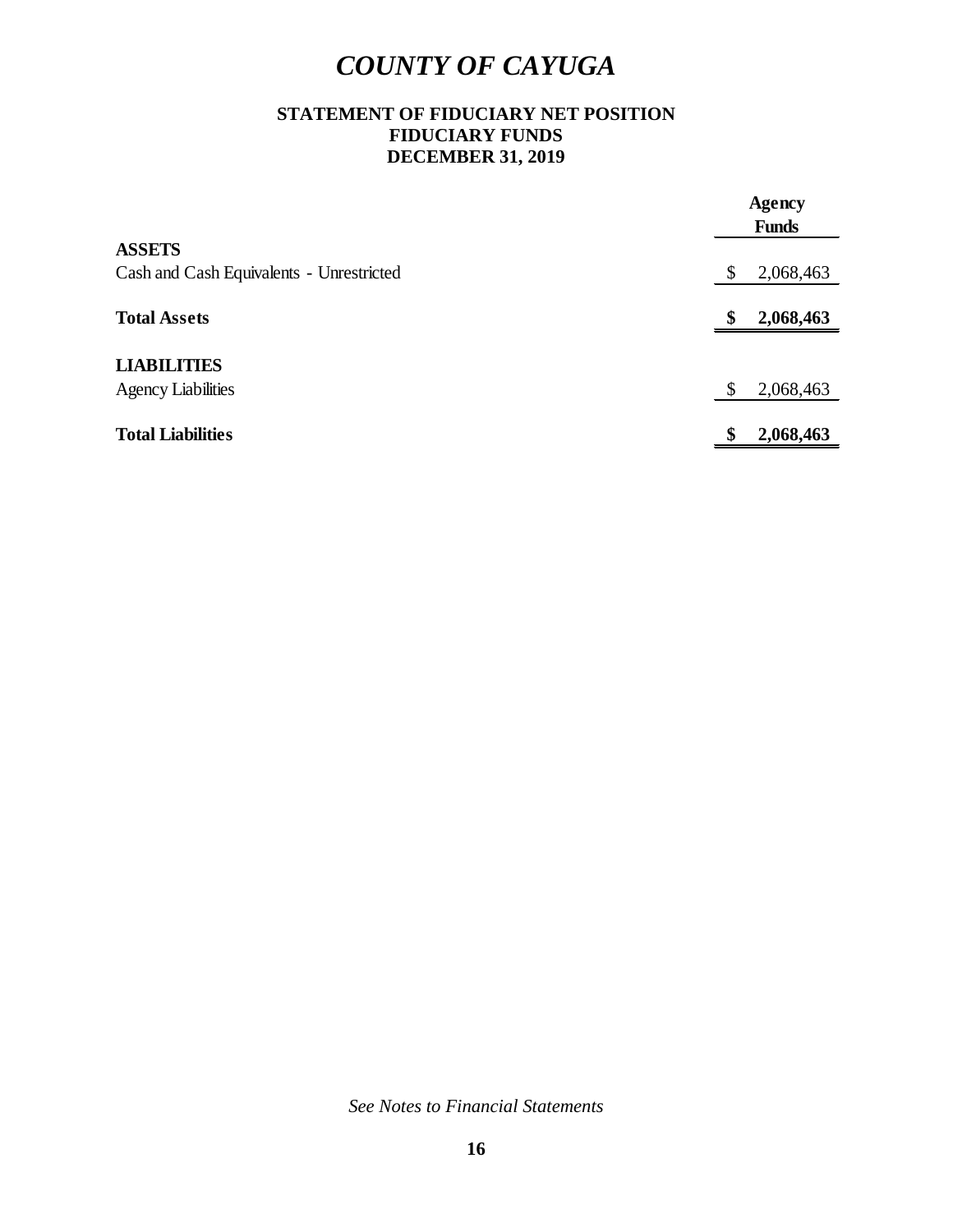# COUNTY OF CAYUGA

## STATEMENT OF FIDUCIARY NET POSITION
## FIDUCIARY FUNDS
## DECEMBER 31, 2019

| | Agency Funds |
|---|---|
| **ASSETS** | |
| Cash and Cash Equivalents - Unrestricted | $ 2,068,463 |
| **Total Assets** | **$ 2,068,463** |
| **LIABILITIES** | |
| Agency Liabilities | $ 2,068,463 |
| **Total Liabilities** | **$ 2,068,463** |

*See Notes to Financial Statements*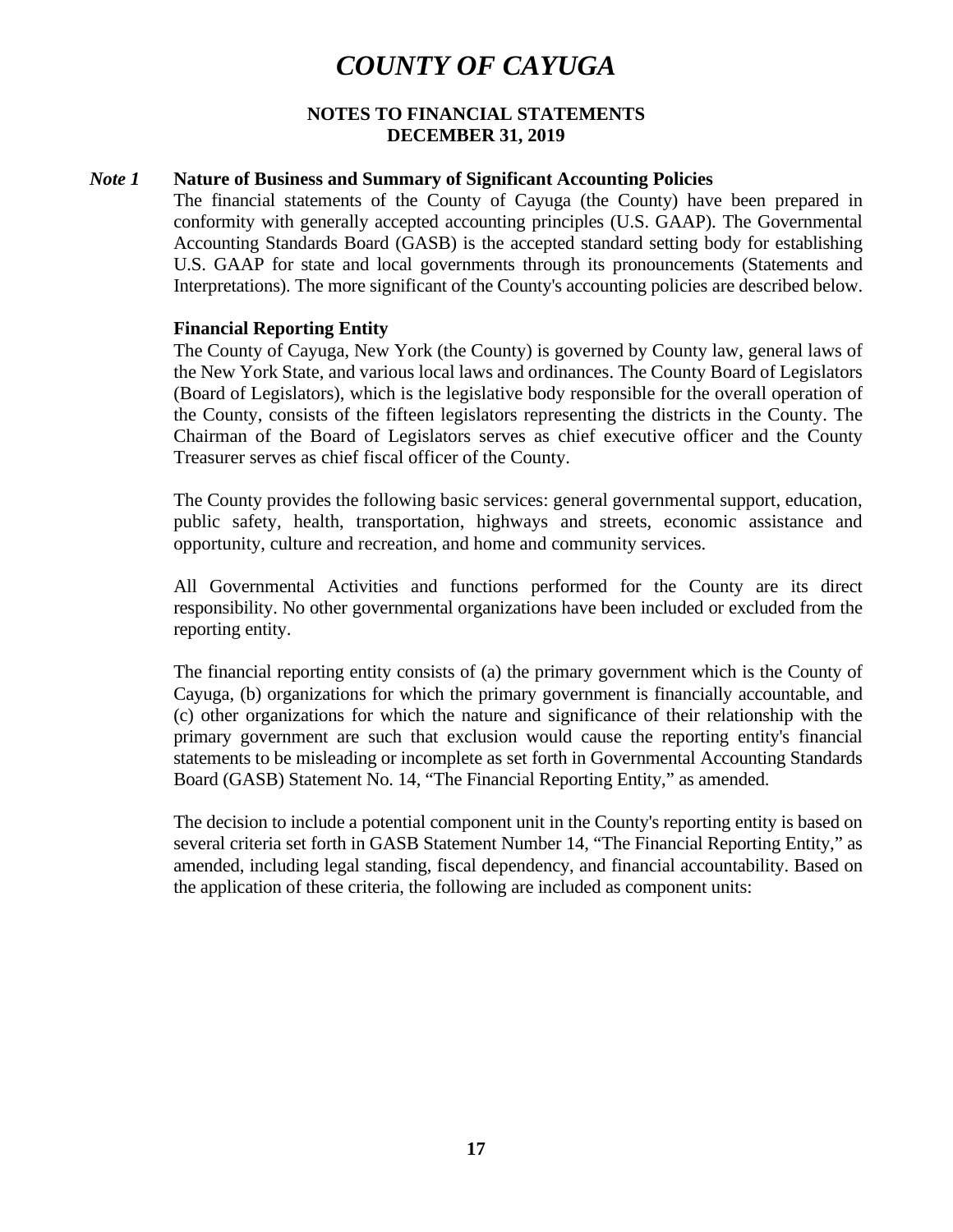# COUNTY OF CAYUGA

**NOTES TO FINANCIAL STATEMENTS**
**DECEMBER 31, 2019**

## *Note 1* Nature of Business and Summary of Significant Accounting Policies

The financial statements of the County of Cayuga (the County) have been prepared in conformity with generally accepted accounting principles (U.S. GAAP). The Governmental Accounting Standards Board (GASB) is the accepted standard setting body for establishing U.S. GAAP for state and local governments through its pronouncements (Statements and Interpretations). The more significant of the County's accounting policies are described below.

### Financial Reporting Entity

The County of Cayuga, New York (the County) is governed by County law, general laws of the New York State, and various local laws and ordinances. The County Board of Legislators (Board of Legislators), which is the legislative body responsible for the overall operation of the County, consists of the fifteen legislators representing the districts in the County. The Chairman of the Board of Legislators serves as chief executive officer and the County Treasurer serves as chief fiscal officer of the County.

The County provides the following basic services: general governmental support, education, public safety, health, transportation, highways and streets, economic assistance and opportunity, culture and recreation, and home and community services.

All Governmental Activities and functions performed for the County are its direct responsibility. No other governmental organizations have been included or excluded from the reporting entity.

The financial reporting entity consists of (a) the primary government which is the County of Cayuga, (b) organizations for which the primary government is financially accountable, and (c) other organizations for which the nature and significance of their relationship with the primary government are such that exclusion would cause the reporting entity's financial statements to be misleading or incomplete as set forth in Governmental Accounting Standards Board (GASB) Statement No. 14, "The Financial Reporting Entity," as amended.

The decision to include a potential component unit in the County's reporting entity is based on several criteria set forth in GASB Statement Number 14, "The Financial Reporting Entity," as amended, including legal standing, fiscal dependency, and financial accountability. Based on the application of these criteria, the following are included as component units: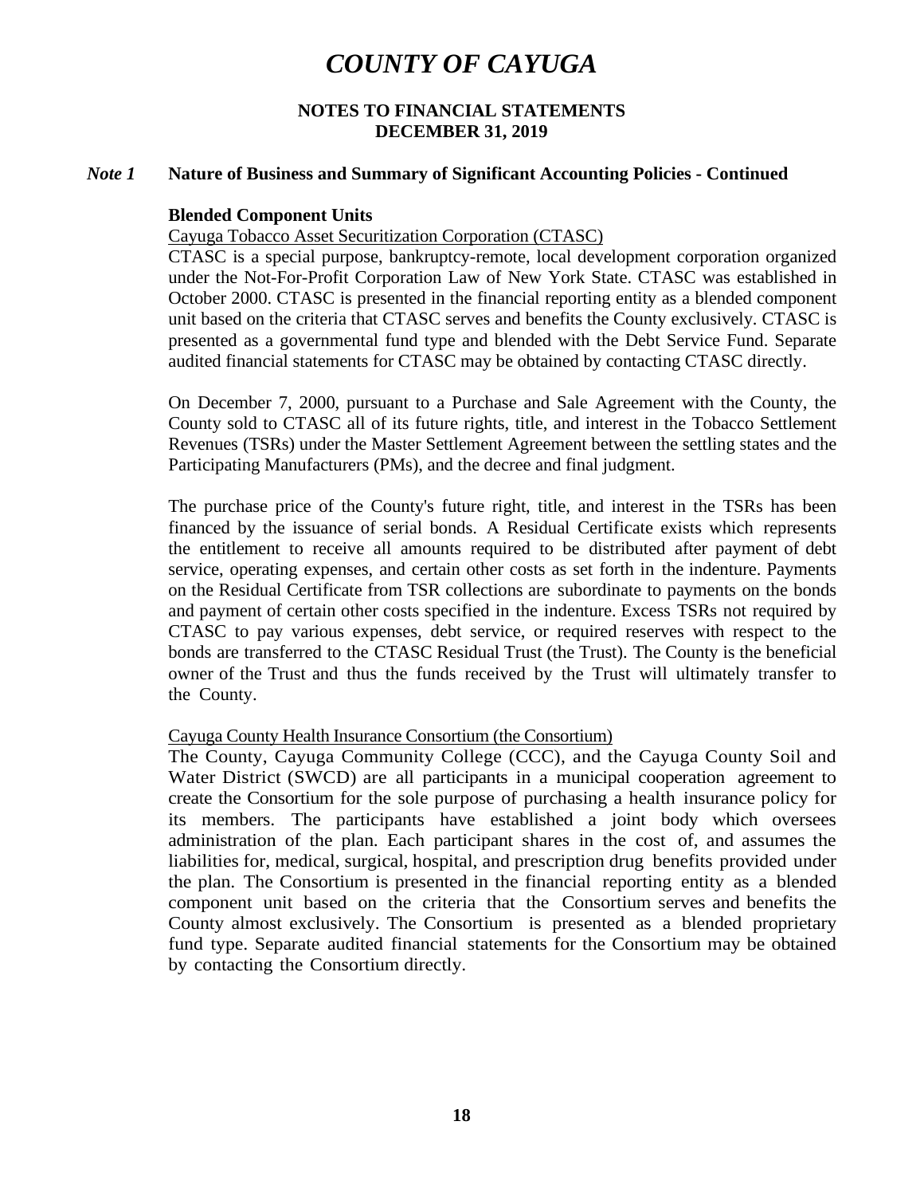# COUNTY OF CAYUGA

**NOTES TO FINANCIAL STATEMENTS**
**DECEMBER 31, 2019**

## *Note 1* Nature of Business and Summary of Significant Accounting Policies - Continued

### Blended Component Units

Cayuga Tobacco Asset Securitization Corporation (CTASC)

CTASC is a special purpose, bankruptcy-remote, local development corporation organized under the Not-For-Profit Corporation Law of New York State. CTASC was established in October 2000. CTASC is presented in the financial reporting entity as a blended component unit based on the criteria that CTASC serves and benefits the County exclusively. CTASC is presented as a governmental fund type and blended with the Debt Service Fund. Separate audited financial statements for CTASC may be obtained by contacting CTASC directly.

On December 7, 2000, pursuant to a Purchase and Sale Agreement with the County, the County sold to CTASC all of its future rights, title, and interest in the Tobacco Settlement Revenues (TSRs) under the Master Settlement Agreement between the settling states and the Participating Manufacturers (PMs), and the decree and final judgment.

The purchase price of the County's future right, title, and interest in the TSRs has been financed by the issuance of serial bonds. A Residual Certificate exists which represents the entitlement to receive all amounts required to be distributed after payment of debt service, operating expenses, and certain other costs as set forth in the indenture. Payments on the Residual Certificate from TSR collections are subordinate to payments on the bonds and payment of certain other costs specified in the indenture. Excess TSRs not required by CTASC to pay various expenses, debt service, or required reserves with respect to the bonds are transferred to the CTASC Residual Trust (the Trust). The County is the beneficial owner of the Trust and thus the funds received by the Trust will ultimately transfer to the County.

Cayuga County Health Insurance Consortium (the Consortium)

The County, Cayuga Community College (CCC), and the Cayuga County Soil and Water District (SWCD) are all participants in a municipal cooperation agreement to create the Consortium for the sole purpose of purchasing a health insurance policy for its members. The participants have established a joint body which oversees administration of the plan. Each participant shares in the cost of, and assumes the liabilities for, medical, surgical, hospital, and prescription drug benefits provided under the plan. The Consortium is presented in the financial reporting entity as a blended component unit based on the criteria that the Consortium serves and benefits the County almost exclusively. The Consortium is presented as a blended proprietary fund type. Separate audited financial statements for the Consortium may be obtained by contacting the Consortium directly.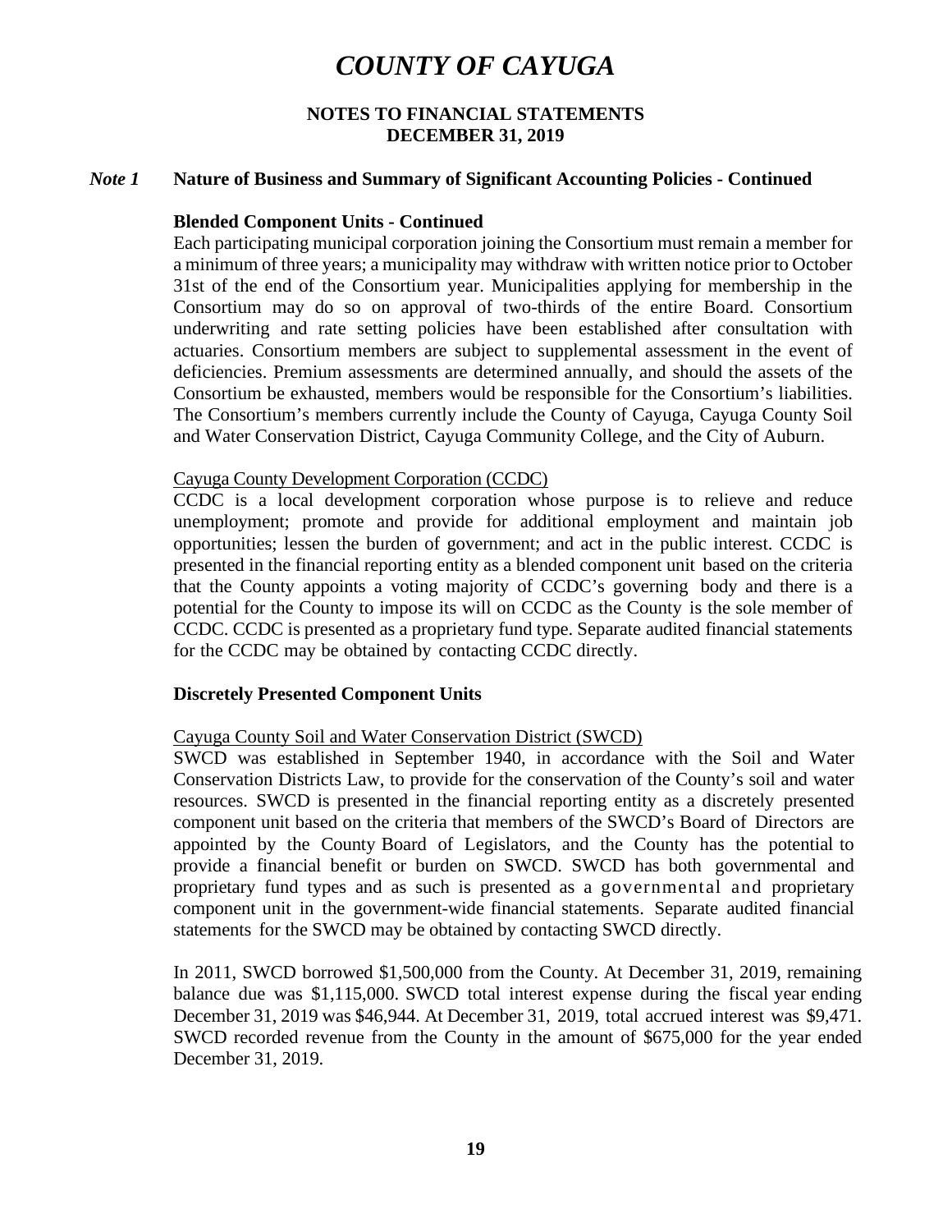# COUNTY OF CAYUGA

## NOTES TO FINANCIAL STATEMENTS
## DECEMBER 31, 2019

### *Note 1* Nature of Business and Summary of Significant Accounting Policies - Continued

**Blended Component Units - Continued**

Each participating municipal corporation joining the Consortium must remain a member for a minimum of three years; a municipality may withdraw with written notice prior to October 31st of the end of the Consortium year. Municipalities applying for membership in the Consortium may do so on approval of two-thirds of the entire Board. Consortium underwriting and rate setting policies have been established after consultation with actuaries. Consortium members are subject to supplemental assessment in the event of deficiencies. Premium assessments are determined annually, and should the assets of the Consortium be exhausted, members would be responsible for the Consortium's liabilities. The Consortium's members currently include the County of Cayuga, Cayuga County Soil and Water Conservation District, Cayuga Community College, and the City of Auburn.

Cayuga County Development Corporation (CCDC)

CCDC is a local development corporation whose purpose is to relieve and reduce unemployment; promote and provide for additional employment and maintain job opportunities; lessen the burden of government; and act in the public interest. CCDC is presented in the financial reporting entity as a blended component unit based on the criteria that the County appoints a voting majority of CCDC's governing body and there is a potential for the County to impose its will on CCDC as the County is the sole member of CCDC. CCDC is presented as a proprietary fund type. Separate audited financial statements for the CCDC may be obtained by contacting CCDC directly.

**Discretely Presented Component Units**

Cayuga County Soil and Water Conservation District (SWCD)

SWCD was established in September 1940, in accordance with the Soil and Water Conservation Districts Law, to provide for the conservation of the County's soil and water resources. SWCD is presented in the financial reporting entity as a discretely presented component unit based on the criteria that members of the SWCD's Board of Directors are appointed by the County Board of Legislators, and the County has the potential to provide a financial benefit or burden on SWCD. SWCD has both governmental and proprietary fund types and as such is presented as a governmental and proprietary component unit in the government-wide financial statements. Separate audited financial statements for the SWCD may be obtained by contacting SWCD directly.

In 2011, SWCD borrowed $1,500,000 from the County. At December 31, 2019, remaining balance due was $1,115,000. SWCD total interest expense during the fiscal year ending December 31, 2019 was $46,944. At December 31, 2019, total accrued interest was $9,471. SWCD recorded revenue from the County in the amount of $675,000 for the year ended December 31, 2019.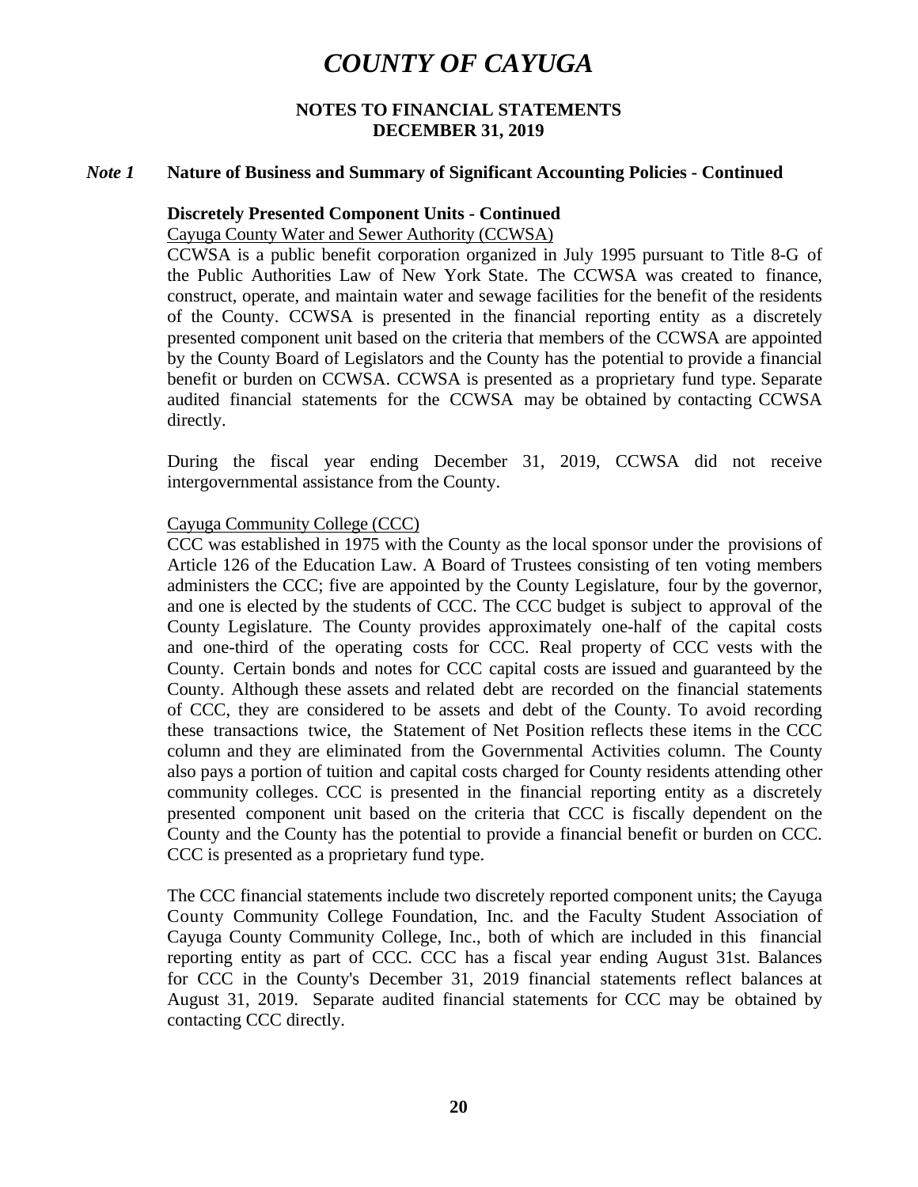# COUNTY OF CAYUGA

## NOTES TO FINANCIAL STATEMENTS
## DECEMBER 31, 2019

### *Note 1* Nature of Business and Summary of Significant Accounting Policies - Continued

**Discretely Presented Component Units - Continued**

Cayuga County Water and Sewer Authority (CCWSA)

CCWSA is a public benefit corporation organized in July 1995 pursuant to Title 8-G of the Public Authorities Law of New York State. The CCWSA was created to finance, construct, operate, and maintain water and sewage facilities for the benefit of the residents of the County. CCWSA is presented in the financial reporting entity as a discretely presented component unit based on the criteria that members of the CCWSA are appointed by the County Board of Legislators and the County has the potential to provide a financial benefit or burden on CCWSA. CCWSA is presented as a proprietary fund type. Separate audited financial statements for the CCWSA may be obtained by contacting CCWSA directly.

During the fiscal year ending December 31, 2019, CCWSA did not receive intergovernmental assistance from the County.

Cayuga Community College (CCC)

CCC was established in 1975 with the County as the local sponsor under the provisions of Article 126 of the Education Law. A Board of Trustees consisting of ten voting members administers the CCC; five are appointed by the County Legislature, four by the governor, and one is elected by the students of CCC. The CCC budget is subject to approval of the County Legislature. The County provides approximately one-half of the capital costs and one-third of the operating costs for CCC. Real property of CCC vests with the County. Certain bonds and notes for CCC capital costs are issued and guaranteed by the County. Although these assets and related debt are recorded on the financial statements of CCC, they are considered to be assets and debt of the County. To avoid recording these transactions twice, the Statement of Net Position reflects these items in the CCC column and they are eliminated from the Governmental Activities column. The County also pays a portion of tuition and capital costs charged for County residents attending other community colleges. CCC is presented in the financial reporting entity as a discretely presented component unit based on the criteria that CCC is fiscally dependent on the County and the County has the potential to provide a financial benefit or burden on CCC. CCC is presented as a proprietary fund type.

The CCC financial statements include two discretely reported component units; the Cayuga County Community College Foundation, Inc. and the Faculty Student Association of Cayuga County Community College, Inc., both of which are included in this financial reporting entity as part of CCC. CCC has a fiscal year ending August 31st. Balances for CCC in the County's December 31, 2019 financial statements reflect balances at August 31, 2019. Separate audited financial statements for CCC may be obtained by contacting CCC directly.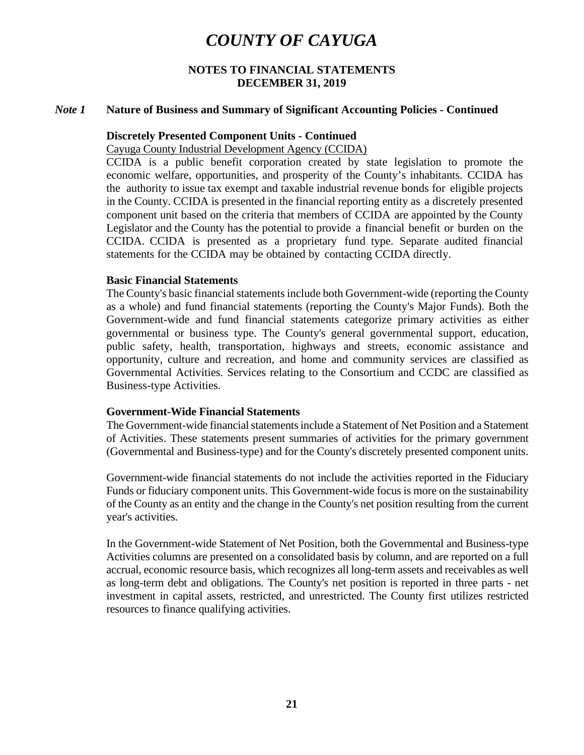# COUNTY OF CAYUGA

**NOTES TO FINANCIAL STATEMENTS**
**DECEMBER 31, 2019**

## *Note 1* Nature of Business and Summary of Significant Accounting Policies - Continued

### Discretely Presented Component Units - Continued

Cayuga County Industrial Development Agency (CCIDA)

CCIDA is a public benefit corporation created by state legislation to promote the economic welfare, opportunities, and prosperity of the County's inhabitants. CCIDA has the authority to issue tax exempt and taxable industrial revenue bonds for eligible projects in the County. CCIDA is presented in the financial reporting entity as a discretely presented component unit based on the criteria that members of CCIDA are appointed by the County Legislator and the County has the potential to provide a financial benefit or burden on the CCIDA. CCIDA is presented as a proprietary fund type. Separate audited financial statements for the CCIDA may be obtained by contacting CCIDA directly.

### Basic Financial Statements

The County's basic financial statements include both Government-wide (reporting the County as a whole) and fund financial statements (reporting the County's Major Funds). Both the Government-wide and fund financial statements categorize primary activities as either governmental or business type. The County's general governmental support, education, public safety, health, transportation, highways and streets, economic assistance and opportunity, culture and recreation, and home and community services are classified as Governmental Activities. Services relating to the Consortium and CCDC are classified as Business-type Activities.

### Government-Wide Financial Statements

The Government-wide financial statements include a Statement of Net Position and a Statement of Activities. These statements present summaries of activities for the primary government (Governmental and Business-type) and for the County's discretely presented component units.

Government-wide financial statements do not include the activities reported in the Fiduciary Funds or fiduciary component units. This Government-wide focus is more on the sustainability of the County as an entity and the change in the County's net position resulting from the current year's activities.

In the Government-wide Statement of Net Position, both the Governmental and Business-type Activities columns are presented on a consolidated basis by column, and are reported on a full accrual, economic resource basis, which recognizes all long-term assets and receivables as well as long-term debt and obligations. The County's net position is reported in three parts - net investment in capital assets, restricted, and unrestricted. The County first utilizes restricted resources to finance qualifying activities.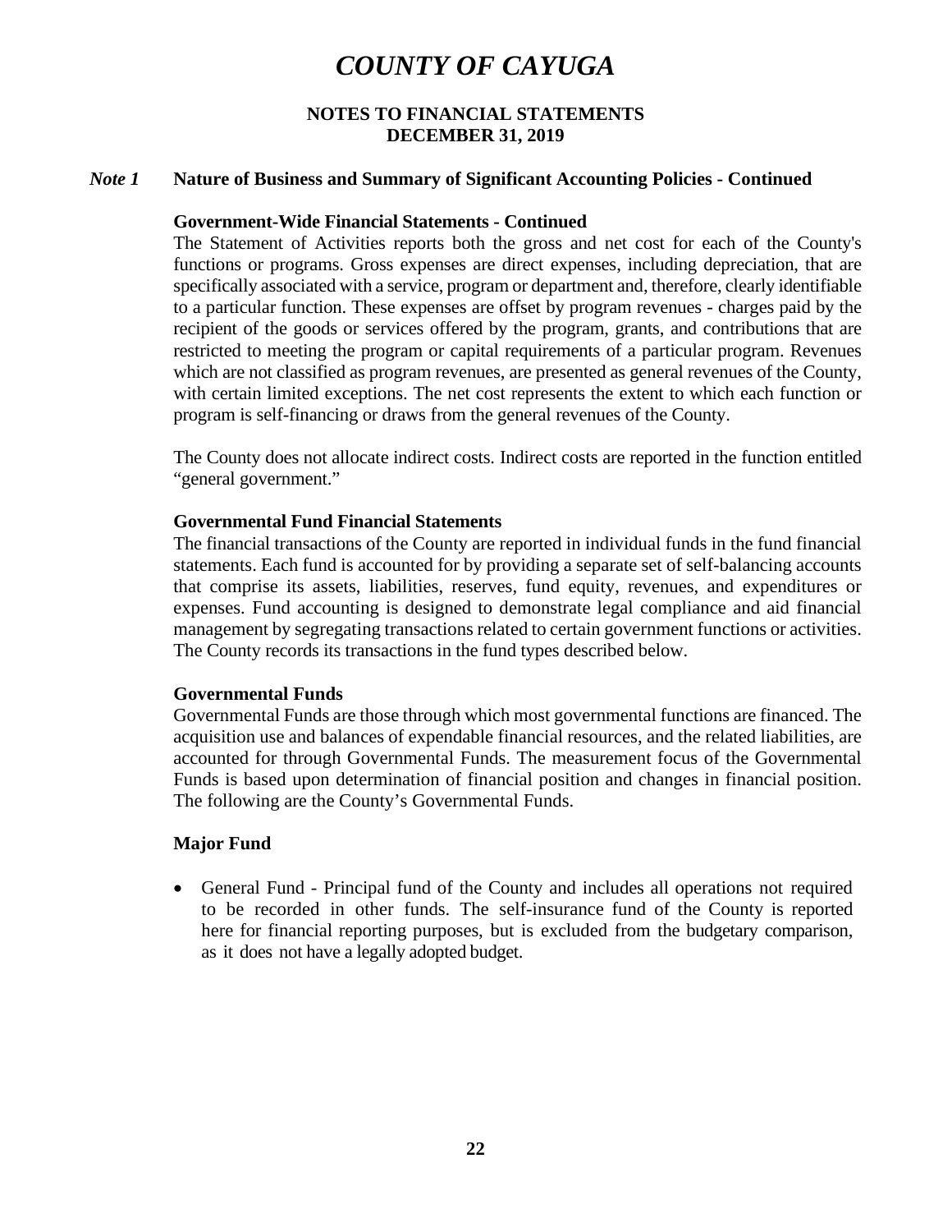# COUNTY OF CAYUGA

**NOTES TO FINANCIAL STATEMENTS**
**DECEMBER 31, 2019**

## *Note 1* Nature of Business and Summary of Significant Accounting Policies - Continued

**Government-Wide Financial Statements - Continued**

The Statement of Activities reports both the gross and net cost for each of the County's functions or programs. Gross expenses are direct expenses, including depreciation, that are specifically associated with a service, program or department and, therefore, clearly identifiable to a particular function. These expenses are offset by program revenues - charges paid by the recipient of the goods or services offered by the program, grants, and contributions that are restricted to meeting the program or capital requirements of a particular program. Revenues which are not classified as program revenues, are presented as general revenues of the County, with certain limited exceptions. The net cost represents the extent to which each function or program is self-financing or draws from the general revenues of the County.

The County does not allocate indirect costs. Indirect costs are reported in the function entitled "general government."

**Governmental Fund Financial Statements**

The financial transactions of the County are reported in individual funds in the fund financial statements. Each fund is accounted for by providing a separate set of self-balancing accounts that comprise its assets, liabilities, reserves, fund equity, revenues, and expenditures or expenses. Fund accounting is designed to demonstrate legal compliance and aid financial management by segregating transactions related to certain government functions or activities. The County records its transactions in the fund types described below.

**Governmental Funds**

Governmental Funds are those through which most governmental functions are financed. The acquisition use and balances of expendable financial resources, and the related liabilities, are accounted for through Governmental Funds. The measurement focus of the Governmental Funds is based upon determination of financial position and changes in financial position. The following are the County's Governmental Funds.

**Major Fund**

- General Fund - Principal fund of the County and includes all operations not required to be recorded in other funds. The self-insurance fund of the County is reported here for financial reporting purposes, but is excluded from the budgetary comparison, as it does not have a legally adopted budget.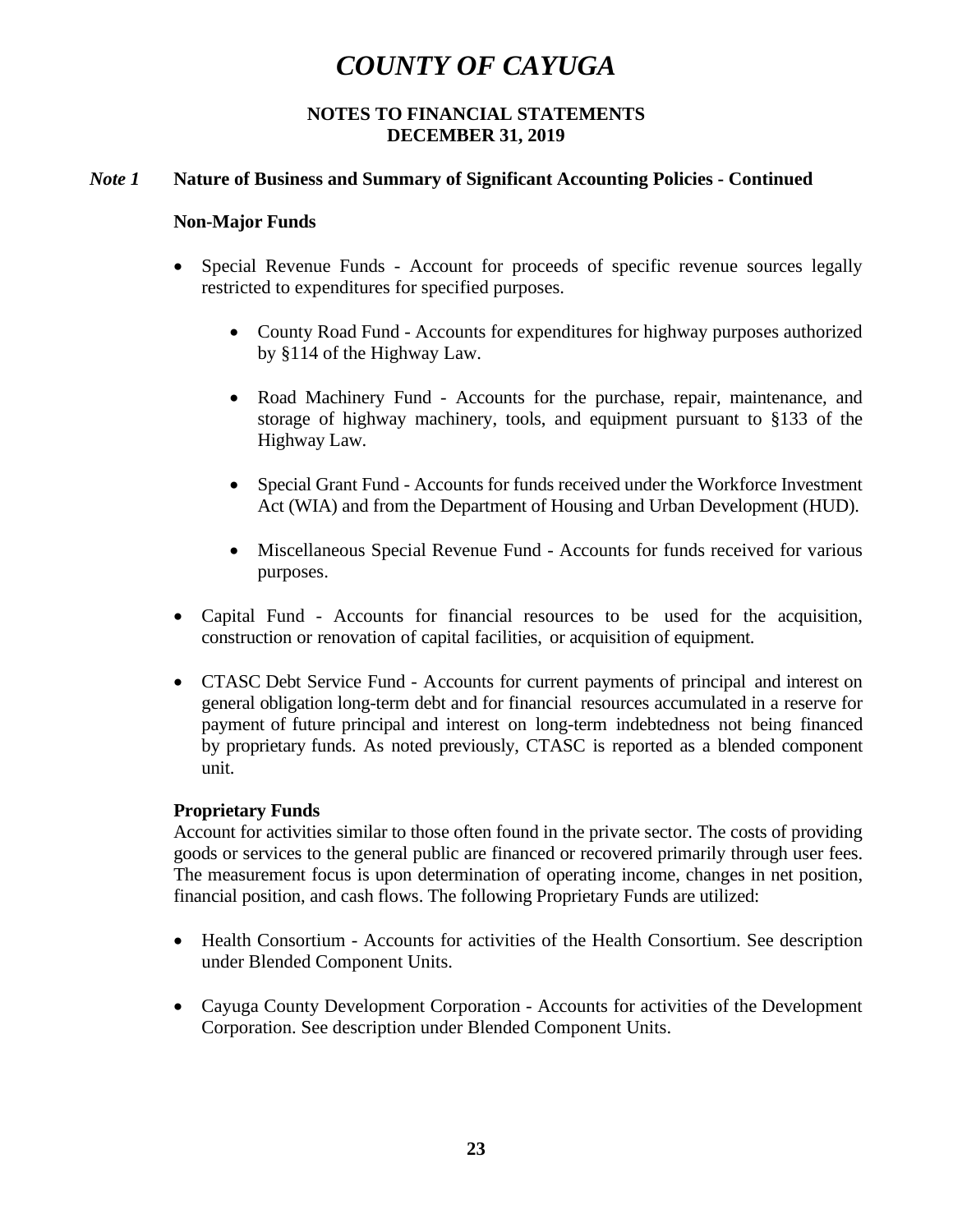# COUNTY OF CAYUGA

## NOTES TO FINANCIAL STATEMENTS
## DECEMBER 31, 2019

### *Note 1* Nature of Business and Summary of Significant Accounting Policies - Continued

**Non-Major Funds**

- Special Revenue Funds - Account for proceeds of specific revenue sources legally restricted to expenditures for specified purposes.
    - County Road Fund - Accounts for expenditures for highway purposes authorized by §114 of the Highway Law.
    - Road Machinery Fund - Accounts for the purchase, repair, maintenance, and storage of highway machinery, tools, and equipment pursuant to §133 of the Highway Law.
    - Special Grant Fund - Accounts for funds received under the Workforce Investment Act (WIA) and from the Department of Housing and Urban Development (HUD).
    - Miscellaneous Special Revenue Fund - Accounts for funds received for various purposes.
- Capital Fund - Accounts for financial resources to be used for the acquisition, construction or renovation of capital facilities, or acquisition of equipment.
- CTASC Debt Service Fund - Accounts for current payments of principal and interest on general obligation long-term debt and for financial resources accumulated in a reserve for payment of future principal and interest on long-term indebtedness not being financed by proprietary funds. As noted previously, CTASC is reported as a blended component unit.

**Proprietary Funds**
Account for activities similar to those often found in the private sector. The costs of providing goods or services to the general public are financed or recovered primarily through user fees. The measurement focus is upon determination of operating income, changes in net position, financial position, and cash flows. The following Proprietary Funds are utilized:

- Health Consortium - Accounts for activities of the Health Consortium. See description under Blended Component Units.
- Cayuga County Development Corporation - Accounts for activities of the Development Corporation. See description under Blended Component Units.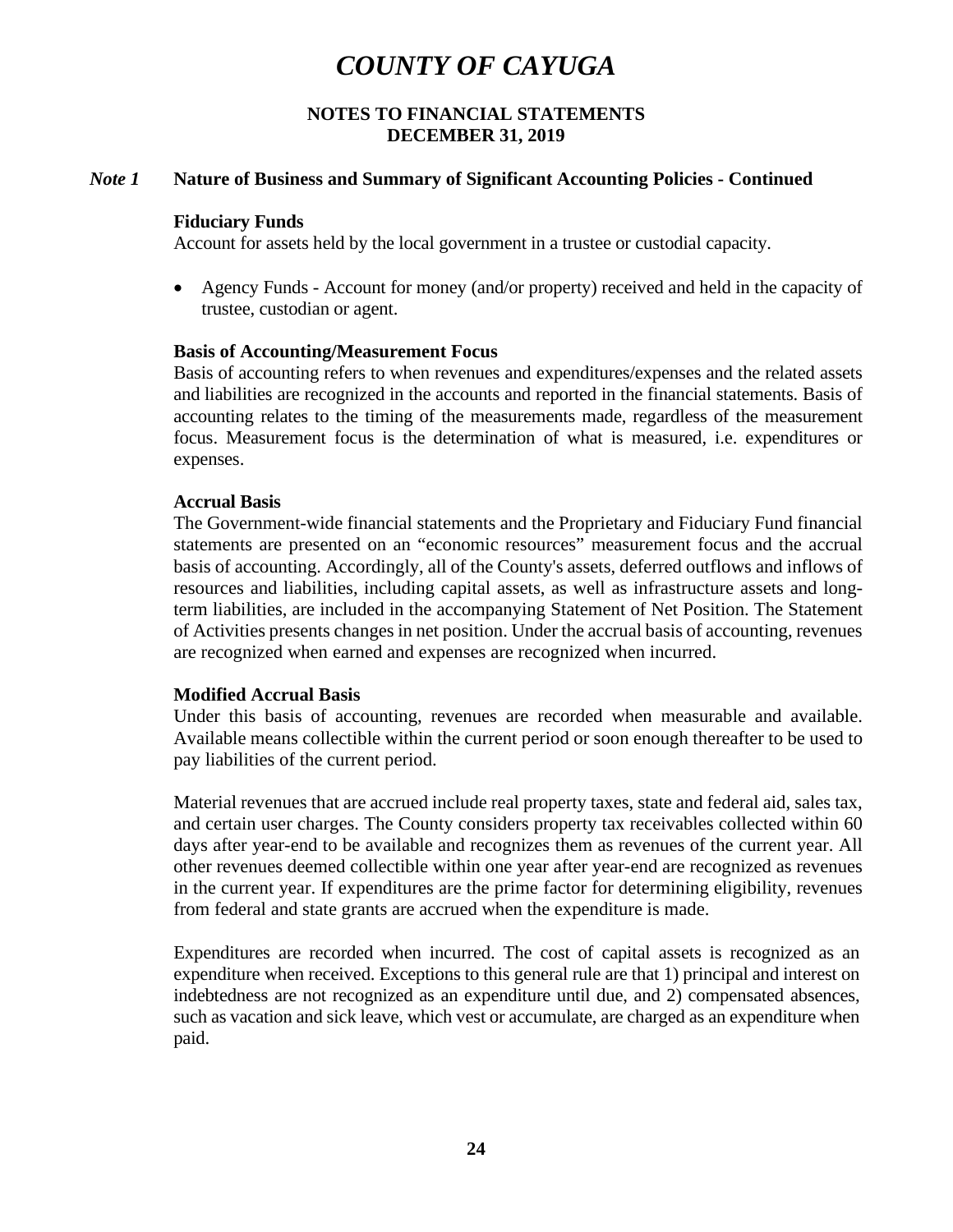# COUNTY OF CAYUGA

**NOTES TO FINANCIAL STATEMENTS**
**DECEMBER 31, 2019**

## *Note 1* Nature of Business and Summary of Significant Accounting Policies - Continued

**Fiduciary Funds**
Account for assets held by the local government in a trustee or custodial capacity.

- Agency Funds - Account for money (and/or property) received and held in the capacity of trustee, custodian or agent.

**Basis of Accounting/Measurement Focus**
Basis of accounting refers to when revenues and expenditures/expenses and the related assets and liabilities are recognized in the accounts and reported in the financial statements. Basis of accounting relates to the timing of the measurements made, regardless of the measurement focus. Measurement focus is the determination of what is measured, i.e. expenditures or expenses.

**Accrual Basis**
The Government-wide financial statements and the Proprietary and Fiduciary Fund financial statements are presented on an "economic resources" measurement focus and the accrual basis of accounting. Accordingly, all of the County's assets, deferred outflows and inflows of resources and liabilities, including capital assets, as well as infrastructure assets and long-term liabilities, are included in the accompanying Statement of Net Position. The Statement of Activities presents changes in net position. Under the accrual basis of accounting, revenues are recognized when earned and expenses are recognized when incurred.

**Modified Accrual Basis**
Under this basis of accounting, revenues are recorded when measurable and available. Available means collectible within the current period or soon enough thereafter to be used to pay liabilities of the current period.

Material revenues that are accrued include real property taxes, state and federal aid, sales tax, and certain user charges. The County considers property tax receivables collected within 60 days after year-end to be available and recognizes them as revenues of the current year. All other revenues deemed collectible within one year after year-end are recognized as revenues in the current year. If expenditures are the prime factor for determining eligibility, revenues from federal and state grants are accrued when the expenditure is made.

Expenditures are recorded when incurred. The cost of capital assets is recognized as an expenditure when received. Exceptions to this general rule are that 1) principal and interest on indebtedness are not recognized as an expenditure until due, and 2) compensated absences, such as vacation and sick leave, which vest or accumulate, are charged as an expenditure when paid.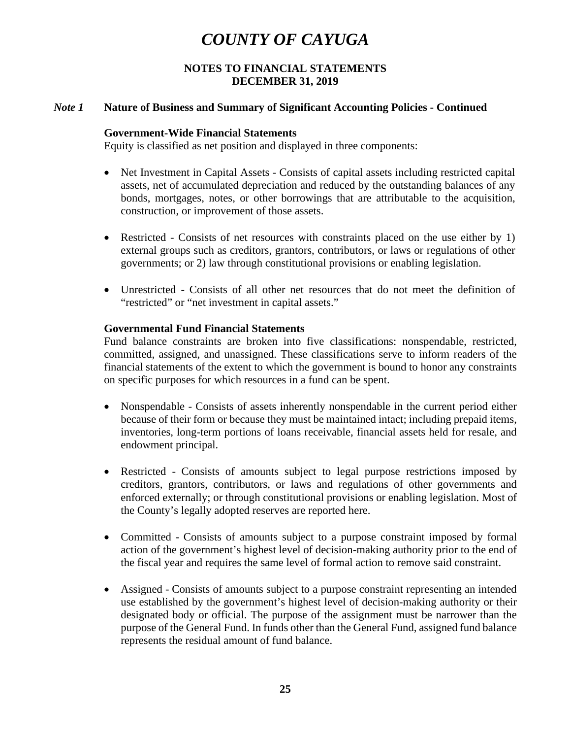# COUNTY OF CAYUGA

**NOTES TO FINANCIAL STATEMENTS**
**DECEMBER 31, 2019**

## *Note 1* Nature of Business and Summary of Significant Accounting Policies - Continued

### Government-Wide Financial Statements

Equity is classified as net position and displayed in three components:

- Net Investment in Capital Assets - Consists of capital assets including restricted capital assets, net of accumulated depreciation and reduced by the outstanding balances of any bonds, mortgages, notes, or other borrowings that are attributable to the acquisition, construction, or improvement of those assets.
- Restricted - Consists of net resources with constraints placed on the use either by 1) external groups such as creditors, grantors, contributors, or laws or regulations of other governments; or 2) law through constitutional provisions or enabling legislation.
- Unrestricted - Consists of all other net resources that do not meet the definition of "restricted" or "net investment in capital assets."

### Governmental Fund Financial Statements

Fund balance constraints are broken into five classifications: nonspendable, restricted, committed, assigned, and unassigned. These classifications serve to inform readers of the financial statements of the extent to which the government is bound to honor any constraints on specific purposes for which resources in a fund can be spent.

- Nonspendable - Consists of assets inherently nonspendable in the current period either because of their form or because they must be maintained intact; including prepaid items, inventories, long-term portions of loans receivable, financial assets held for resale, and endowment principal.
- Restricted - Consists of amounts subject to legal purpose restrictions imposed by creditors, grantors, contributors, or laws and regulations of other governments and enforced externally; or through constitutional provisions or enabling legislation. Most of the County's legally adopted reserves are reported here.
- Committed - Consists of amounts subject to a purpose constraint imposed by formal action of the government's highest level of decision-making authority prior to the end of the fiscal year and requires the same level of formal action to remove said constraint.
- Assigned - Consists of amounts subject to a purpose constraint representing an intended use established by the government's highest level of decision-making authority or their designated body or official. The purpose of the assignment must be narrower than the purpose of the General Fund. In funds other than the General Fund, assigned fund balance represents the residual amount of fund balance.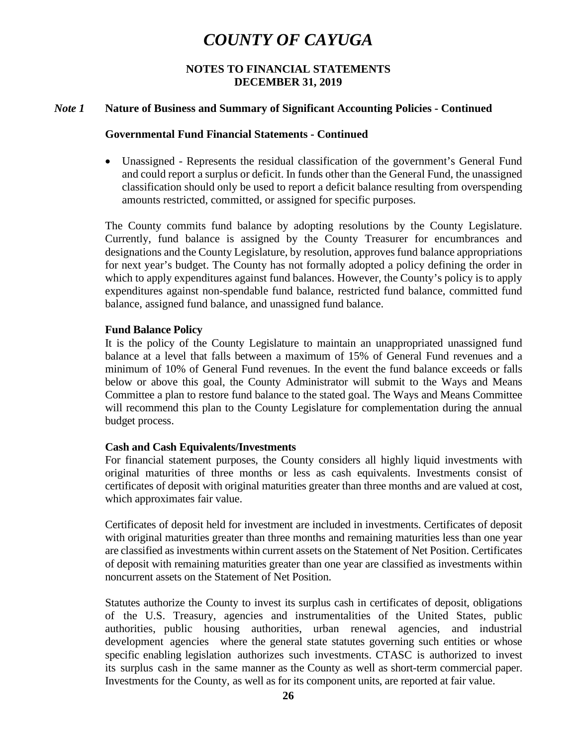# COUNTY OF CAYUGA

**NOTES TO FINANCIAL STATEMENTS**
**DECEMBER 31, 2019**

## *Note 1* Nature of Business and Summary of Significant Accounting Policies - Continued

### Governmental Fund Financial Statements - Continued

- Unassigned - Represents the residual classification of the government's General Fund and could report a surplus or deficit. In funds other than the General Fund, the unassigned classification should only be used to report a deficit balance resulting from overspending amounts restricted, committed, or assigned for specific purposes.

The County commits fund balance by adopting resolutions by the County Legislature. Currently, fund balance is assigned by the County Treasurer for encumbrances and designations and the County Legislature, by resolution, approves fund balance appropriations for next year's budget. The County has not formally adopted a policy defining the order in which to apply expenditures against fund balances. However, the County's policy is to apply expenditures against non-spendable fund balance, restricted fund balance, committed fund balance, assigned fund balance, and unassigned fund balance.

### Fund Balance Policy

It is the policy of the County Legislature to maintain an unappropriated unassigned fund balance at a level that falls between a maximum of 15% of General Fund revenues and a minimum of 10% of General Fund revenues. In the event the fund balance exceeds or falls below or above this goal, the County Administrator will submit to the Ways and Means Committee a plan to restore fund balance to the stated goal. The Ways and Means Committee will recommend this plan to the County Legislature for complementation during the annual budget process.

### Cash and Cash Equivalents/Investments

For financial statement purposes, the County considers all highly liquid investments with original maturities of three months or less as cash equivalents. Investments consist of certificates of deposit with original maturities greater than three months and are valued at cost, which approximates fair value.

Certificates of deposit held for investment are included in investments. Certificates of deposit with original maturities greater than three months and remaining maturities less than one year are classified as investments within current assets on the Statement of Net Position. Certificates of deposit with remaining maturities greater than one year are classified as investments within noncurrent assets on the Statement of Net Position.

Statutes authorize the County to invest its surplus cash in certificates of deposit, obligations of the U.S. Treasury, agencies and instrumentalities of the United States, public authorities, public housing authorities, urban renewal agencies, and industrial development agencies where the general state statutes governing such entities or whose specific enabling legislation authorizes such investments. CTASC is authorized to invest its surplus cash in the same manner as the County as well as short-term commercial paper. Investments for the County, as well as for its component units, are reported at fair value.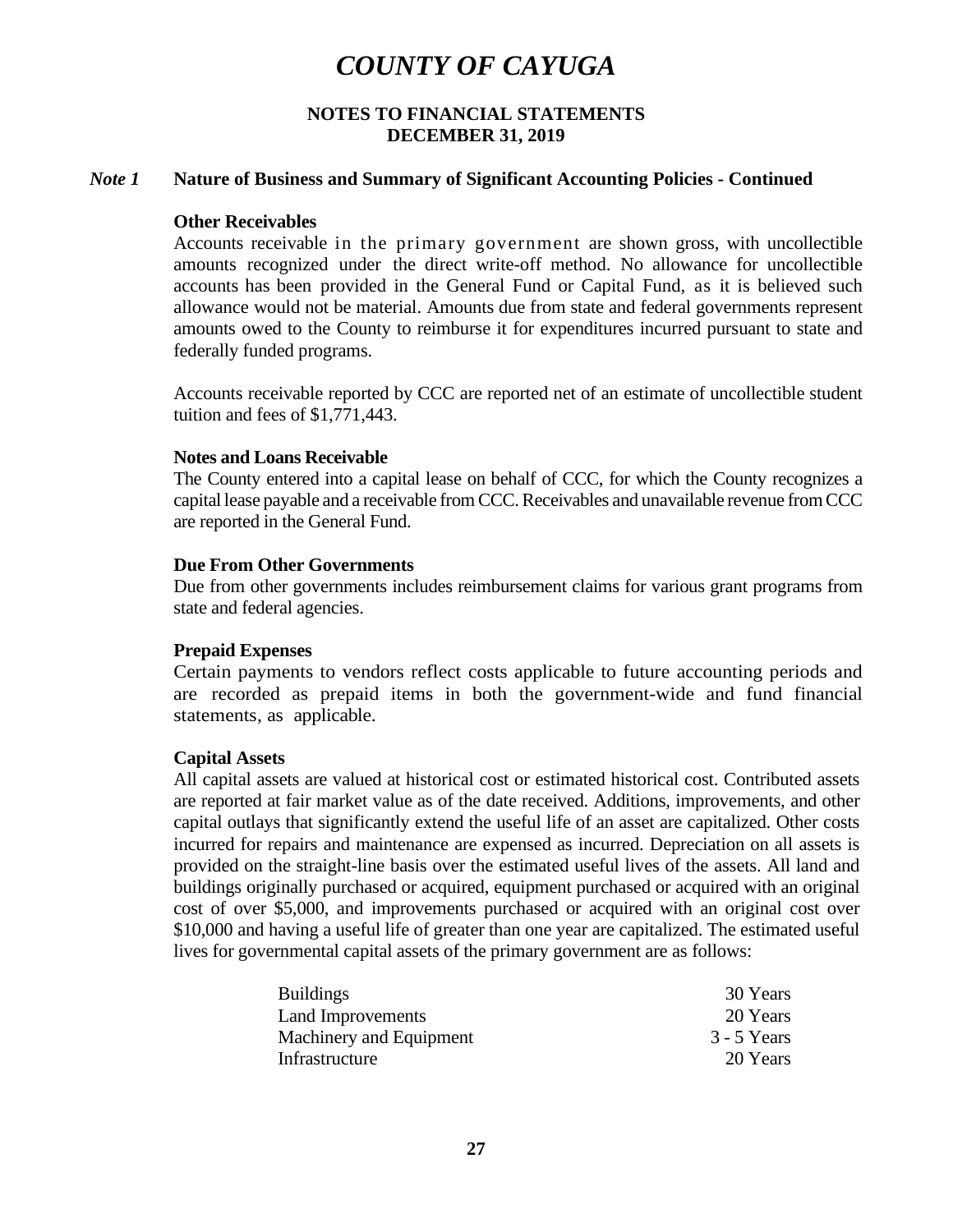# COUNTY OF CAYUGA

**NOTES TO FINANCIAL STATEMENTS**
**DECEMBER 31, 2019**

## *Note 1* Nature of Business and Summary of Significant Accounting Policies - Continued

### Other Receivables

Accounts receivable in the primary government are shown gross, with uncollectible amounts recognized under the direct write-off method. No allowance for uncollectible accounts has been provided in the General Fund or Capital Fund, as it is believed such allowance would not be material. Amounts due from state and federal governments represent amounts owed to the County to reimburse it for expenditures incurred pursuant to state and federally funded programs.

Accounts receivable reported by CCC are reported net of an estimate of uncollectible student tuition and fees of $1,771,443.

### Notes and Loans Receivable

The County entered into a capital lease on behalf of CCC, for which the County recognizes a capital lease payable and a receivable from CCC. Receivables and unavailable revenue from CCC are reported in the General Fund.

### Due From Other Governments

Due from other governments includes reimbursement claims for various grant programs from state and federal agencies.

### Prepaid Expenses

Certain payments to vendors reflect costs applicable to future accounting periods and are recorded as prepaid items in both the government-wide and fund financial statements, as applicable.

### Capital Assets

All capital assets are valued at historical cost or estimated historical cost. Contributed assets are reported at fair market value as of the date received. Additions, improvements, and other capital outlays that significantly extend the useful life of an asset are capitalized. Other costs incurred for repairs and maintenance are expensed as incurred. Depreciation on all assets is provided on the straight-line basis over the estimated useful lives of the assets. All land and buildings originally purchased or acquired, equipment purchased or acquired with an original cost of over $5,000, and improvements purchased or acquired with an original cost over $10,000 and having a useful life of greater than one year are capitalized. The estimated useful lives for governmental capital assets of the primary government are as follows:

| | |
|---|---|
| Buildings | 30 Years |
| Land Improvements | 20 Years |
| Machinery and Equipment | 3 - 5 Years |
| Infrastructure | 20 Years |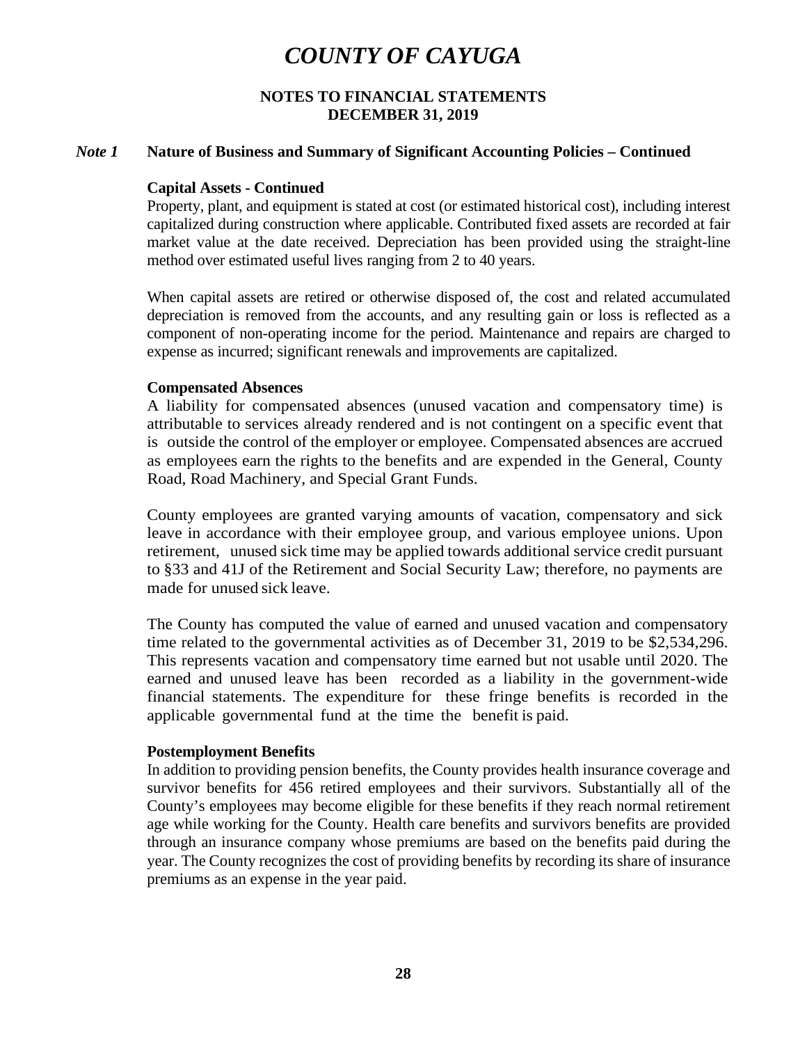# COUNTY OF CAYUGA

**NOTES TO FINANCIAL STATEMENTS**
**DECEMBER 31, 2019**

***Note 1*** **Nature of Business and Summary of Significant Accounting Policies – Continued**

**Capital Assets - Continued**

Property, plant, and equipment is stated at cost (or estimated historical cost), including interest capitalized during construction where applicable. Contributed fixed assets are recorded at fair market value at the date received. Depreciation has been provided using the straight-line method over estimated useful lives ranging from 2 to 40 years.

When capital assets are retired or otherwise disposed of, the cost and related accumulated depreciation is removed from the accounts, and any resulting gain or loss is reflected as a component of non-operating income for the period. Maintenance and repairs are charged to expense as incurred; significant renewals and improvements are capitalized.

**Compensated Absences**

A liability for compensated absences (unused vacation and compensatory time) is attributable to services already rendered and is not contingent on a specific event that is outside the control of the employer or employee. Compensated absences are accrued as employees earn the rights to the benefits and are expended in the General, County Road, Road Machinery, and Special Grant Funds.

County employees are granted varying amounts of vacation, compensatory and sick leave in accordance with their employee group, and various employee unions. Upon retirement, unused sick time may be applied towards additional service credit pursuant to §33 and 41J of the Retirement and Social Security Law; therefore, no payments are made for unused sick leave.

The County has computed the value of earned and unused vacation and compensatory time related to the governmental activities as of December 31, 2019 to be $2,534,296. This represents vacation and compensatory time earned but not usable until 2020. The earned and unused leave has been recorded as a liability in the government-wide financial statements. The expenditure for these fringe benefits is recorded in the applicable governmental fund at the time the benefit is paid.

**Postemployment Benefits**

In addition to providing pension benefits, the County provides health insurance coverage and survivor benefits for 456 retired employees and their survivors. Substantially all of the County's employees may become eligible for these benefits if they reach normal retirement age while working for the County. Health care benefits and survivors benefits are provided through an insurance company whose premiums are based on the benefits paid during the year. The County recognizes the cost of providing benefits by recording its share of insurance premiums as an expense in the year paid.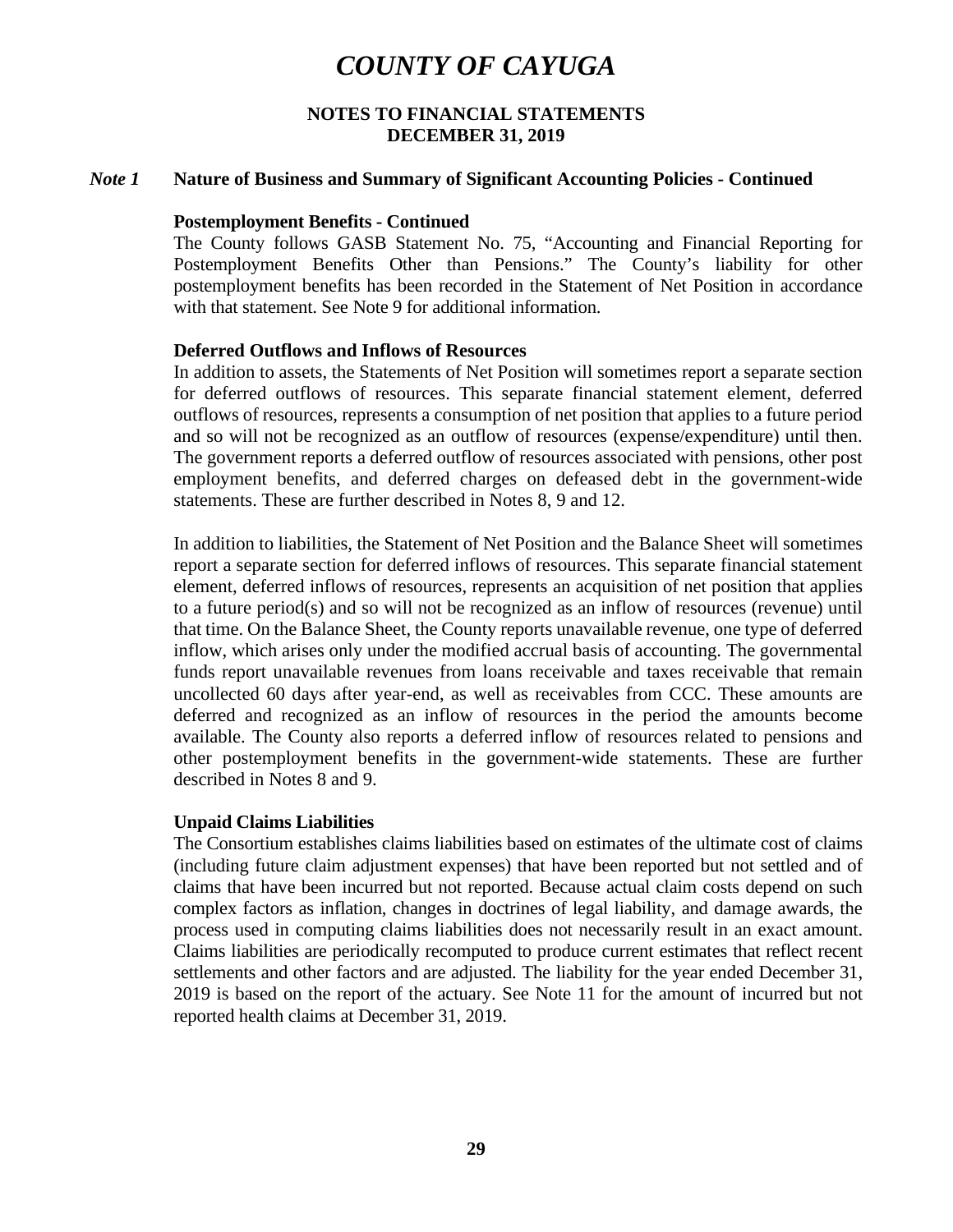# COUNTY OF CAYUGA

## NOTES TO FINANCIAL STATEMENTS
## DECEMBER 31, 2019

### *Note 1* Nature of Business and Summary of Significant Accounting Policies - Continued

**Postemployment Benefits - Continued**

The County follows GASB Statement No. 75, "Accounting and Financial Reporting for Postemployment Benefits Other than Pensions." The County's liability for other postemployment benefits has been recorded in the Statement of Net Position in accordance with that statement. See Note 9 for additional information.

**Deferred Outflows and Inflows of Resources**

In addition to assets, the Statements of Net Position will sometimes report a separate section for deferred outflows of resources. This separate financial statement element, deferred outflows of resources, represents a consumption of net position that applies to a future period and so will not be recognized as an outflow of resources (expense/expenditure) until then. The government reports a deferred outflow of resources associated with pensions, other post employment benefits, and deferred charges on defeased debt in the government-wide statements. These are further described in Notes 8, 9 and 12.

In addition to liabilities, the Statement of Net Position and the Balance Sheet will sometimes report a separate section for deferred inflows of resources. This separate financial statement element, deferred inflows of resources, represents an acquisition of net position that applies to a future period(s) and so will not be recognized as an inflow of resources (revenue) until that time. On the Balance Sheet, the County reports unavailable revenue, one type of deferred inflow, which arises only under the modified accrual basis of accounting. The governmental funds report unavailable revenues from loans receivable and taxes receivable that remain uncollected 60 days after year-end, as well as receivables from CCC. These amounts are deferred and recognized as an inflow of resources in the period the amounts become available. The County also reports a deferred inflow of resources related to pensions and other postemployment benefits in the government-wide statements. These are further described in Notes 8 and 9.

**Unpaid Claims Liabilities**

The Consortium establishes claims liabilities based on estimates of the ultimate cost of claims (including future claim adjustment expenses) that have been reported but not settled and of claims that have been incurred but not reported. Because actual claim costs depend on such complex factors as inflation, changes in doctrines of legal liability, and damage awards, the process used in computing claims liabilities does not necessarily result in an exact amount. Claims liabilities are periodically recomputed to produce current estimates that reflect recent settlements and other factors and are adjusted. The liability for the year ended December 31, 2019 is based on the report of the actuary. See Note 11 for the amount of incurred but not reported health claims at December 31, 2019.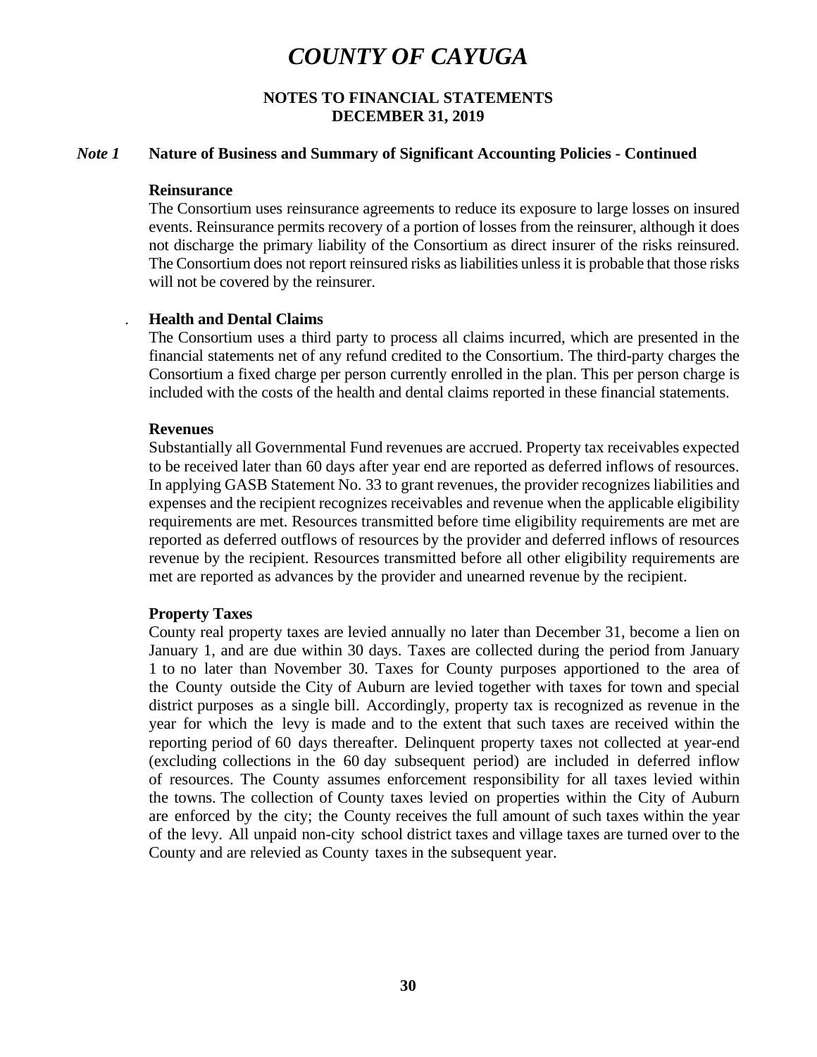# COUNTY OF CAYUGA

## NOTES TO FINANCIAL STATEMENTS
## DECEMBER 31, 2019

### *Note 1* Nature of Business and Summary of Significant Accounting Policies - Continued

**Reinsurance**

The Consortium uses reinsurance agreements to reduce its exposure to large losses on insured events. Reinsurance permits recovery of a portion of losses from the reinsurer, although it does not discharge the primary liability of the Consortium as direct insurer of the risks reinsured. The Consortium does not report reinsured risks as liabilities unless it is probable that those risks will not be covered by the reinsurer.

**Health and Dental Claims**

The Consortium uses a third party to process all claims incurred, which are presented in the financial statements net of any refund credited to the Consortium. The third-party charges the Consortium a fixed charge per person currently enrolled in the plan. This per person charge is included with the costs of the health and dental claims reported in these financial statements.

**Revenues**

Substantially all Governmental Fund revenues are accrued. Property tax receivables expected to be received later than 60 days after year end are reported as deferred inflows of resources. In applying GASB Statement No. 33 to grant revenues, the provider recognizes liabilities and expenses and the recipient recognizes receivables and revenue when the applicable eligibility requirements are met. Resources transmitted before time eligibility requirements are met are reported as deferred outflows of resources by the provider and deferred inflows of resources revenue by the recipient. Resources transmitted before all other eligibility requirements are met are reported as advances by the provider and unearned revenue by the recipient.

**Property Taxes**

County real property taxes are levied annually no later than December 31, become a lien on January 1, and are due within 30 days. Taxes are collected during the period from January 1 to no later than November 30. Taxes for County purposes apportioned to the area of the County outside the City of Auburn are levied together with taxes for town and special district purposes as a single bill. Accordingly, property tax is recognized as revenue in the year for which the levy is made and to the extent that such taxes are received within the reporting period of 60 days thereafter. Delinquent property taxes not collected at year-end (excluding collections in the 60 day subsequent period) are included in deferred inflow of resources. The County assumes enforcement responsibility for all taxes levied within the towns. The collection of County taxes levied on properties within the City of Auburn are enforced by the city; the County receives the full amount of such taxes within the year of the levy. All unpaid non-city school district taxes and village taxes are turned over to the County and are relevied as County taxes in the subsequent year.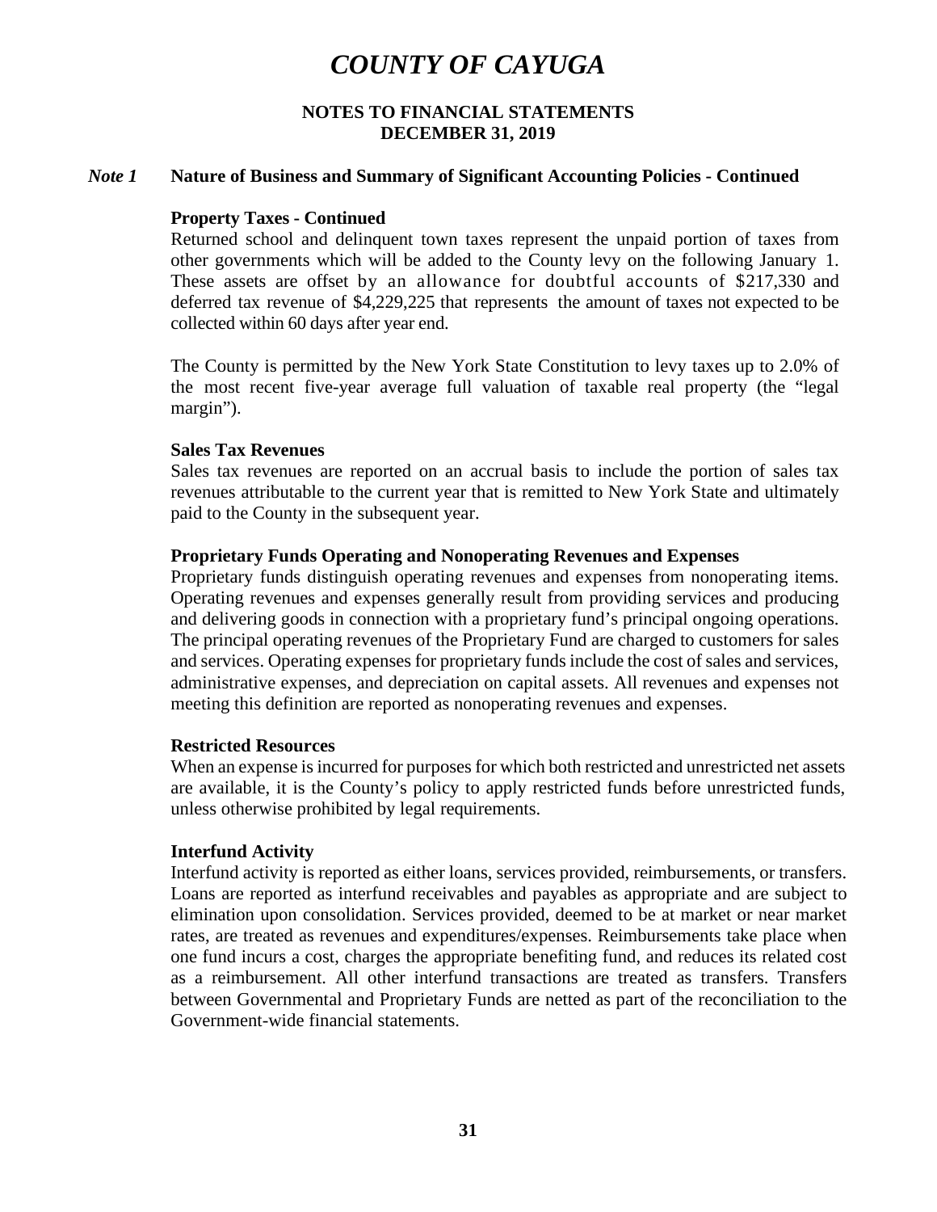# COUNTY OF CAYUGA

**NOTES TO FINANCIAL STATEMENTS**
**DECEMBER 31, 2019**

***Note 1*** **Nature of Business and Summary of Significant Accounting Policies - Continued**

**Property Taxes - Continued**

Returned school and delinquent town taxes represent the unpaid portion of taxes from other governments which will be added to the County levy on the following January 1. These assets are offset by an allowance for doubtful accounts of $217,330 and deferred tax revenue of $4,229,225 that represents the amount of taxes not expected to be collected within 60 days after year end.

The County is permitted by the New York State Constitution to levy taxes up to 2.0% of the most recent five-year average full valuation of taxable real property (the "legal margin").

**Sales Tax Revenues**

Sales tax revenues are reported on an accrual basis to include the portion of sales tax revenues attributable to the current year that is remitted to New York State and ultimately paid to the County in the subsequent year.

**Proprietary Funds Operating and Nonoperating Revenues and Expenses**

Proprietary funds distinguish operating revenues and expenses from nonoperating items. Operating revenues and expenses generally result from providing services and producing and delivering goods in connection with a proprietary fund's principal ongoing operations. The principal operating revenues of the Proprietary Fund are charged to customers for sales and services. Operating expenses for proprietary funds include the cost of sales and services, administrative expenses, and depreciation on capital assets. All revenues and expenses not meeting this definition are reported as nonoperating revenues and expenses.

**Restricted Resources**

When an expense is incurred for purposes for which both restricted and unrestricted net assets are available, it is the County's policy to apply restricted funds before unrestricted funds, unless otherwise prohibited by legal requirements.

**Interfund Activity**

Interfund activity is reported as either loans, services provided, reimbursements, or transfers. Loans are reported as interfund receivables and payables as appropriate and are subject to elimination upon consolidation. Services provided, deemed to be at market or near market rates, are treated as revenues and expenditures/expenses. Reimbursements take place when one fund incurs a cost, charges the appropriate benefiting fund, and reduces its related cost as a reimbursement. All other interfund transactions are treated as transfers. Transfers between Governmental and Proprietary Funds are netted as part of the reconciliation to the Government-wide financial statements.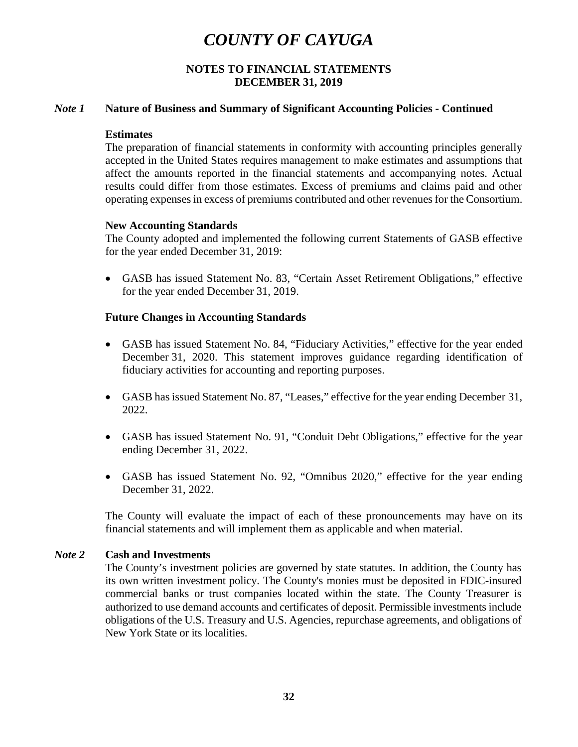# COUNTY OF CAYUGA

**NOTES TO FINANCIAL STATEMENTS**
**DECEMBER 31, 2019**

## *Note 1* Nature of Business and Summary of Significant Accounting Policies - Continued

**Estimates**

The preparation of financial statements in conformity with accounting principles generally accepted in the United States requires management to make estimates and assumptions that affect the amounts reported in the financial statements and accompanying notes. Actual results could differ from those estimates. Excess of premiums and claims paid and other operating expenses in excess of premiums contributed and other revenues for the Consortium.

**New Accounting Standards**

The County adopted and implemented the following current Statements of GASB effective for the year ended December 31, 2019:

- GASB has issued Statement No. 83, "Certain Asset Retirement Obligations," effective for the year ended December 31, 2019.

**Future Changes in Accounting Standards**

- GASB has issued Statement No. 84, "Fiduciary Activities," effective for the year ended December 31, 2020. This statement improves guidance regarding identification of fiduciary activities for accounting and reporting purposes.
- GASB has issued Statement No. 87, "Leases," effective for the year ending December 31, 2022.
- GASB has issued Statement No. 91, "Conduit Debt Obligations," effective for the year ending December 31, 2022.
- GASB has issued Statement No. 92, "Omnibus 2020," effective for the year ending December 31, 2022.

The County will evaluate the impact of each of these pronouncements may have on its financial statements and will implement them as applicable and when material.

## *Note 2* Cash and Investments

The County's investment policies are governed by state statutes. In addition, the County has its own written investment policy. The County's monies must be deposited in FDIC-insured commercial banks or trust companies located within the state. The County Treasurer is authorized to use demand accounts and certificates of deposit. Permissible investments include obligations of the U.S. Treasury and U.S. Agencies, repurchase agreements, and obligations of New York State or its localities.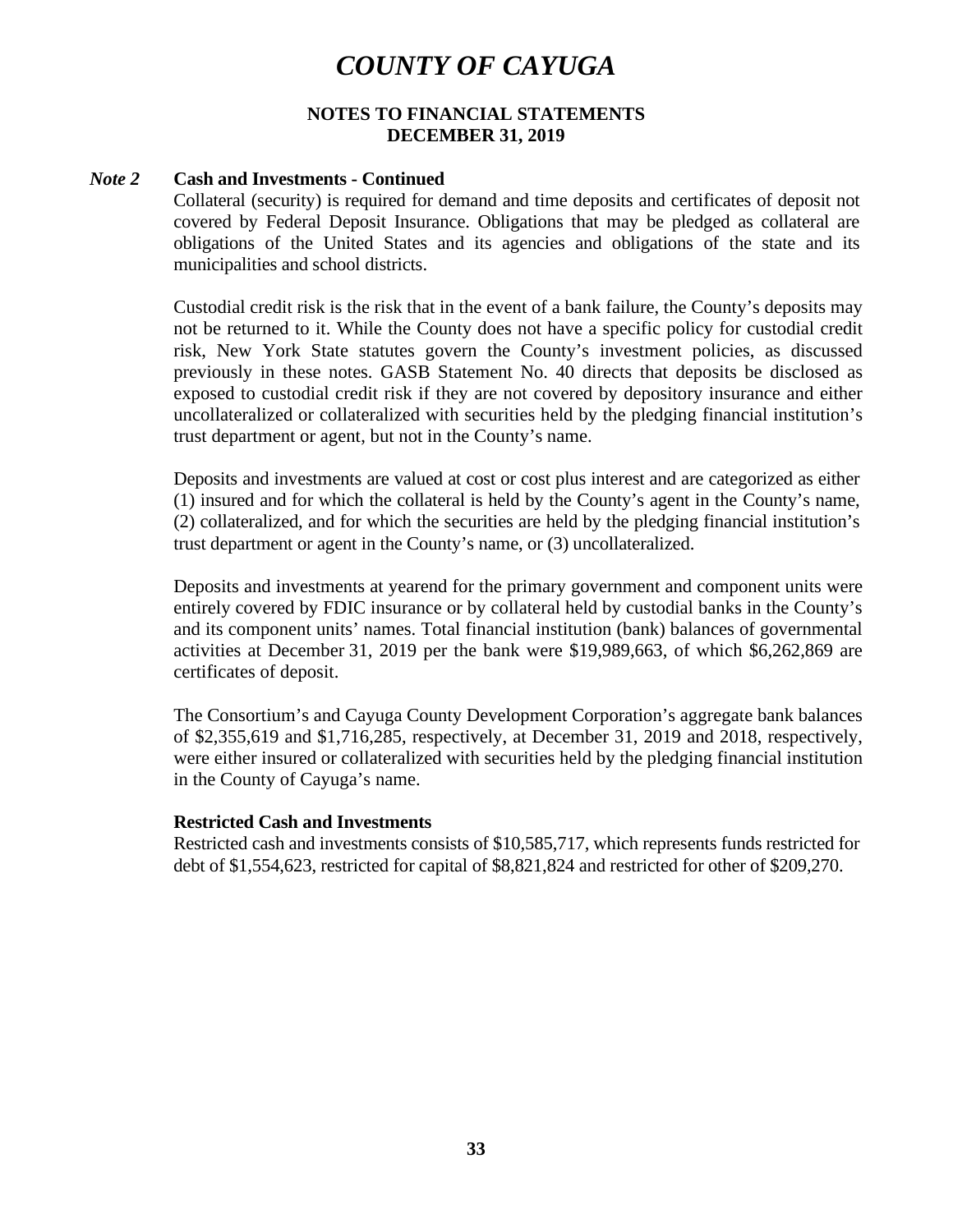# COUNTY OF CAYUGA

**NOTES TO FINANCIAL STATEMENTS**
**DECEMBER 31, 2019**

***Note 2*** **Cash and Investments - Continued**

Collateral (security) is required for demand and time deposits and certificates of deposit not covered by Federal Deposit Insurance. Obligations that may be pledged as collateral are obligations of the United States and its agencies and obligations of the state and its municipalities and school districts.

Custodial credit risk is the risk that in the event of a bank failure, the County's deposits may not be returned to it. While the County does not have a specific policy for custodial credit risk, New York State statutes govern the County's investment policies, as discussed previously in these notes. GASB Statement No. 40 directs that deposits be disclosed as exposed to custodial credit risk if they are not covered by depository insurance and either uncollateralized or collateralized with securities held by the pledging financial institution's trust department or agent, but not in the County's name.

Deposits and investments are valued at cost or cost plus interest and are categorized as either (1) insured and for which the collateral is held by the County's agent in the County's name, (2) collateralized, and for which the securities are held by the pledging financial institution's trust department or agent in the County's name, or (3) uncollateralized.

Deposits and investments at yearend for the primary government and component units were entirely covered by FDIC insurance or by collateral held by custodial banks in the County's and its component units' names. Total financial institution (bank) balances of governmental activities at December 31, 2019 per the bank were $19,989,663, of which $6,262,869 are certificates of deposit.

The Consortium's and Cayuga County Development Corporation's aggregate bank balances of $2,355,619 and $1,716,285, respectively, at December 31, 2019 and 2018, respectively, were either insured or collateralized with securities held by the pledging financial institution in the County of Cayuga's name.

**Restricted Cash and Investments**

Restricted cash and investments consists of $10,585,717, which represents funds restricted for debt of $1,554,623, restricted for capital of $8,821,824 and restricted for other of $209,270.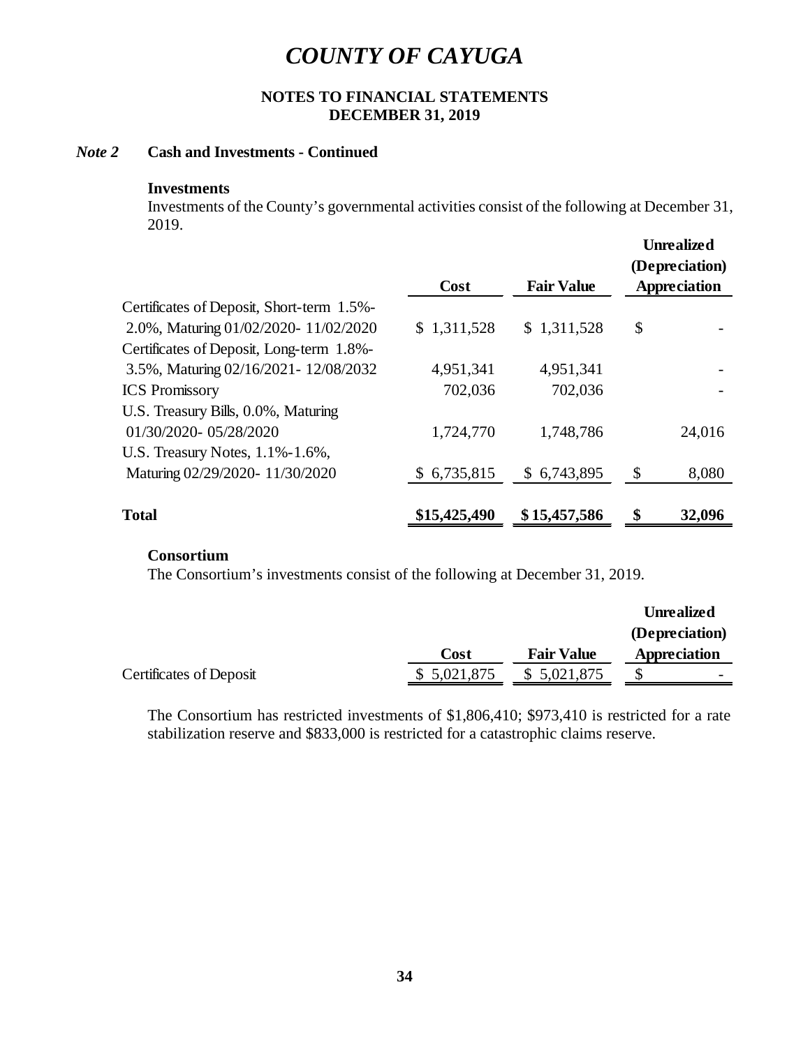# COUNTY OF CAYUGA

**NOTES TO FINANCIAL STATEMENTS**
**DECEMBER 31, 2019**

### *Note 2* Cash and Investments - Continued

**Investments**

Investments of the County's governmental activities consist of the following at December 31, 2019.

| | Cost | Fair Value | Unrealized (Depreciation) Appreciation |
|---|---|---|---|
| Certificates of Deposit, Short-term 1.5%-2.0%, Maturing 01/02/2020- 11/02/2020 | $ 1,311,528 | $ 1,311,528 | $ - |
| Certificates of Deposit, Long-term 1.8%-3.5%, Maturing 02/16/2021- 12/08/2032 | 4,951,341 | 4,951,341 | - |
| ICS Promissory | 702,036 | 702,036 | - |
| U.S. Treasury Bills, 0.0%, Maturing 01/30/2020- 05/28/2020 | 1,724,770 | 1,748,786 | 24,016 |
| U.S. Treasury Notes, 1.1%-1.6%, Maturing 02/29/2020- 11/30/2020 | $ 6,735,815 | $ 6,743,895 | $ 8,080 |
| **Total** | **$15,425,490** | **$ 15,457,586** | **$ 32,096** |

**Consortium**

The Consortium's investments consist of the following at December 31, 2019.

| | Cost | Fair Value | Unrealized (Depreciation) Appreciation |
|---|---|---|---|
| Certificates of Deposit | $ 5,021,875 | $ 5,021,875 | $ - |

The Consortium has restricted investments of $1,806,410; $973,410 is restricted for a rate stabilization reserve and $833,000 is restricted for a catastrophic claims reserve.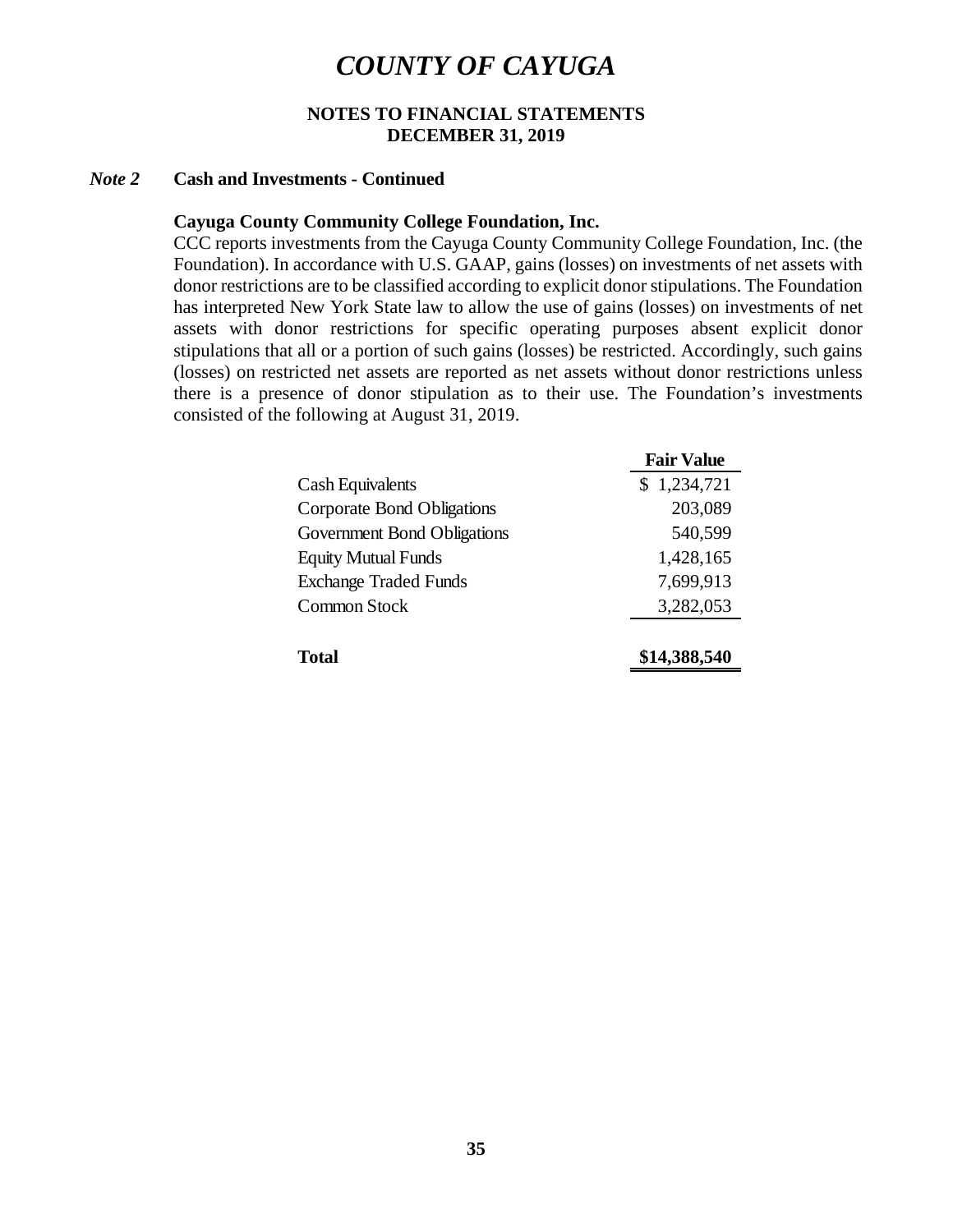# COUNTY OF CAYUGA

**NOTES TO FINANCIAL STATEMENTS**
**DECEMBER 31, 2019**

## *Note 2* Cash and Investments - Continued

**Cayuga County Community College Foundation, Inc.**

CCC reports investments from the Cayuga County Community College Foundation, Inc. (the Foundation). In accordance with U.S. GAAP, gains (losses) on investments of net assets with donor restrictions are to be classified according to explicit donor stipulations. The Foundation has interpreted New York State law to allow the use of gains (losses) on investments of net assets with donor restrictions for specific operating purposes absent explicit donor stipulations that all or a portion of such gains (losses) be restricted. Accordingly, such gains (losses) on restricted net assets are reported as net assets without donor restrictions unless there is a presence of donor stipulation as to their use. The Foundation's investments consisted of the following at August 31, 2019.

| | Fair Value |
|---|---|
| Cash Equivalents | $ 1,234,721 |
| Corporate Bond Obligations | 203,089 |
| Government Bond Obligations | 540,599 |
| Equity Mutual Funds | 1,428,165 |
| Exchange Traded Funds | 7,699,913 |
| Common Stock | 3,282,053 |
| **Total** | **$14,388,540** |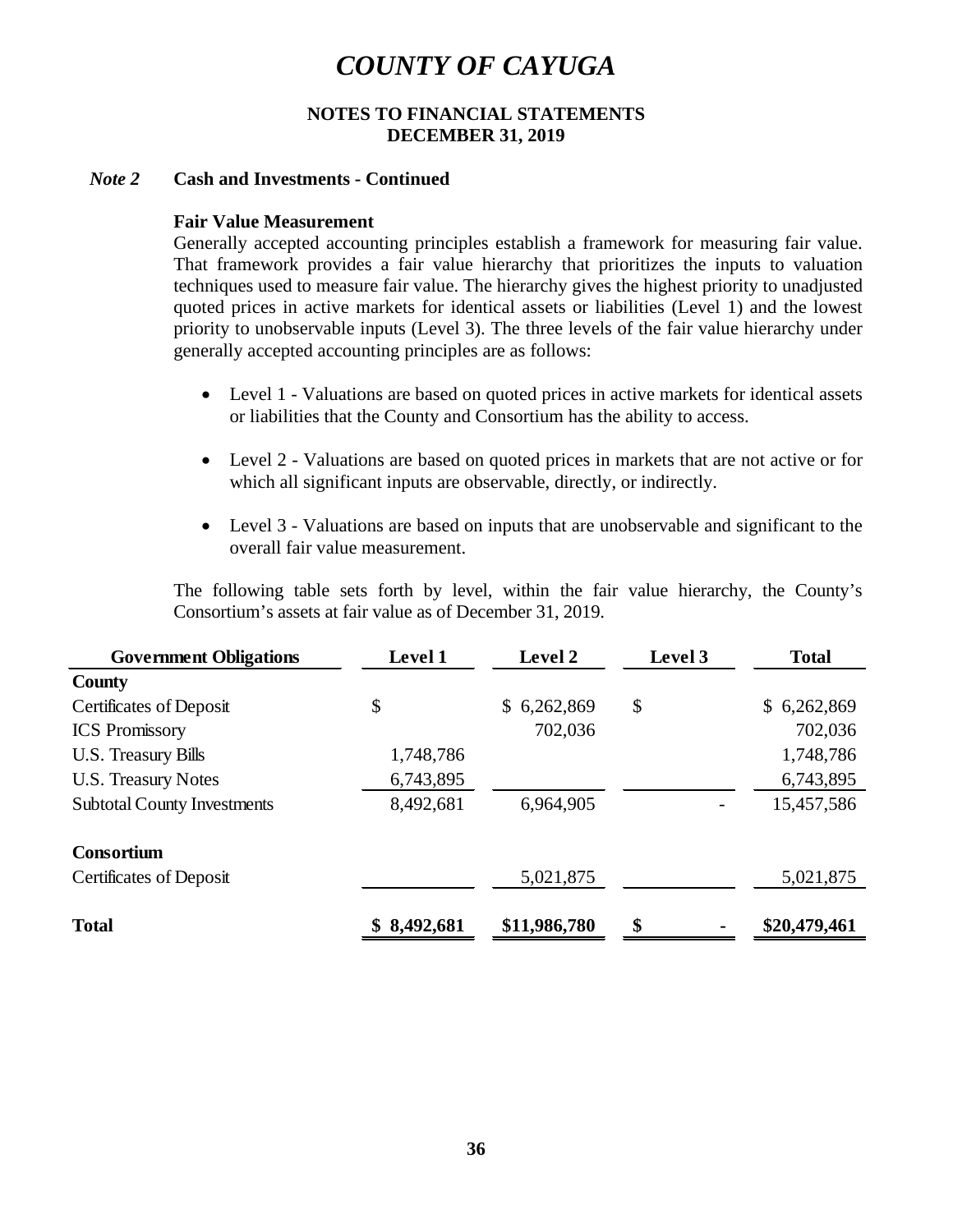# COUNTY OF CAYUGA

**NOTES TO FINANCIAL STATEMENTS**
**DECEMBER 31, 2019**

***Note 2*** **Cash and Investments - Continued**

**Fair Value Measurement**

Generally accepted accounting principles establish a framework for measuring fair value. That framework provides a fair value hierarchy that prioritizes the inputs to valuation techniques used to measure fair value. The hierarchy gives the highest priority to unadjusted quoted prices in active markets for identical assets or liabilities (Level 1) and the lowest priority to unobservable inputs (Level 3). The three levels of the fair value hierarchy under generally accepted accounting principles are as follows:

- Level 1 - Valuations are based on quoted prices in active markets for identical assets or liabilities that the County and Consortium has the ability to access.
- Level 2 - Valuations are based on quoted prices in markets that are not active or for which all significant inputs are observable, directly, or indirectly.
- Level 3 - Valuations are based on inputs that are unobservable and significant to the overall fair value measurement.

The following table sets forth by level, within the fair value hierarchy, the County's Consortium's assets at fair value as of December 31, 2019.

| Government Obligations | Level 1 | Level 2 | Level 3 | Total |
|---|---|---|---|---|
| **County** | | | | |
| Certificates of Deposit | $ | $ 6,262,869 | $ | $ 6,262,869 |
| ICS Promissory | | 702,036 | | 702,036 |
| U.S. Treasury Bills | 1,748,786 | | | 1,748,786 |
| U.S. Treasury Notes | 6,743,895 | | | 6,743,895 |
| Subtotal County Investments | 8,492,681 | 6,964,905 | - | 15,457,586 |
| **Consortium** | | | | |
| Certificates of Deposit | | 5,021,875 | | 5,021,875 |
| **Total** | **$ 8,492,681** | **$11,986,780** | **$ -** | **$20,479,461** |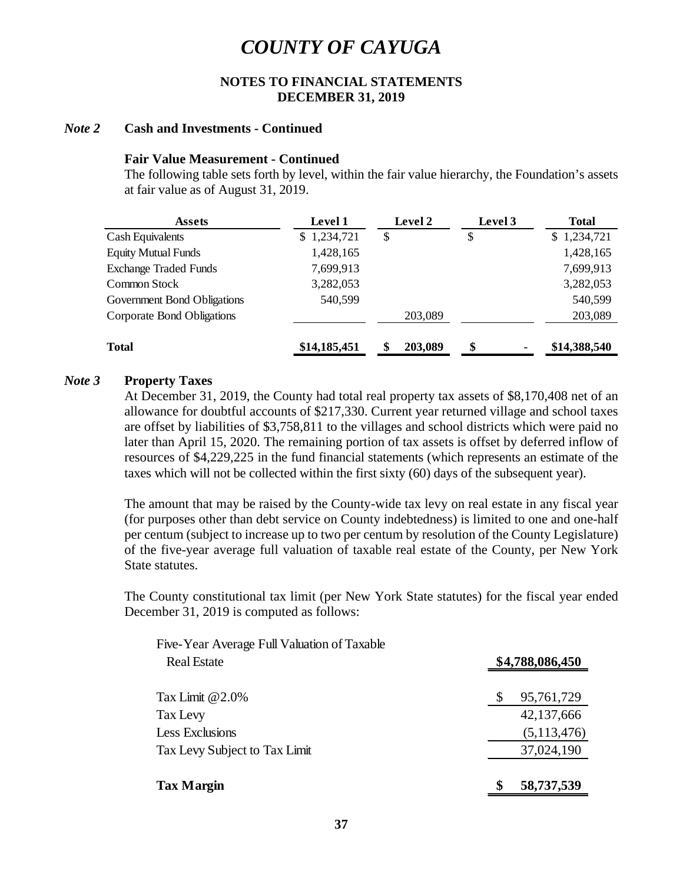# COUNTY OF CAYUGA

**NOTES TO FINANCIAL STATEMENTS**
**DECEMBER 31, 2019**

## *Note 2* Cash and Investments - Continued

### Fair Value Measurement - Continued

The following table sets forth by level, within the fair value hierarchy, the Foundation's assets at fair value as of August 31, 2019.

| Assets | Level 1 | Level 2 | Level 3 | Total |
|---|---|---|---|---|
| Cash Equivalents | $ 1,234,721 | $ | $ | $ 1,234,721 |
| Equity Mutual Funds | 1,428,165 | | | 1,428,165 |
| Exchange Traded Funds | 7,699,913 | | | 7,699,913 |
| Common Stock | 3,282,053 | | | 3,282,053 |
| Government Bond Obligations | 540,599 | | | 540,599 |
| Corporate Bond Obligations | | 203,089 | | 203,089 |
| **Total** | **$14,185,451** | **$ 203,089** | **$ -** | **$14,388,540** |

## *Note 3* Property Taxes

At December 31, 2019, the County had total real property tax assets of $8,170,408 net of an allowance for doubtful accounts of $217,330. Current year returned village and school taxes are offset by liabilities of $3,758,811 to the villages and school districts which were paid no later than April 15, 2020. The remaining portion of tax assets is offset by deferred inflow of resources of $4,229,225 in the fund financial statements (which represents an estimate of the taxes which will not be collected within the first sixty (60) days of the subsequent year).

The amount that may be raised by the County-wide tax levy on real estate in any fiscal year (for purposes other than debt service on County indebtedness) is limited to one and one-half per centum (subject to increase up to two per centum by resolution of the County Legislature) of the five-year average full valuation of taxable real estate of the County, per New York State statutes.

The County constitutional tax limit (per New York State statutes) for the fiscal year ended December 31, 2019 is computed as follows:

| | |
|---|---|
| Five-Year Average Full Valuation of Taxable Real Estate | $4,788,086,450 |
| Tax Limit @2.0% | $ 95,761,729 |
| Tax Levy | 42,137,666 |
| Less Exclusions | (5,113,476) |
| Tax Levy Subject to Tax Limit | 37,024,190 |
| **Tax Margin** | **$ 58,737,539** |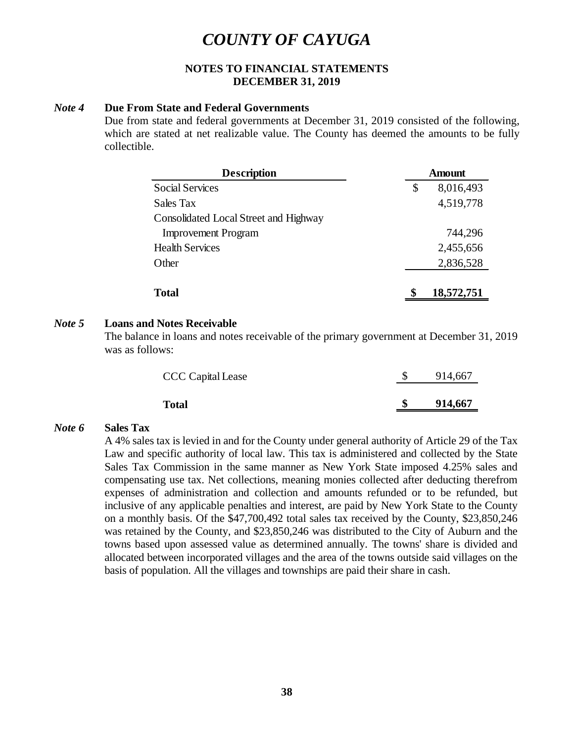# COUNTY OF CAYUGA

**NOTES TO FINANCIAL STATEMENTS**
**DECEMBER 31, 2019**

### *Note 4* Due From State and Federal Governments

Due from state and federal governments at December 31, 2019 consisted of the following, which are stated at net realizable value. The County has deemed the amounts to be fully collectible.

| Description | Amount |
|---|---|
| Social Services | $ 8,016,493 |
| Sales Tax | 4,519,778 |
| Consolidated Local Street and Highway Improvement Program | 744,296 |
| Health Services | 2,455,656 |
| Other | 2,836,528 |
| **Total** | **$ 18,572,751** |

### *Note 5* Loans and Notes Receivable

The balance in loans and notes receivable of the primary government at December 31, 2019 was as follows:

| | |
|---|---|
| CCC Capital Lease | $ 914,667 |
| **Total** | **$ 914,667** |

### *Note 6* Sales Tax

A 4% sales tax is levied in and for the County under general authority of Article 29 of the Tax Law and specific authority of local law. This tax is administered and collected by the State Sales Tax Commission in the same manner as New York State imposed 4.25% sales and compensating use tax. Net collections, meaning monies collected after deducting therefrom expenses of administration and collection and amounts refunded or to be refunded, but inclusive of any applicable penalties and interest, are paid by New York State to the County on a monthly basis. Of the $47,700,492 total sales tax received by the County, $23,850,246 was retained by the County, and $23,850,246 was distributed to the City of Auburn and the towns based upon assessed value as determined annually. The towns' share is divided and allocated between incorporated villages and the area of the towns outside said villages on the basis of population. All the villages and townships are paid their share in cash.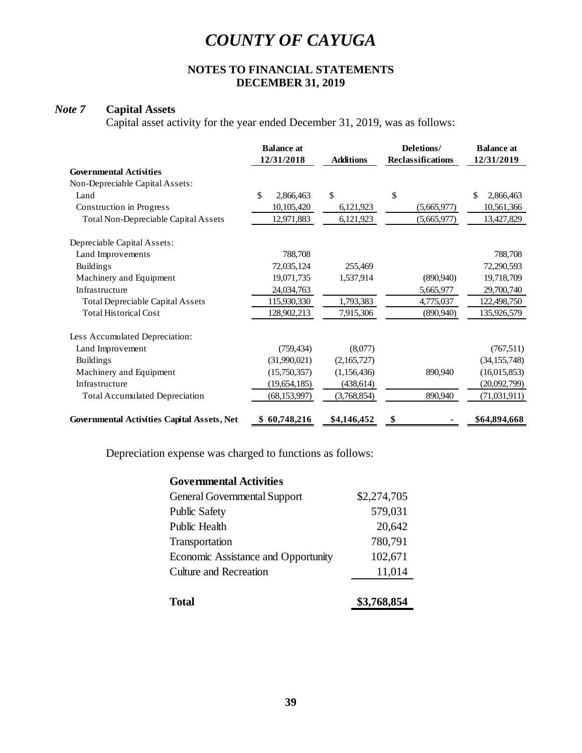# COUNTY OF CAYUGA

## NOTES TO FINANCIAL STATEMENTS
## DECEMBER 31, 2019

### *Note 7* Capital Assets

Capital asset activity for the year ended December 31, 2019, was as follows:

| | Balance at 12/31/2018 | Additions | Deletions/ Reclassifications | Balance at 12/31/2019 |
|---|---|---|---|---|
| **Governmental Activities** | | | | |
| Non-Depreciable Capital Assets: | | | | |
| Land | $ 2,866,463 | $ | $ | $ 2,866,463 |
| Construction in Progress | 10,105,420 | 6,121,923 | (5,665,977) | 10,561,366 |
| Total Non-Depreciable Capital Assets | 12,971,883 | 6,121,923 | (5,665,977) | 13,427,829 |
| Depreciable Capital Assets: | | | | |
| Land Improvements | 788,708 | | | 788,708 |
| Buildings | 72,035,124 | 255,469 | | 72,290,593 |
| Machinery and Equipment | 19,071,735 | 1,537,914 | (890,940) | 19,718,709 |
| Infrastructure | 24,034,763 | | 5,665,977 | 29,700,740 |
| Total Depreciable Capital Assets | 115,930,330 | 1,793,383 | 4,775,037 | 122,498,750 |
| Total Historical Cost | 128,902,213 | 7,915,306 | (890,940) | 135,926,579 |
| Less Accumulated Depreciation: | | | | |
| Land Improvement | (759,434) | (8,077) | | (767,511) |
| Buildings | (31,990,021) | (2,165,727) | | (34,155,748) |
| Machinery and Equipment | (15,750,357) | (1,156,436) | 890,940 | (16,015,853) |
| Infrastructure | (19,654,185) | (438,614) | | (20,092,799) |
| Total Accumulated Depreciation | (68,153,997) | (3,768,854) | 890,940 | (71,031,911) |
| **Governmental Activities Capital Assets, Net** | **$ 60,748,216** | **$4,146,452** | **$ -** | **$64,894,668** |

Depreciation expense was charged to functions as follows:

| **Governmental Activities** | |
|---|---|
| General Governmental Support | $2,274,705 |
| Public Safety | 579,031 |
| Public Health | 20,642 |
| Transportation | 780,791 |
| Economic Assistance and Opportunity | 102,671 |
| Culture and Recreation | 11,014 |
| **Total** | **$3,768,854** |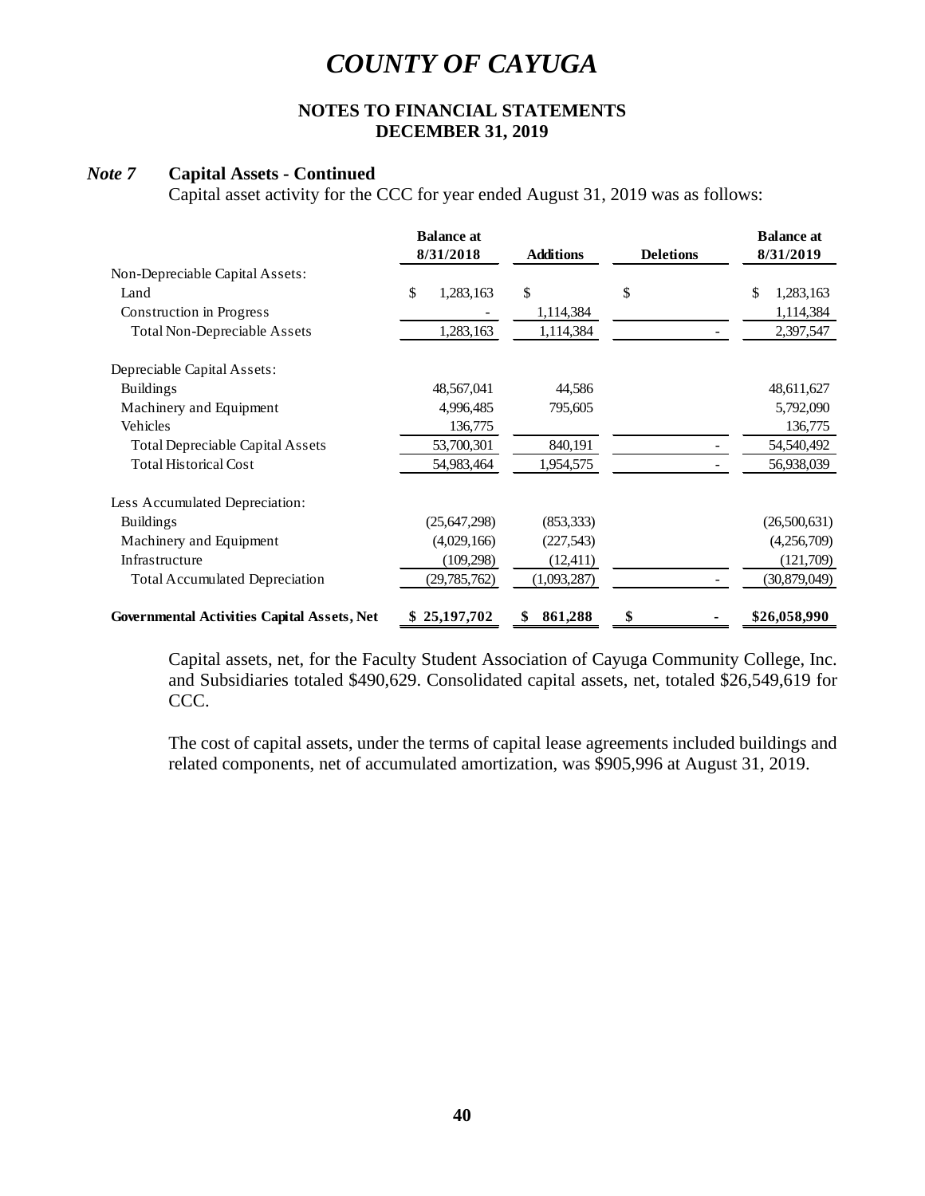# COUNTY OF CAYUGA

## NOTES TO FINANCIAL STATEMENTS
## DECEMBER 31, 2019

### *Note 7* Capital Assets - Continued

Capital asset activity for the CCC for year ended August 31, 2019 was as follows:

| | Balance at 8/31/2018 | Additions | Deletions | Balance at 8/31/2019 |
|---|---|---|---|---|
| Non-Depreciable Capital Assets: | | | | |
| Land | $ 1,283,163 | $ | $ | $ 1,283,163 |
| Construction in Progress | - | 1,114,384 | | 1,114,384 |
| Total Non-Depreciable Assets | 1,283,163 | 1,114,384 | - | 2,397,547 |
| Depreciable Capital Assets: | | | | |
| Buildings | 48,567,041 | 44,586 | | 48,611,627 |
| Machinery and Equipment | 4,996,485 | 795,605 | | 5,792,090 |
| Vehicles | 136,775 | | | 136,775 |
| Total Depreciable Capital Assets | 53,700,301 | 840,191 | - | 54,540,492 |
| Total Historical Cost | 54,983,464 | 1,954,575 | - | 56,938,039 |
| Less Accumulated Depreciation: | | | | |
| Buildings | (25,647,298) | (853,333) | | (26,500,631) |
| Machinery and Equipment | (4,029,166) | (227,543) | | (4,256,709) |
| Infrastructure | (109,298) | (12,411) | | (121,709) |
| Total Accumulated Depreciation | (29,785,762) | (1,093,287) | - | (30,879,049) |
| **Governmental Activities Capital Assets, Net** | **$ 25,197,702** | **$ 861,288** | **$ -** | **$26,058,990** |

Capital assets, net, for the Faculty Student Association of Cayuga Community College, Inc. and Subsidiaries totaled $490,629. Consolidated capital assets, net, totaled $26,549,619 for CCC.

The cost of capital assets, under the terms of capital lease agreements included buildings and related components, net of accumulated amortization, was $905,996 at August 31, 2019.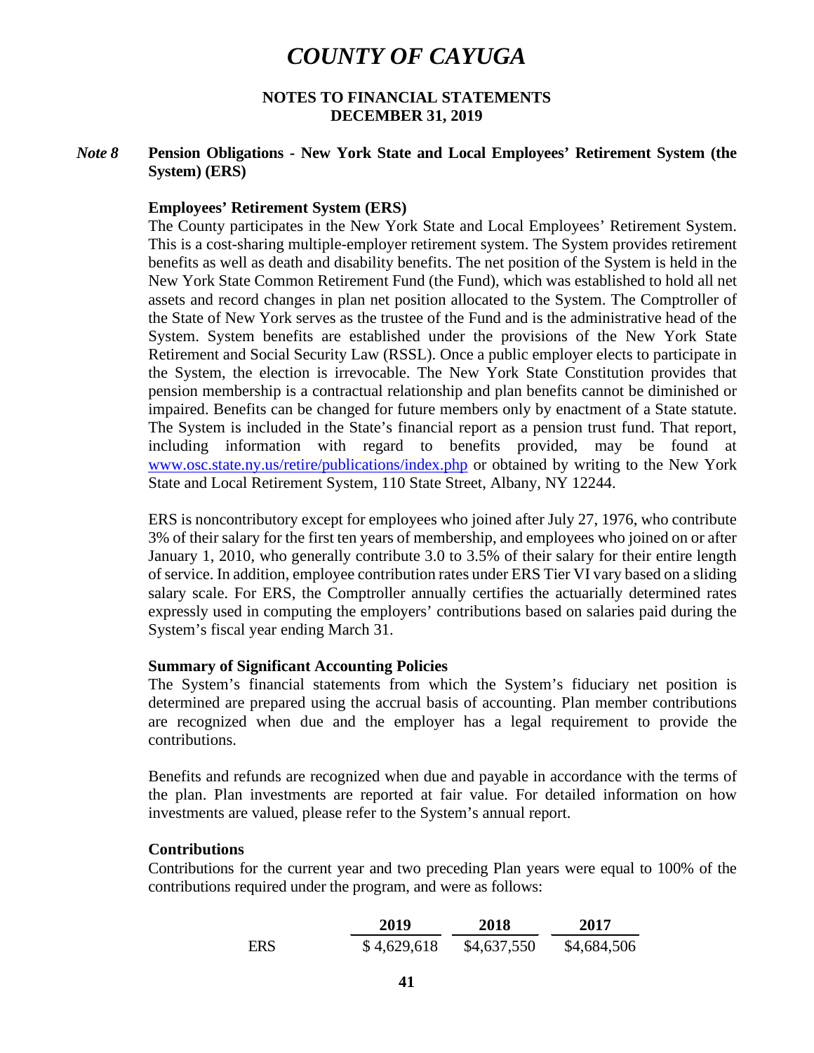# COUNTY OF CAYUGA

## NOTES TO FINANCIAL STATEMENTS
## DECEMBER 31, 2019

### *Note 8* Pension Obligations - New York State and Local Employees' Retirement System (the System) (ERS)

**Employees' Retirement System (ERS)**

The County participates in the New York State and Local Employees' Retirement System. This is a cost-sharing multiple-employer retirement system. The System provides retirement benefits as well as death and disability benefits. The net position of the System is held in the New York State Common Retirement Fund (the Fund), which was established to hold all net assets and record changes in plan net position allocated to the System. The Comptroller of the State of New York serves as the trustee of the Fund and is the administrative head of the System. System benefits are established under the provisions of the New York State Retirement and Social Security Law (RSSL). Once a public employer elects to participate in the System, the election is irrevocable. The New York State Constitution provides that pension membership is a contractual relationship and plan benefits cannot be diminished or impaired. Benefits can be changed for future members only by enactment of a State statute. The System is included in the State's financial report as a pension trust fund. That report, including information with regard to benefits provided, may be found at [www.osc.state.ny.us/retire/publications/index.php](www.osc.state.ny.us/retire/publications/index.php) or obtained by writing to the New York State and Local Retirement System, 110 State Street, Albany, NY 12244.

ERS is noncontributory except for employees who joined after July 27, 1976, who contribute 3% of their salary for the first ten years of membership, and employees who joined on or after January 1, 2010, who generally contribute 3.0 to 3.5% of their salary for their entire length of service. In addition, employee contribution rates under ERS Tier VI vary based on a sliding salary scale. For ERS, the Comptroller annually certifies the actuarially determined rates expressly used in computing the employers' contributions based on salaries paid during the System's fiscal year ending March 31.

**Summary of Significant Accounting Policies**

The System's financial statements from which the System's fiduciary net position is determined are prepared using the accrual basis of accounting. Plan member contributions are recognized when due and the employer has a legal requirement to provide the contributions.

Benefits and refunds are recognized when due and payable in accordance with the terms of the plan. Plan investments are reported at fair value. For detailed information on how investments are valued, please refer to the System's annual report.

**Contributions**

Contributions for the current year and two preceding Plan years were equal to 100% of the contributions required under the program, and were as follows:

| | 2019 | 2018 | 2017 |
|---|---|---|---|
| ERS | $ 4,629,618 | $4,637,550 | $4,684,506 |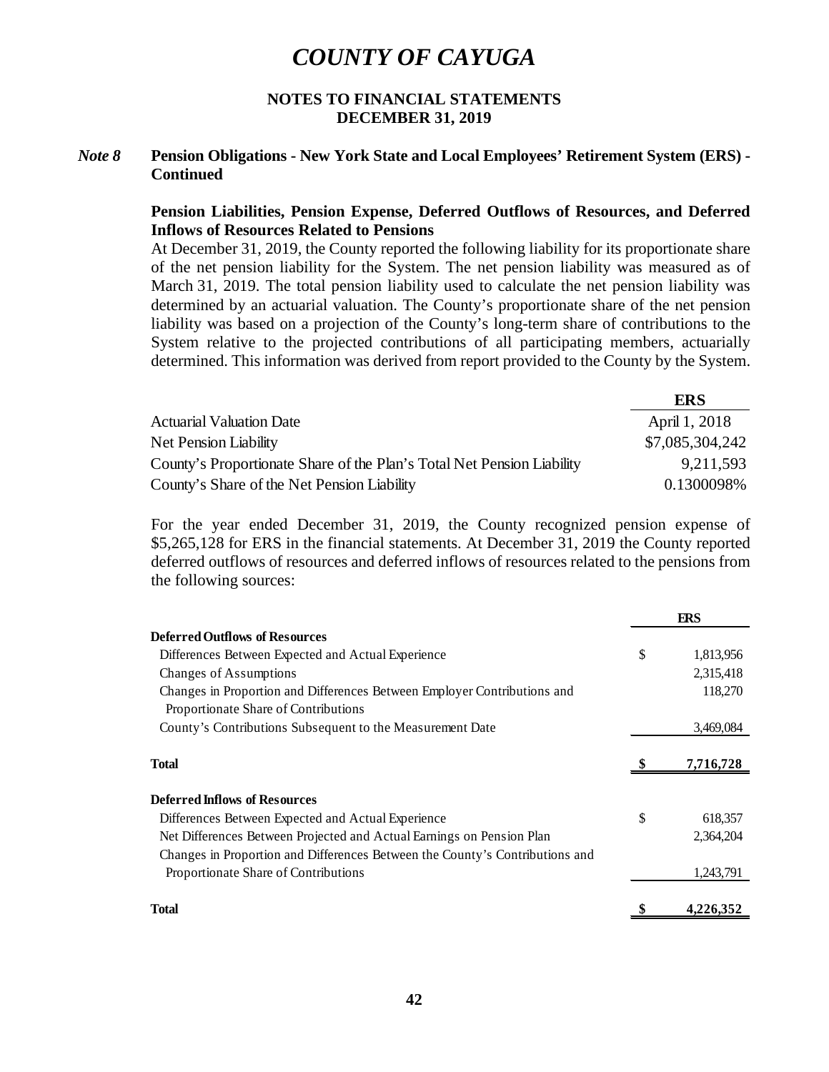# COUNTY OF CAYUGA

**NOTES TO FINANCIAL STATEMENTS**
**DECEMBER 31, 2019**

## *Note 8* Pension Obligations - New York State and Local Employees' Retirement System (ERS) - Continued

### Pension Liabilities, Pension Expense, Deferred Outflows of Resources, and Deferred Inflows of Resources Related to Pensions

At December 31, 2019, the County reported the following liability for its proportionate share of the net pension liability for the System. The net pension liability was measured as of March 31, 2019. The total pension liability used to calculate the net pension liability was determined by an actuarial valuation. The County's proportionate share of the net pension liability was based on a projection of the County's long-term share of contributions to the System relative to the projected contributions of all participating members, actuarially determined. This information was derived from report provided to the County by the System.

| | ERS |
|---|---|
| Actuarial Valuation Date | April 1, 2018 |
| Net Pension Liability | $7,085,304,242 |
| County's Proportionate Share of the Plan's Total Net Pension Liability | 9,211,593 |
| County's Share of the Net Pension Liability | 0.1300098% |

For the year ended December 31, 2019, the County recognized pension expense of $5,265,128 for ERS in the financial statements. At December 31, 2019 the County reported deferred outflows of resources and deferred inflows of resources related to the pensions from the following sources:

| | | ERS |
|---|---|---|
| **Deferred Outflows of Resources** | | |
| Differences Between Expected and Actual Experience | $ | 1,813,956 |
| Changes of Assumptions | | 2,315,418 |
| Changes in Proportion and Differences Between Employer Contributions and Proportionate Share of Contributions | | 118,270 |
| County's Contributions Subsequent to the Measurement Date | | 3,469,084 |
| **Total** | **$** | **7,716,728** |
| **Deferred Inflows of Resources** | | |
| Differences Between Expected and Actual Experience | $ | 618,357 |
| Net Differences Between Projected and Actual Earnings on Pension Plan | | 2,364,204 |
| Changes in Proportion and Differences Between the County's Contributions and Proportionate Share of Contributions | | 1,243,791 |
| **Total** | **$** | **4,226,352** |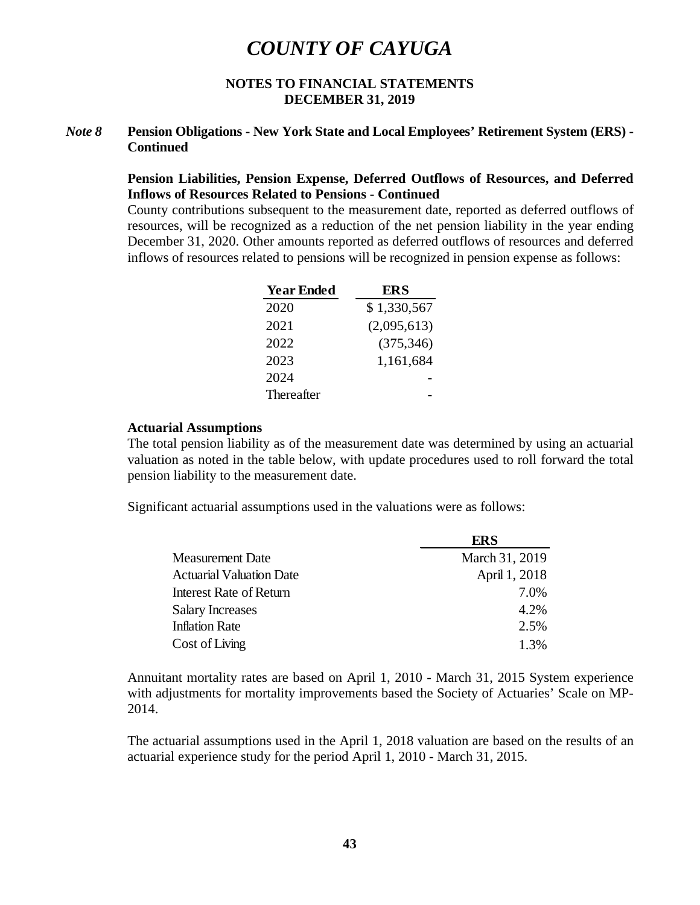# COUNTY OF CAYUGA

**NOTES TO FINANCIAL STATEMENTS**
**DECEMBER 31, 2019**

## *Note 8* Pension Obligations - New York State and Local Employees' Retirement System (ERS) - Continued

### Pension Liabilities, Pension Expense, Deferred Outflows of Resources, and Deferred Inflows of Resources Related to Pensions - Continued

County contributions subsequent to the measurement date, reported as deferred outflows of resources, will be recognized as a reduction of the net pension liability in the year ending December 31, 2020. Other amounts reported as deferred outflows of resources and deferred inflows of resources related to pensions will be recognized in pension expense as follows:

| Year Ended | ERS |
|---|---|
| 2020 | $ 1,330,567 |
| 2021 | (2,095,613) |
| 2022 | (375,346) |
| 2023 | 1,161,684 |
| 2024 | - |
| Thereafter | - |

### Actuarial Assumptions

The total pension liability as of the measurement date was determined by using an actuarial valuation as noted in the table below, with update procedures used to roll forward the total pension liability to the measurement date.

Significant actuarial assumptions used in the valuations were as follows:

| | ERS |
|---|---|
| Measurement Date | March 31, 2019 |
| Actuarial Valuation Date | April 1, 2018 |
| Interest Rate of Return | 7.0% |
| Salary Increases | 4.2% |
| Inflation Rate | 2.5% |
| Cost of Living | 1.3% |

Annuitant mortality rates are based on April 1, 2010 - March 31, 2015 System experience with adjustments for mortality improvements based the Society of Actuaries' Scale on MP-2014.

The actuarial assumptions used in the April 1, 2018 valuation are based on the results of an actuarial experience study for the period April 1, 2010 - March 31, 2015.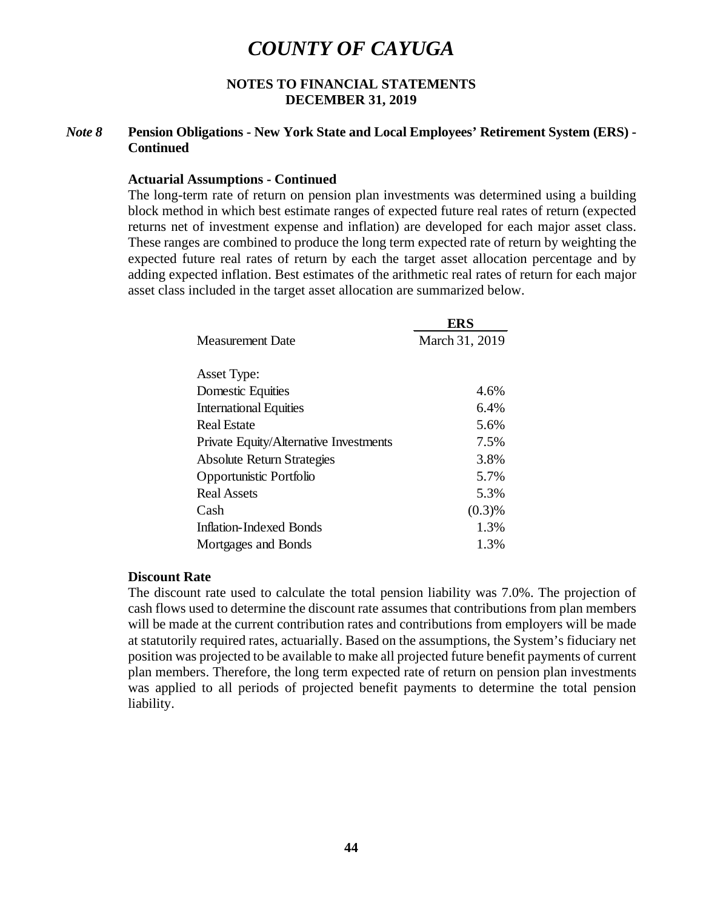# COUNTY OF CAYUGA

**NOTES TO FINANCIAL STATEMENTS**
**DECEMBER 31, 2019**

## *Note 8* Pension Obligations - New York State and Local Employees' Retirement System (ERS) - Continued

### Actuarial Assumptions - Continued

The long-term rate of return on pension plan investments was determined using a building block method in which best estimate ranges of expected future real rates of return (expected returns net of investment expense and inflation) are developed for each major asset class. These ranges are combined to produce the long term expected rate of return by weighting the expected future real rates of return by each the target asset allocation percentage and by adding expected inflation. Best estimates of the arithmetic real rates of return for each major asset class included in the target asset allocation are summarized below.

| | **ERS** |
|---|---|
| Measurement Date | March 31, 2019 |
| | |
| Asset Type: | |
| Domestic Equities | 4.6% |
| International Equities | 6.4% |
| Real Estate | 5.6% |
| Private Equity/Alternative Investments | 7.5% |
| Absolute Return Strategies | 3.8% |
| Opportunistic Portfolio | 5.7% |
| Real Assets | 5.3% |
| Cash | (0.3)% |
| Inflation-Indexed Bonds | 1.3% |
| Mortgages and Bonds | 1.3% |

### Discount Rate

The discount rate used to calculate the total pension liability was 7.0%. The projection of cash flows used to determine the discount rate assumes that contributions from plan members will be made at the current contribution rates and contributions from employers will be made at statutorily required rates, actuarially. Based on the assumptions, the System's fiduciary net position was projected to be available to make all projected future benefit payments of current plan members. Therefore, the long term expected rate of return on pension plan investments was applied to all periods of projected benefit payments to determine the total pension liability.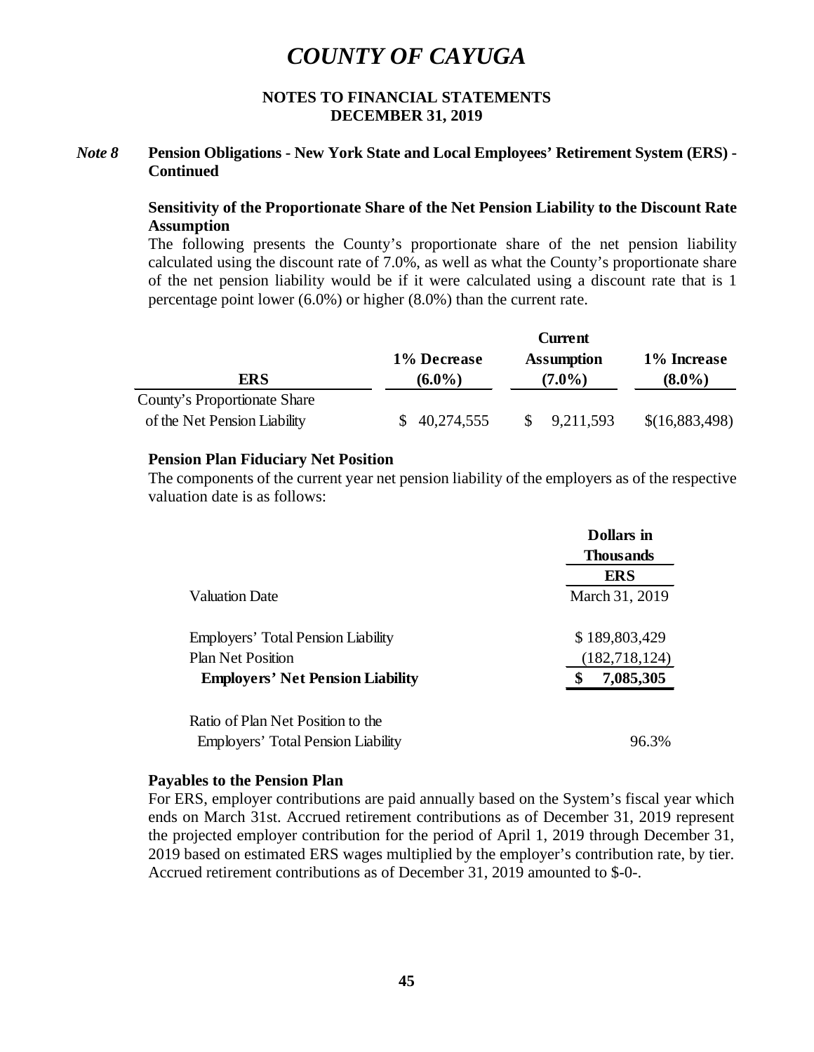# *COUNTY OF CAYUGA*

**NOTES TO FINANCIAL STATEMENTS**
**DECEMBER 31, 2019**

***Note 8*** **Pension Obligations - New York State and Local Employees' Retirement System (ERS) - Continued**

### Sensitivity of the Proportionate Share of the Net Pension Liability to the Discount Rate Assumption

The following presents the County's proportionate share of the net pension liability calculated using the discount rate of 7.0%, as well as what the County's proportionate share of the net pension liability would be if it were calculated using a discount rate that is 1 percentage point lower (6.0%) or higher (8.0%) than the current rate.

| ERS | 1% Decrease (6.0%) | Current Assumption (7.0%) | 1% Increase (8.0%) |
|---|---|---|---|
| County's Proportionate Share of the Net Pension Liability | $ 40,274,555 | $ 9,211,593 | $(16,883,498) |

### Pension Plan Fiduciary Net Position

The components of the current year net pension liability of the employers as of the respective valuation date is as follows:

| | Dollars in Thousands |
|---|---|
| | **ERS** |
| Valuation Date | March 31, 2019 |
| Employers' Total Pension Liability | $ 189,803,429 |
| Plan Net Position | (182,718,124) |
| **Employers' Net Pension Liability** | **$ 7,085,305** |
| Ratio of Plan Net Position to the Employers' Total Pension Liability | 96.3% |

### Payables to the Pension Plan

For ERS, employer contributions are paid annually based on the System's fiscal year which ends on March 31st. Accrued retirement contributions as of December 31, 2019 represent the projected employer contribution for the period of April 1, 2019 through December 31, 2019 based on estimated ERS wages multiplied by the employer's contribution rate, by tier. Accrued retirement contributions as of December 31, 2019 amounted to $-0-.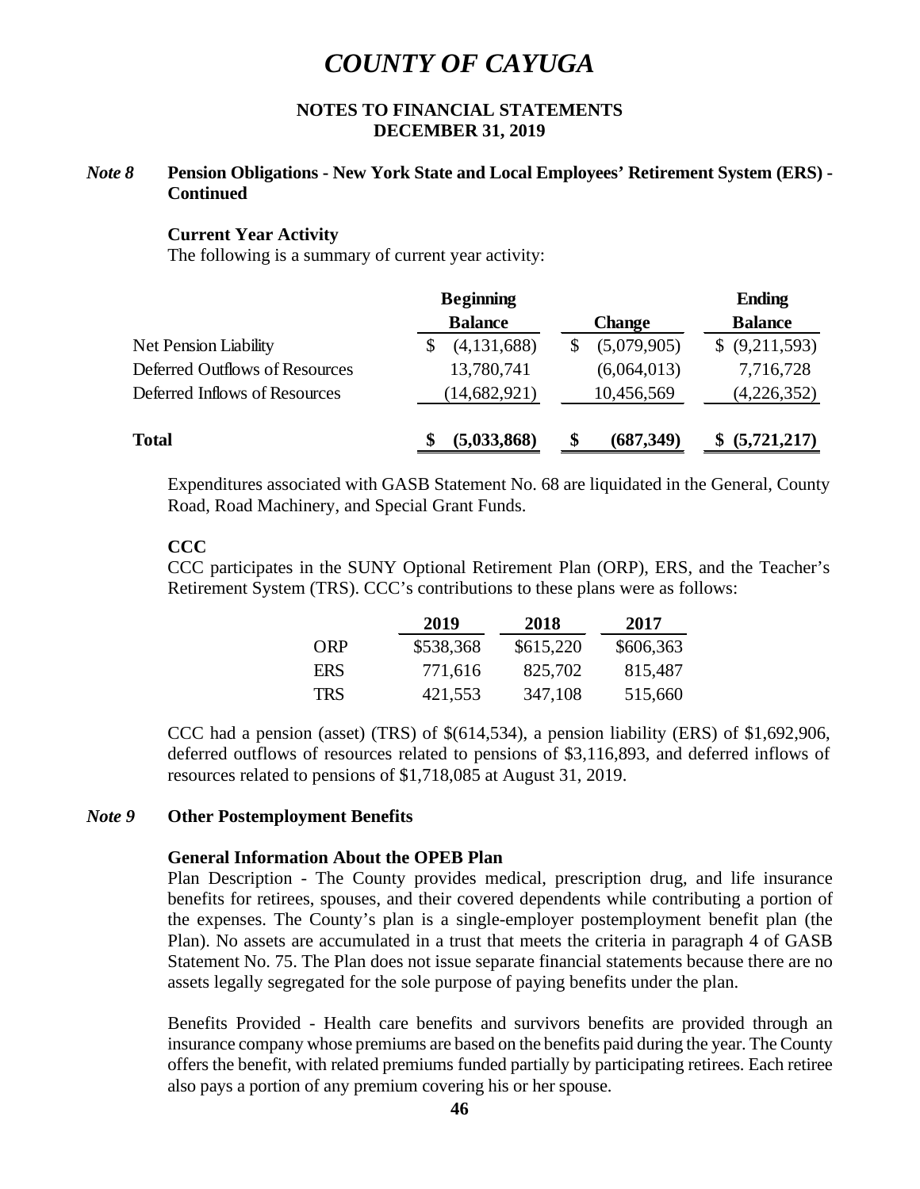# COUNTY OF CAYUGA

**NOTES TO FINANCIAL STATEMENTS**
**DECEMBER 31, 2019**

***Note 8*** **Pension Obligations - New York State and Local Employees' Retirement System (ERS) - Continued**

**Current Year Activity**

The following is a summary of current year activity:

| | Beginning Balance | Change | Ending Balance |
|---|---|---|---|
| Net Pension Liability | $ (4,131,688) | $ (5,079,905) | $ (9,211,593) |
| Deferred Outflows of Resources | 13,780,741 | (6,064,013) | 7,716,728 |
| Deferred Inflows of Resources | (14,682,921) | 10,456,569 | (4,226,352) |
| **Total** | **$ (5,033,868)** | **$ (687,349)** | **$ (5,721,217)** |

Expenditures associated with GASB Statement No. 68 are liquidated in the General, County Road, Road Machinery, and Special Grant Funds.

**CCC**

CCC participates in the SUNY Optional Retirement Plan (ORP), ERS, and the Teacher's Retirement System (TRS). CCC's contributions to these plans were as follows:

| | 2019 | 2018 | 2017 |
|---|---|---|---|
| ORP | $538,368 | $615,220 | $606,363 |
| ERS | 771,616 | 825,702 | 815,487 |
| TRS | 421,553 | 347,108 | 515,660 |

CCC had a pension (asset) (TRS) of $(614,534), a pension liability (ERS) of $1,692,906, deferred outflows of resources related to pensions of $3,116,893, and deferred inflows of resources related to pensions of $1,718,085 at August 31, 2019.

***Note 9*** **Other Postemployment Benefits**

**General Information About the OPEB Plan**

Plan Description - The County provides medical, prescription drug, and life insurance benefits for retirees, spouses, and their covered dependents while contributing a portion of the expenses. The County's plan is a single-employer postemployment benefit plan (the Plan). No assets are accumulated in a trust that meets the criteria in paragraph 4 of GASB Statement No. 75. The Plan does not issue separate financial statements because there are no assets legally segregated for the sole purpose of paying benefits under the plan.

Benefits Provided - Health care benefits and survivors benefits are provided through an insurance company whose premiums are based on the benefits paid during the year. The County offers the benefit, with related premiums funded partially by participating retirees. Each retiree also pays a portion of any premium covering his or her spouse.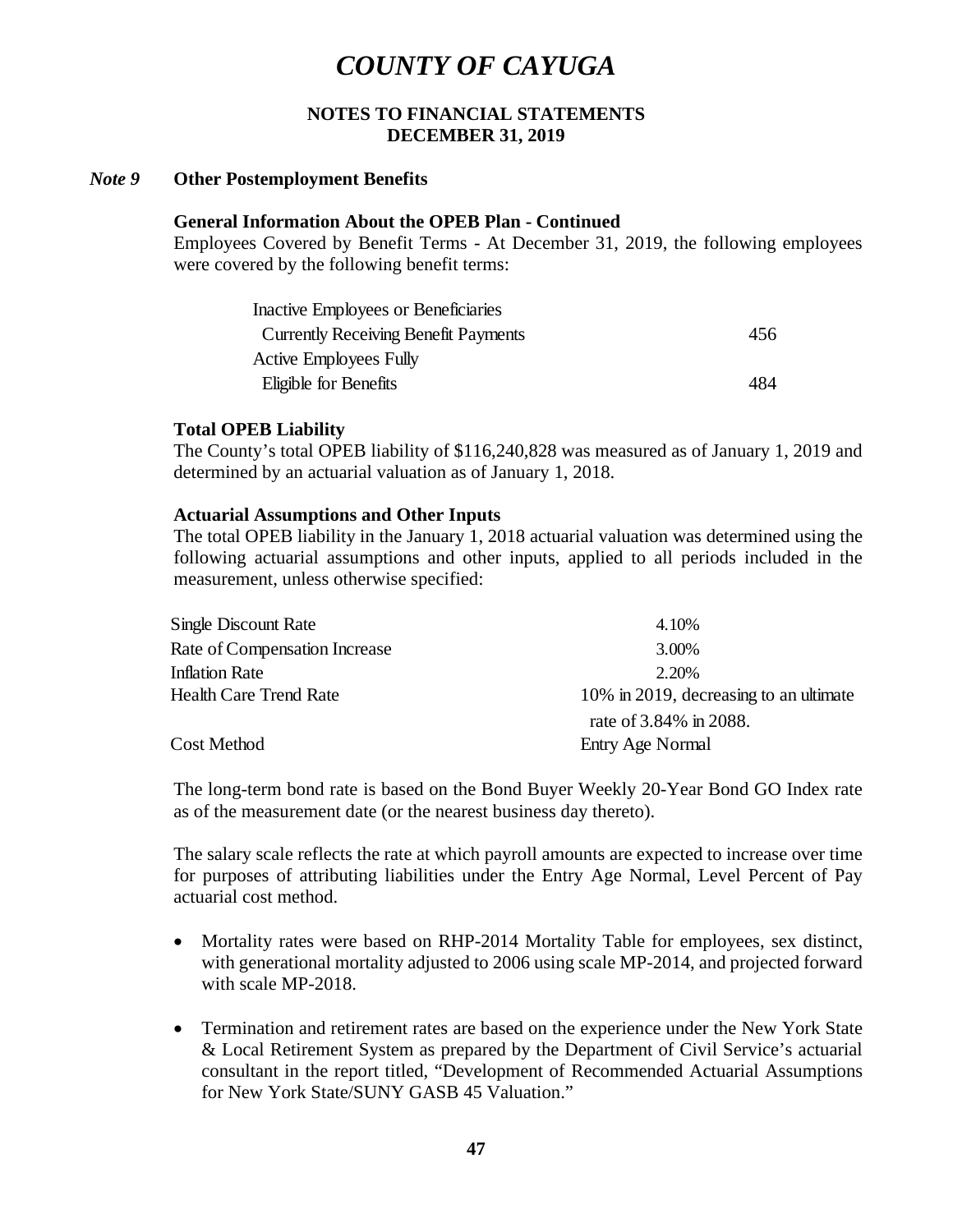# COUNTY OF CAYUGA

**NOTES TO FINANCIAL STATEMENTS**
**DECEMBER 31, 2019**

### *Note 9* Other Postemployment Benefits

**General Information About the OPEB Plan - Continued**

Employees Covered by Benefit Terms - At December 31, 2019, the following employees were covered by the following benefit terms:

| | |
|---|---|
| Inactive Employees or Beneficiaries Currently Receiving Benefit Payments | 456 |
| Active Employees Fully Eligible for Benefits | 484 |

**Total OPEB Liability**

The County's total OPEB liability of $116,240,828 was measured as of January 1, 2019 and determined by an actuarial valuation as of January 1, 2018.

**Actuarial Assumptions and Other Inputs**

The total OPEB liability in the January 1, 2018 actuarial valuation was determined using the following actuarial assumptions and other inputs, applied to all periods included in the measurement, unless otherwise specified:

| | |
|---|---|
| Single Discount Rate | 4.10% |
| Rate of Compensation Increase | 3.00% |
| Inflation Rate | 2.20% |
| Health Care Trend Rate | 10% in 2019, decreasing to an ultimate rate of 3.84% in 2088. |
| Cost Method | Entry Age Normal |

The long-term bond rate is based on the Bond Buyer Weekly 20-Year Bond GO Index rate as of the measurement date (or the nearest business day thereto).

The salary scale reflects the rate at which payroll amounts are expected to increase over time for purposes of attributing liabilities under the Entry Age Normal, Level Percent of Pay actuarial cost method.

- Mortality rates were based on RHP-2014 Mortality Table for employees, sex distinct, with generational mortality adjusted to 2006 using scale MP-2014, and projected forward with scale MP-2018.
- Termination and retirement rates are based on the experience under the New York State & Local Retirement System as prepared by the Department of Civil Service's actuarial consultant in the report titled, "Development of Recommended Actuarial Assumptions for New York State/SUNY GASB 45 Valuation."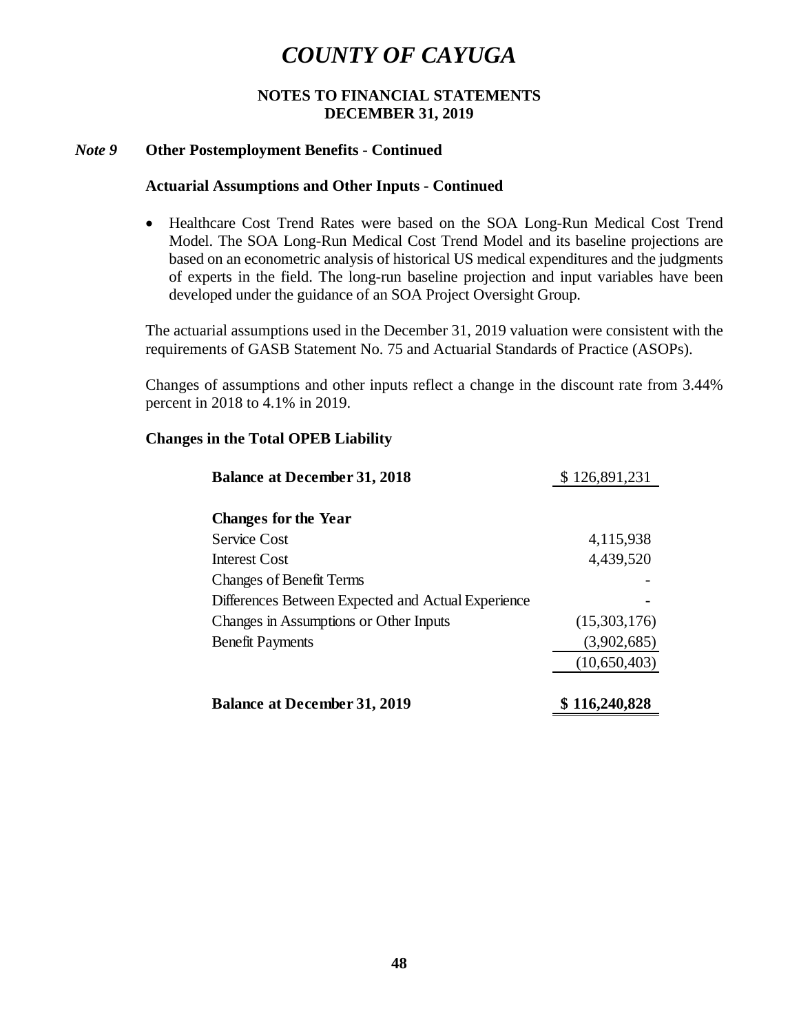# COUNTY OF CAYUGA

**NOTES TO FINANCIAL STATEMENTS**
**DECEMBER 31, 2019**

***Note 9*** **Other Postemployment Benefits - Continued**

**Actuarial Assumptions and Other Inputs - Continued**

- Healthcare Cost Trend Rates were based on the SOA Long-Run Medical Cost Trend Model. The SOA Long-Run Medical Cost Trend Model and its baseline projections are based on an econometric analysis of historical US medical expenditures and the judgments of experts in the field. The long-run baseline projection and input variables have been developed under the guidance of an SOA Project Oversight Group.

The actuarial assumptions used in the December 31, 2019 valuation were consistent with the requirements of GASB Statement No. 75 and Actuarial Standards of Practice (ASOPs).

Changes of assumptions and other inputs reflect a change in the discount rate from 3.44% percent in 2018 to 4.1% in 2019.

**Changes in the Total OPEB Liability**

| | |
|---|---:|
| **Balance at December 31, 2018** | $ 126,891,231 |
| | |
| **Changes for the Year** | |
| Service Cost | 4,115,938 |
| Interest Cost | 4,439,520 |
| Changes of Benefit Terms | - |
| Differences Between Expected and Actual Experience | - |
| Changes in Assumptions or Other Inputs | (15,303,176) |
| Benefit Payments | (3,902,685) |
| | (10,650,403) |
| | |
| **Balance at December 31, 2019** | **$ 116,240,828** |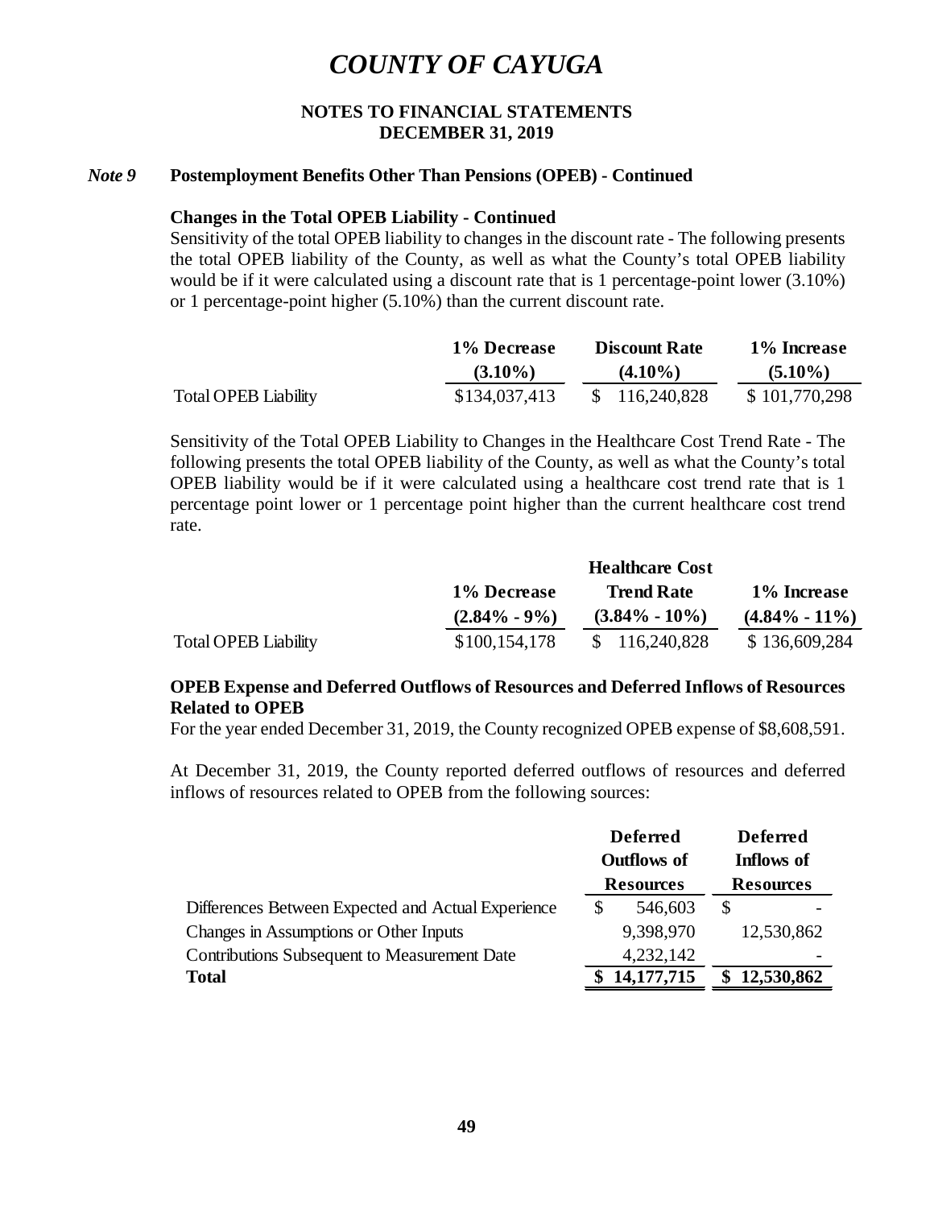# COUNTY OF CAYUGA

## NOTES TO FINANCIAL STATEMENTS
## DECEMBER 31, 2019

### *Note 9* Postemployment Benefits Other Than Pensions (OPEB) - Continued

**Changes in the Total OPEB Liability - Continued**

Sensitivity of the total OPEB liability to changes in the discount rate - The following presents the total OPEB liability of the County, as well as what the County's total OPEB liability would be if it were calculated using a discount rate that is 1 percentage-point lower (3.10%) or 1 percentage-point higher (5.10%) than the current discount rate.

| | 1% Decrease (3.10%) | Discount Rate (4.10%) | 1% Increase (5.10%) |
|---|---|---|---|
| Total OPEB Liability | $134,037,413 | $ 116,240,828 | $ 101,770,298 |

Sensitivity of the Total OPEB Liability to Changes in the Healthcare Cost Trend Rate - The following presents the total OPEB liability of the County, as well as what the County's total OPEB liability would be if it were calculated using a healthcare cost trend rate that is 1 percentage point lower or 1 percentage point higher than the current healthcare cost trend rate.

| | 1% Decrease (2.84% - 9%) | Healthcare Cost Trend Rate (3.84% - 10%) | 1% Increase (4.84% - 11%) |
|---|---|---|---|
| Total OPEB Liability | $100,154,178 | $ 116,240,828 | $ 136,609,284 |

**OPEB Expense and Deferred Outflows of Resources and Deferred Inflows of Resources Related to OPEB**

For the year ended December 31, 2019, the County recognized OPEB expense of $8,608,591.

At December 31, 2019, the County reported deferred outflows of resources and deferred inflows of resources related to OPEB from the following sources:

| | Deferred Outflows of Resources | Deferred Inflows of Resources |
|---|---|---|
| Differences Between Expected and Actual Experience | $ 546,603 | $ - |
| Changes in Assumptions or Other Inputs | 9,398,970 | 12,530,862 |
| Contributions Subsequent to Measurement Date | 4,232,142 | - |
| **Total** | **$ 14,177,715** | **$ 12,530,862** |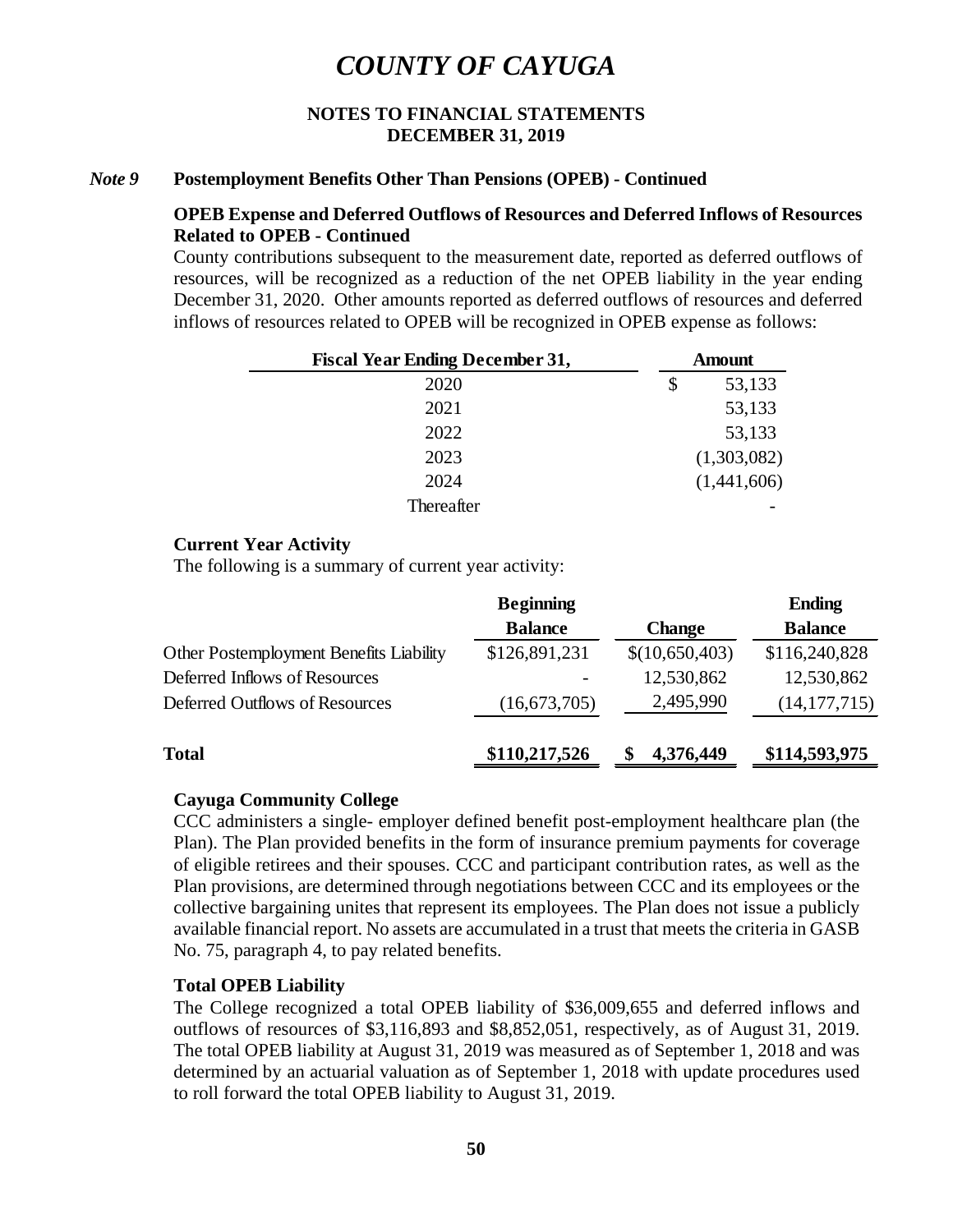# COUNTY OF CAYUGA

**NOTES TO FINANCIAL STATEMENTS**
**DECEMBER 31, 2019**

*Note 9* **Postemployment Benefits Other Than Pensions (OPEB) - Continued**

**OPEB Expense and Deferred Outflows of Resources and Deferred Inflows of Resources Related to OPEB - Continued**

County contributions subsequent to the measurement date, reported as deferred outflows of resources, will be recognized as a reduction of the net OPEB liability in the year ending December 31, 2020. Other amounts reported as deferred outflows of resources and deferred inflows of resources related to OPEB will be recognized in OPEB expense as follows:

| Fiscal Year Ending December 31, | Amount |
|---|---|
| 2020 | $ 53,133 |
| 2021 | 53,133 |
| 2022 | 53,133 |
| 2023 | (1,303,082) |
| 2024 | (1,441,606) |
| Thereafter | - |

**Current Year Activity**

The following is a summary of current year activity:

| | Beginning Balance | Change | Ending Balance |
|---|---|---|---|
| Other Postemployment Benefits Liability | $126,891,231 | $(10,650,403) | $116,240,828 |
| Deferred Inflows of Resources | - | 12,530,862 | 12,530,862 |
| Deferred Outflows of Resources | (16,673,705) | 2,495,990 | (14,177,715) |
| **Total** | **$110,217,526** | **$ 4,376,449** | **$114,593,975** |

**Cayuga Community College**

CCC administers a single- employer defined benefit post-employment healthcare plan (the Plan). The Plan provided benefits in the form of insurance premium payments for coverage of eligible retirees and their spouses. CCC and participant contribution rates, as well as the Plan provisions, are determined through negotiations between CCC and its employees or the collective bargaining unites that represent its employees. The Plan does not issue a publicly available financial report. No assets are accumulated in a trust that meets the criteria in GASB No. 75, paragraph 4, to pay related benefits.

**Total OPEB Liability**

The College recognized a total OPEB liability of $36,009,655 and deferred inflows and outflows of resources of $3,116,893 and $8,852,051, respectively, as of August 31, 2019. The total OPEB liability at August 31, 2019 was measured as of September 1, 2018 and was determined by an actuarial valuation as of September 1, 2018 with update procedures used to roll forward the total OPEB liability to August 31, 2019.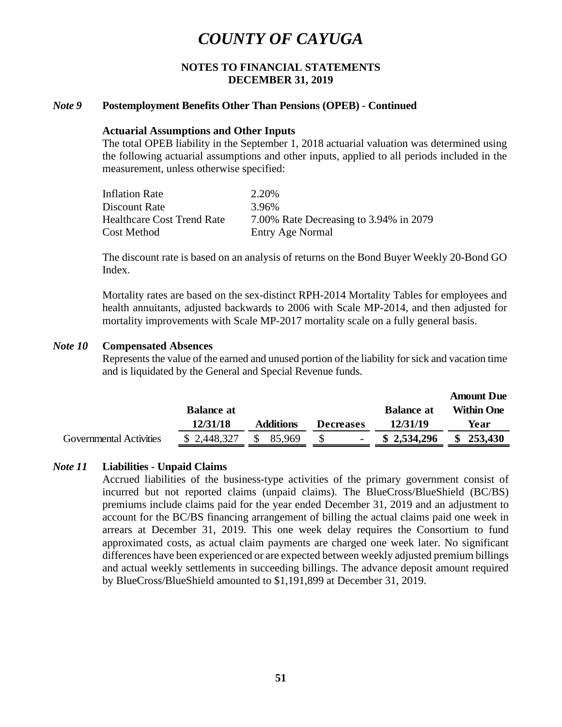# COUNTY OF CAYUGA

**NOTES TO FINANCIAL STATEMENTS**
**DECEMBER 31, 2019**

## *Note 9* Postemployment Benefits Other Than Pensions (OPEB) - Continued

**Actuarial Assumptions and Other Inputs**

The total OPEB liability in the September 1, 2018 actuarial valuation was determined using the following actuarial assumptions and other inputs, applied to all periods included in the measurement, unless otherwise specified:

| | |
|---|---|
| Inflation Rate | 2.20% |
| Discount Rate | 3.96% |
| Healthcare Cost Trend Rate | 7.00% Rate Decreasing to 3.94% in 2079 |
| Cost Method | Entry Age Normal |

The discount rate is based on an analysis of returns on the Bond Buyer Weekly 20-Bond GO Index.

Mortality rates are based on the sex-distinct RPH-2014 Mortality Tables for employees and health annuitants, adjusted backwards to 2006 with Scale MP-2014, and then adjusted for mortality improvements with Scale MP-2017 mortality scale on a fully general basis.

## *Note 10* Compensated Absences

Represents the value of the earned and unused portion of the liability for sick and vacation time and is liquidated by the General and Special Revenue funds.

| | Balance at 12/31/18 | Additions | Decreases | Balance at 12/31/19 | Amount Due Within One Year |
|---|---|---|---|---|---|
| Governmental Activities | $ 2,448,327 | $ 85,969 | $ - | **$ 2,534,296** | **$ 253,430** |

## *Note 11* Liabilities - Unpaid Claims

Accrued liabilities of the business-type activities of the primary government consist of incurred but not reported claims (unpaid claims). The BlueCross/BlueShield (BC/BS) premiums include claims paid for the year ended December 31, 2019 and an adjustment to account for the BC/BS financing arrangement of billing the actual claims paid one week in arrears at December 31, 2019. This one week delay requires the Consortium to fund approximated costs, as actual claim payments are charged one week later. No significant differences have been experienced or are expected between weekly adjusted premium billings and actual weekly settlements in succeeding billings. The advance deposit amount required by BlueCross/BlueShield amounted to $1,191,899 at December 31, 2019.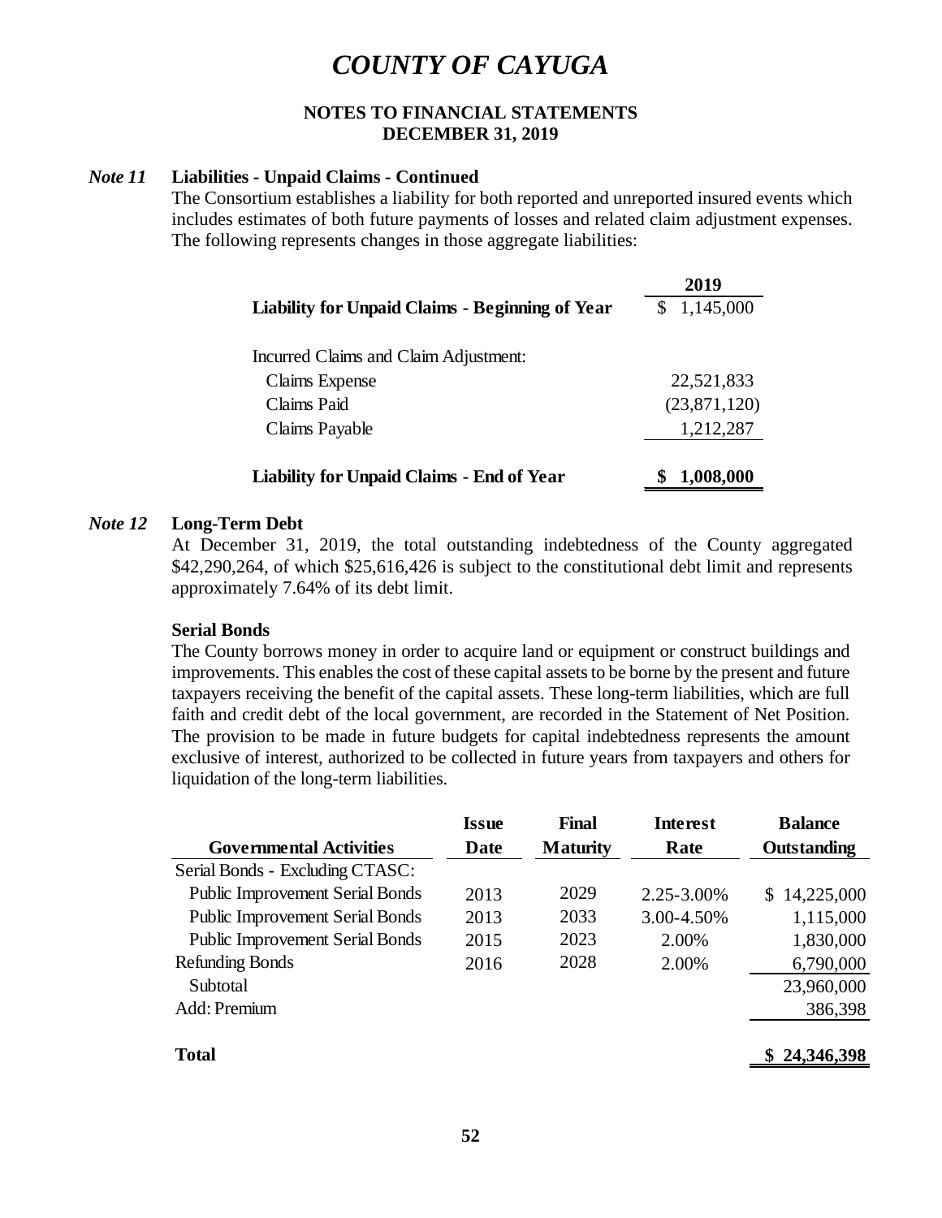# COUNTY OF CAYUGA

**NOTES TO FINANCIAL STATEMENTS**
**DECEMBER 31, 2019**

***Note 11*** **Liabilities - Unpaid Claims - Continued**

The Consortium establishes a liability for both reported and unreported insured events which includes estimates of both future payments of losses and related claim adjustment expenses. The following represents changes in those aggregate liabilities:

| | 2019 |
|---|---|
| **Liability for Unpaid Claims - Beginning of Year** | $ 1,145,000 |
| Incurred Claims and Claim Adjustment: | |
| Claims Expense | 22,521,833 |
| Claims Paid | (23,871,120) |
| Claims Payable | 1,212,287 |
| **Liability for Unpaid Claims - End of Year** | **$ 1,008,000** |

***Note 12*** **Long-Term Debt**

At December 31, 2019, the total outstanding indebtedness of the County aggregated $42,290,264, of which $25,616,426 is subject to the constitutional debt limit and represents approximately 7.64% of its debt limit.

**Serial Bonds**

The County borrows money in order to acquire land or equipment or construct buildings and improvements. This enables the cost of these capital assets to be borne by the present and future taxpayers receiving the benefit of the capital assets. These long-term liabilities, which are full faith and credit debt of the local government, are recorded in the Statement of Net Position. The provision to be made in future budgets for capital indebtedness represents the amount exclusive of interest, authorized to be collected in future years from taxpayers and others for liquidation of the long-term liabilities.

| Governmental Activities | Issue Date | Final Maturity | Interest Rate | Balance Outstanding |
|---|---|---|---|---|
| Serial Bonds - Excluding CTASC: | | | | |
| Public Improvement Serial Bonds | 2013 | 2029 | 2.25-3.00% | $ 14,225,000 |
| Public Improvement Serial Bonds | 2013 | 2033 | 3.00-4.50% | 1,115,000 |
| Public Improvement Serial Bonds | 2015 | 2023 | 2.00% | 1,830,000 |
| Refunding Bonds | 2016 | 2028 | 2.00% | 6,790,000 |
| Subtotal | | | | 23,960,000 |
| Add: Premium | | | | 386,398 |
| **Total** | | | | **$ 24,346,398** |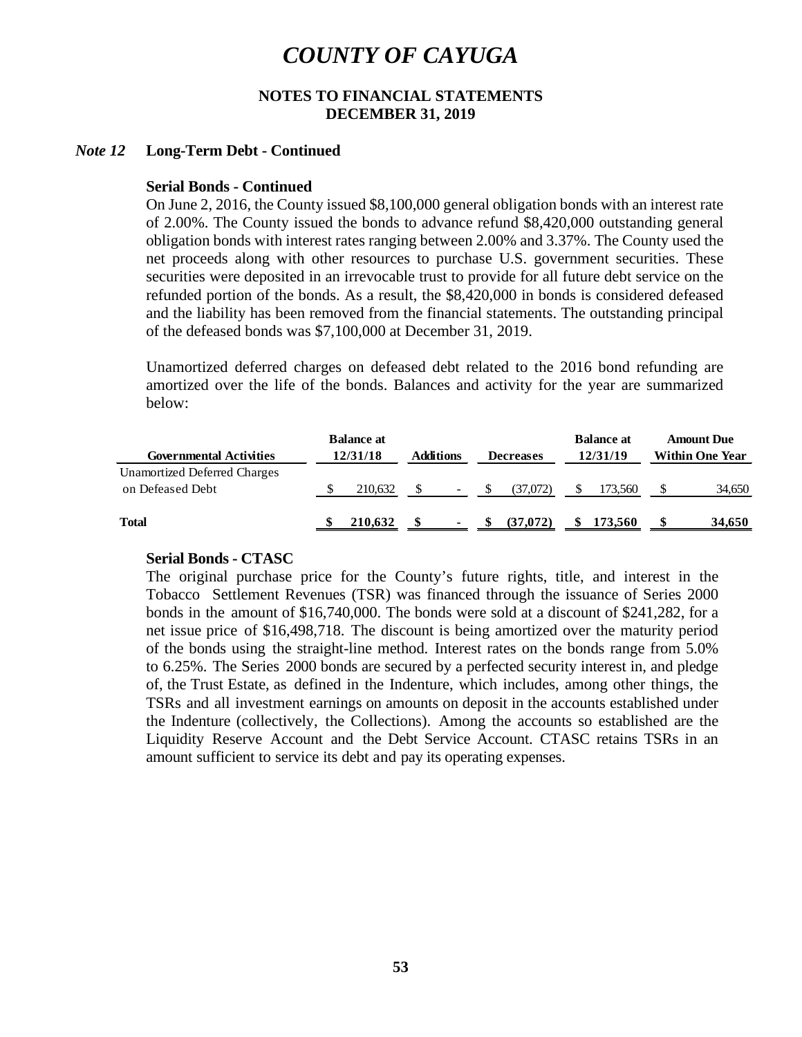# COUNTY OF CAYUGA

**NOTES TO FINANCIAL STATEMENTS**
**DECEMBER 31, 2019**

## *Note 12* Long-Term Debt - Continued

### Serial Bonds - Continued

On June 2, 2016, the County issued $8,100,000 general obligation bonds with an interest rate of 2.00%. The County issued the bonds to advance refund $8,420,000 outstanding general obligation bonds with interest rates ranging between 2.00% and 3.37%. The County used the net proceeds along with other resources to purchase U.S. government securities. These securities were deposited in an irrevocable trust to provide for all future debt service on the refunded portion of the bonds. As a result, the $8,420,000 in bonds is considered defeased and the liability has been removed from the financial statements. The outstanding principal of the defeased bonds was $7,100,000 at December 31, 2019.

Unamortized deferred charges on defeased debt related to the 2016 bond refunding are amortized over the life of the bonds. Balances and activity for the year are summarized below:

| Governmental Activities | Balance at 12/31/18 | Additions | Decreases | Balance at 12/31/19 | Amount Due Within One Year |
|---|---|---|---|---|---|
| Unamortized Deferred Charges on Defeased Debt | $ 210,632 | $ - | $ (37,072) | $ 173,560 | $ 34,650 |
| **Total** | **$ 210,632** | **$ -** | **$ (37,072)** | **$ 173,560** | **$ 34,650** |

### Serial Bonds - CTASC

The original purchase price for the County's future rights, title, and interest in the Tobacco Settlement Revenues (TSR) was financed through the issuance of Series 2000 bonds in the amount of $16,740,000. The bonds were sold at a discount of $241,282, for a net issue price of $16,498,718. The discount is being amortized over the maturity period of the bonds using the straight-line method. Interest rates on the bonds range from 5.0% to 6.25%. The Series 2000 bonds are secured by a perfected security interest in, and pledge of, the Trust Estate, as defined in the Indenture, which includes, among other things, the TSRs and all investment earnings on amounts on deposit in the accounts established under the Indenture (collectively, the Collections). Among the accounts so established are the Liquidity Reserve Account and the Debt Service Account. CTASC retains TSRs in an amount sufficient to service its debt and pay its operating expenses.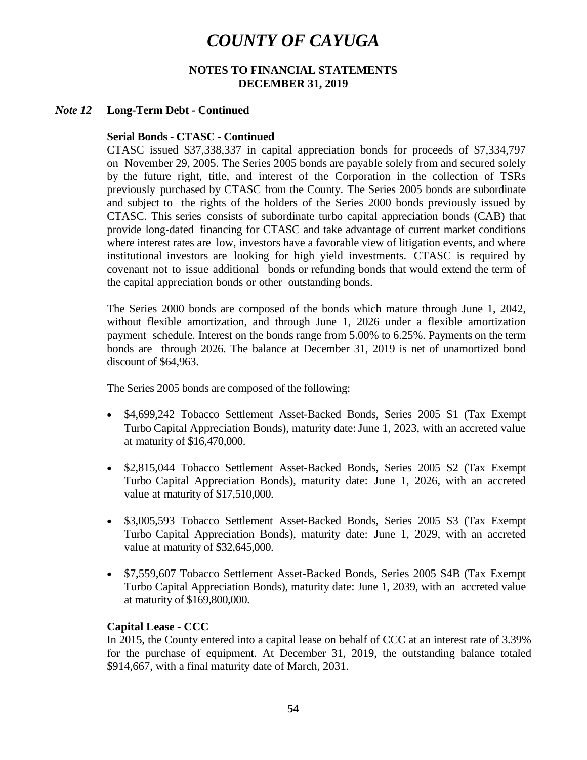# COUNTY OF CAYUGA

## NOTES TO FINANCIAL STATEMENTS
## DECEMBER 31, 2019

### *Note 12* Long-Term Debt - Continued

**Serial Bonds - CTASC - Continued**

CTASC issued $37,338,337 in capital appreciation bonds for proceeds of $7,334,797 on November 29, 2005. The Series 2005 bonds are payable solely from and secured solely by the future right, title, and interest of the Corporation in the collection of TSRs previously purchased by CTASC from the County. The Series 2005 bonds are subordinate and subject to the rights of the holders of the Series 2000 bonds previously issued by CTASC. This series consists of subordinate turbo capital appreciation bonds (CAB) that provide long-dated financing for CTASC and take advantage of current market conditions where interest rates are low, investors have a favorable view of litigation events, and where institutional investors are looking for high yield investments. CTASC is required by covenant not to issue additional bonds or refunding bonds that would extend the term of the capital appreciation bonds or other outstanding bonds.

The Series 2000 bonds are composed of the bonds which mature through June 1, 2042, without flexible amortization, and through June 1, 2026 under a flexible amortization payment schedule. Interest on the bonds range from 5.00% to 6.25%. Payments on the term bonds are through 2026. The balance at December 31, 2019 is net of unamortized bond discount of $64,963.

The Series 2005 bonds are composed of the following:

- $4,699,242 Tobacco Settlement Asset-Backed Bonds, Series 2005 S1 (Tax Exempt Turbo Capital Appreciation Bonds), maturity date: June 1, 2023, with an accreted value at maturity of $16,470,000.
- $2,815,044 Tobacco Settlement Asset-Backed Bonds, Series 2005 S2 (Tax Exempt Turbo Capital Appreciation Bonds), maturity date: June 1, 2026, with an accreted value at maturity of $17,510,000.
- $3,005,593 Tobacco Settlement Asset-Backed Bonds, Series 2005 S3 (Tax Exempt Turbo Capital Appreciation Bonds), maturity date: June 1, 2029, with an accreted value at maturity of $32,645,000.
- $7,559,607 Tobacco Settlement Asset-Backed Bonds, Series 2005 S4B (Tax Exempt Turbo Capital Appreciation Bonds), maturity date: June 1, 2039, with an accreted value at maturity of $169,800,000.

**Capital Lease - CCC**

In 2015, the County entered into a capital lease on behalf of CCC at an interest rate of 3.39% for the purchase of equipment. At December 31, 2019, the outstanding balance totaled $914,667, with a final maturity date of March, 2031.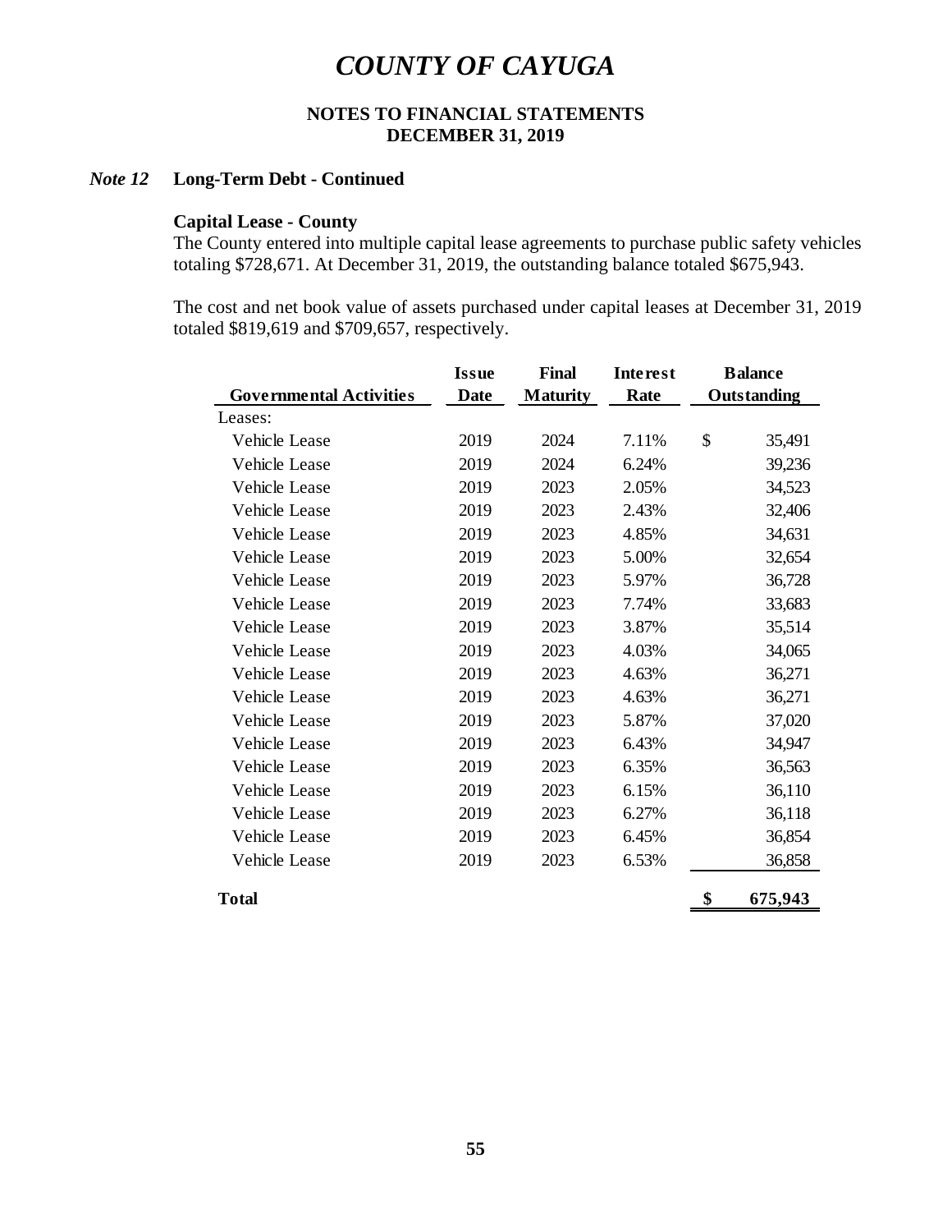# COUNTY OF CAYUGA

**NOTES TO FINANCIAL STATEMENTS**
**DECEMBER 31, 2019**

***Note 12*** **Long-Term Debt - Continued**

**Capital Lease - County**

The County entered into multiple capital lease agreements to purchase public safety vehicles totaling $728,671. At December 31, 2019, the outstanding balance totaled $675,943.

The cost and net book value of assets purchased under capital leases at December 31, 2019 totaled $819,619 and $709,657, respectively.

| Governmental Activities | Issue Date | Final Maturity | Interest Rate | Balance Outstanding |
|---|---|---|---|---|
| Leases: | | | | |
| Vehicle Lease | 2019 | 2024 | 7.11% | $ 35,491 |
| Vehicle Lease | 2019 | 2024 | 6.24% | 39,236 |
| Vehicle Lease | 2019 | 2023 | 2.05% | 34,523 |
| Vehicle Lease | 2019 | 2023 | 2.43% | 32,406 |
| Vehicle Lease | 2019 | 2023 | 4.85% | 34,631 |
| Vehicle Lease | 2019 | 2023 | 5.00% | 32,654 |
| Vehicle Lease | 2019 | 2023 | 5.97% | 36,728 |
| Vehicle Lease | 2019 | 2023 | 7.74% | 33,683 |
| Vehicle Lease | 2019 | 2023 | 3.87% | 35,514 |
| Vehicle Lease | 2019 | 2023 | 4.03% | 34,065 |
| Vehicle Lease | 2019 | 2023 | 4.63% | 36,271 |
| Vehicle Lease | 2019 | 2023 | 4.63% | 36,271 |
| Vehicle Lease | 2019 | 2023 | 5.87% | 37,020 |
| Vehicle Lease | 2019 | 2023 | 6.43% | 34,947 |
| Vehicle Lease | 2019 | 2023 | 6.35% | 36,563 |
| Vehicle Lease | 2019 | 2023 | 6.15% | 36,110 |
| Vehicle Lease | 2019 | 2023 | 6.27% | 36,118 |
| Vehicle Lease | 2019 | 2023 | 6.45% | 36,854 |
| Vehicle Lease | 2019 | 2023 | 6.53% | 36,858 |
| **Total** | | | | **$ 675,943** |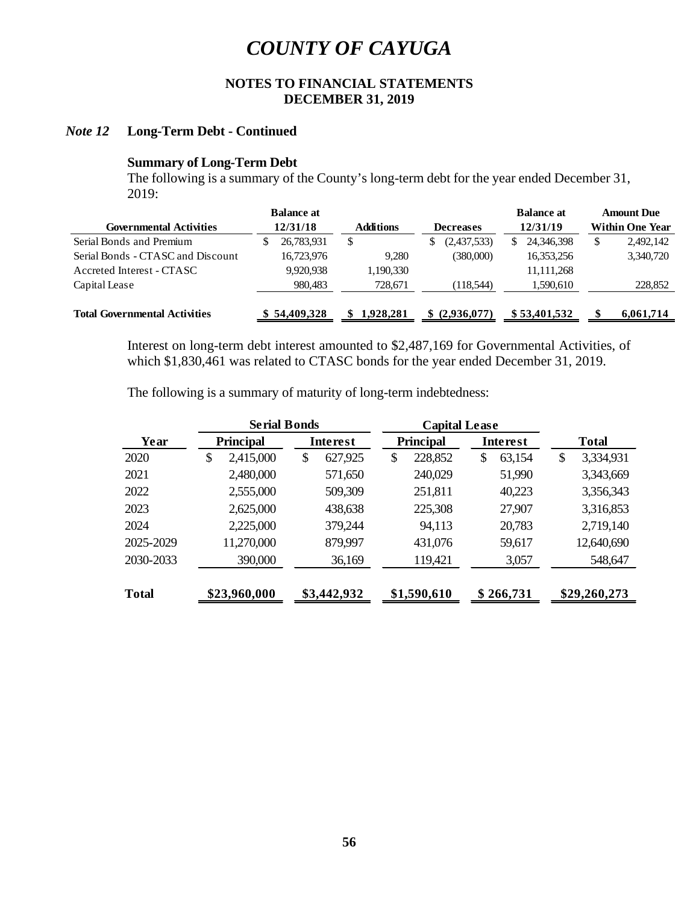# COUNTY OF CAYUGA

**NOTES TO FINANCIAL STATEMENTS**
**DECEMBER 31, 2019**

## *Note 12* Long-Term Debt - Continued

### Summary of Long-Term Debt

The following is a summary of the County's long-term debt for the year ended December 31, 2019:

| Governmental Activities | Balance at 12/31/18 | Additions | Decreases | Balance at 12/31/19 | Amount Due Within One Year |
|---|---|---|---|---|---|
| Serial Bonds and Premium | $ 26,783,931 | $ | $ (2,437,533) | $ 24,346,398 | $ 2,492,142 |
| Serial Bonds - CTASC and Discount | 16,723,976 | 9,280 | (380,000) | 16,353,256 | 3,340,720 |
| Accreted Interest - CTASC | 9,920,938 | 1,190,330 | | 11,111,268 | |
| Capital Lease | 980,483 | 728,671 | (118,544) | 1,590,610 | 228,852 |
| **Total Governmental Activities** | **$ 54,409,328** | **$ 1,928,281** | **$ (2,936,077)** | **$ 53,401,532** | **$ 6,061,714** |

Interest on long-term debt interest amounted to $2,487,169 for Governmental Activities, of which $1,830,461 was related to CTASC bonds for the year ended December 31, 2019.

The following is a summary of maturity of long-term indebtedness:

| | Serial Bonds | | Capital Lease | | |
|---|---|---|---|---|---|
| Year | Principal | Interest | Principal | Interest | Total |
| 2020 | $ 2,415,000 | $ 627,925 | $ 228,852 | $ 63,154 | $ 3,334,931 |
| 2021 | 2,480,000 | 571,650 | 240,029 | 51,990 | 3,343,669 |
| 2022 | 2,555,000 | 509,309 | 251,811 | 40,223 | 3,356,343 |
| 2023 | 2,625,000 | 438,638 | 225,308 | 27,907 | 3,316,853 |
| 2024 | 2,225,000 | 379,244 | 94,113 | 20,783 | 2,719,140 |
| 2025-2029 | 11,270,000 | 879,997 | 431,076 | 59,617 | 12,640,690 |
| 2030-2033 | 390,000 | 36,169 | 119,421 | 3,057 | 548,647 |
| **Total** | **$23,960,000** | **$3,442,932** | **$1,590,610** | **$ 266,731** | **$29,260,273** |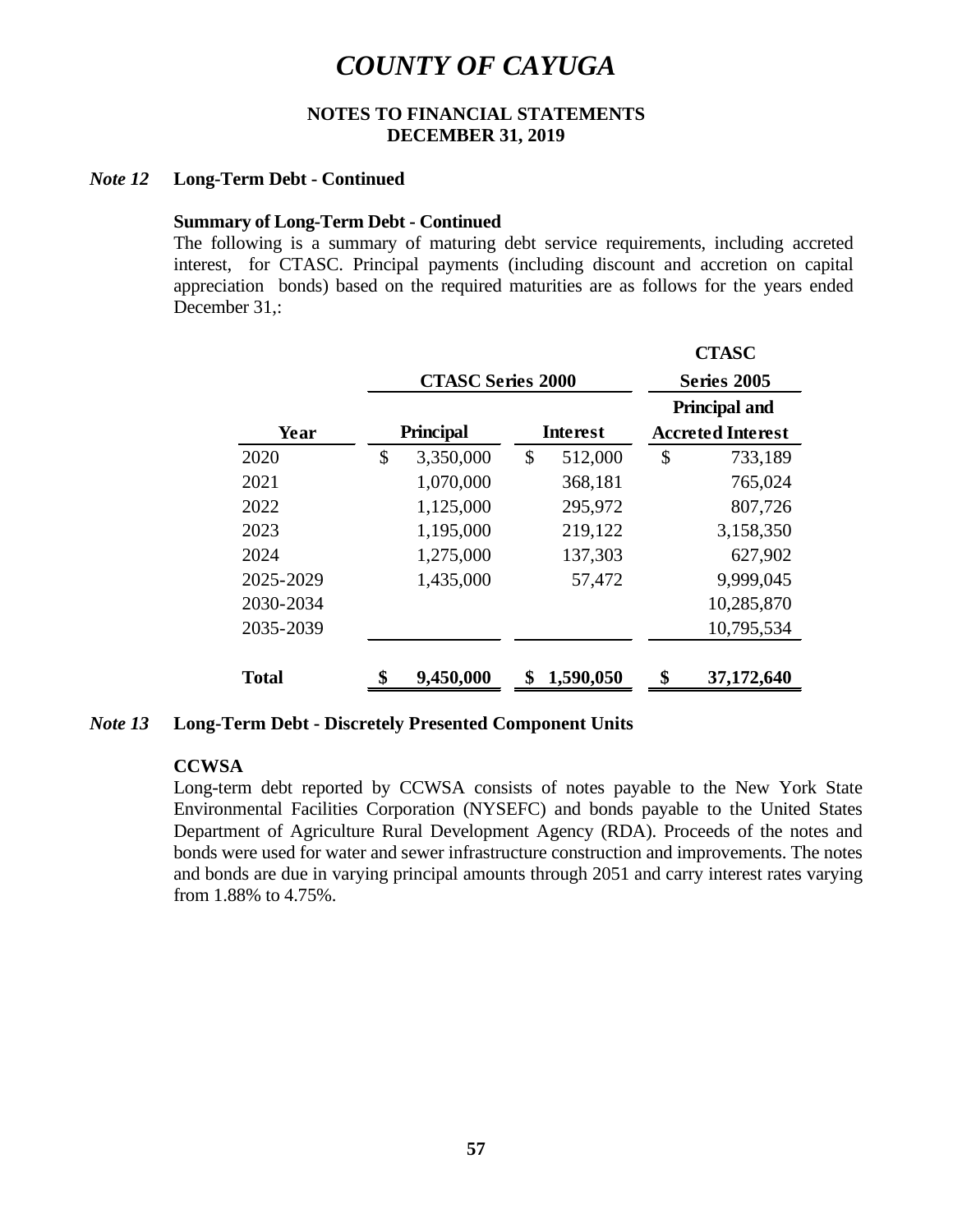# COUNTY OF CAYUGA

**NOTES TO FINANCIAL STATEMENTS**
**DECEMBER 31, 2019**

***Note 12*** **Long-Term Debt - Continued**

**Summary of Long-Term Debt - Continued**

The following is a summary of maturing debt service requirements, including accreted interest, for CTASC. Principal payments (including discount and accretion on capital appreciation bonds) based on the required maturities are as follows for the years ended December 31,:

| | CTASC Series 2000 | | CTASC Series 2005 |
|---|---|---|---|
| **Year** | **Principal** | **Interest** | **Principal and Accreted Interest** |
| 2020 | $ 3,350,000 | $ 512,000 | $ 733,189 |
| 2021 | 1,070,000 | 368,181 | 765,024 |
| 2022 | 1,125,000 | 295,972 | 807,726 |
| 2023 | 1,195,000 | 219,122 | 3,158,350 |
| 2024 | 1,275,000 | 137,303 | 627,902 |
| 2025-2029 | 1,435,000 | 57,472 | 9,999,045 |
| 2030-2034 | | | 10,285,870 |
| 2035-2039 | | | 10,795,534 |
| **Total** | **$ 9,450,000** | **$ 1,590,050** | **$ 37,172,640** |

***Note 13*** **Long-Term Debt - Discretely Presented Component Units**

**CCWSA**

Long-term debt reported by CCWSA consists of notes payable to the New York State Environmental Facilities Corporation (NYSEFC) and bonds payable to the United States Department of Agriculture Rural Development Agency (RDA). Proceeds of the notes and bonds were used for water and sewer infrastructure construction and improvements. The notes and bonds are due in varying principal amounts through 2051 and carry interest rates varying from 1.88% to 4.75%.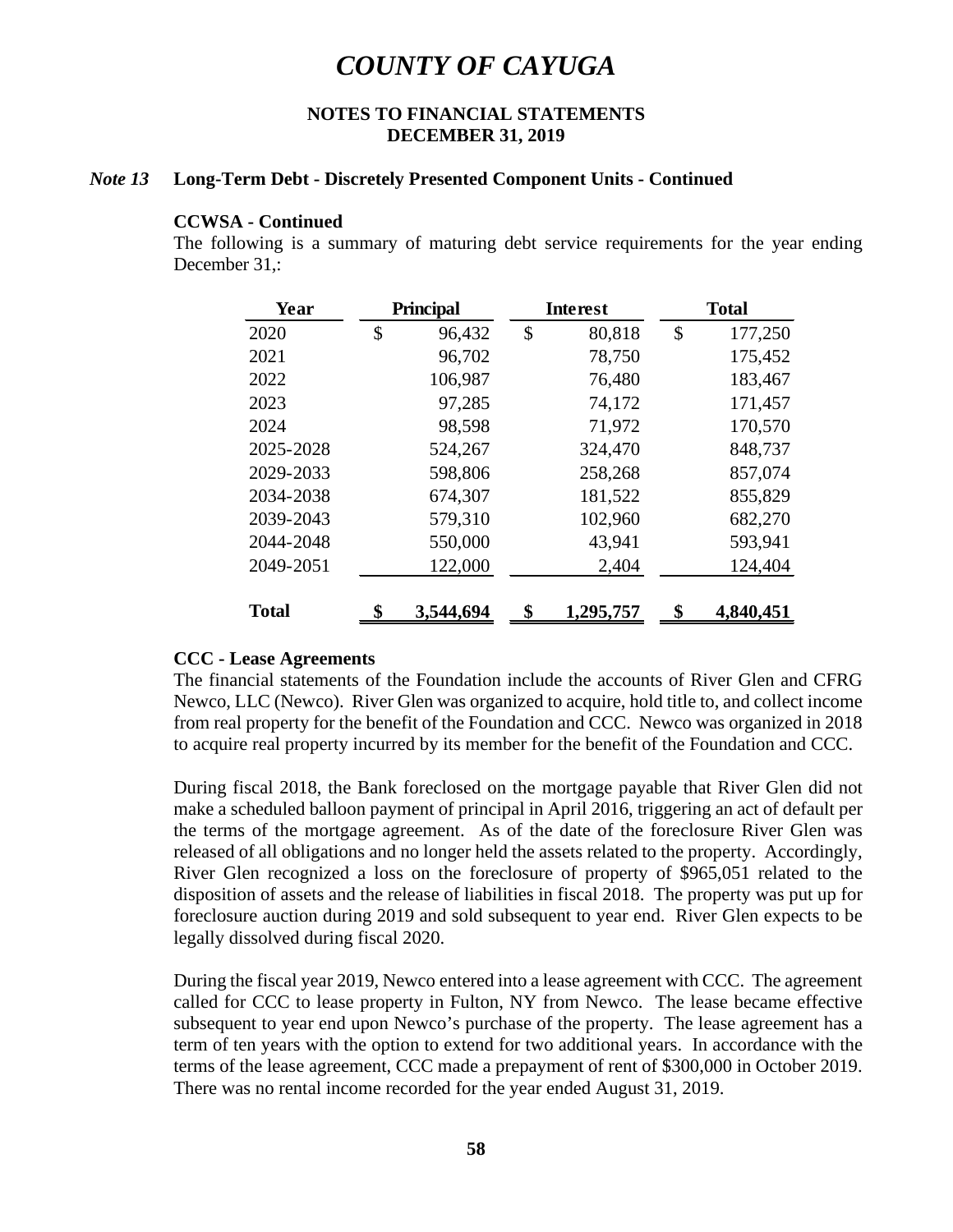# COUNTY OF CAYUGA

**NOTES TO FINANCIAL STATEMENTS**
**DECEMBER 31, 2019**

***Note 13*** **Long-Term Debt - Discretely Presented Component Units - Continued**

**CCWSA - Continued**

The following is a summary of maturing debt service requirements for the year ending December 31,:

| Year | Principal | Interest | Total |
|---|---|---|---|
| 2020 | $ 96,432 | $ 80,818 | $ 177,250 |
| 2021 | 96,702 | 78,750 | 175,452 |
| 2022 | 106,987 | 76,480 | 183,467 |
| 2023 | 97,285 | 74,172 | 171,457 |
| 2024 | 98,598 | 71,972 | 170,570 |
| 2025-2028 | 524,267 | 324,470 | 848,737 |
| 2029-2033 | 598,806 | 258,268 | 857,074 |
| 2034-2038 | 674,307 | 181,522 | 855,829 |
| 2039-2043 | 579,310 | 102,960 | 682,270 |
| 2044-2048 | 550,000 | 43,941 | 593,941 |
| 2049-2051 | 122,000 | 2,404 | 124,404 |
| **Total** | **$ 3,544,694** | **$ 1,295,757** | **$ 4,840,451** |

**CCC - Lease Agreements**

The financial statements of the Foundation include the accounts of River Glen and CFRG Newco, LLC (Newco). River Glen was organized to acquire, hold title to, and collect income from real property for the benefit of the Foundation and CCC. Newco was organized in 2018 to acquire real property incurred by its member for the benefit of the Foundation and CCC.

During fiscal 2018, the Bank foreclosed on the mortgage payable that River Glen did not make a scheduled balloon payment of principal in April 2016, triggering an act of default per the terms of the mortgage agreement. As of the date of the foreclosure River Glen was released of all obligations and no longer held the assets related to the property. Accordingly, River Glen recognized a loss on the foreclosure of property of $965,051 related to the disposition of assets and the release of liabilities in fiscal 2018. The property was put up for foreclosure auction during 2019 and sold subsequent to year end. River Glen expects to be legally dissolved during fiscal 2020.

During the fiscal year 2019, Newco entered into a lease agreement with CCC. The agreement called for CCC to lease property in Fulton, NY from Newco. The lease became effective subsequent to year end upon Newco's purchase of the property. The lease agreement has a term of ten years with the option to extend for two additional years. In accordance with the terms of the lease agreement, CCC made a prepayment of rent of $300,000 in October 2019. There was no rental income recorded for the year ended August 31, 2019.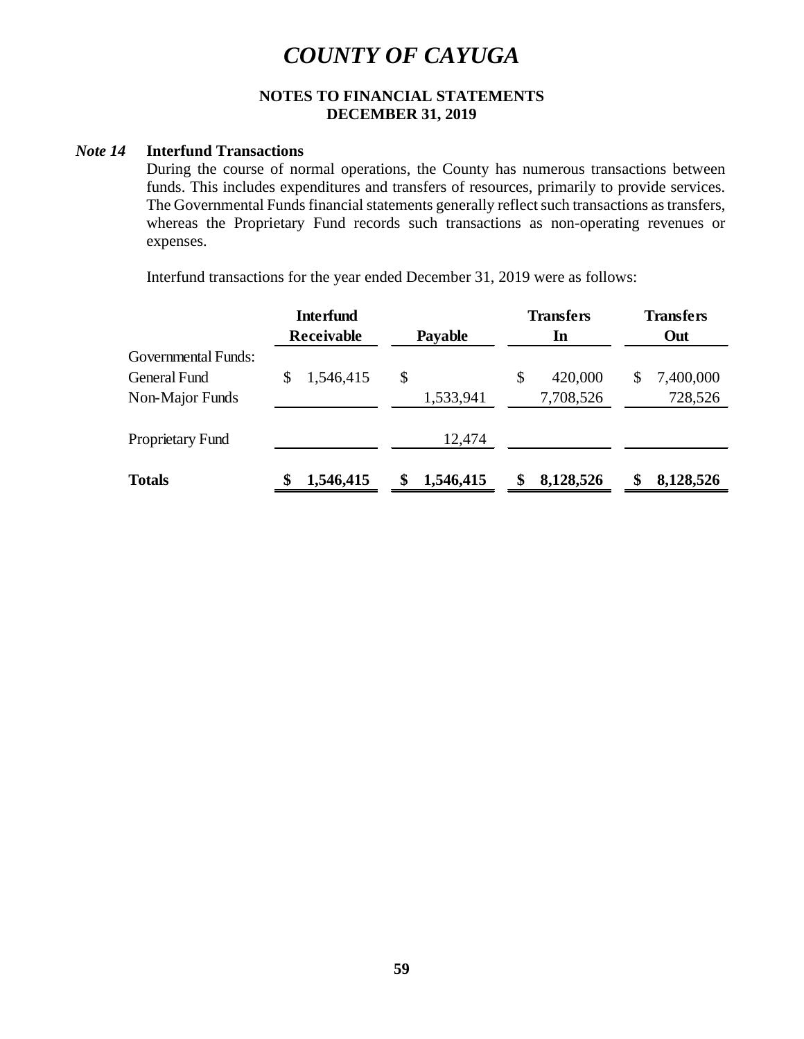# COUNTY OF CAYUGA

**NOTES TO FINANCIAL STATEMENTS**
**DECEMBER 31, 2019**

### *Note 14* Interfund Transactions

During the course of normal operations, the County has numerous transactions between funds. This includes expenditures and transfers of resources, primarily to provide services. The Governmental Funds financial statements generally reflect such transactions as transfers, whereas the Proprietary Fund records such transactions as non-operating revenues or expenses.

Interfund transactions for the year ended December 31, 2019 were as follows:

| | Interfund Receivable | Payable | Transfers In | Transfers Out |
|---|---|---|---|---|
| Governmental Funds: | | | | |
| General Fund | $ 1,546,415 | $ | $ 420,000 | $ 7,400,000 |
| Non-Major Funds | | 1,533,941 | 7,708,526 | 728,526 |
| Proprietary Fund | | 12,474 | | |
| **Totals** | **$ 1,546,415** | **$ 1,546,415** | **$ 8,128,526** | **$ 8,128,526** |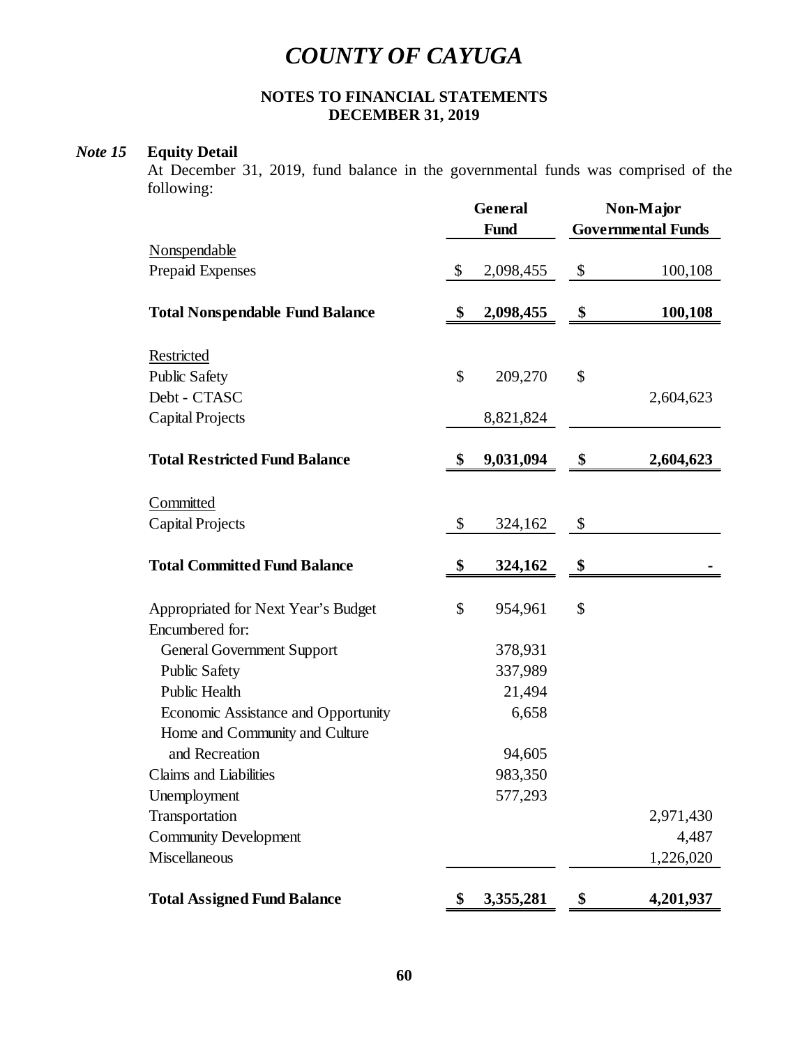# COUNTY OF CAYUGA

## NOTES TO FINANCIAL STATEMENTS
## DECEMBER 31, 2019

### *Note 15* Equity Detail

At December 31, 2019, fund balance in the governmental funds was comprised of the following:

| | General Fund | Non-Major Governmental Funds |
|---|---|---|
| Nonspendable | | |
| Prepaid Expenses | $ 2,098,455 | $ 100,108 |
| **Total Nonspendable Fund Balance** | **$ 2,098,455** | **$ 100,108** |
| Restricted | | |
| Public Safety | $ 209,270 | $ |
| Debt - CTASC | | 2,604,623 |
| Capital Projects | 8,821,824 | |
| **Total Restricted Fund Balance** | **$ 9,031,094** | **$ 2,604,623** |
| Committed | | |
| Capital Projects | $ 324,162 | $ |
| **Total Committed Fund Balance** | **$ 324,162** | **$ -** |
| Appropriated for Next Year's Budget | $ 954,961 | $ |
| Encumbered for: | | |
| General Government Support | 378,931 | |
| Public Safety | 337,989 | |
| Public Health | 21,494 | |
| Economic Assistance and Opportunity | 6,658 | |
| Home and Community and Culture and Recreation | 94,605 | |
| Claims and Liabilities | 983,350 | |
| Unemployment | 577,293 | |
| Transportation | | 2,971,430 |
| Community Development | | 4,487 |
| Miscellaneous | | 1,226,020 |
| **Total Assigned Fund Balance** | **$ 3,355,281** | **$ 4,201,937** |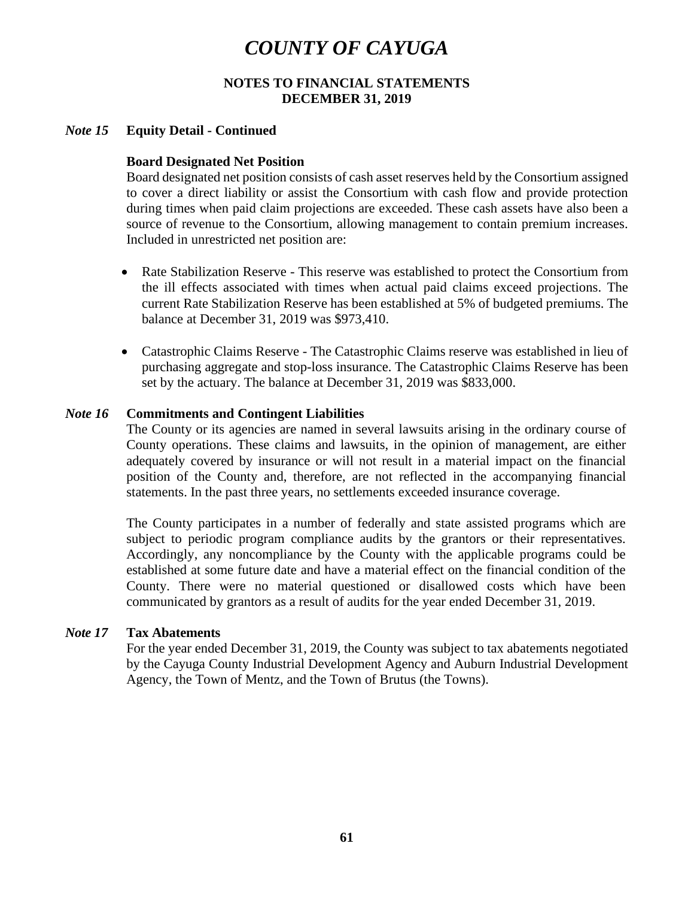### *Note 15* Equity Detail - Continued

**Board Designated Net Position**

Board designated net position consists of cash asset reserves held by the Consortium assigned to cover a direct liability or assist the Consortium with cash flow and provide protection during times when paid claim projections are exceeded. These cash assets have also been a source of revenue to the Consortium, allowing management to contain premium increases. Included in unrestricted net position are:

- Rate Stabilization Reserve - This reserve was established to protect the Consortium from the ill effects associated with times when actual paid claims exceed projections. The current Rate Stabilization Reserve has been established at 5% of budgeted premiums. The balance at December 31, 2019 was $973,410.

- Catastrophic Claims Reserve - The Catastrophic Claims reserve was established in lieu of purchasing aggregate and stop-loss insurance. The Catastrophic Claims Reserve has been set by the actuary. The balance at December 31, 2019 was $833,000.

### *Note 16* Commitments and Contingent Liabilities

The County or its agencies are named in several lawsuits arising in the ordinary course of County operations. These claims and lawsuits, in the opinion of management, are either adequately covered by insurance or will not result in a material impact on the financial position of the County and, therefore, are not reflected in the accompanying financial statements. In the past three years, no settlements exceeded insurance coverage.

The County participates in a number of federally and state assisted programs which are subject to periodic program compliance audits by the grantors or their representatives. Accordingly, any noncompliance by the County with the applicable programs could be established at some future date and have a material effect on the financial condition of the County. There were no material questioned or disallowed costs which have been communicated by grantors as a result of audits for the year ended December 31, 2019.

### *Note 17* Tax Abatements

For the year ended December 31, 2019, the County was subject to tax abatements negotiated by the Cayuga County Industrial Development Agency and Auburn Industrial Development Agency, the Town of Mentz, and the Town of Brutus (the Towns).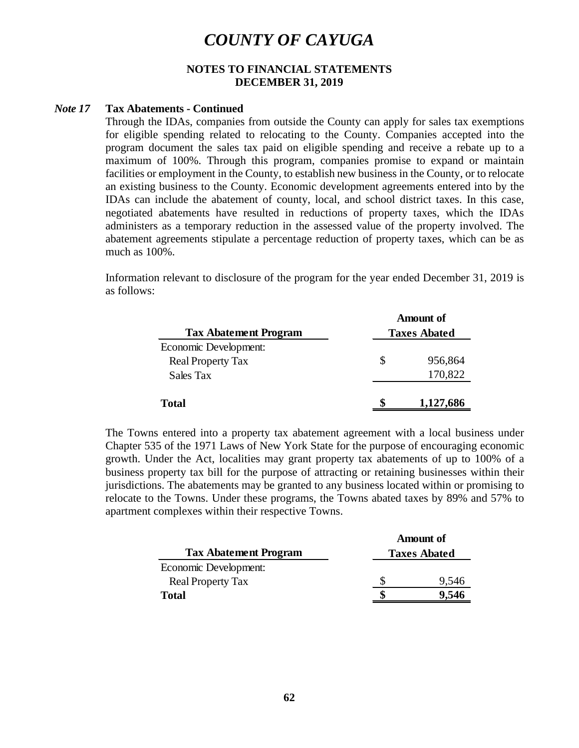# COUNTY OF CAYUGA

**NOTES TO FINANCIAL STATEMENTS**
**DECEMBER 31, 2019**

***Note 17*** **Tax Abatements - Continued**

Through the IDAs, companies from outside the County can apply for sales tax exemptions for eligible spending related to relocating to the County. Companies accepted into the program document the sales tax paid on eligible spending and receive a rebate up to a maximum of 100%. Through this program, companies promise to expand or maintain facilities or employment in the County, to establish new business in the County, or to relocate an existing business to the County. Economic development agreements entered into by the IDAs can include the abatement of county, local, and school district taxes. In this case, negotiated abatements have resulted in reductions of property taxes, which the IDAs administers as a temporary reduction in the assessed value of the property involved. The abatement agreements stipulate a percentage reduction of property taxes, which can be as much as 100%.

Information relevant to disclosure of the program for the year ended December 31, 2019 is as follows:

| Tax Abatement Program | Amount of Taxes Abated |
|---|---|
| Economic Development: | |
| Real Property Tax | $ 956,864 |
| Sales Tax | 170,822 |
| **Total** | **$ 1,127,686** |

The Towns entered into a property tax abatement agreement with a local business under Chapter 535 of the 1971 Laws of New York State for the purpose of encouraging economic growth. Under the Act, localities may grant property tax abatements of up to 100% of a business property tax bill for the purpose of attracting or retaining businesses within their jurisdictions. The abatements may be granted to any business located within or promising to relocate to the Towns. Under these programs, the Towns abated taxes by 89% and 57% to apartment complexes within their respective Towns.

| Tax Abatement Program | Amount of Taxes Abated |
|---|---|
| Economic Development: | |
| Real Property Tax | $ 9,546 |
| **Total** | **$ 9,546** |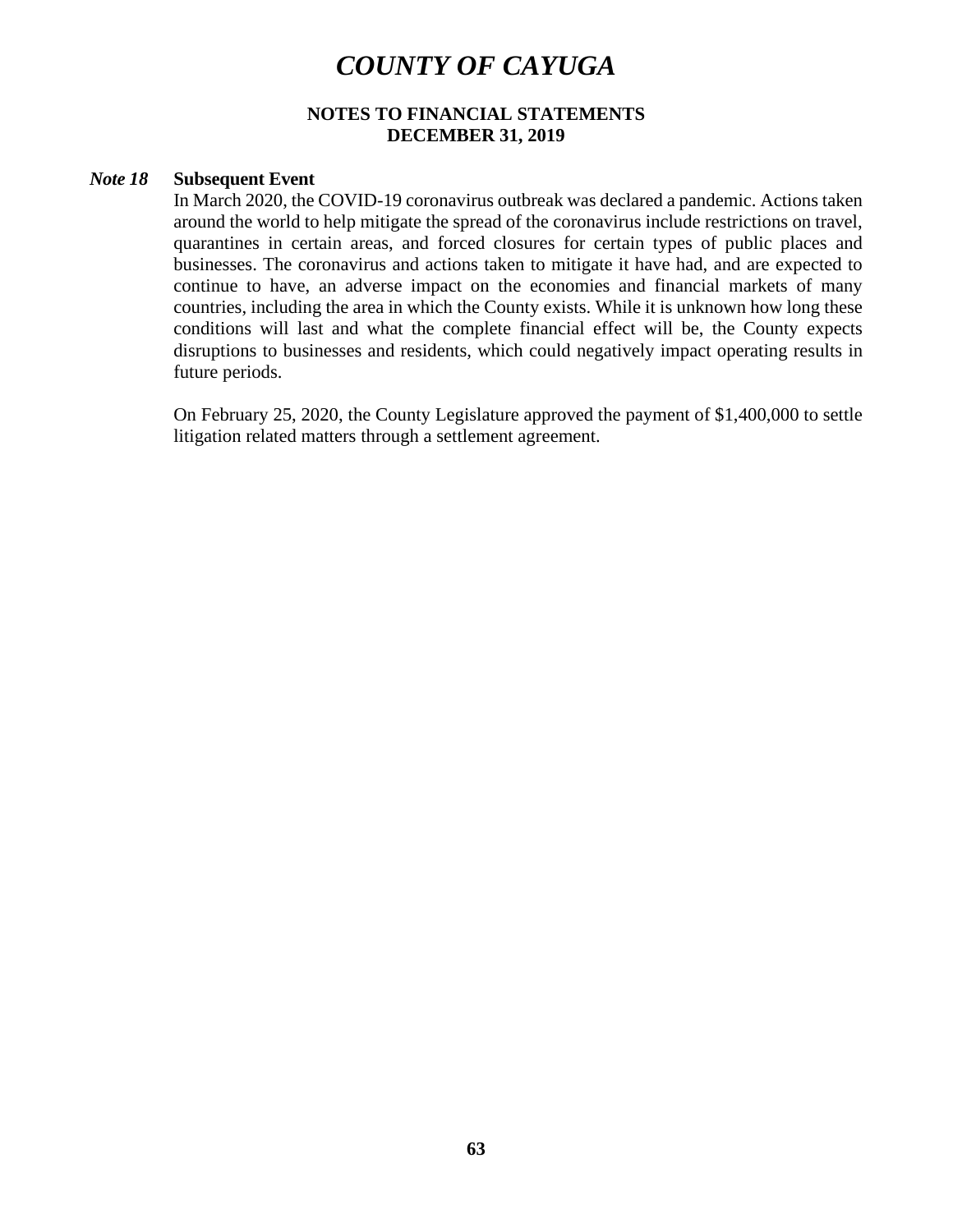# COUNTY OF CAYUGA

**NOTES TO FINANCIAL STATEMENTS**
**DECEMBER 31, 2019**

***Note 18*** **Subsequent Event**

In March 2020, the COVID-19 coronavirus outbreak was declared a pandemic. Actions taken around the world to help mitigate the spread of the coronavirus include restrictions on travel, quarantines in certain areas, and forced closures for certain types of public places and businesses. The coronavirus and actions taken to mitigate it have had, and are expected to continue to have, an adverse impact on the economies and financial markets of many countries, including the area in which the County exists. While it is unknown how long these conditions will last and what the complete financial effect will be, the County expects disruptions to businesses and residents, which could negatively impact operating results in future periods.

On February 25, 2020, the County Legislature approved the payment of $1,400,000 to settle litigation related matters through a settlement agreement.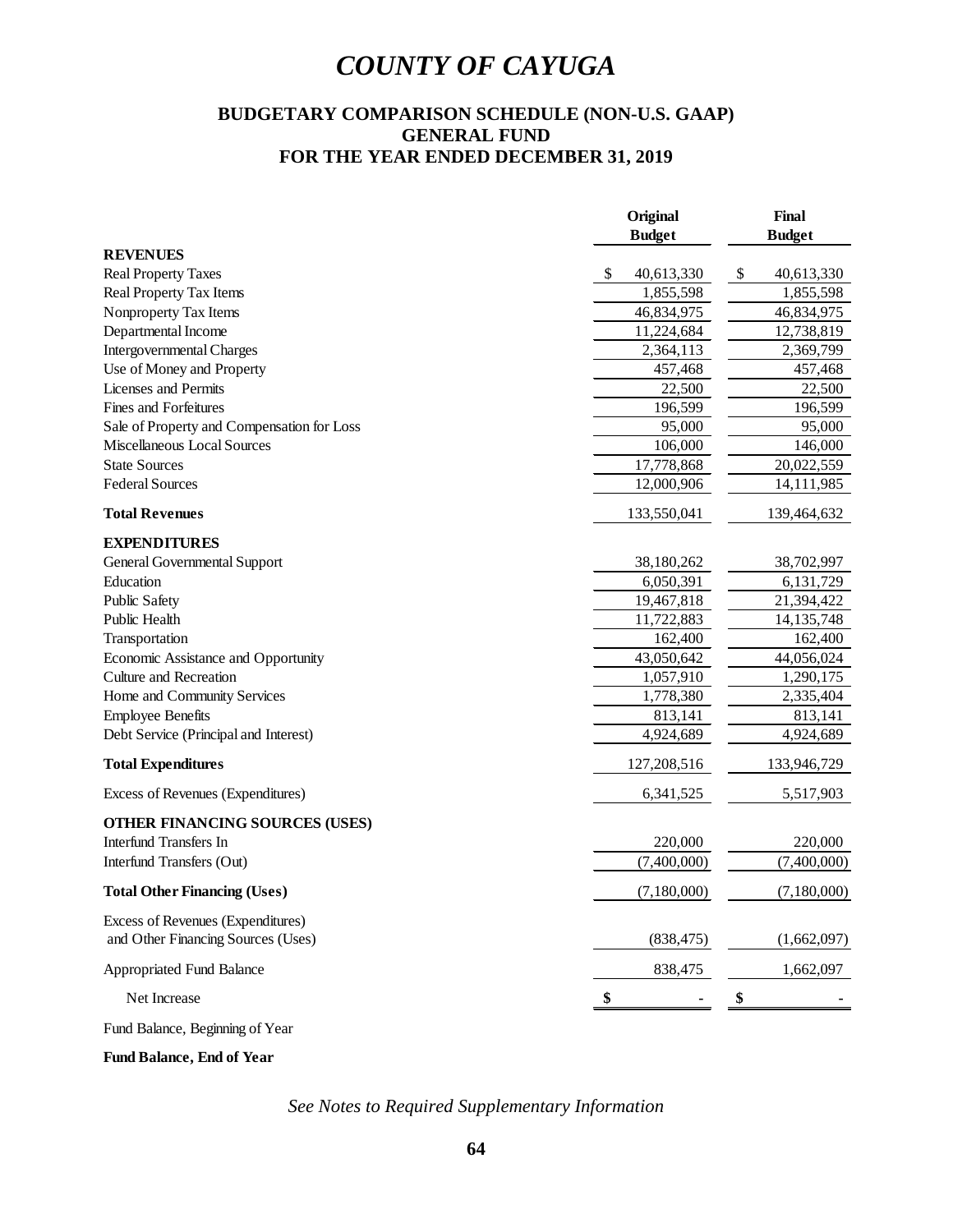# *COUNTY OF CAYUGA*

## BUDGETARY COMPARISON SCHEDULE (NON-U.S. GAAP)
## GENERAL FUND
## FOR THE YEAR ENDED DECEMBER 31, 2019

| | Original Budget | Final Budget |
|---|---|---|
| **REVENUES** | | |
| Real Property Taxes | $ 40,613,330 | $ 40,613,330 |
| Real Property Tax Items | 1,855,598 | 1,855,598 |
| Nonproperty Tax Items | 46,834,975 | 46,834,975 |
| Departmental Income | 11,224,684 | 12,738,819 |
| Intergovernmental Charges | 2,364,113 | 2,369,799 |
| Use of Money and Property | 457,468 | 457,468 |
| Licenses and Permits | 22,500 | 22,500 |
| Fines and Forfeitures | 196,599 | 196,599 |
| Sale of Property and Compensation for Loss | 95,000 | 95,000 |
| Miscellaneous Local Sources | 106,000 | 146,000 |
| State Sources | 17,778,868 | 20,022,559 |
| Federal Sources | 12,000,906 | 14,111,985 |
| **Total Revenues** | 133,550,041 | 139,464,632 |
| **EXPENDITURES** | | |
| General Governmental Support | 38,180,262 | 38,702,997 |
| Education | 6,050,391 | 6,131,729 |
| Public Safety | 19,467,818 | 21,394,422 |
| Public Health | 11,722,883 | 14,135,748 |
| Transportation | 162,400 | 162,400 |
| Economic Assistance and Opportunity | 43,050,642 | 44,056,024 |
| Culture and Recreation | 1,057,910 | 1,290,175 |
| Home and Community Services | 1,778,380 | 2,335,404 |
| Employee Benefits | 813,141 | 813,141 |
| Debt Service (Principal and Interest) | 4,924,689 | 4,924,689 |
| **Total Expenditures** | 127,208,516 | 133,946,729 |
| Excess of Revenues (Expenditures) | 6,341,525 | 5,517,903 |
| **OTHER FINANCING SOURCES (USES)** | | |
| Interfund Transfers In | 220,000 | 220,000 |
| Interfund Transfers (Out) | (7,400,000) | (7,400,000) |
| **Total Other Financing (Uses)** | (7,180,000) | (7,180,000) |
| Excess of Revenues (Expenditures) and Other Financing Sources (Uses) | (838,475) | (1,662,097) |
| Appropriated Fund Balance | 838,475 | 1,662,097 |
| Net Increase | $ - | $ - |
| Fund Balance, Beginning of Year | | |
| **Fund Balance, End of Year** | | |

*See Notes to Required Supplementary Information*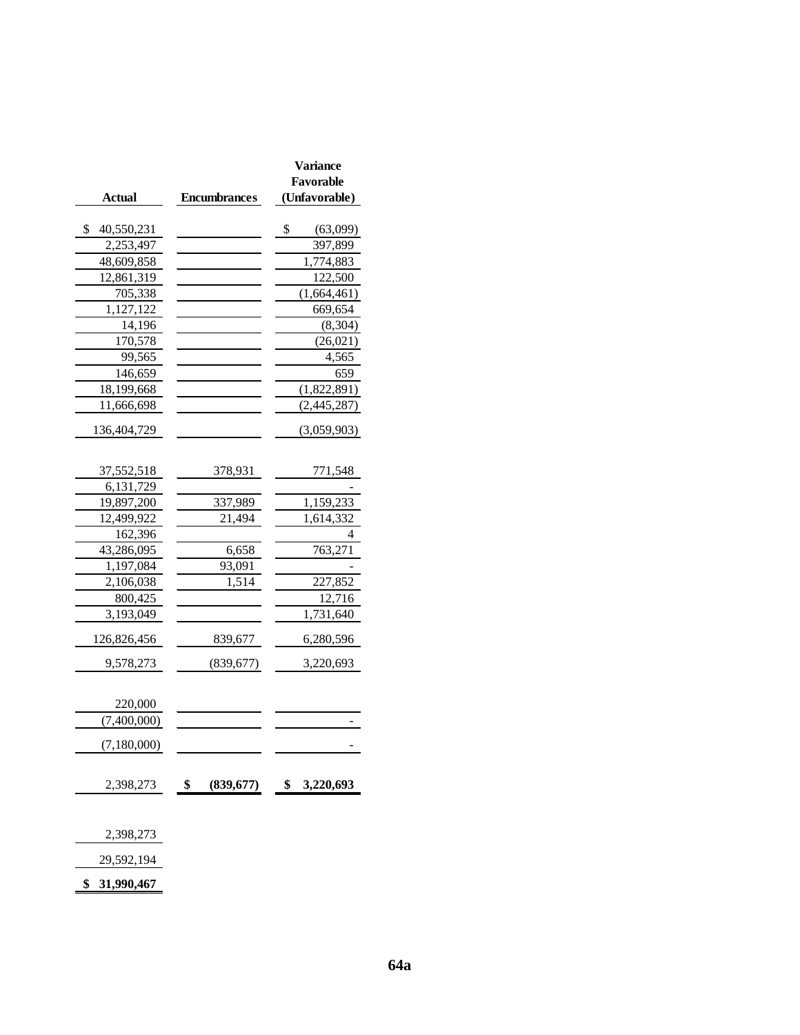| Actual | Encumbrances | Variance Favorable (Unfavorable) |
|---|---|---|
| $ 40,550,231 | | $ (63,099) |
| 2,253,497 | | 397,899 |
| 48,609,858 | | 1,774,883 |
| 12,861,319 | | 122,500 |
| 705,338 | | (1,664,461) |
| 1,127,122 | | 669,654 |
| 14,196 | | (8,304) |
| 170,578 | | (26,021) |
| 99,565 | | 4,565 |
| 146,659 | | 659 |
| 18,199,668 | | (1,822,891) |
| 11,666,698 | | (2,445,287) |
| 136,404,729 | | (3,059,903) |
| | | |
| 37,552,518 | 378,931 | 771,548 |
| 6,131,729 | | - |
| 19,897,200 | 337,989 | 1,159,233 |
| 12,499,922 | 21,494 | 1,614,332 |
| 162,396 | | 4 |
| 43,286,095 | 6,658 | 763,271 |
| 1,197,084 | 93,091 | - |
| 2,106,038 | 1,514 | 227,852 |
| 800,425 | | 12,716 |
| 3,193,049 | | 1,731,640 |
| 126,826,456 | 839,677 | 6,280,596 |
| 9,578,273 | (839,677) | 3,220,693 |
| | | |
| 220,000 | | |
| (7,400,000) | | - |
| (7,180,000) | | - |
| | | |
| 2,398,273 | $ (839,677) | $ 3,220,693 |
| | | |
| 2,398,273 | | |
| 29,592,194 | | |
| $ 31,990,467 | | |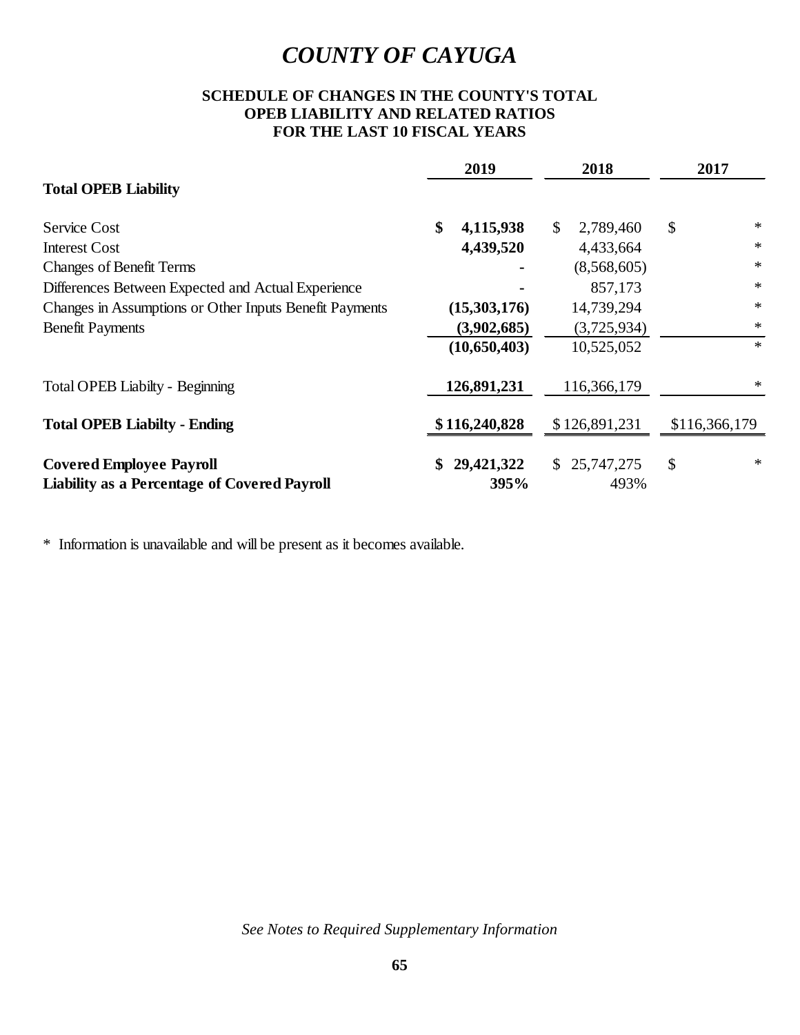# *COUNTY OF CAYUGA*

**SCHEDULE OF CHANGES IN THE COUNTY'S TOTAL OPEB LIABILITY AND RELATED RATIOS FOR THE LAST 10 FISCAL YEARS**

| | 2019 | 2018 | 2017 |
|---|---|---|---|
| **Total OPEB Liability** | | | |
| Service Cost | **$ 4,115,938** | $ 2,789,460 | $ * |
| Interest Cost | **4,439,520** | 4,433,664 | * |
| Changes of Benefit Terms | **-** | (8,568,605) | * |
| Differences Between Expected and Actual Experience | **-** | 857,173 | * |
| Changes in Assumptions or Other Inputs Benefit Payments | **(15,303,176)** | 14,739,294 | * |
| Benefit Payments | **(3,902,685)** | (3,725,934) | * |
| | **(10,650,403)** | 10,525,052 | * |
| Total OPEB Liabilty - Beginning | **126,891,231** | 116,366,179 | * |
| **Total OPEB Liabilty - Ending** | **$ 116,240,828** | $ 126,891,231 | $116,366,179 |
| **Covered Employee Payroll** | **$ 29,421,322** | $ 25,747,275 | $ * |
| **Liability as a Percentage of Covered Payroll** | **395%** | 493% | |

\* Information is unavailable and will be present as it becomes available.

*See Notes to Required Supplementary Information*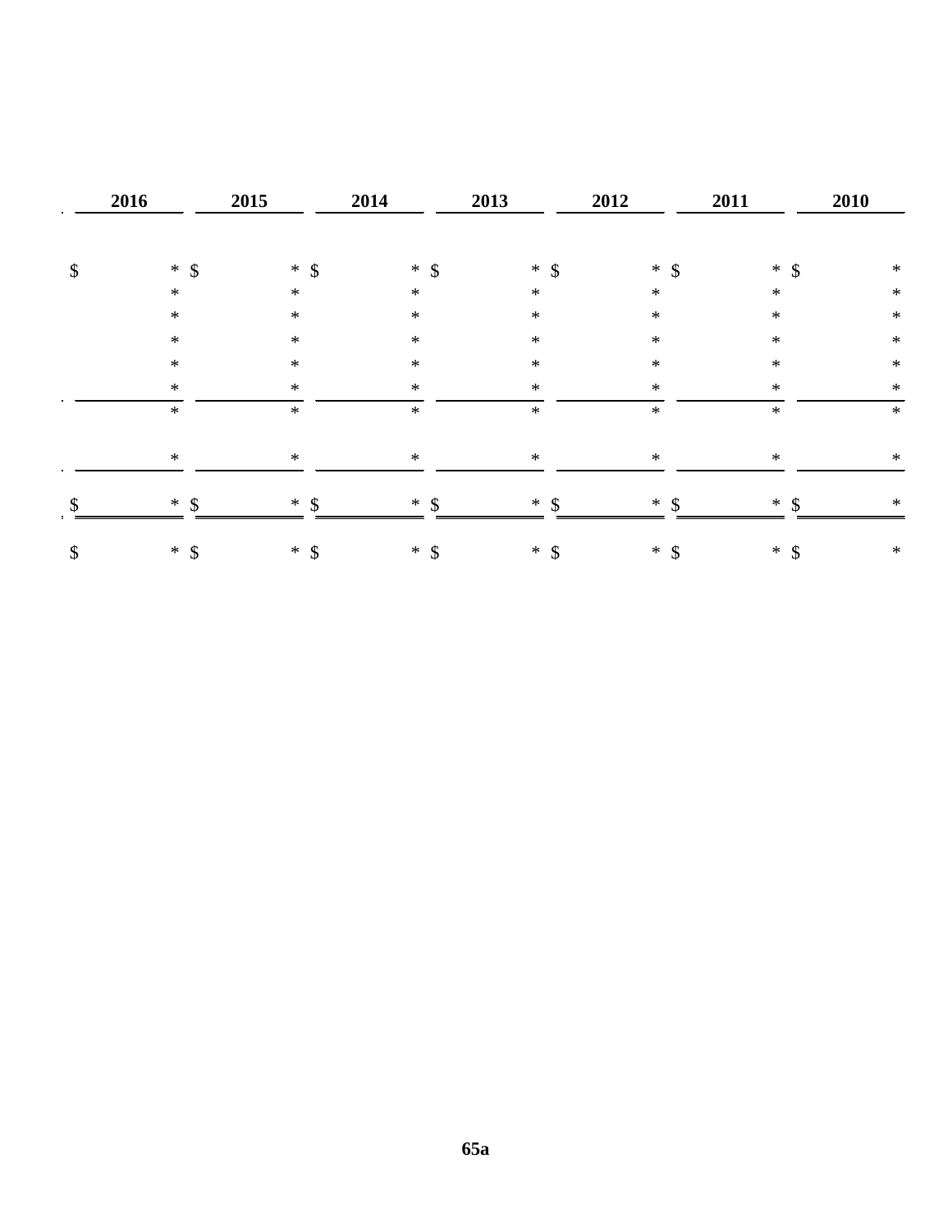| 2016 | 2015 | 2014 | 2013 | 2012 | 2011 | 2010 |
|---|---|---|---|---|---|---|
| $ * | $ * | $ * | $ * | $ * | $ * | $ * |
| * | * | * | * | * | * | * |
| * | * | * | * | * | * | * |
| * | * | * | * | * | * | * |
| * | * | * | * | * | * | * |
| * | * | * | * | * | * | * |
| * | * | * | * | * | * | * |
| * | * | * | * | * | * | * |
| $ * | $ * | $ * | $ * | $ * | $ * | $ * |
| $ * | $ * | $ * | $ * | $ * | $ * | $ * |

65a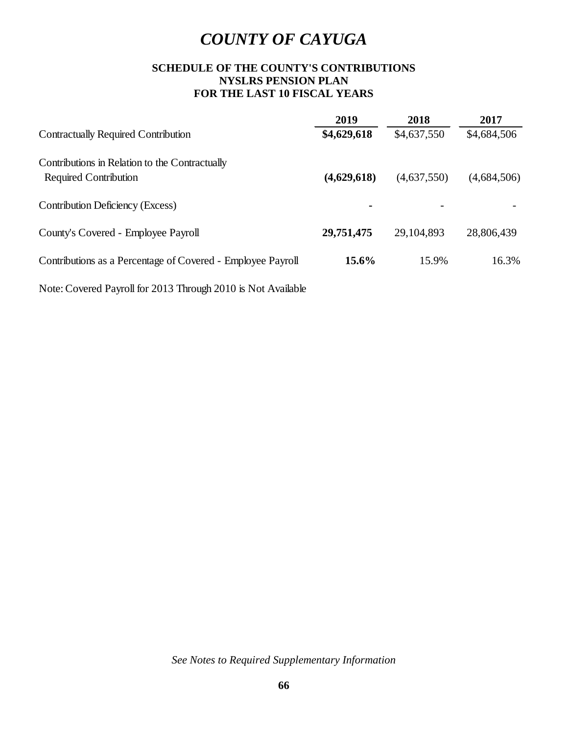# *COUNTY OF CAYUGA*

### SCHEDULE OF THE COUNTY'S CONTRIBUTIONS
### NYSLRS PENSION PLAN
### FOR THE LAST 10 FISCAL YEARS

| | **2019** | **2018** | **2017** |
|---|---|---|---|
| Contractually Required Contribution | **$4,629,618** | $4,637,550 | $4,684,506 |
| Contributions in Relation to the Contractually Required Contribution | **(4,629,618)** | (4,637,550) | (4,684,506) |
| Contribution Deficiency (Excess) | **-** | - | - |
| County's Covered - Employee Payroll | **29,751,475** | 29,104,893 | 28,806,439 |
| Contributions as a Percentage of Covered - Employee Payroll | **15.6%** | 15.9% | 16.3% |

Note: Covered Payroll for 2013 Through 2010 is Not Available

*See Notes to Required Supplementary Information*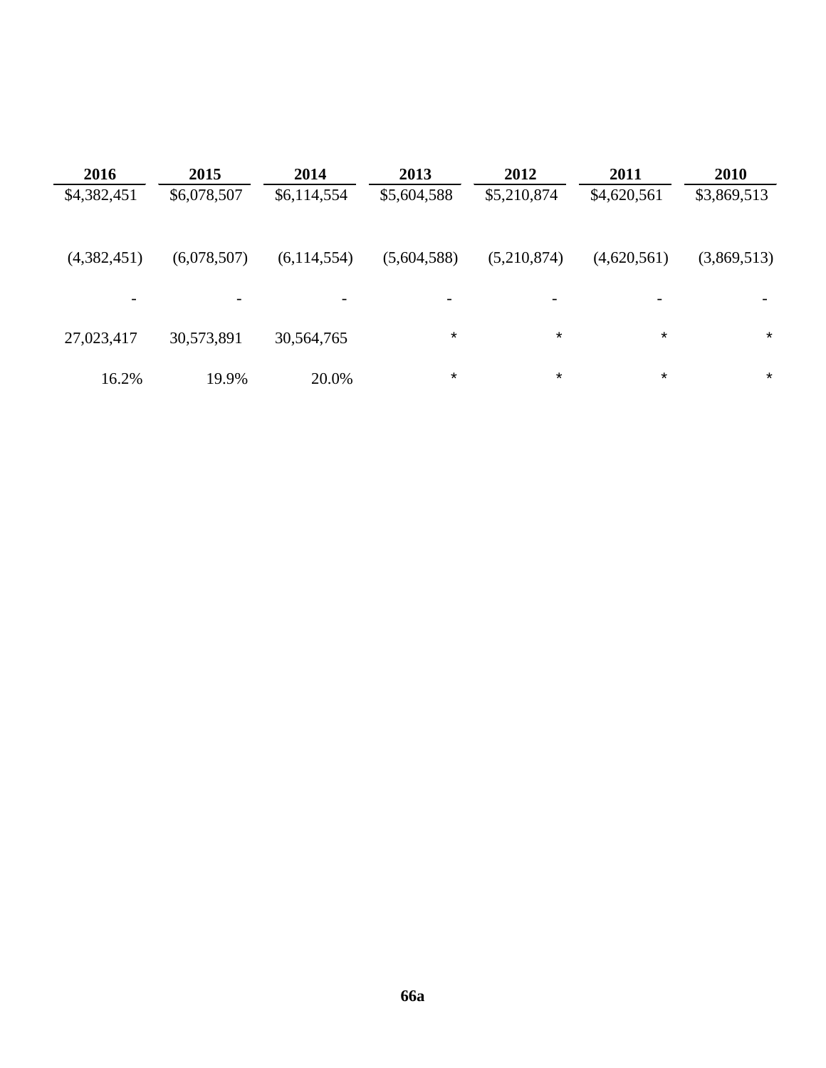| 2016 | 2015 | 2014 | 2013 | 2012 | 2011 | 2010 |
|---|---|---|---|---|---|---|
| $4,382,451 | $6,078,507 | $6,114,554 | $5,604,588 | $5,210,874 | $4,620,561 | $3,869,513 |
| (4,382,451) | (6,078,507) | (6,114,554) | (5,604,588) | (5,210,874) | (4,620,561) | (3,869,513) |
| - | - | - | - | - | - | - |
| 27,023,417 | 30,573,891 | 30,564,765 | * | * | * | * |
| 16.2% | 19.9% | 20.0% | * | * | * | * |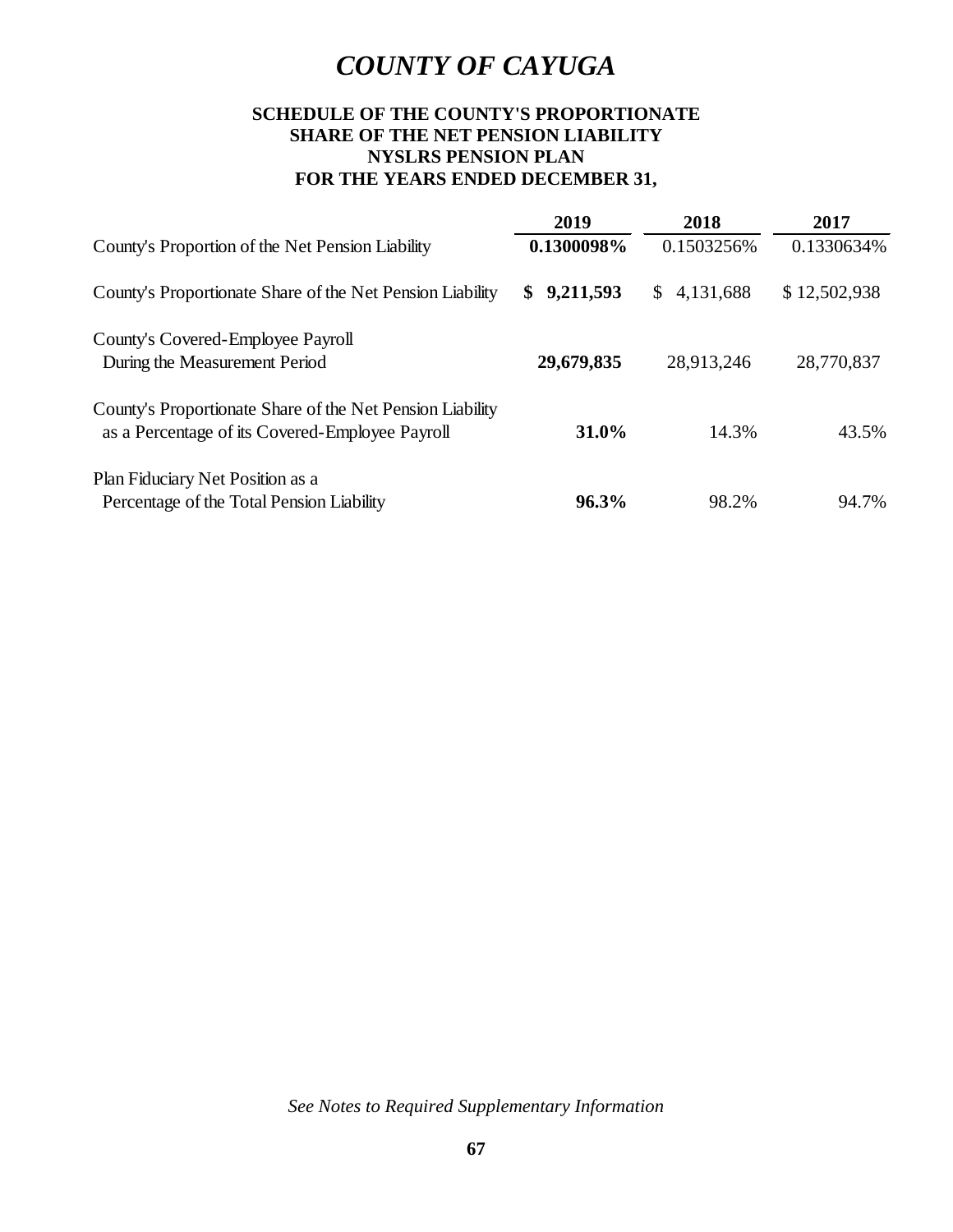# *COUNTY OF CAYUGA*

### SCHEDULE OF THE COUNTY'S PROPORTIONATE SHARE OF THE NET PENSION LIABILITY NYSLRS PENSION PLAN FOR THE YEARS ENDED DECEMBER 31,

| | **2019** | **2018** | **2017** |
|---|---|---|---|
| County's Proportion of the Net Pension Liability | **0.1300098%** | 0.1503256% | 0.1330634% |
| County's Proportionate Share of the Net Pension Liability | **$ 9,211,593** | $ 4,131,688 | $ 12,502,938 |
| County's Covered-Employee Payroll During the Measurement Period | **29,679,835** | 28,913,246 | 28,770,837 |
| County's Proportionate Share of the Net Pension Liability as a Percentage of its Covered-Employee Payroll | **31.0%** | 14.3% | 43.5% |
| Plan Fiduciary Net Position as a Percentage of the Total Pension Liability | **96.3%** | 98.2% | 94.7% |

*See Notes to Required Supplementary Information*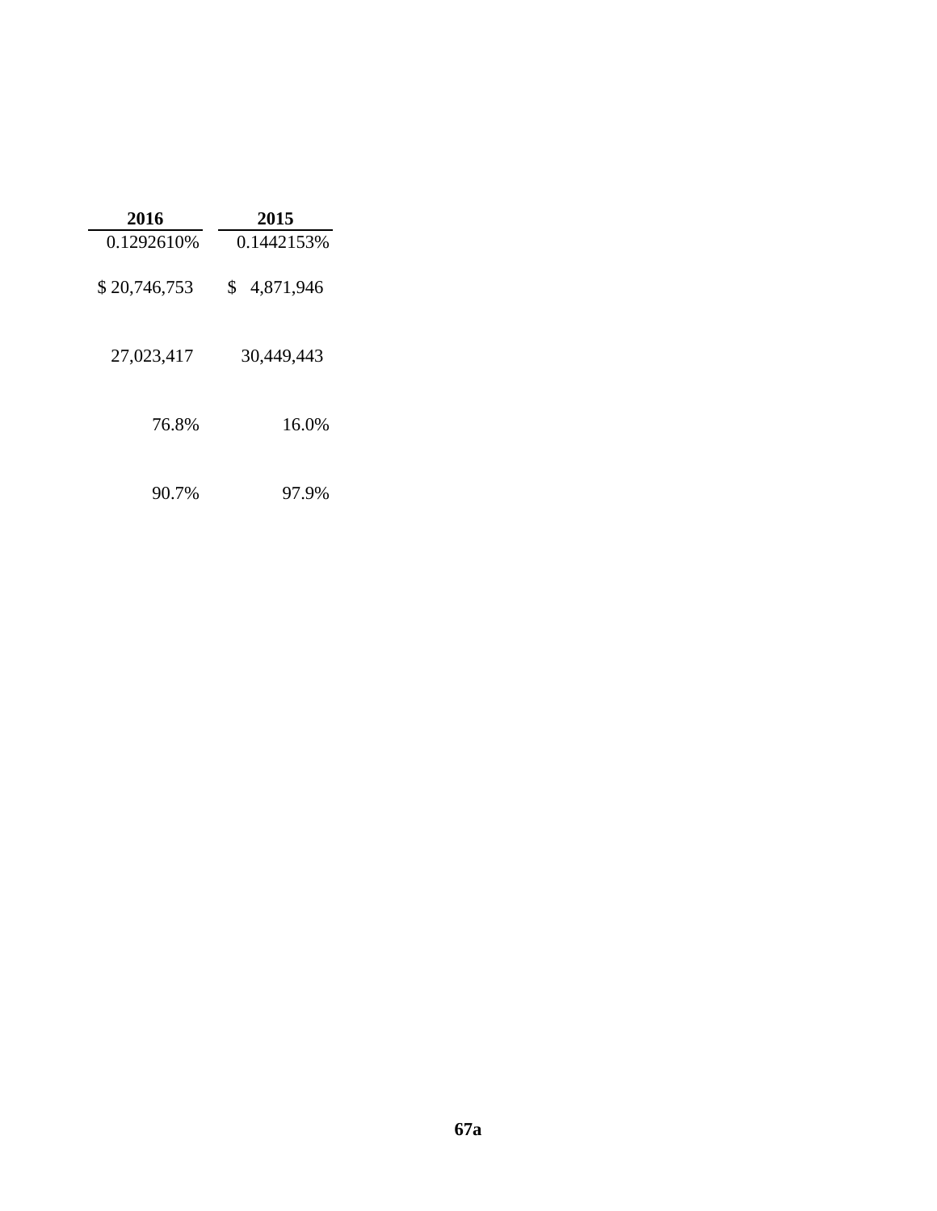| 2016 | 2015 |
|---|---|
| 0.1292610% | 0.1442153% |
| $ 20,746,753 | $ 4,871,946 |
| 27,023,417 | 30,449,443 |
| 76.8% | 16.0% |
| 90.7% | 97.9% |

67a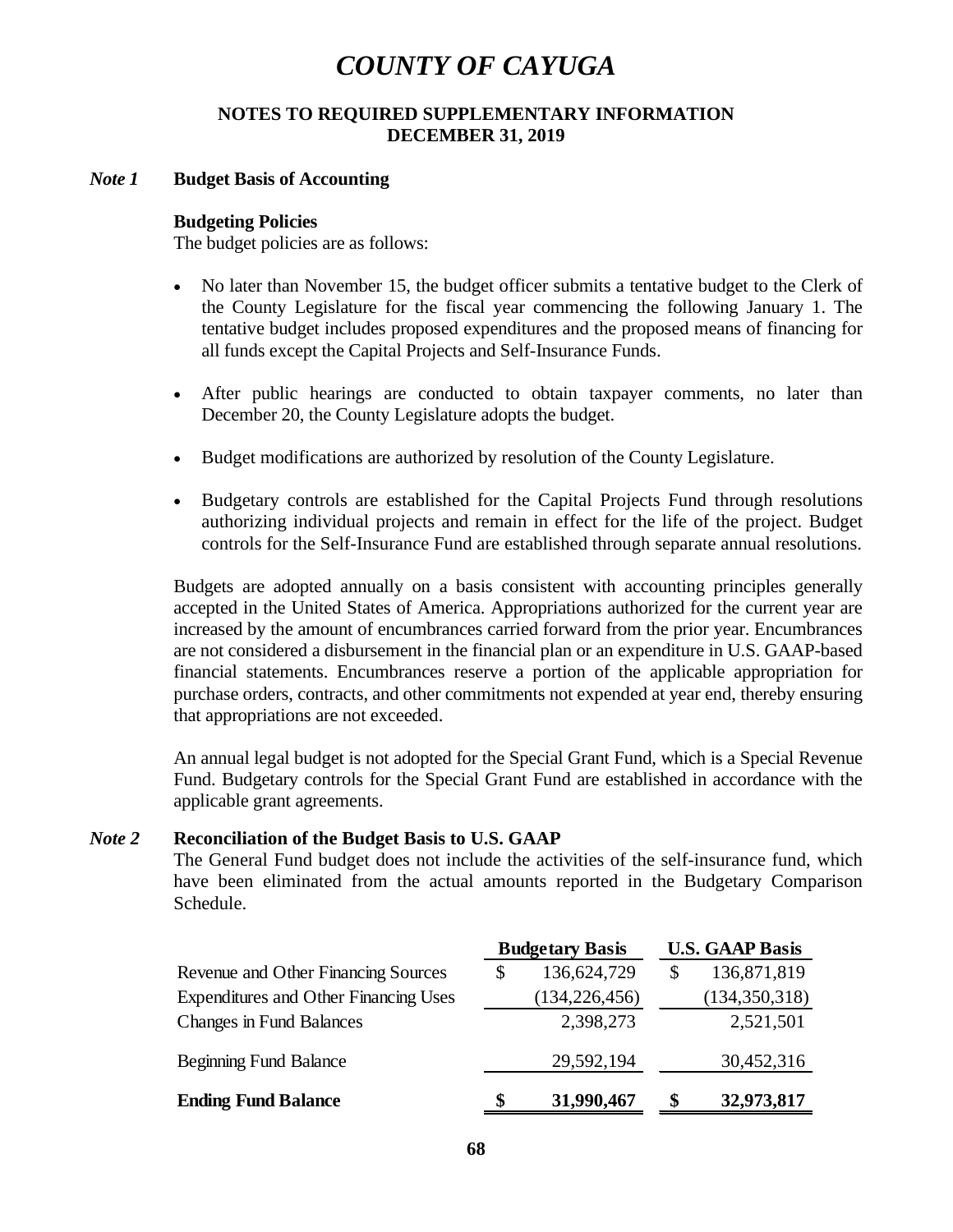# COUNTY OF CAYUGA

## NOTES TO REQUIRED SUPPLEMENTARY INFORMATION
## DECEMBER 31, 2019

### *Note 1* Budget Basis of Accounting

**Budgeting Policies**

The budget policies are as follows:

- No later than November 15, the budget officer submits a tentative budget to the Clerk of the County Legislature for the fiscal year commencing the following January 1. The tentative budget includes proposed expenditures and the proposed means of financing for all funds except the Capital Projects and Self-Insurance Funds.
- After public hearings are conducted to obtain taxpayer comments, no later than December 20, the County Legislature adopts the budget.
- Budget modifications are authorized by resolution of the County Legislature.
- Budgetary controls are established for the Capital Projects Fund through resolutions authorizing individual projects and remain in effect for the life of the project. Budget controls for the Self-Insurance Fund are established through separate annual resolutions.

Budgets are adopted annually on a basis consistent with accounting principles generally accepted in the United States of America. Appropriations authorized for the current year are increased by the amount of encumbrances carried forward from the prior year. Encumbrances are not considered a disbursement in the financial plan or an expenditure in U.S. GAAP-based financial statements. Encumbrances reserve a portion of the applicable appropriation for purchase orders, contracts, and other commitments not expended at year end, thereby ensuring that appropriations are not exceeded.

An annual legal budget is not adopted for the Special Grant Fund, which is a Special Revenue Fund. Budgetary controls for the Special Grant Fund are established in accordance with the applicable grant agreements.

### *Note 2* Reconciliation of the Budget Basis to U.S. GAAP

The General Fund budget does not include the activities of the self-insurance fund, which have been eliminated from the actual amounts reported in the Budgetary Comparison Schedule.

| | Budgetary Basis | U.S. GAAP Basis |
|---|---|---|
| Revenue and Other Financing Sources | $ 136,624,729 | $ 136,871,819 |
| Expenditures and Other Financing Uses | (134,226,456) | (134,350,318) |
| Changes in Fund Balances | 2,398,273 | 2,521,501 |
| Beginning Fund Balance | 29,592,194 | 30,452,316 |
| **Ending Fund Balance** | **$ 31,990,467** | **$ 32,973,817** |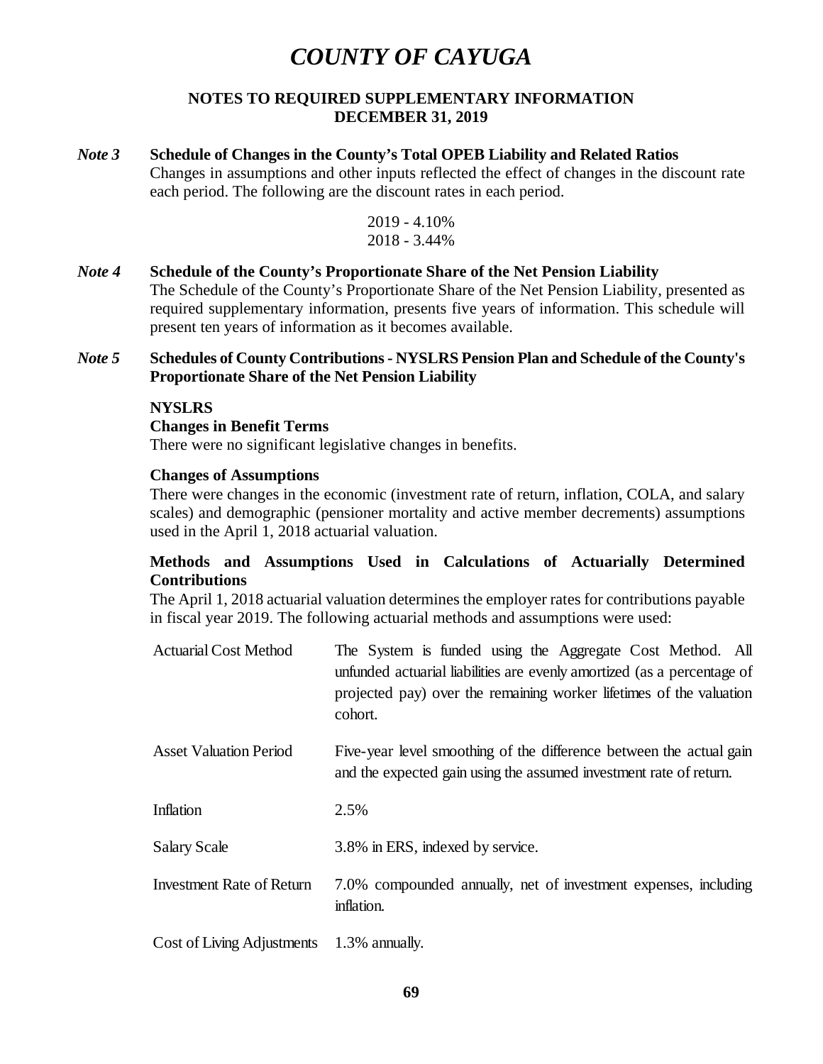# COUNTY OF CAYUGA

## NOTES TO REQUIRED SUPPLEMENTARY INFORMATION
## DECEMBER 31, 2019

***Note 3*** **Schedule of Changes in the County's Total OPEB Liability and Related Ratios**

Changes in assumptions and other inputs reflected the effect of changes in the discount rate each period. The following are the discount rates in each period.

2019 - 4.10%
2018 - 3.44%

***Note 4*** **Schedule of the County's Proportionate Share of the Net Pension Liability**

The Schedule of the County's Proportionate Share of the Net Pension Liability, presented as required supplementary information, presents five years of information. This schedule will present ten years of information as it becomes available.

***Note 5*** **Schedules of County Contributions - NYSLRS Pension Plan and Schedule of the County's Proportionate Share of the Net Pension Liability**

**NYSLRS**

**Changes in Benefit Terms**

There were no significant legislative changes in benefits.

**Changes of Assumptions**

There were changes in the economic (investment rate of return, inflation, COLA, and salary scales) and demographic (pensioner mortality and active member decrements) assumptions used in the April 1, 2018 actuarial valuation.

**Methods and Assumptions Used in Calculations of Actuarially Determined Contributions**

The April 1, 2018 actuarial valuation determines the employer rates for contributions payable in fiscal year 2019. The following actuarial methods and assumptions were used:

| | |
|---|---|
| Actuarial Cost Method | The System is funded using the Aggregate Cost Method. All unfunded actuarial liabilities are evenly amortized (as a percentage of projected pay) over the remaining worker lifetimes of the valuation cohort. |
| Asset Valuation Period | Five-year level smoothing of the difference between the actual gain and the expected gain using the assumed investment rate of return. |
| Inflation | 2.5% |
| Salary Scale | 3.8% in ERS, indexed by service. |
| Investment Rate of Return | 7.0% compounded annually, net of investment expenses, including inflation. |
| Cost of Living Adjustments | 1.3% annually. |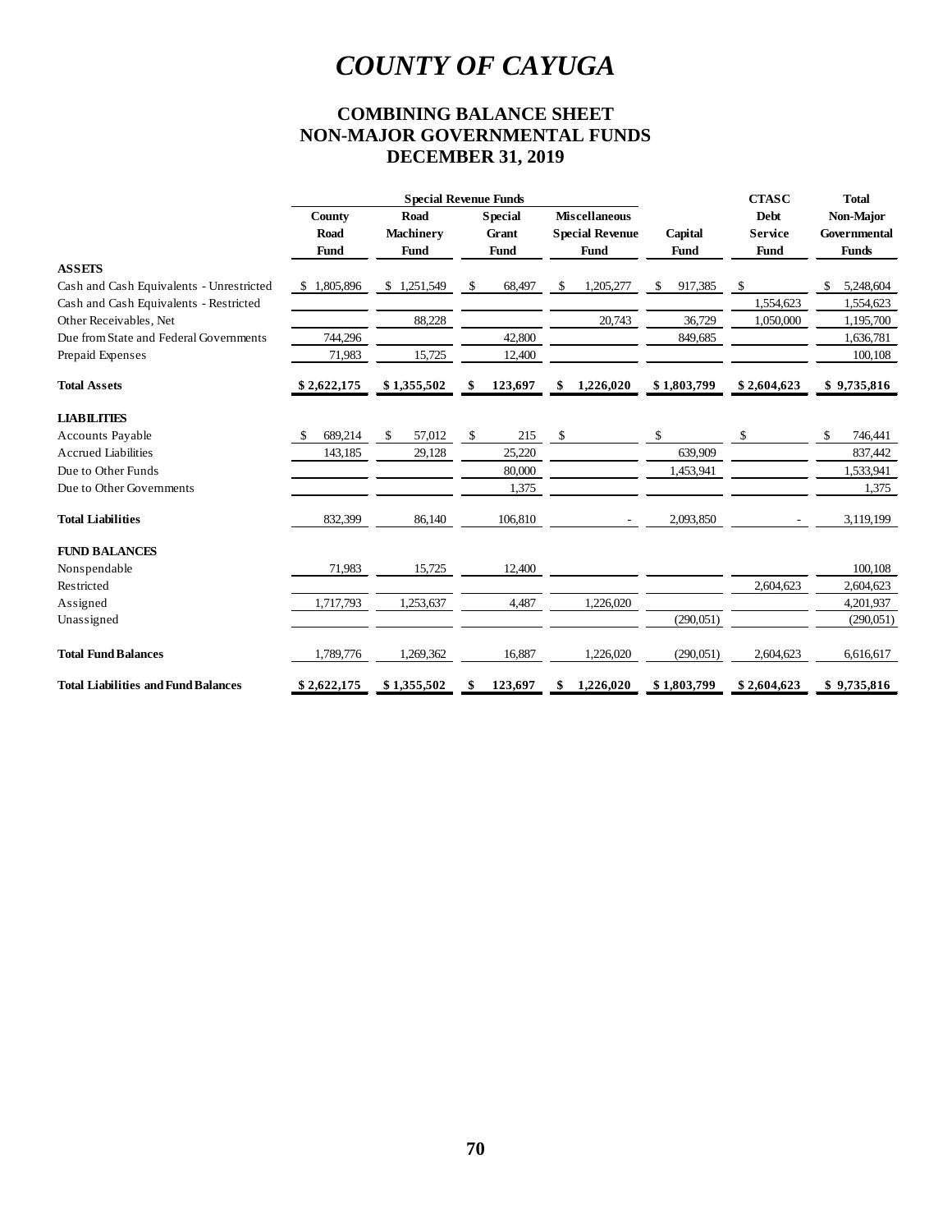# COUNTY OF CAYUGA

## COMBINING BALANCE SHEET
## NON-MAJOR GOVERNMENTAL FUNDS
## DECEMBER 31, 2019

| | Special Revenue Funds | | | | | | |
|---|---|---|---|---|---|---|---|
| | County Road Fund | Road Machinery Fund | Special Grant Fund | Miscellaneous Special Revenue Fund | Capital Fund | CTASC Debt Service Fund | Total Non-Major Governmental Funds |
| **ASSETS** | | | | | | | |
| Cash and Cash Equivalents - Unrestricted | $ 1,805,896 | $ 1,251,549 | $ 68,497 | $ 1,205,277 | $ 917,385 | $ | $ 5,248,604 |
| Cash and Cash Equivalents - Restricted | | | | | | 1,554,623 | 1,554,623 |
| Other Receivables, Net | | 88,228 | | 20,743 | 36,729 | 1,050,000 | 1,195,700 |
| Due from State and Federal Governments | 744,296 | | 42,800 | | 849,685 | | 1,636,781 |
| Prepaid Expenses | 71,983 | 15,725 | 12,400 | | | | 100,108 |
| **Total Assets** | **$ 2,622,175** | **$ 1,355,502** | **$ 123,697** | **$ 1,226,020** | **$ 1,803,799** | **$ 2,604,623** | **$ 9,735,816** |
| **LIABILITIES** | | | | | | | |
| Accounts Payable | $ 689,214 | $ 57,012 | $ 215 | $ | $ | $ | $ 746,441 |
| Accrued Liabilities | 143,185 | 29,128 | 25,220 | | 639,909 | | 837,442 |
| Due to Other Funds | | | 80,000 | | 1,453,941 | | 1,533,941 |
| Due to Other Governments | | | 1,375 | | | | 1,375 |
| **Total Liabilities** | 832,399 | 86,140 | 106,810 | - | 2,093,850 | - | 3,119,199 |
| **FUND BALANCES** | | | | | | | |
| Nonspendable | 71,983 | 15,725 | 12,400 | | | | 100,108 |
| Restricted | | | | | | 2,604,623 | 2,604,623 |
| Assigned | 1,717,793 | 1,253,637 | 4,487 | 1,226,020 | | | 4,201,937 |
| Unassigned | | | | | (290,051) | | (290,051) |
| **Total Fund Balances** | 1,789,776 | 1,269,362 | 16,887 | 1,226,020 | (290,051) | 2,604,623 | 6,616,617 |
| **Total Liabilities and Fund Balances** | **$ 2,622,175** | **$ 1,355,502** | **$ 123,697** | **$ 1,226,020** | **$ 1,803,799** | **$ 2,604,623** | **$ 9,735,816** |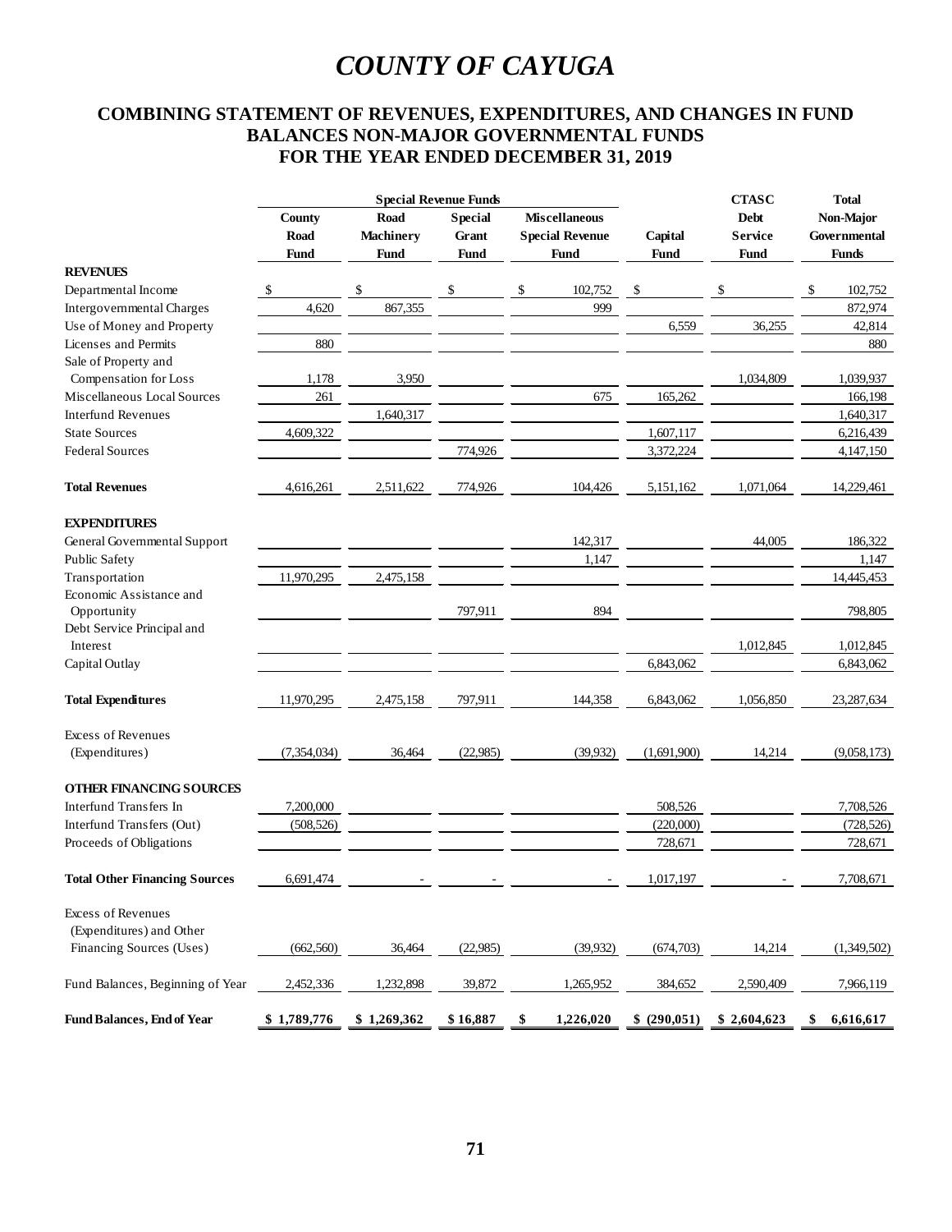# COUNTY OF CAYUGA

## COMBINING STATEMENT OF REVENUES, EXPENDITURES, AND CHANGES IN FUND BALANCES NON-MAJOR GOVERNMENTAL FUNDS FOR THE YEAR ENDED DECEMBER 31, 2019

| | Special Revenue Funds | | | | | CTASC | Total |
|---|---|---|---|---|---|---|---|
| | County Road Fund | Road Machinery Fund | Special Grant Fund | Miscellaneous Special Revenue Fund | Capital Fund | Debt Service Fund | Non-Major Governmental Funds |
| **REVENUES** | | | | | | | |
| Departmental Income | $ | $ | $ | $ 102,752 | $ | $ | $ 102,752 |
| Intergovernmental Charges | 4,620 | 867,355 | | 999 | | | 872,974 |
| Use of Money and Property | | | | | 6,559 | 36,255 | 42,814 |
| Licenses and Permits | 880 | | | | | | 880 |
| Sale of Property and Compensation for Loss | 1,178 | 3,950 | | | | 1,034,809 | 1,039,937 |
| Miscellaneous Local Sources | 261 | | | 675 | 165,262 | | 166,198 |
| Interfund Revenues | | 1,640,317 | | | | | 1,640,317 |
| State Sources | 4,609,322 | | | | 1,607,117 | | 6,216,439 |
| Federal Sources | | | 774,926 | | 3,372,224 | | 4,147,150 |
| **Total Revenues** | 4,616,261 | 2,511,622 | 774,926 | 104,426 | 5,151,162 | 1,071,064 | 14,229,461 |
| **EXPENDITURES** | | | | | | | |
| General Governmental Support | | | | 142,317 | | 44,005 | 186,322 |
| Public Safety | | | | 1,147 | | | 1,147 |
| Transportation | 11,970,295 | 2,475,158 | | | | | 14,445,453 |
| Economic Assistance and Opportunity | | | 797,911 | 894 | | | 798,805 |
| Debt Service Principal and Interest | | | | | | 1,012,845 | 1,012,845 |
| Capital Outlay | | | | | 6,843,062 | | 6,843,062 |
| **Total Expenditures** | 11,970,295 | 2,475,158 | 797,911 | 144,358 | 6,843,062 | 1,056,850 | 23,287,634 |
| Excess of Revenues (Expenditures) | (7,354,034) | 36,464 | (22,985) | (39,932) | (1,691,900) | 14,214 | (9,058,173) |
| **OTHER FINANCING SOURCES** | | | | | | | |
| Interfund Transfers In | 7,200,000 | | | | 508,526 | | 7,708,526 |
| Interfund Transfers (Out) | (508,526) | | | | (220,000) | | (728,526) |
| Proceeds of Obligations | | | | | 728,671 | | 728,671 |
| **Total Other Financing Sources** | 6,691,474 | - | - | - | 1,017,197 | - | 7,708,671 |
| Excess of Revenues (Expenditures) and Other Financing Sources (Uses) | (662,560) | 36,464 | (22,985) | (39,932) | (674,703) | 14,214 | (1,349,502) |
| Fund Balances, Beginning of Year | 2,452,336 | 1,232,898 | 39,872 | 1,265,952 | 384,652 | 2,590,409 | 7,966,119 |
| **Fund Balances, End of Year** | **$ 1,789,776** | **$ 1,269,362** | **$ 16,887** | **$ 1,226,020** | **$ (290,051)** | **$ 2,604,623** | **$ 6,616,617** |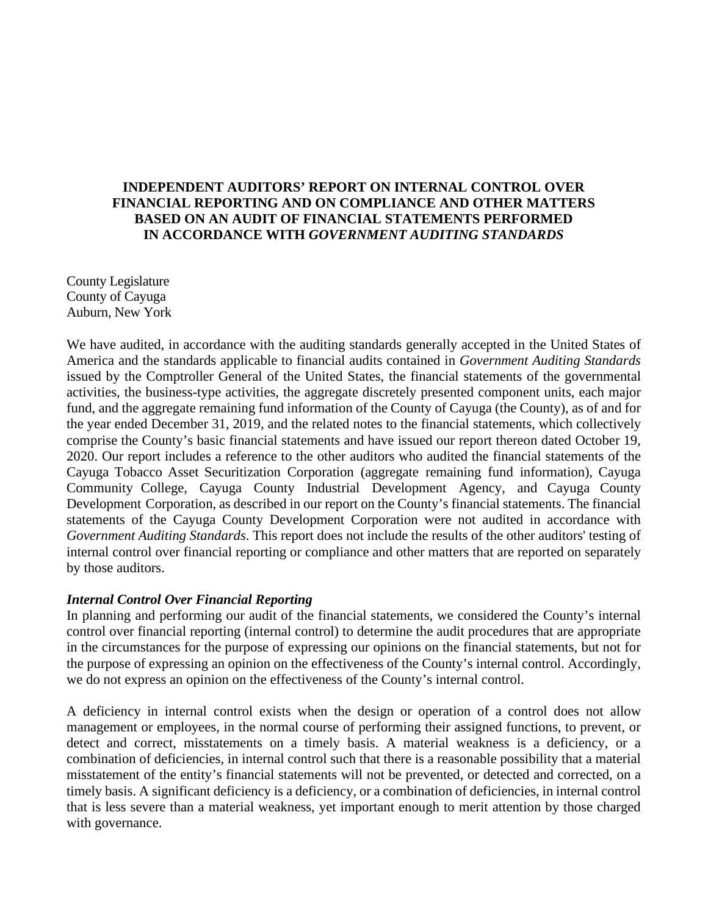# INDEPENDENT AUDITORS' REPORT ON INTERNAL CONTROL OVER FINANCIAL REPORTING AND ON COMPLIANCE AND OTHER MATTERS BASED ON AN AUDIT OF FINANCIAL STATEMENTS PERFORMED IN ACCORDANCE WITH *GOVERNMENT AUDITING STANDARDS*

County Legislature
County of Cayuga
Auburn, New York

We have audited, in accordance with the auditing standards generally accepted in the United States of America and the standards applicable to financial audits contained in *Government Auditing Standards* issued by the Comptroller General of the United States, the financial statements of the governmental activities, the business-type activities, the aggregate discretely presented component units, each major fund, and the aggregate remaining fund information of the County of Cayuga (the County), as of and for the year ended December 31, 2019, and the related notes to the financial statements, which collectively comprise the County's basic financial statements and have issued our report thereon dated October 19, 2020. Our report includes a reference to the other auditors who audited the financial statements of the Cayuga Tobacco Asset Securitization Corporation (aggregate remaining fund information), Cayuga Community College, Cayuga County Industrial Development Agency, and Cayuga County Development Corporation, as described in our report on the County's financial statements. The financial statements of the Cayuga County Development Corporation were not audited in accordance with *Government Auditing Standards*. This report does not include the results of the other auditors' testing of internal control over financial reporting or compliance and other matters that are reported on separately by those auditors.

***Internal Control Over Financial Reporting***

In planning and performing our audit of the financial statements, we considered the County's internal control over financial reporting (internal control) to determine the audit procedures that are appropriate in the circumstances for the purpose of expressing our opinions on the financial statements, but not for the purpose of expressing an opinion on the effectiveness of the County's internal control. Accordingly, we do not express an opinion on the effectiveness of the County's internal control.

A deficiency in internal control exists when the design or operation of a control does not allow management or employees, in the normal course of performing their assigned functions, to prevent, or detect and correct, misstatements on a timely basis. A material weakness is a deficiency, or a combination of deficiencies, in internal control such that there is a reasonable possibility that a material misstatement of the entity's financial statements will not be prevented, or detected and corrected, on a timely basis. A significant deficiency is a deficiency, or a combination of deficiencies, in internal control that is less severe than a material weakness, yet important enough to merit attention by those charged with governance.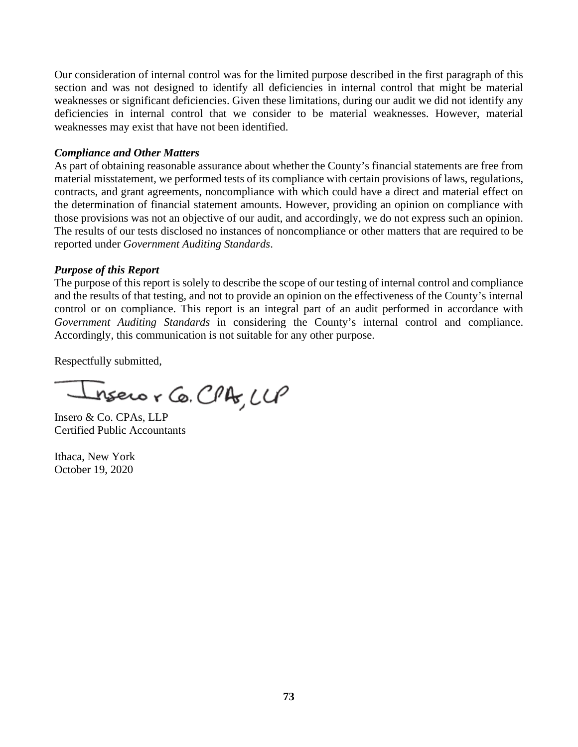Our consideration of internal control was for the limited purpose described in the first paragraph of this section and was not designed to identify all deficiencies in internal control that might be material weaknesses or significant deficiencies. Given these limitations, during our audit we did not identify any deficiencies in internal control that we consider to be material weaknesses. However, material weaknesses may exist that have not been identified.

***Compliance and Other Matters***

As part of obtaining reasonable assurance about whether the County's financial statements are free from material misstatement, we performed tests of its compliance with certain provisions of laws, regulations, contracts, and grant agreements, noncompliance with which could have a direct and material effect on the determination of financial statement amounts. However, providing an opinion on compliance with those provisions was not an objective of our audit, and accordingly, we do not express such an opinion. The results of our tests disclosed no instances of noncompliance or other matters that are required to be reported under *Government Auditing Standards*.

***Purpose of this Report***

The purpose of this report is solely to describe the scope of our testing of internal control and compliance and the results of that testing, and not to provide an opinion on the effectiveness of the County's internal control or on compliance. This report is an integral part of an audit performed in accordance with *Government Auditing Standards* in considering the County's internal control and compliance. Accordingly, this communication is not suitable for any other purpose.

Respectfully submitted,

Insero & Co. CPAs, LLP

Insero & Co. CPAs, LLP
Certified Public Accountants

Ithaca, New York
October 19, 2020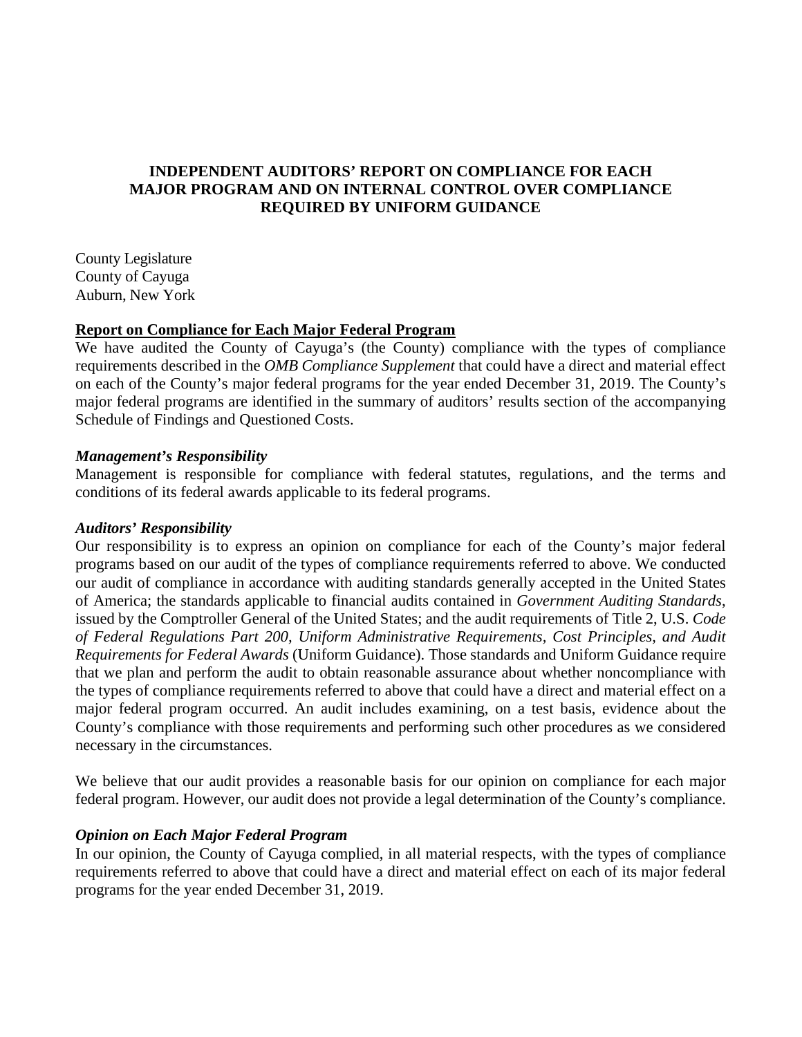# INDEPENDENT AUDITORS' REPORT ON COMPLIANCE FOR EACH MAJOR PROGRAM AND ON INTERNAL CONTROL OVER COMPLIANCE REQUIRED BY UNIFORM GUIDANCE

County Legislature
County of Cayuga
Auburn, New York

**Report on Compliance for Each Major Federal Program**

We have audited the County of Cayuga's (the County) compliance with the types of compliance requirements described in the *OMB Compliance Supplement* that could have a direct and material effect on each of the County's major federal programs for the year ended December 31, 2019. The County's major federal programs are identified in the summary of auditors' results section of the accompanying Schedule of Findings and Questioned Costs.

***Management's Responsibility***

Management is responsible for compliance with federal statutes, regulations, and the terms and conditions of its federal awards applicable to its federal programs.

***Auditors' Responsibility***

Our responsibility is to express an opinion on compliance for each of the County's major federal programs based on our audit of the types of compliance requirements referred to above. We conducted our audit of compliance in accordance with auditing standards generally accepted in the United States of America; the standards applicable to financial audits contained in *Government Auditing Standards*, issued by the Comptroller General of the United States; and the audit requirements of Title 2, U.S. *Code of Federal Regulations Part 200, Uniform Administrative Requirements, Cost Principles, and Audit Requirements for Federal Awards* (Uniform Guidance). Those standards and Uniform Guidance require that we plan and perform the audit to obtain reasonable assurance about whether noncompliance with the types of compliance requirements referred to above that could have a direct and material effect on a major federal program occurred. An audit includes examining, on a test basis, evidence about the County's compliance with those requirements and performing such other procedures as we considered necessary in the circumstances.

We believe that our audit provides a reasonable basis for our opinion on compliance for each major federal program. However, our audit does not provide a legal determination of the County's compliance.

***Opinion on Each Major Federal Program***

In our opinion, the County of Cayuga complied, in all material respects, with the types of compliance requirements referred to above that could have a direct and material effect on each of its major federal programs for the year ended December 31, 2019.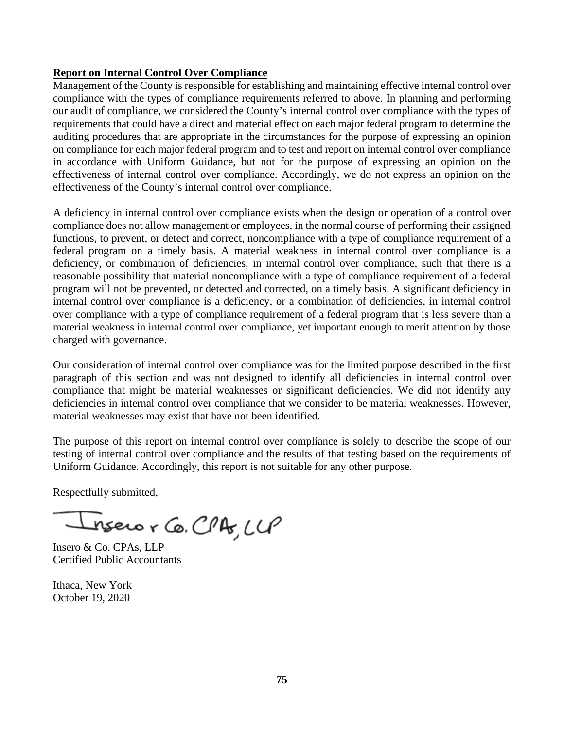**Report on Internal Control Over Compliance**

Management of the County is responsible for establishing and maintaining effective internal control over compliance with the types of compliance requirements referred to above. In planning and performing our audit of compliance, we considered the County's internal control over compliance with the types of requirements that could have a direct and material effect on each major federal program to determine the auditing procedures that are appropriate in the circumstances for the purpose of expressing an opinion on compliance for each major federal program and to test and report on internal control over compliance in accordance with Uniform Guidance, but not for the purpose of expressing an opinion on the effectiveness of internal control over compliance. Accordingly, we do not express an opinion on the effectiveness of the County's internal control over compliance.

A deficiency in internal control over compliance exists when the design or operation of a control over compliance does not allow management or employees, in the normal course of performing their assigned functions, to prevent, or detect and correct, noncompliance with a type of compliance requirement of a federal program on a timely basis. A material weakness in internal control over compliance is a deficiency, or combination of deficiencies, in internal control over compliance, such that there is a reasonable possibility that material noncompliance with a type of compliance requirement of a federal program will not be prevented, or detected and corrected, on a timely basis. A significant deficiency in internal control over compliance is a deficiency, or a combination of deficiencies, in internal control over compliance with a type of compliance requirement of a federal program that is less severe than a material weakness in internal control over compliance, yet important enough to merit attention by those charged with governance.

Our consideration of internal control over compliance was for the limited purpose described in the first paragraph of this section and was not designed to identify all deficiencies in internal control over compliance that might be material weaknesses or significant deficiencies. We did not identify any deficiencies in internal control over compliance that we consider to be material weaknesses. However, material weaknesses may exist that have not been identified.

The purpose of this report on internal control over compliance is solely to describe the scope of our testing of internal control over compliance and the results of that testing based on the requirements of Uniform Guidance. Accordingly, this report is not suitable for any other purpose.

Respectfully submitted,

Insero & Co. CPAs, LLP

Insero & Co. CPAs, LLP
Certified Public Accountants

Ithaca, New York
October 19, 2020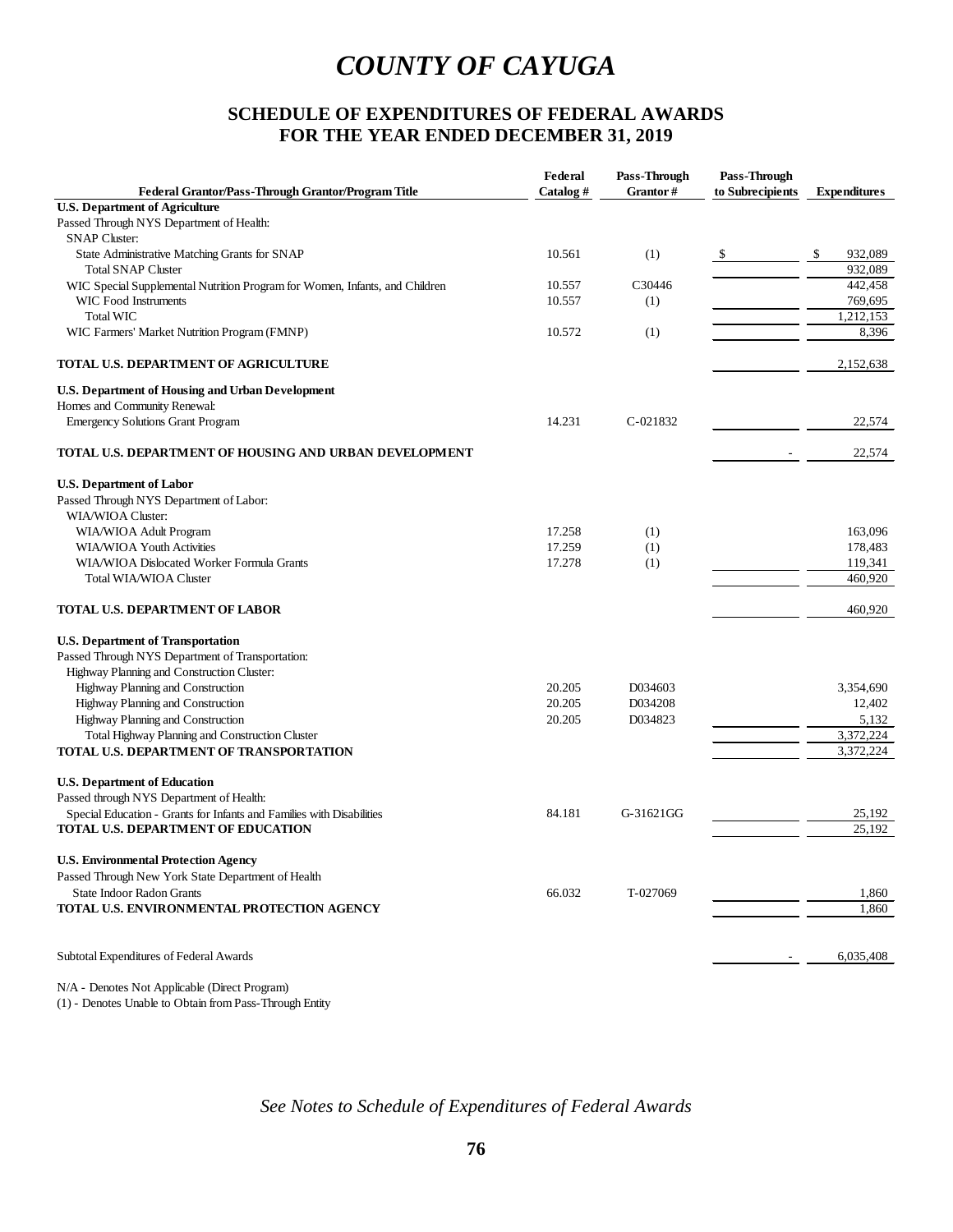# COUNTY OF CAYUGA

## SCHEDULE OF EXPENDITURES OF FEDERAL AWARDS
## FOR THE YEAR ENDED DECEMBER 31, 2019

| Federal Grantor/Pass-Through Grantor/Program Title | Federal Catalog # | Pass-Through Grantor # | Pass-Through to Subrecipients | Expenditures |
|---|---|---|---|---|
| **U.S. Department of Agriculture** | | | | |
| Passed Through NYS Department of Health: | | | | |
| SNAP Cluster: | | | | |
| State Administrative Matching Grants for SNAP | 10.561 | (1) | $ | $ 932,089 |
| Total SNAP Cluster | | | | 932,089 |
| WIC Special Supplemental Nutrition Program for Women, Infants, and Children | 10.557 | C30446 | | 442,458 |
| WIC Food Instruments | 10.557 | (1) | | 769,695 |
| Total WIC | | | | 1,212,153 |
| WIC Farmers' Market Nutrition Program (FMNP) | 10.572 | (1) | | 8,396 |
| **TOTAL U.S. DEPARTMENT OF AGRICULTURE** | | | | 2,152,638 |
| **U.S. Department of Housing and Urban Development** | | | | |
| Homes and Community Renewal: | | | | |
| Emergency Solutions Grant Program | 14.231 | C-021832 | | 22,574 |
| **TOTAL U.S. DEPARTMENT OF HOUSING AND URBAN DEVELOPMENT** | | | - | 22,574 |
| **U.S. Department of Labor** | | | | |
| Passed Through NYS Department of Labor: | | | | |
| WIA/WIOA Cluster: | | | | |
| WIA/WIOA Adult Program | 17.258 | (1) | | 163,096 |
| WIA/WIOA Youth Activities | 17.259 | (1) | | 178,483 |
| WIA/WIOA Dislocated Worker Formula Grants | 17.278 | (1) | | 119,341 |
| Total WIA/WIOA Cluster | | | | 460,920 |
| **TOTAL U.S. DEPARTMENT OF LABOR** | | | | 460,920 |
| **U.S. Department of Transportation** | | | | |
| Passed Through NYS Department of Transportation: | | | | |
| Highway Planning and Construction Cluster: | | | | |
| Highway Planning and Construction | 20.205 | D034603 | | 3,354,690 |
| Highway Planning and Construction | 20.205 | D034208 | | 12,402 |
| Highway Planning and Construction | 20.205 | D034823 | | 5,132 |
| Total Highway Planning and Construction Cluster | | | | 3,372,224 |
| **TOTAL U.S. DEPARTMENT OF TRANSPORTATION** | | | | 3,372,224 |
| **U.S. Department of Education** | | | | |
| Passed through NYS Department of Health: | | | | |
| Special Education - Grants for Infants and Families with Disabilities | 84.181 | G-31621GG | | 25,192 |
| **TOTAL U.S. DEPARTMENT OF EDUCATION** | | | | 25,192 |
| **U.S. Environmental Protection Agency** | | | | |
| Passed Through New York State Department of Health | | | | |
| State Indoor Radon Grants | 66.032 | T-027069 | | 1,860 |
| **TOTAL U.S. ENVIRONMENTAL PROTECTION AGENCY** | | | | 1,860 |
| Subtotal Expenditures of Federal Awards | | | - | 6,035,408 |

N/A - Denotes Not Applicable (Direct Program)
(1) - Denotes Unable to Obtain from Pass-Through Entity

*See Notes to Schedule of Expenditures of Federal Awards*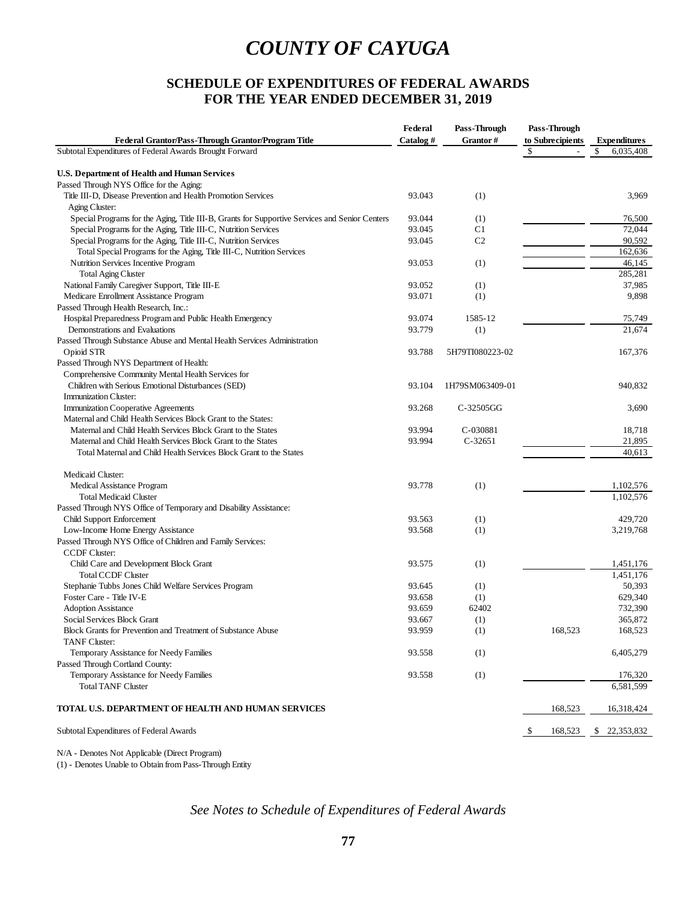# COUNTY OF CAYUGA

## SCHEDULE OF EXPENDITURES OF FEDERAL AWARDS
## FOR THE YEAR ENDED DECEMBER 31, 2019

| Federal Grantor/Pass-Through Grantor/Program Title | Federal Catalog # | Pass-Through Grantor # | Pass-Through to Subrecipients | Expenditures |
|---|---|---|---|---|
| Subtotal Expenditures of Federal Awards Brought Forward | | | $ - | $ 6,035,408 |
| | | | | |
| **U.S. Department of Health and Human Services** | | | | |
| Passed Through NYS Office for the Aging: | | | | |
| Title III-D, Disease Prevention and Health Promotion Services | 93.043 | (1) | | 3,969 |
| Aging Cluster: | | | | |
| Special Programs for the Aging, Title III-B, Grants for Supportive Services and Senior Centers | 93.044 | (1) | | 76,500 |
| Special Programs for the Aging, Title III-C, Nutrition Services | 93.045 | C1 | | 72,044 |
| Special Programs for the Aging, Title III-C, Nutrition Services | 93.045 | C2 | | 90,592 |
| Total Special Programs for the Aging, Title III-C, Nutrition Services | | | | 162,636 |
| Nutrition Services Incentive Program | 93.053 | (1) | | 46,145 |
| Total Aging Cluster | | | | 285,281 |
| National Family Caregiver Support, Title III-E | 93.052 | (1) | | 37,985 |
| Medicare Enrollment Assistance Program | 93.071 | (1) | | 9,898 |
| Passed Through Health Research, Inc.: | | | | |
| Hospital Preparedness Program and Public Health Emergency | 93.074 | 1585-12 | | 75,749 |
| Demonstrations and Evaluations | 93.779 | (1) | | 21,674 |
| Passed Through Substance Abuse and Mental Health Services Administration | | | | |
| Opioid STR | 93.788 | 5H79TI080223-02 | | 167,376 |
| Passed Through NYS Department of Health: | | | | |
| Comprehensive Community Mental Health Services for Children with Serious Emotional Disturbances (SED) | 93.104 | 1H79SM063409-01 | | 940,832 |
| Immunization Cluster: | | | | |
| Immunization Cooperative Agreements | 93.268 | C-32505GG | | 3,690 |
| Maternal and Child Health Services Block Grant to the States: | | | | |
| Maternal and Child Health Services Block Grant to the States | 93.994 | C-030881 | | 18,718 |
| Maternal and Child Health Services Block Grant to the States | 93.994 | C-32651 | | 21,895 |
| Total Maternal and Child Health Services Block Grant to the States | | | | 40,613 |
| | | | | |
| Medicaid Cluster: | | | | |
| Medical Assistance Program | 93.778 | (1) | | 1,102,576 |
| Total Medicaid Cluster | | | | 1,102,576 |
| Passed Through NYS Office of Temporary and Disability Assistance: | | | | |
| Child Support Enforcement | 93.563 | (1) | | 429,720 |
| Low-Income Home Energy Assistance | 93.568 | (1) | | 3,219,768 |
| Passed Through NYS Office of Children and Family Services: | | | | |
| CCDF Cluster: | | | | |
| Child Care and Development Block Grant | 93.575 | (1) | | 1,451,176 |
| Total CCDF Cluster | | | | 1,451,176 |
| Stephanie Tubbs Jones Child Welfare Services Program | 93.645 | (1) | | 50,393 |
| Foster Care - Title IV-E | 93.658 | (1) | | 629,340 |
| Adoption Assistance | 93.659 | 62402 | | 732,390 |
| Social Services Block Grant | 93.667 | (1) | | 365,872 |
| Block Grants for Prevention and Treatment of Substance Abuse | 93.959 | (1) | 168,523 | 168,523 |
| TANF Cluster: | | | | |
| Temporary Assistance for Needy Families | 93.558 | (1) | | 6,405,279 |
| Passed Through Cortland County: | | | | |
| Temporary Assistance for Needy Families | 93.558 | (1) | | 176,320 |
| Total TANF Cluster | | | | 6,581,599 |
| | | | | |
| **TOTAL U.S. DEPARTMENT OF HEALTH AND HUMAN SERVICES** | | | 168,523 | 16,318,424 |
| | | | | |
| Subtotal Expenditures of Federal Awards | | | $ 168,523 | $ 22,353,832 |

N/A - Denotes Not Applicable (Direct Program)
(1) - Denotes Unable to Obtain from Pass-Through Entity

*See Notes to Schedule of Expenditures of Federal Awards*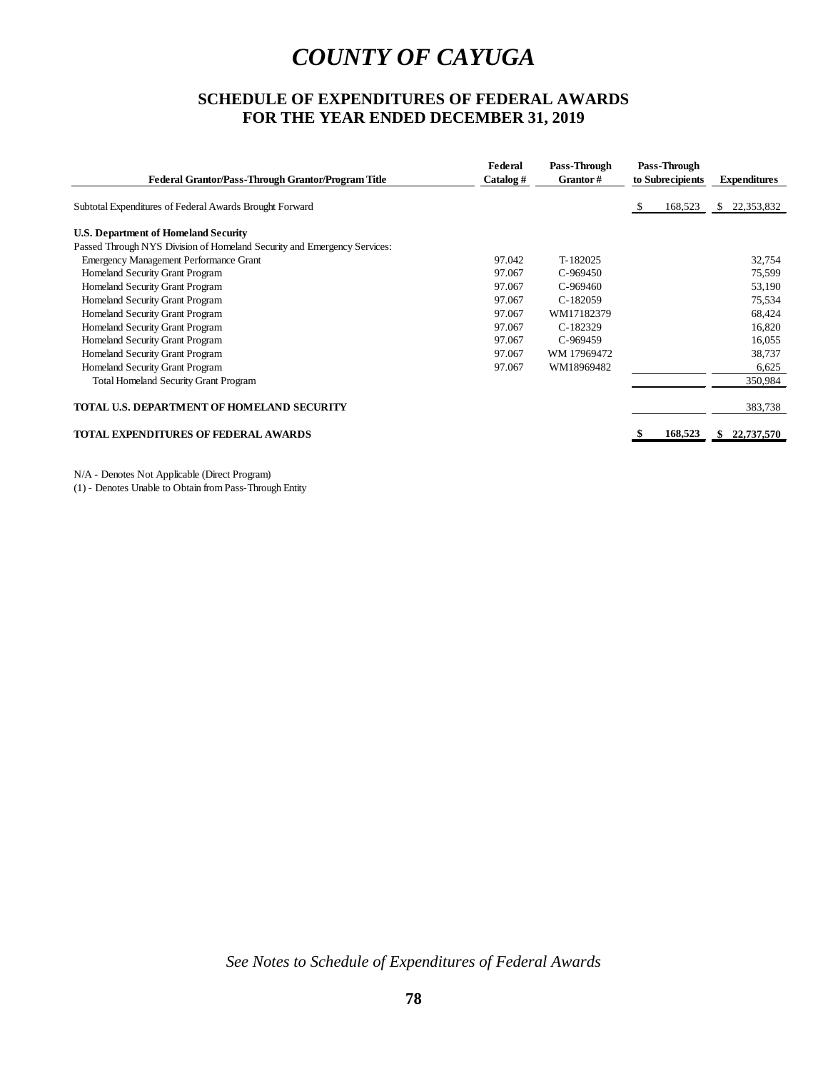# COUNTY OF CAYUGA

## SCHEDULE OF EXPENDITURES OF FEDERAL AWARDS
## FOR THE YEAR ENDED DECEMBER 31, 2019

| Federal Grantor/Pass-Through Grantor/Program Title | Federal Catalog # | Pass-Through Grantor # | Pass-Through to Subrecipients | Expenditures |
|---|---|---|---|---|
| Subtotal Expenditures of Federal Awards Brought Forward | | | $ 168,523 | $ 22,353,832 |
| **U.S. Department of Homeland Security** | | | | |
| Passed Through NYS Division of Homeland Security and Emergency Services: | | | | |
| Emergency Management Performance Grant | 97.042 | T-182025 | | 32,754 |
| Homeland Security Grant Program | 97.067 | C-969450 | | 75,599 |
| Homeland Security Grant Program | 97.067 | C-969460 | | 53,190 |
| Homeland Security Grant Program | 97.067 | C-182059 | | 75,534 |
| Homeland Security Grant Program | 97.067 | WM17182379 | | 68,424 |
| Homeland Security Grant Program | 97.067 | C-182329 | | 16,820 |
| Homeland Security Grant Program | 97.067 | C-969459 | | 16,055 |
| Homeland Security Grant Program | 97.067 | WM 17969472 | | 38,737 |
| Homeland Security Grant Program | 97.067 | WM18969482 | | 6,625 |
| Total Homeland Security Grant Program | | | | 350,984 |
| **TOTAL U.S. DEPARTMENT OF HOMELAND SECURITY** | | | | 383,738 |
| **TOTAL EXPENDITURES OF FEDERAL AWARDS** | | | **$ 168,523** | **$ 22,737,570** |

N/A - Denotes Not Applicable (Direct Program)
(1) - Denotes Unable to Obtain from Pass-Through Entity

*See Notes to Schedule of Expenditures of Federal Awards*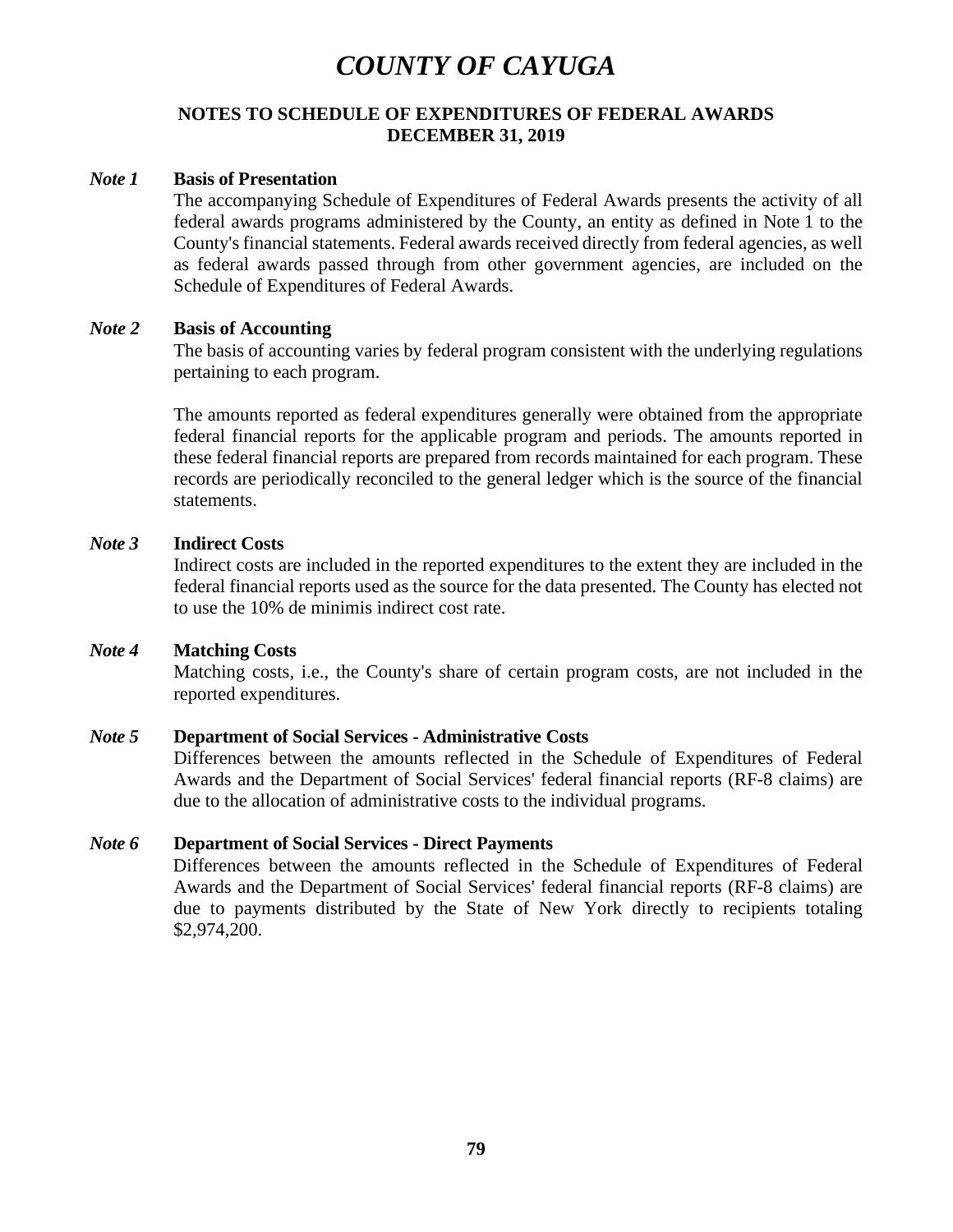# *COUNTY OF CAYUGA*

## NOTES TO SCHEDULE OF EXPENDITURES OF FEDERAL AWARDS
## DECEMBER 31, 2019

***Note 1*** **Basis of Presentation**

The accompanying Schedule of Expenditures of Federal Awards presents the activity of all federal awards programs administered by the County, an entity as defined in Note 1 to the County's financial statements. Federal awards received directly from federal agencies, as well as federal awards passed through from other government agencies, are included on the Schedule of Expenditures of Federal Awards.

***Note 2*** **Basis of Accounting**

The basis of accounting varies by federal program consistent with the underlying regulations pertaining to each program.

The amounts reported as federal expenditures generally were obtained from the appropriate federal financial reports for the applicable program and periods. The amounts reported in these federal financial reports are prepared from records maintained for each program. These records are periodically reconciled to the general ledger which is the source of the financial statements.

***Note 3*** **Indirect Costs**

Indirect costs are included in the reported expenditures to the extent they are included in the federal financial reports used as the source for the data presented. The County has elected not to use the 10% de minimis indirect cost rate.

***Note 4*** **Matching Costs**

Matching costs, i.e., the County's share of certain program costs, are not included in the reported expenditures.

***Note 5*** **Department of Social Services - Administrative Costs**

Differences between the amounts reflected in the Schedule of Expenditures of Federal Awards and the Department of Social Services' federal financial reports (RF-8 claims) are due to the allocation of administrative costs to the individual programs.

***Note 6*** **Department of Social Services - Direct Payments**

Differences between the amounts reflected in the Schedule of Expenditures of Federal Awards and the Department of Social Services' federal financial reports (RF-8 claims) are due to payments distributed by the State of New York directly to recipients totaling $2,974,200.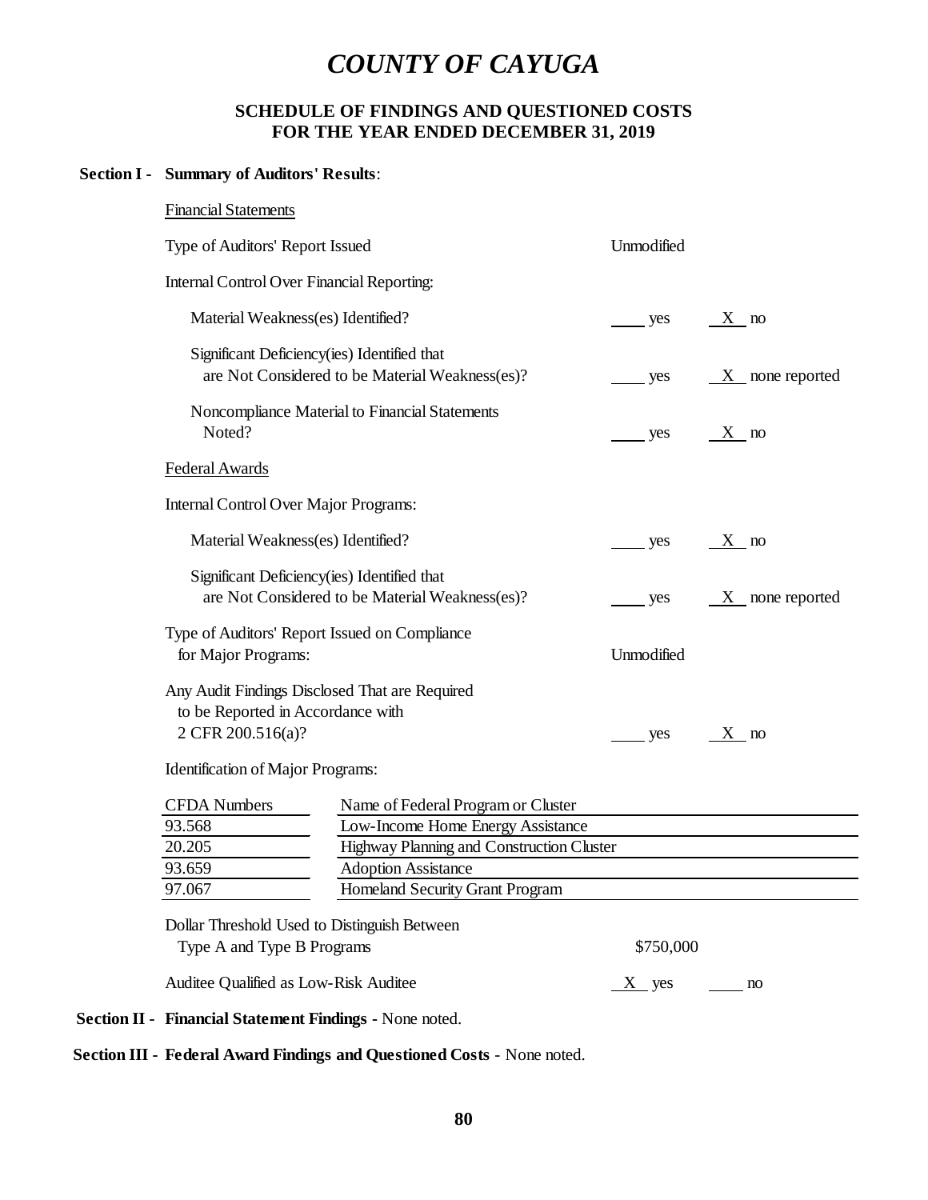# *COUNTY OF CAYUGA*

## SCHEDULE OF FINDINGS AND QUESTIONED COSTS
## FOR THE YEAR ENDED DECEMBER 31, 2019

**Section I - Summary of Auditors' Results**:

Financial Statements

Type of Auditors' Report Issued — Unmodified

Internal Control Over Financial Reporting:

Material Weakness(es) Identified? ____ yes __X__ no

Significant Deficiency(ies) Identified that are Not Considered to be Material Weakness(es)? ____ yes __X__ none reported

Noncompliance Material to Financial Statements Noted? ____ yes __X__ no

Federal Awards

Internal Control Over Major Programs:

Material Weakness(es) Identified? ____ yes __X__ no

Significant Deficiency(ies) Identified that are Not Considered to be Material Weakness(es)? ____ yes __X__ none reported

Type of Auditors' Report Issued on Compliance for Major Programs: — Unmodified

Any Audit Findings Disclosed That are Required to be Reported in Accordance with 2 CFR 200.516(a)? ____ yes __X__ no

Identification of Major Programs:

| CFDA Numbers | Name of Federal Program or Cluster |
|---|---|
| 93.568 | Low-Income Home Energy Assistance |
| 20.205 | Highway Planning and Construction Cluster |
| 93.659 | Adoption Assistance |
| 97.067 | Homeland Security Grant Program |

Dollar Threshold Used to Distinguish Between Type A and Type B Programs — $750,000

Auditee Qualified as Low-Risk Auditee __X__ yes ____ no

**Section II - Financial Statement Findings -** None noted.

**Section III - Federal Award Findings and Questioned Costs** - None noted.